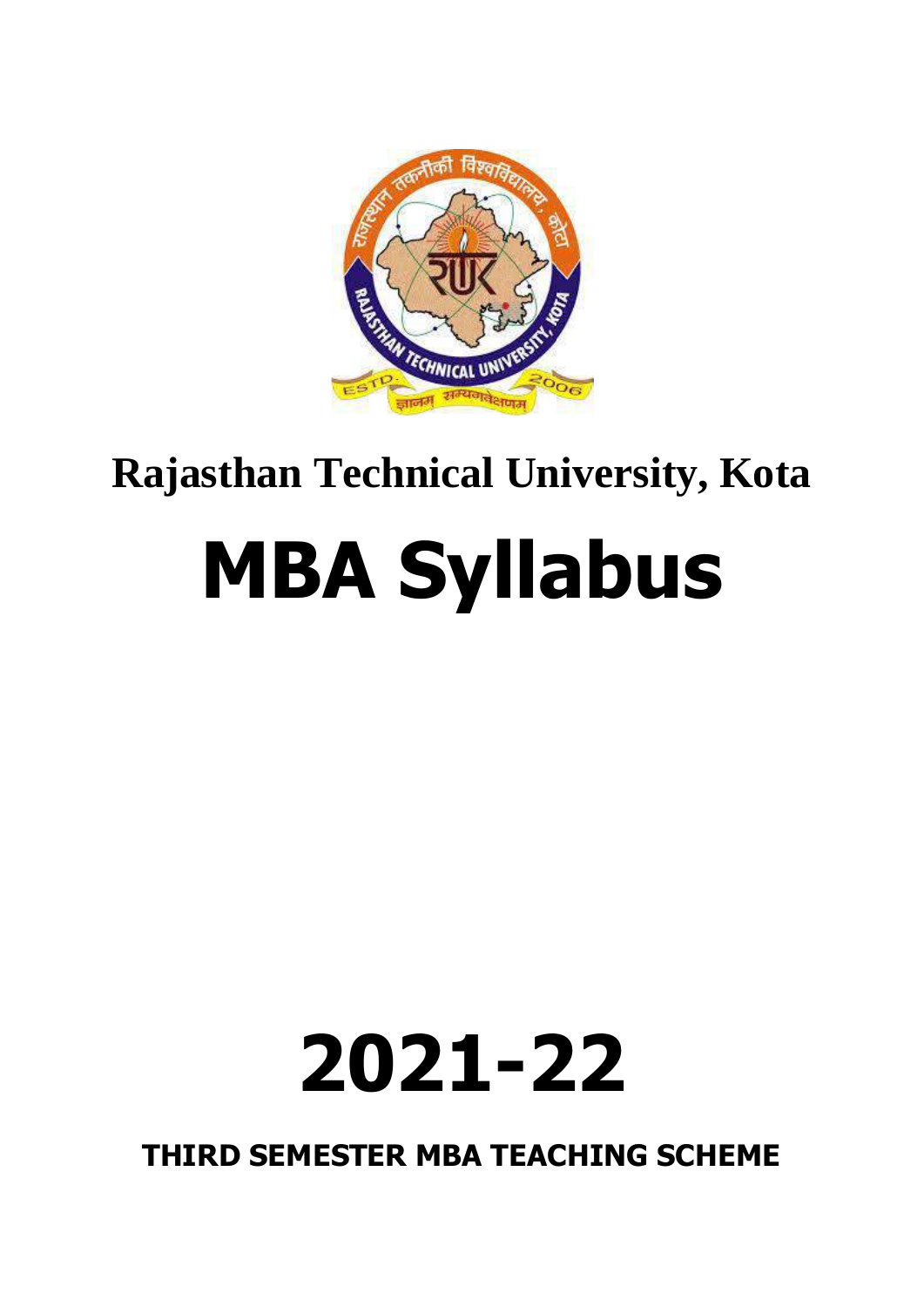# Rajasthan Technical University, Kota

# MBA Syllabus

# 2021-22

## THIRD SEMESTER MBA TEACHING SCHEME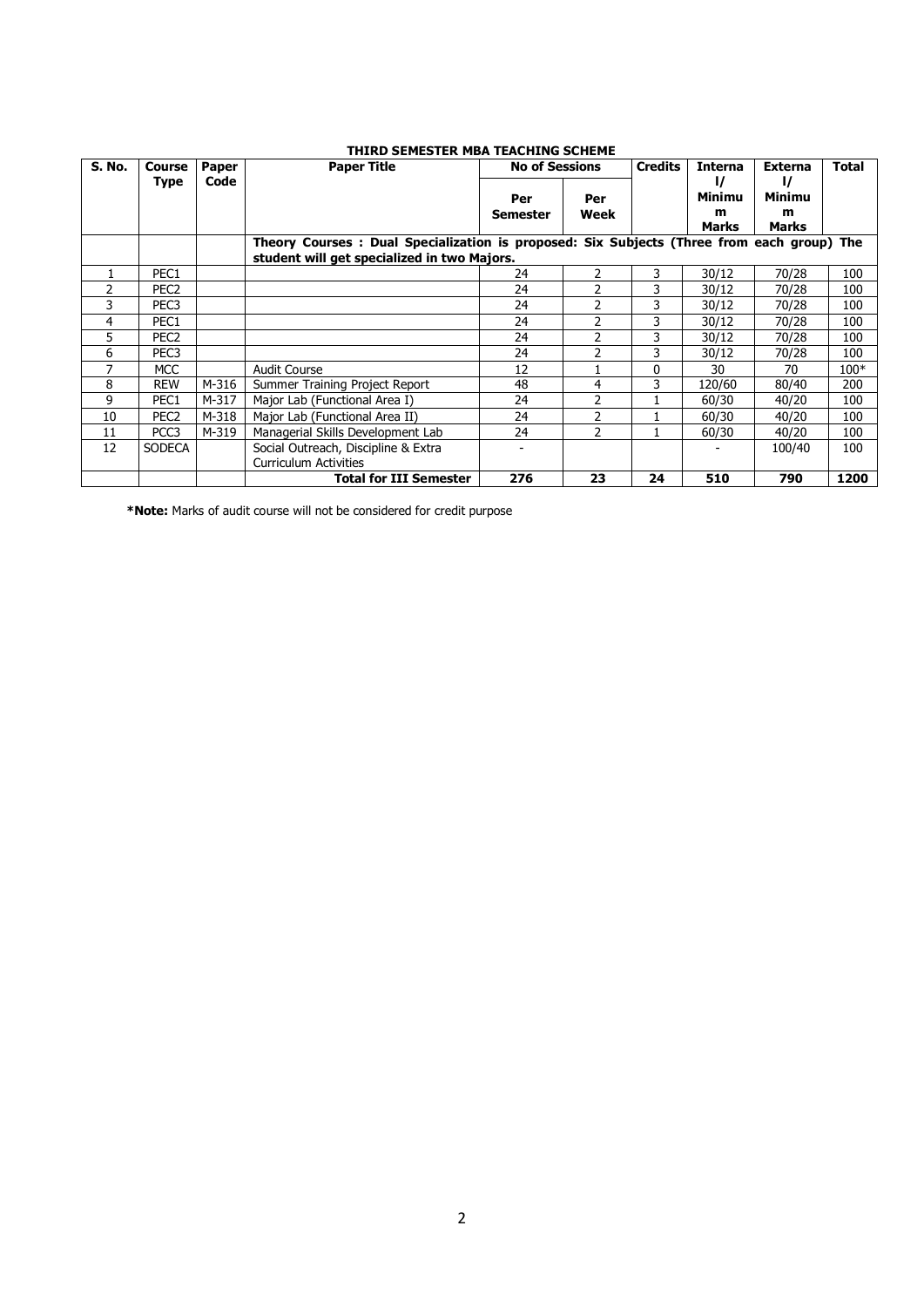### THIRD SEMESTER MBA TEACHING SCHEME

| S. No. | Course Type | Paper Code | Paper Title | No of Sessions | | Credits | Internal/ Minimum Marks | External/ Minimum Marks | Total |
|---|---|---|---|---|---|---|---|---|---|
| | | | | Per Semester | Per Week | | | | |
| | | | **Theory Courses : Dual Specialization is proposed: Six Subjects (Three from each group) The student will get specialized in two Majors.** | | | | | | |
| 1 | PEC1 | | | 24 | 2 | 3 | 30/12 | 70/28 | 100 |
| 2 | PEC2 | | | 24 | 2 | 3 | 30/12 | 70/28 | 100 |
| 3 | PEC3 | | | 24 | 2 | 3 | 30/12 | 70/28 | 100 |
| 4 | PEC1 | | | 24 | 2 | 3 | 30/12 | 70/28 | 100 |
| 5 | PEC2 | | | 24 | 2 | 3 | 30/12 | 70/28 | 100 |
| 6 | PEC3 | | | 24 | 2 | 3 | 30/12 | 70/28 | 100 |
| 7 | MCC | | Audit Course | 12 | 1 | 0 | 30 | 70 | 100* |
| 8 | REW | M-316 | Summer Training Project Report | 48 | 4 | 3 | 120/60 | 80/40 | 200 |
| 9 | PEC1 | M-317 | Major Lab (Functional Area I) | 24 | 2 | 1 | 60/30 | 40/20 | 100 |
| 10 | PEC2 | M-318 | Major Lab (Functional Area II) | 24 | 2 | 1 | 60/30 | 40/20 | 100 |
| 11 | PCC3 | M-319 | Managerial Skills Development Lab | 24 | 2 | 1 | 60/30 | 40/20 | 100 |
| 12 | SODECA | | Social Outreach, Discipline & Extra Curriculum Activities | - | | | - | 100/40 | 100 |
| | | | **Total for III Semester** | **276** | **23** | **24** | **510** | **790** | **1200** |

***Note:** Marks of audit course will not be considered for credit purpose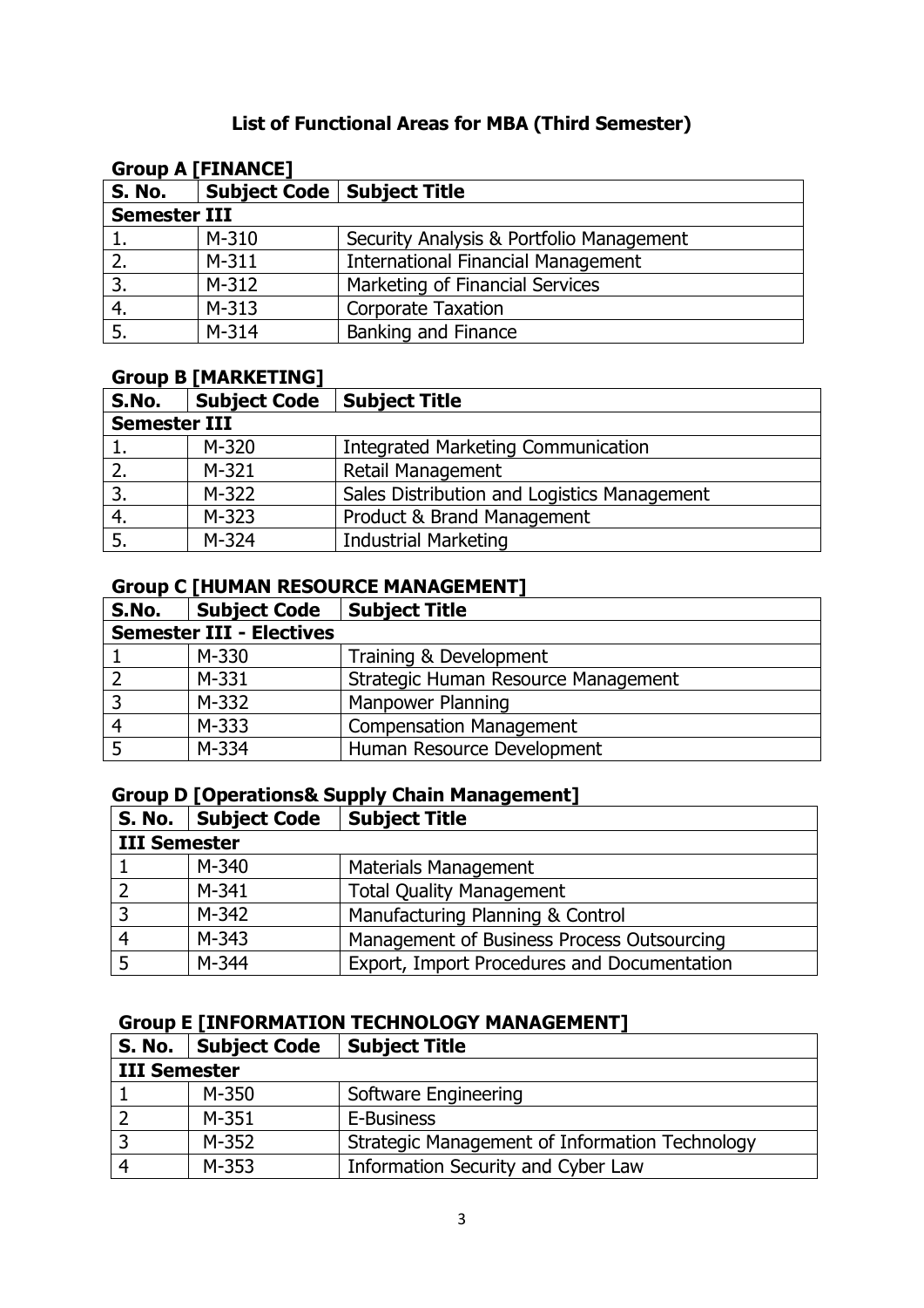# List of Functional Areas for MBA (Third Semester)

## Group A [FINANCE]

| S. No. | Subject Code | Subject Title |
|---|---|---|
| **Semester III** | | |
| 1. | M-310 | Security Analysis & Portfolio Management |
| 2. | M-311 | International Financial Management |
| 3. | M-312 | Marketing of Financial Services |
| 4. | M-313 | Corporate Taxation |
| 5. | M-314 | Banking and Finance |

## Group B [MARKETING]

| S.No. | Subject Code | Subject Title |
|---|---|---|
| **Semester III** | | |
| 1. | M-320 | Integrated Marketing Communication |
| 2. | M-321 | Retail Management |
| 3. | M-322 | Sales Distribution and Logistics Management |
| 4. | M-323 | Product & Brand Management |
| 5. | M-324 | Industrial Marketing |

## Group C [HUMAN RESOURCE MANAGEMENT]

| S.No. | Subject Code | Subject Title |
|---|---|---|
| **Semester III - Electives** | | |
| 1 | M-330 | Training & Development |
| 2 | M-331 | Strategic Human Resource Management |
| 3 | M-332 | Manpower Planning |
| 4 | M-333 | Compensation Management |
| 5 | M-334 | Human Resource Development |

## Group D [Operations& Supply Chain Management]

| S. No. | Subject Code | Subject Title |
|---|---|---|
| **III Semester** | | |
| 1 | M-340 | Materials Management |
| 2 | M-341 | Total Quality Management |
| 3 | M-342 | Manufacturing Planning & Control |
| 4 | M-343 | Management of Business Process Outsourcing |
| 5 | M-344 | Export, Import Procedures and Documentation |

## Group E [INFORMATION TECHNOLOGY MANAGEMENT]

| S. No. | Subject Code | Subject Title |
|---|---|---|
| **III Semester** | | |
| 1 | M-350 | Software Engineering |
| 2 | M-351 | E-Business |
| 3 | M-352 | Strategic Management of Information Technology |
| 4 | M-353 | Information Security and Cyber Law |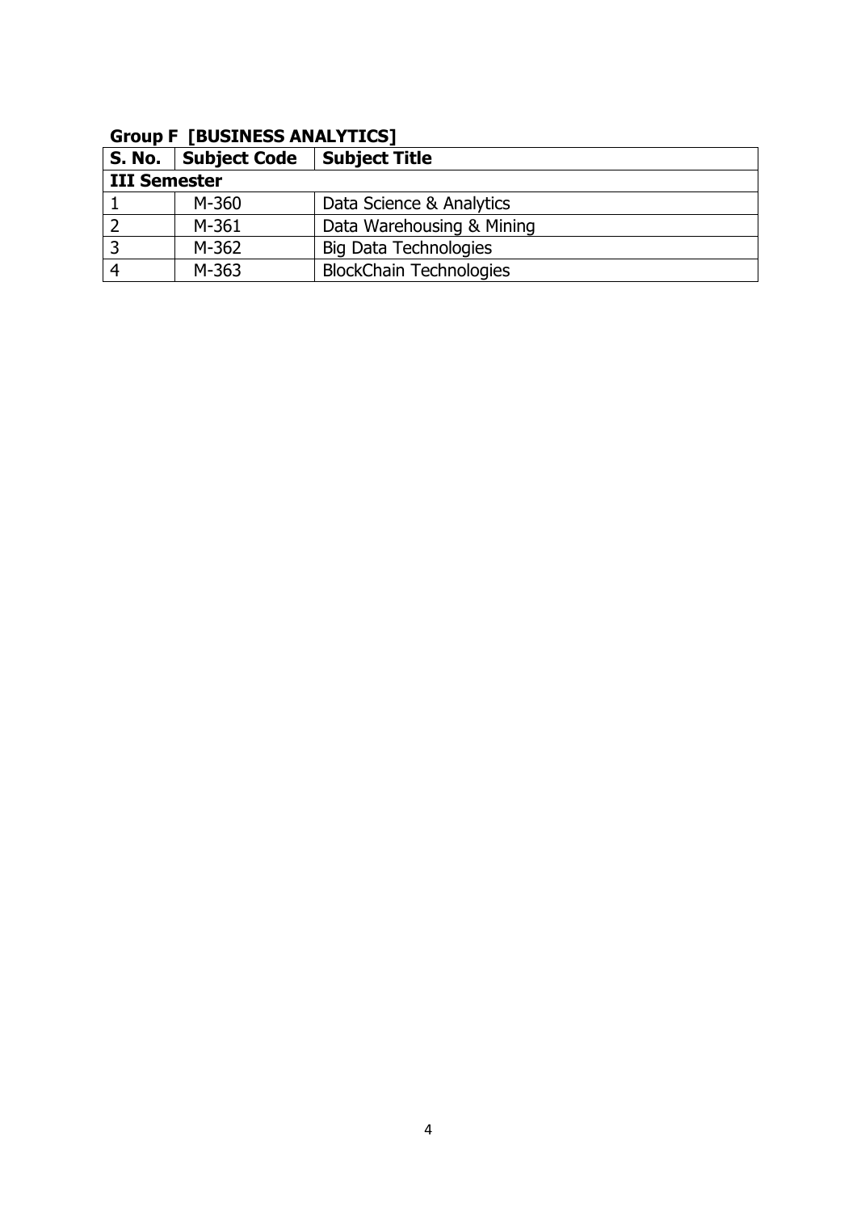**Group F [BUSINESS ANALYTICS]**

| S. No. | Subject Code | Subject Title |
|---|---|---|
| **III Semester** | | |
| 1 | M-360 | Data Science & Analytics |
| 2 | M-361 | Data Warehousing & Mining |
| 3 | M-362 | Big Data Technologies |
| 4 | M-363 | BlockChain Technologies |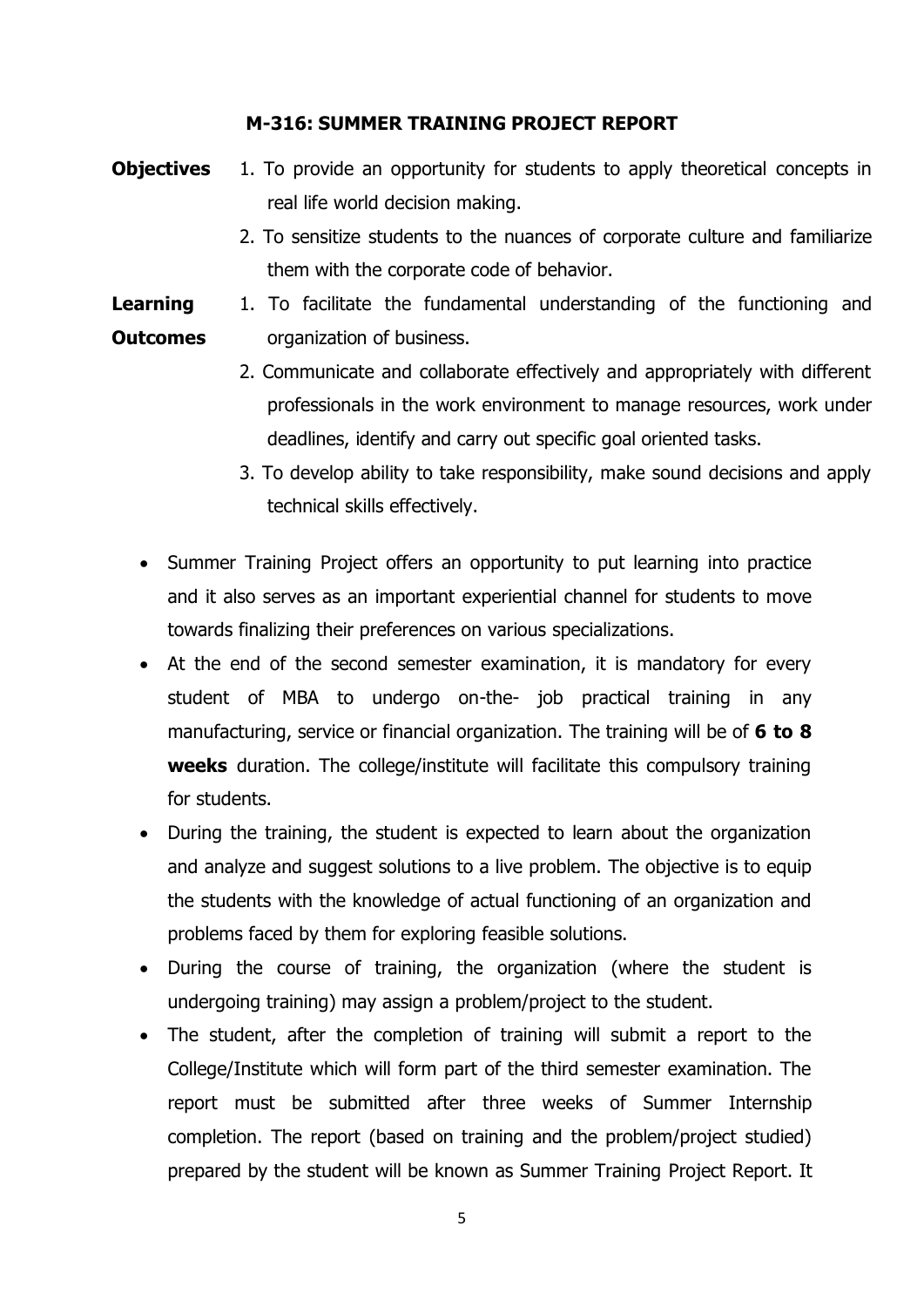## M-316: SUMMER TRAINING PROJECT REPORT

**Objectives**

1. To provide an opportunity for students to apply theoretical concepts in real life world decision making.
2. To sensitize students to the nuances of corporate culture and familiarize them with the corporate code of behavior.

**Learning Outcomes**

1. To facilitate the fundamental understanding of the functioning and organization of business.
2. Communicate and collaborate effectively and appropriately with different professionals in the work environment to manage resources, work under deadlines, identify and carry out specific goal oriented tasks.
3. To develop ability to take responsibility, make sound decisions and apply technical skills effectively.

- Summer Training Project offers an opportunity to put learning into practice and it also serves as an important experiential channel for students to move towards finalizing their preferences on various specializations.
- At the end of the second semester examination, it is mandatory for every student of MBA to undergo on-the- job practical training in any manufacturing, service or financial organization. The training will be of **6 to 8 weeks** duration. The college/institute will facilitate this compulsory training for students.
- During the training, the student is expected to learn about the organization and analyze and suggest solutions to a live problem. The objective is to equip the students with the knowledge of actual functioning of an organization and problems faced by them for exploring feasible solutions.
- During the course of training, the organization (where the student is undergoing training) may assign a problem/project to the student.
- The student, after the completion of training will submit a report to the College/Institute which will form part of the third semester examination. The report must be submitted after three weeks of Summer Internship completion. The report (based on training and the problem/project studied) prepared by the student will be known as Summer Training Project Report. It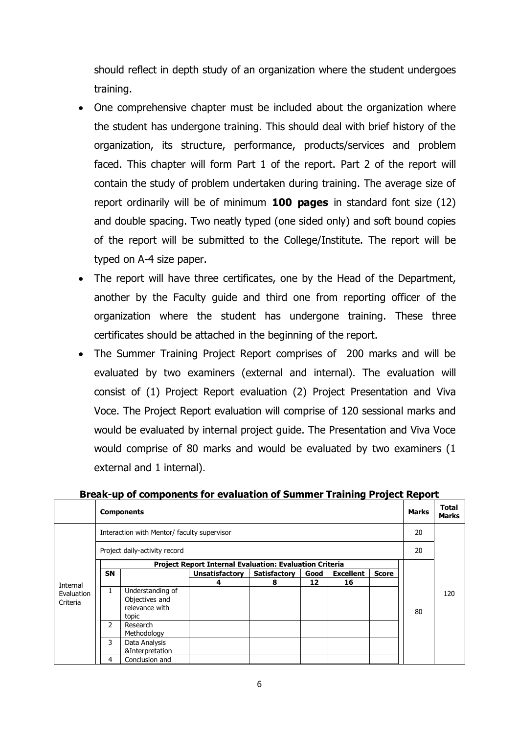should reflect in depth study of an organization where the student undergoes training.

- One comprehensive chapter must be included about the organization where the student has undergone training. This should deal with brief history of the organization, its structure, performance, products/services and problem faced. This chapter will form Part 1 of the report. Part 2 of the report will contain the study of problem undertaken during training. The average size of report ordinarily will be of minimum **100 pages** in standard font size (12) and double spacing. Two neatly typed (one sided only) and soft bound copies of the report will be submitted to the College/Institute. The report will be typed on A-4 size paper.
- The report will have three certificates, one by the Head of the Department, another by the Faculty guide and third one from reporting officer of the organization where the student has undergone training. These three certificates should be attached in the beginning of the report.
- The Summer Training Project Report comprises of 200 marks and will be evaluated by two examiners (external and internal). The evaluation will consist of (1) Project Report evaluation (2) Project Presentation and Viva Voce. The Project Report evaluation will comprise of 120 sessional marks and would be evaluated by internal project guide. The Presentation and Viva Voce would comprise of 80 marks and would be evaluated by two examiners (1 external and 1 internal).

**Break-up of components for evaluation of Summer Training Project Report**

| | Components | Marks | Total Marks |
|---|---|---|---|
| Internal Evaluation Criteria | Interaction with Mentor/ faculty supervisor | 20 | 120 |
| | Project daily-activity record | 20 | |
| | Project Report Internal Evaluation: Evaluation Criteria (see below) | 80 | |

**Project Report Internal Evaluation: Evaluation Criteria**

| SN | | Unsatisfactory | Satisfactory | Good | Excellent | Score |
|---|---|---|---|---|---|---|
| | | 4 | 8 | 12 | 16 | |
| 1 | Understanding of Objectives and relevance with topic | | | | | |
| 2 | Research Methodology | | | | | |
| 3 | Data Analysis &Interpretation | | | | | |
| 4 | Conclusion and | | | | | |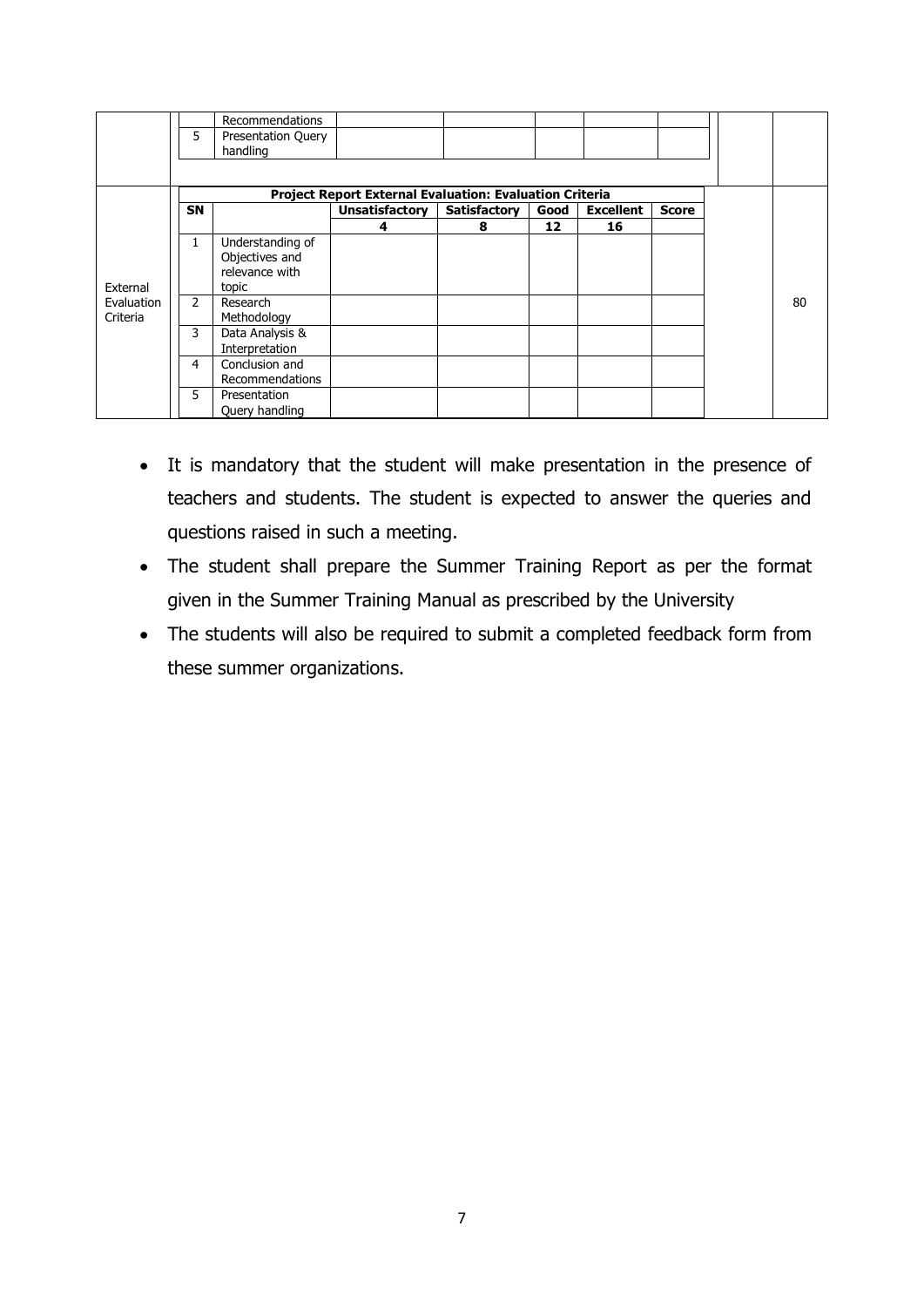|  |  |  |  |  |  |  |  |  |  |
|---|---|---|---|---|---|---|---|---|---|
|  |  | Recommendations |  |  |  |  |  |  |  |
|  | 5 | Presentation Query handling |  |  |  |  |  |  |  |
| External Evaluation Criteria | **Project Report External Evaluation: Evaluation Criteria** |  |  |  |  |  |  |  | 80 |
|  | **SN** |  | **Unsatisfactory** | **Satisfactory** | **Good** | **Excellent** | **Score** |  |  |
|  |  |  | **4** | **8** | **12** | **16** |  |  |  |
|  | 1 | Understanding of Objectives and relevance with topic |  |  |  |  |  |  |  |
|  | 2 | Research Methodology |  |  |  |  |  |  |  |
|  | 3 | Data Analysis & Interpretation |  |  |  |  |  |  |  |
|  | 4 | Conclusion and Recommendations |  |  |  |  |  |  |  |
|  | 5 | Presentation Query handling |  |  |  |  |  |  |  |

- It is mandatory that the student will make presentation in the presence of teachers and students. The student is expected to answer the queries and questions raised in such a meeting.
- The student shall prepare the Summer Training Report as per the format given in the Summer Training Manual as prescribed by the University
- The students will also be required to submit a completed feedback form from these summer organizations.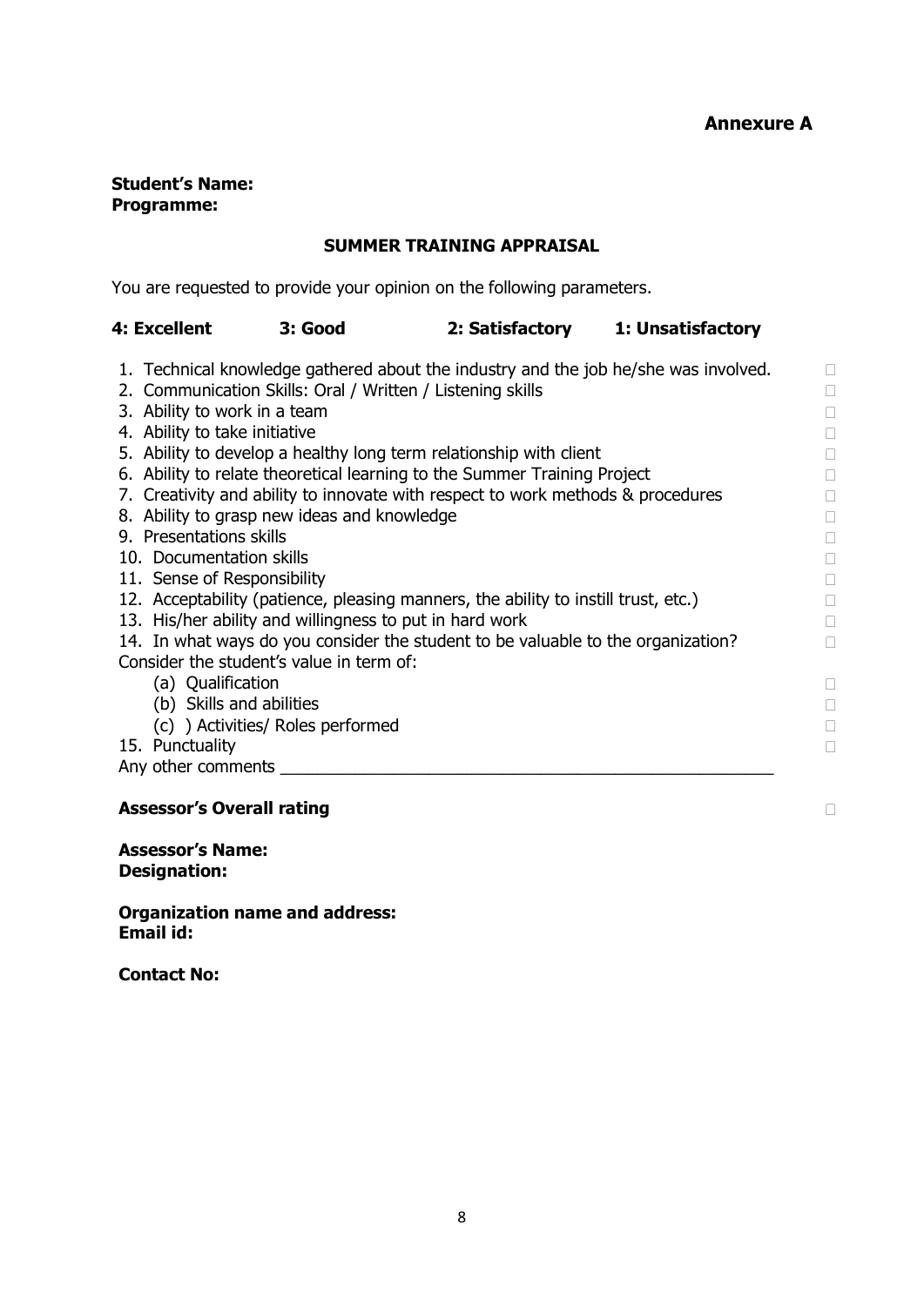**Annexure A**

**Student's Name:**
**Programme:**

**SUMMER TRAINING APPRAISAL**

You are requested to provide your opinion on the following parameters.

**4: Excellent** **3: Good** **2: Satisfactory** **1: Unsatisfactory**

1. Technical knowledge gathered about the industry and the job he/she was involved. ☐
2. Communication Skills: Oral / Written / Listening skills ☐
3. Ability to work in a team ☐
4. Ability to take initiative ☐
5. Ability to develop a healthy long term relationship with client ☐
6. Ability to relate theoretical learning to the Summer Training Project ☐
7. Creativity and ability to innovate with respect to work methods & procedures ☐
8. Ability to grasp new ideas and knowledge ☐
9. Presentations skills ☐
10. Documentation skills ☐
11. Sense of Responsibility ☐
12. Acceptability (patience, pleasing manners, the ability to instill trust, etc.) ☐
13. His/her ability and willingness to put in hard work ☐
14. In what ways do you consider the student to be valuable to the organization? ☐

Consider the student's value in term of:

(a) Qualification ☐
(b) Skills and abilities ☐
(c) ) Activities/ Roles performed ☐

15. Punctuality ☐

Any other comments ______________________________________________________

**Assessor's Overall rating** ☐

**Assessor's Name:**
**Designation:**

**Organization name and address:**
**Email id:**

**Contact No:**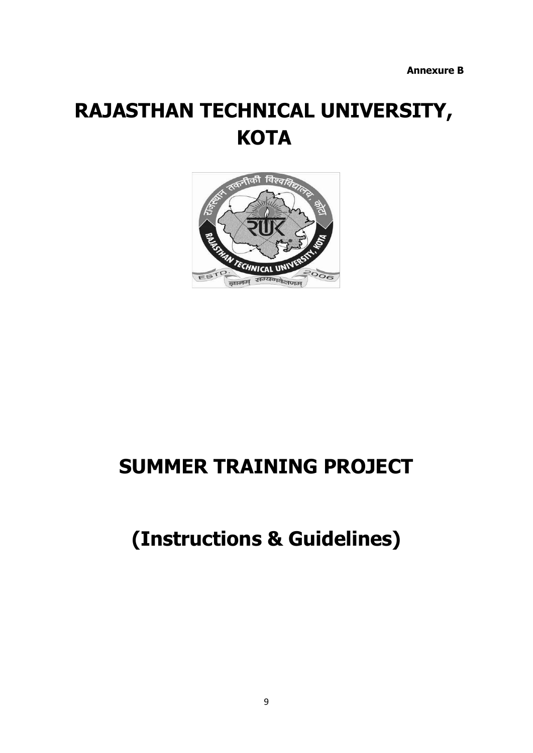**Annexure B**

# RAJASTHAN TECHNICAL UNIVERSITY, KOTA

# SUMMER TRAINING PROJECT

# (Instructions & Guidelines)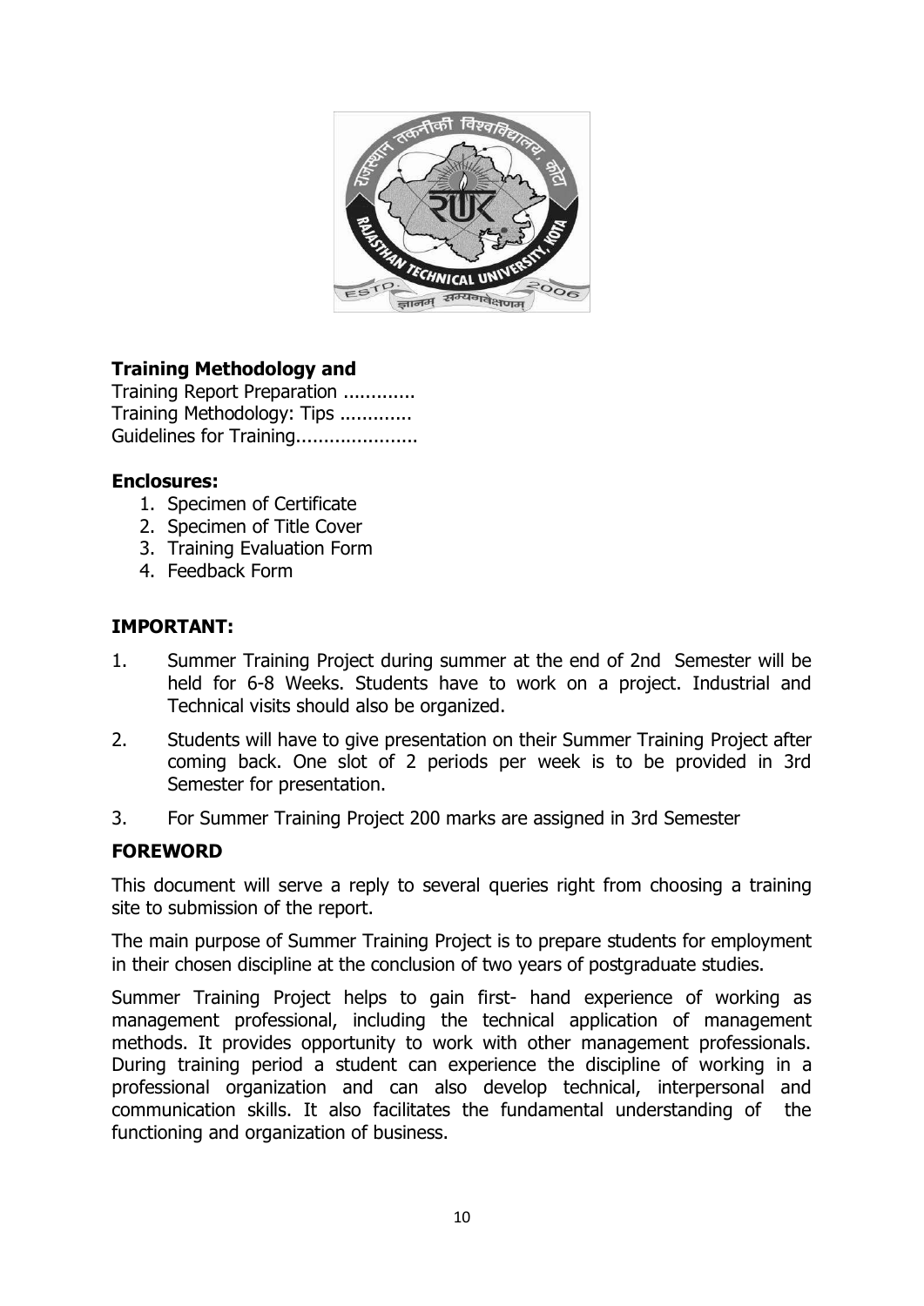**Training Methodology and**

Training Report Preparation .............
Training Methodology: Tips .............
Guidelines for Training......................

**Enclosures:**

1. Specimen of Certificate
2. Specimen of Title Cover
3. Training Evaluation Form
4. Feedback Form

**IMPORTANT:**

1. Summer Training Project during summer at the end of 2nd Semester will be held for 6-8 Weeks. Students have to work on a project. Industrial and Technical visits should also be organized.
2. Students will have to give presentation on their Summer Training Project after coming back. One slot of 2 periods per week is to be provided in 3rd Semester for presentation.
3. For Summer Training Project 200 marks are assigned in 3rd Semester

**FOREWORD**

This document will serve a reply to several queries right from choosing a training site to submission of the report.

The main purpose of Summer Training Project is to prepare students for employment in their chosen discipline at the conclusion of two years of postgraduate studies.

Summer Training Project helps to gain first- hand experience of working as management professional, including the technical application of management methods. It provides opportunity to work with other management professionals. During training period a student can experience the discipline of working in a professional organization and can also develop technical, interpersonal and communication skills. It also facilitates the fundamental understanding of the functioning and organization of business.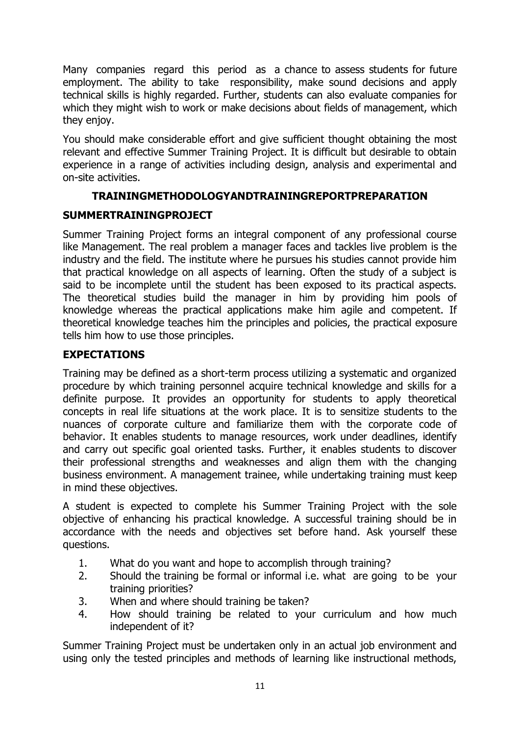Many companies regard this period as a chance to assess students for future employment. The ability to take responsibility, make sound decisions and apply technical skills is highly regarded. Further, students can also evaluate companies for which they might wish to work or make decisions about fields of management, which they enjoy.

You should make considerable effort and give sufficient thought obtaining the most relevant and effective Summer Training Project. It is difficult but desirable to obtain experience in a range of activities including design, analysis and experimental and on-site activities.

## TRAININGMETHODOLOGYANDTRAININGREPORTPREPARATION

### SUMMERTRAININGPROJECT

Summer Training Project forms an integral component of any professional course like Management. The real problem a manager faces and tackles live problem is the industry and the field. The institute where he pursues his studies cannot provide him that practical knowledge on all aspects of learning. Often the study of a subject is said to be incomplete until the student has been exposed to its practical aspects. The theoretical studies build the manager in him by providing him pools of knowledge whereas the practical applications make him agile and competent. If theoretical knowledge teaches him the principles and policies, the practical exposure tells him how to use those principles.

### EXPECTATIONS

Training may be defined as a short-term process utilizing a systematic and organized procedure by which training personnel acquire technical knowledge and skills for a definite purpose. It provides an opportunity for students to apply theoretical concepts in real life situations at the work place. It is to sensitize students to the nuances of corporate culture and familiarize them with the corporate code of behavior. It enables students to manage resources, work under deadlines, identify and carry out specific goal oriented tasks. Further, it enables students to discover their professional strengths and weaknesses and align them with the changing business environment. A management trainee, while undertaking training must keep in mind these objectives.

A student is expected to complete his Summer Training Project with the sole objective of enhancing his practical knowledge. A successful training should be in accordance with the needs and objectives set before hand. Ask yourself these questions.

1. What do you want and hope to accomplish through training?
2. Should the training be formal or informal i.e. what are going to be your training priorities?
3. When and where should training be taken?
4. How should training be related to your curriculum and how much independent of it?

Summer Training Project must be undertaken only in an actual job environment and using only the tested principles and methods of learning like instructional methods,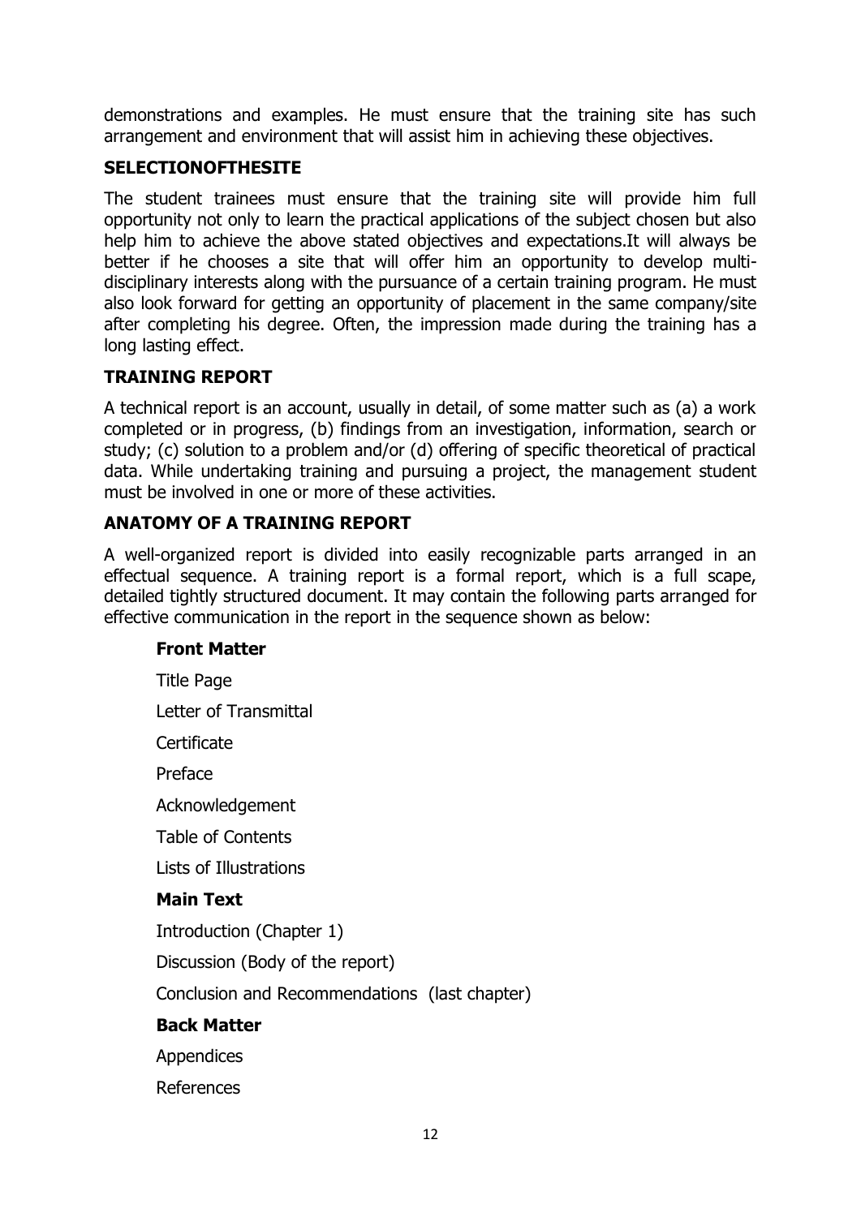demonstrations and examples. He must ensure that the training site has such arrangement and environment that will assist him in achieving these objectives.

## SELECTIONOFTHESITE

The student trainees must ensure that the training site will provide him full opportunity not only to learn the practical applications of the subject chosen but also help him to achieve the above stated objectives and expectations.It will always be better if he chooses a site that will offer him an opportunity to develop multi-disciplinary interests along with the pursuance of a certain training program. He must also look forward for getting an opportunity of placement in the same company/site after completing his degree. Often, the impression made during the training has a long lasting effect.

## TRAINING REPORT

A technical report is an account, usually in detail, of some matter such as (a) a work completed or in progress, (b) findings from an investigation, information, search or study; (c) solution to a problem and/or (d) offering of specific theoretical of practical data. While undertaking training and pursuing a project, the management student must be involved in one or more of these activities.

## ANATOMY OF A TRAINING REPORT

A well-organized report is divided into easily recognizable parts arranged in an effectual sequence. A training report is a formal report, which is a full scape, detailed tightly structured document. It may contain the following parts arranged for effective communication in the report in the sequence shown as below:

**Front Matter**

Title Page

Letter of Transmittal

Certificate

Preface

Acknowledgement

Table of Contents

Lists of Illustrations

**Main Text**

Introduction (Chapter 1)

Discussion (Body of the report)

Conclusion and Recommendations (last chapter)

**Back Matter**

Appendices

References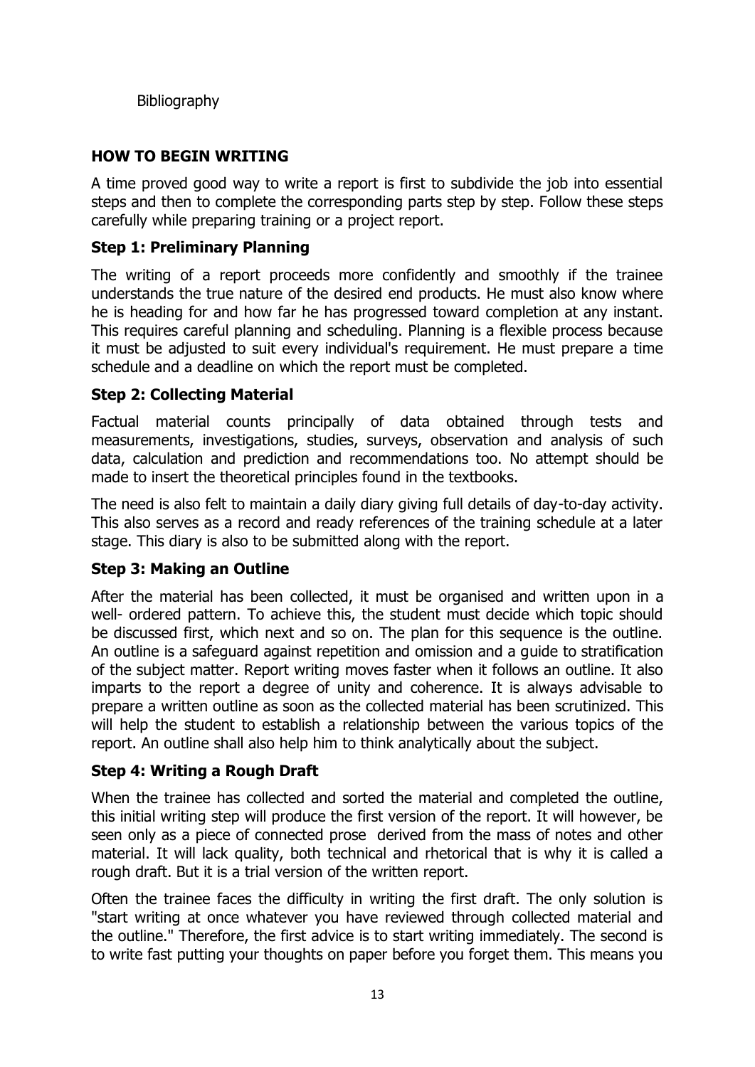Bibliography

## HOW TO BEGIN WRITING

A time proved good way to write a report is first to subdivide the job into essential steps and then to complete the corresponding parts step by step. Follow these steps carefully while preparing training or a project report.

### Step 1: Preliminary Planning

The writing of a report proceeds more confidently and smoothly if the trainee understands the true nature of the desired end products. He must also know where he is heading for and how far he has progressed toward completion at any instant. This requires careful planning and scheduling. Planning is a flexible process because it must be adjusted to suit every individual's requirement. He must prepare a time schedule and a deadline on which the report must be completed.

### Step 2: Collecting Material

Factual material counts principally of data obtained through tests and measurements, investigations, studies, surveys, observation and analysis of such data, calculation and prediction and recommendations too. No attempt should be made to insert the theoretical principles found in the textbooks.

The need is also felt to maintain a daily diary giving full details of day-to-day activity. This also serves as a record and ready references of the training schedule at a later stage. This diary is also to be submitted along with the report.

### Step 3: Making an Outline

After the material has been collected, it must be organised and written upon in a well- ordered pattern. To achieve this, the student must decide which topic should be discussed first, which next and so on. The plan for this sequence is the outline. An outline is a safeguard against repetition and omission and a guide to stratification of the subject matter. Report writing moves faster when it follows an outline. It also imparts to the report a degree of unity and coherence. It is always advisable to prepare a written outline as soon as the collected material has been scrutinized. This will help the student to establish a relationship between the various topics of the report. An outline shall also help him to think analytically about the subject.

### Step 4: Writing a Rough Draft

When the trainee has collected and sorted the material and completed the outline, this initial writing step will produce the first version of the report. It will however, be seen only as a piece of connected prose derived from the mass of notes and other material. It will lack quality, both technical and rhetorical that is why it is called a rough draft. But it is a trial version of the written report.

Often the trainee faces the difficulty in writing the first draft. The only solution is "start writing at once whatever you have reviewed through collected material and the outline." Therefore, the first advice is to start writing immediately. The second is to write fast putting your thoughts on paper before you forget them. This means you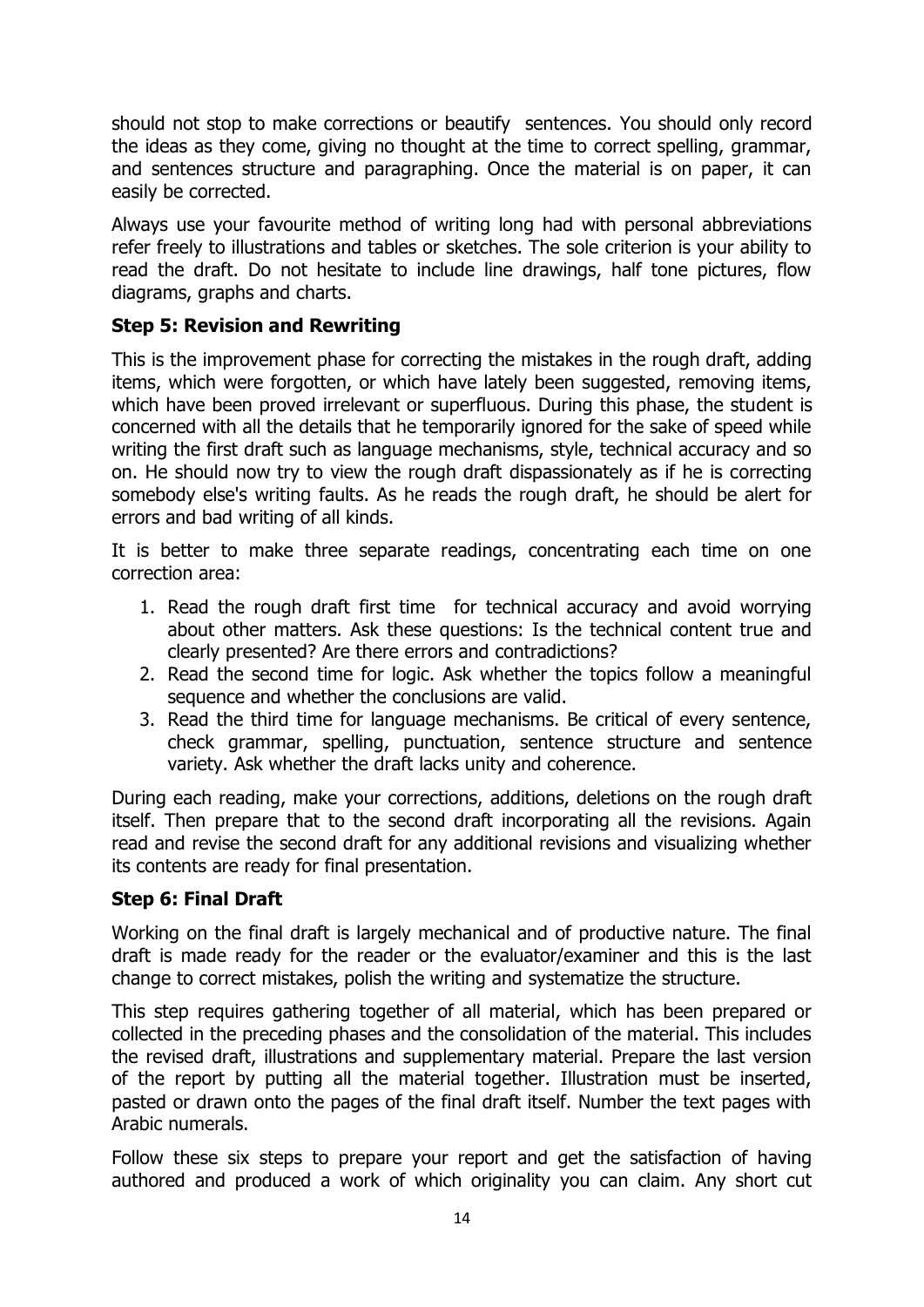should not stop to make corrections or beautify  sentences. You should only record the ideas as they come, giving no thought at the time to correct spelling, grammar, and sentences structure and paragraphing. Once the material is on paper, it can easily be corrected.

Always use your favourite method of writing long had with personal abbreviations refer freely to illustrations and tables or sketches. The sole criterion is your ability to read the draft. Do not hesitate to include line drawings, half tone pictures, flow diagrams, graphs and charts.

### Step 5: Revision and Rewriting

This is the improvement phase for correcting the mistakes in the rough draft, adding items, which were forgotten, or which have lately been suggested, removing items, which have been proved irrelevant or superfluous. During this phase, the student is concerned with all the details that he temporarily ignored for the sake of speed while writing the first draft such as language mechanisms, style, technical accuracy and so on. He should now try to view the rough draft dispassionately as if he is correcting somebody else's writing faults. As he reads the rough draft, he should be alert for errors and bad writing of all kinds.

It is better to make three separate readings, concentrating each time on one correction area:

1. Read the rough draft first time  for technical accuracy and avoid worrying about other matters. Ask these questions: Is the technical content true and clearly presented? Are there errors and contradictions?
2. Read the second time for logic. Ask whether the topics follow a meaningful sequence and whether the conclusions are valid.
3. Read the third time for language mechanisms. Be critical of every sentence, check grammar, spelling, punctuation, sentence structure and sentence variety. Ask whether the draft lacks unity and coherence.

During each reading, make your corrections, additions, deletions on the rough draft itself. Then prepare that to the second draft incorporating all the revisions. Again read and revise the second draft for any additional revisions and visualizing whether its contents are ready for final presentation.

### Step 6: Final Draft

Working on the final draft is largely mechanical and of productive nature. The final draft is made ready for the reader or the evaluator/examiner and this is the last change to correct mistakes, polish the writing and systematize the structure.

This step requires gathering together of all material, which has been prepared or collected in the preceding phases and the consolidation of the material. This includes the revised draft, illustrations and supplementary material. Prepare the last version of the report by putting all the material together. Illustration must be inserted, pasted or drawn onto the pages of the final draft itself. Number the text pages with Arabic numerals.

Follow these six steps to prepare your report and get the satisfaction of having authored and produced a work of which originality you can claim. Any short cut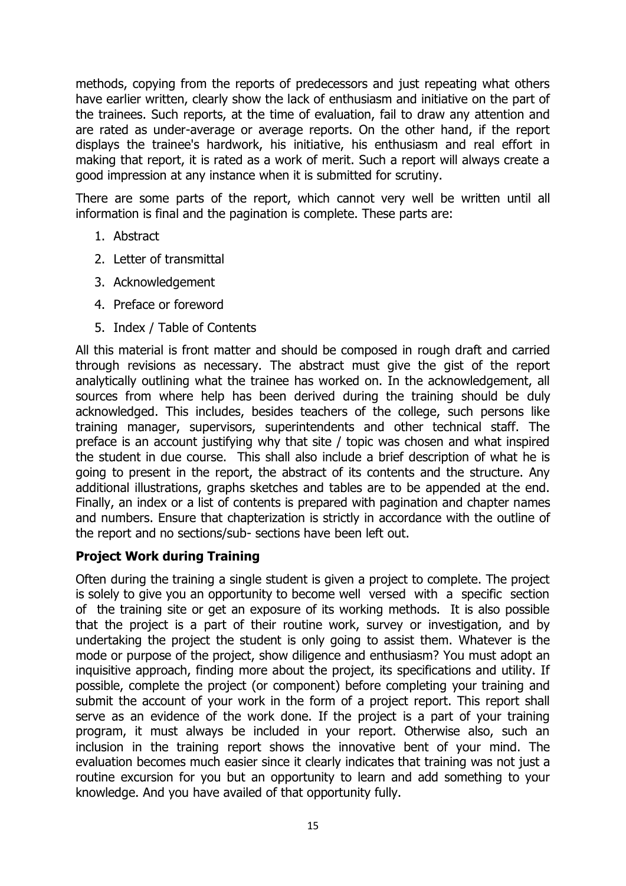methods, copying from the reports of predecessors and just repeating what others have earlier written, clearly show the lack of enthusiasm and initiative on the part of the trainees. Such reports, at the time of evaluation, fail to draw any attention and are rated as under-average or average reports. On the other hand, if the report displays the trainee's hardwork, his initiative, his enthusiasm and real effort in making that report, it is rated as a work of merit. Such a report will always create a good impression at any instance when it is submitted for scrutiny.

There are some parts of the report, which cannot very well be written until all information is final and the pagination is complete. These parts are:

1. Abstract
2. Letter of transmittal
3. Acknowledgement
4. Preface or foreword
5. Index / Table of Contents

All this material is front matter and should be composed in rough draft and carried through revisions as necessary. The abstract must give the gist of the report analytically outlining what the trainee has worked on. In the acknowledgement, all sources from where help has been derived during the training should be duly acknowledged. This includes, besides teachers of the college, such persons like training manager, supervisors, superintendents and other technical staff. The preface is an account justifying why that site / topic was chosen and what inspired the student in due course. This shall also include a brief description of what he is going to present in the report, the abstract of its contents and the structure. Any additional illustrations, graphs sketches and tables are to be appended at the end. Finally, an index or a list of contents is prepared with pagination and chapter names and numbers. Ensure that chapterization is strictly in accordance with the outline of the report and no sections/sub- sections have been left out.

**Project Work during Training**

Often during the training a single student is given a project to complete. The project is solely to give you an opportunity to become well versed with a specific section of the training site or get an exposure of its working methods. It is also possible that the project is a part of their routine work, survey or investigation, and by undertaking the project the student is only going to assist them. Whatever is the mode or purpose of the project, show diligence and enthusiasm? You must adopt an inquisitive approach, finding more about the project, its specifications and utility. If possible, complete the project (or component) before completing your training and submit the account of your work in the form of a project report. This report shall serve as an evidence of the work done. If the project is a part of your training program, it must always be included in your report. Otherwise also, such an inclusion in the training report shows the innovative bent of your mind. The evaluation becomes much easier since it clearly indicates that training was not just a routine excursion for you but an opportunity to learn and add something to your knowledge. And you have availed of that opportunity fully.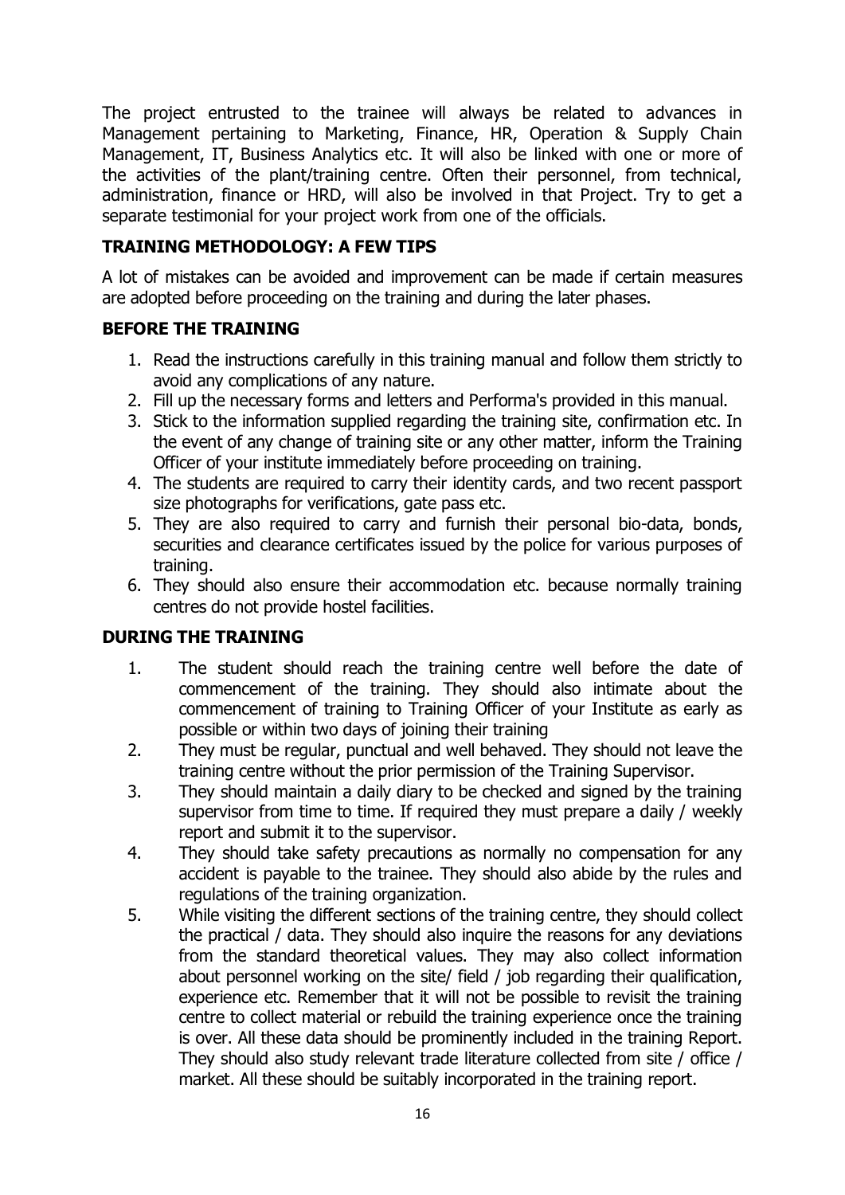The project entrusted to the trainee will always be related to advances in Management pertaining to Marketing, Finance, HR, Operation & Supply Chain Management, IT, Business Analytics etc. It will also be linked with one or more of the activities of the plant/training centre. Often their personnel, from technical, administration, finance or HRD, will also be involved in that Project. Try to get a separate testimonial for your project work from one of the officials.

## TRAINING METHODOLOGY: A FEW TIPS

A lot of mistakes can be avoided and improvement can be made if certain measures are adopted before proceeding on the training and during the later phases.

### BEFORE THE TRAINING

1. Read the instructions carefully in this training manual and follow them strictly to avoid any complications of any nature.
2. Fill up the necessary forms and letters and Performa's provided in this manual.
3. Stick to the information supplied regarding the training site, confirmation etc. In the event of any change of training site or any other matter, inform the Training Officer of your institute immediately before proceeding on training.
4. The students are required to carry their identity cards, and two recent passport size photographs for verifications, gate pass etc.
5. They are also required to carry and furnish their personal bio-data, bonds, securities and clearance certificates issued by the police for various purposes of training.
6. They should also ensure their accommodation etc. because normally training centres do not provide hostel facilities.

### DURING THE TRAINING

1. The student should reach the training centre well before the date of commencement of the training. They should also intimate about the commencement of training to Training Officer of your Institute as early as possible or within two days of joining their training
2. They must be regular, punctual and well behaved. They should not leave the training centre without the prior permission of the Training Supervisor.
3. They should maintain a daily diary to be checked and signed by the training supervisor from time to time. If required they must prepare a daily / weekly report and submit it to the supervisor.
4. They should take safety precautions as normally no compensation for any accident is payable to the trainee. They should also abide by the rules and regulations of the training organization.
5. While visiting the different sections of the training centre, they should collect the practical / data. They should also inquire the reasons for any deviations from the standard theoretical values. They may also collect information about personnel working on the site/ field / job regarding their qualification, experience etc. Remember that it will not be possible to revisit the training centre to collect material or rebuild the training experience once the training is over. All these data should be prominently included in the training Report. They should also study relevant trade literature collected from site / office / market. All these should be suitably incorporated in the training report.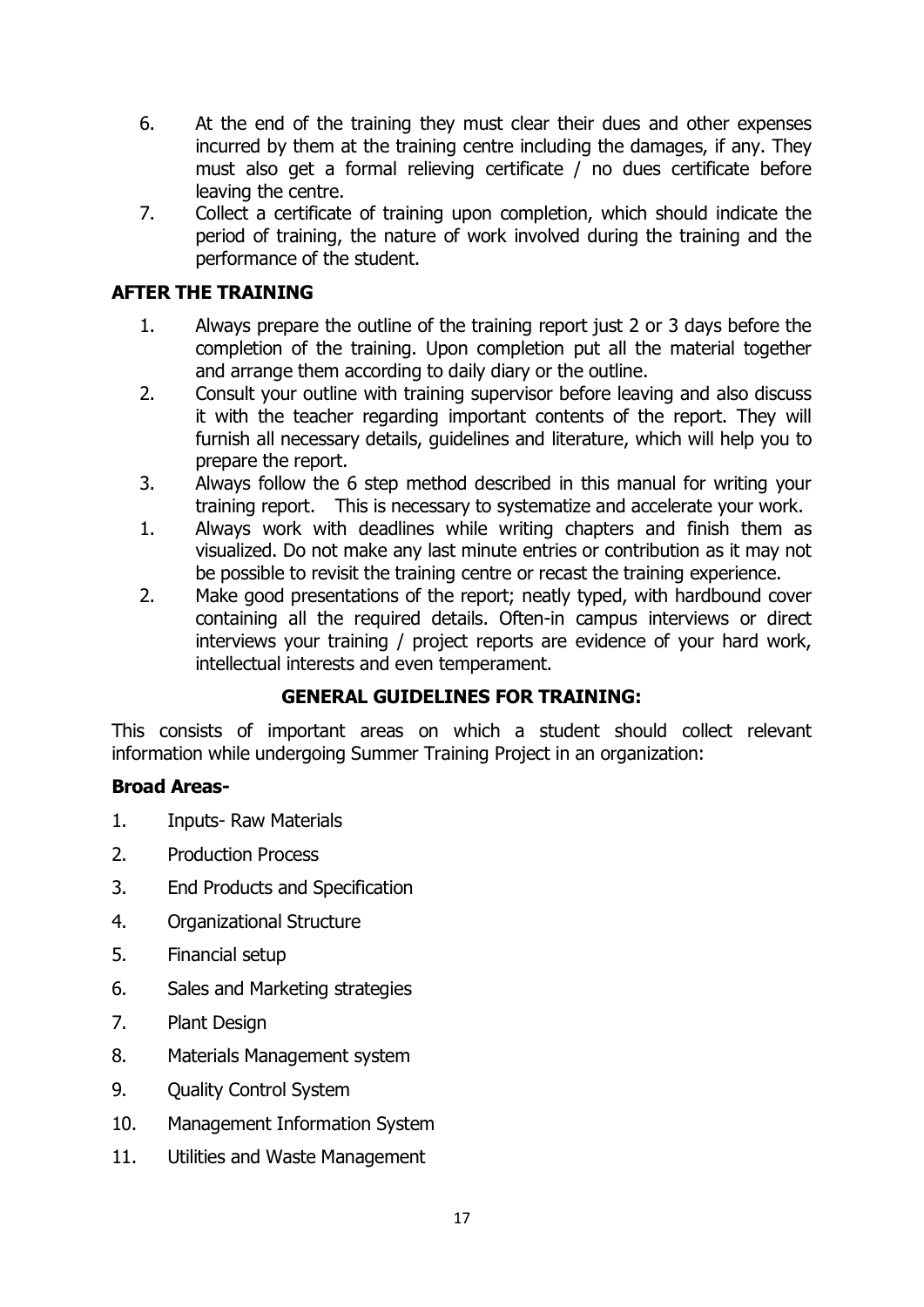6. At the end of the training they must clear their dues and other expenses incurred by them at the training centre including the damages, if any. They must also get a formal relieving certificate / no dues certificate before leaving the centre.
7. Collect a certificate of training upon completion, which should indicate the period of training, the nature of work involved during the training and the performance of the student.

## AFTER THE TRAINING

1. Always prepare the outline of the training report just 2 or 3 days before the completion of the training. Upon completion put all the material together and arrange them according to daily diary or the outline.
2. Consult your outline with training supervisor before leaving and also discuss it with the teacher regarding important contents of the report. They will furnish all necessary details, guidelines and literature, which will help you to prepare the report.
3. Always follow the 6 step method described in this manual for writing your training report. This is necessary to systematize and accelerate your work.

1. Always work with deadlines while writing chapters and finish them as visualized. Do not make any last minute entries or contribution as it may not be possible to revisit the training centre or recast the training experience.
2. Make good presentations of the report; neatly typed, with hardbound cover containing all the required details. Often-in campus interviews or direct interviews your training / project reports are evidence of your hard work, intellectual interests and even temperament.

## GENERAL GUIDELINES FOR TRAINING:

This consists of important areas on which a student should collect relevant information while undergoing Summer Training Project in an organization:

**Broad Areas-**

1. Inputs- Raw Materials
2. Production Process
3. End Products and Specification
4. Organizational Structure
5. Financial setup
6. Sales and Marketing strategies
7. Plant Design
8. Materials Management system
9. Quality Control System
10. Management Information System
11. Utilities and Waste Management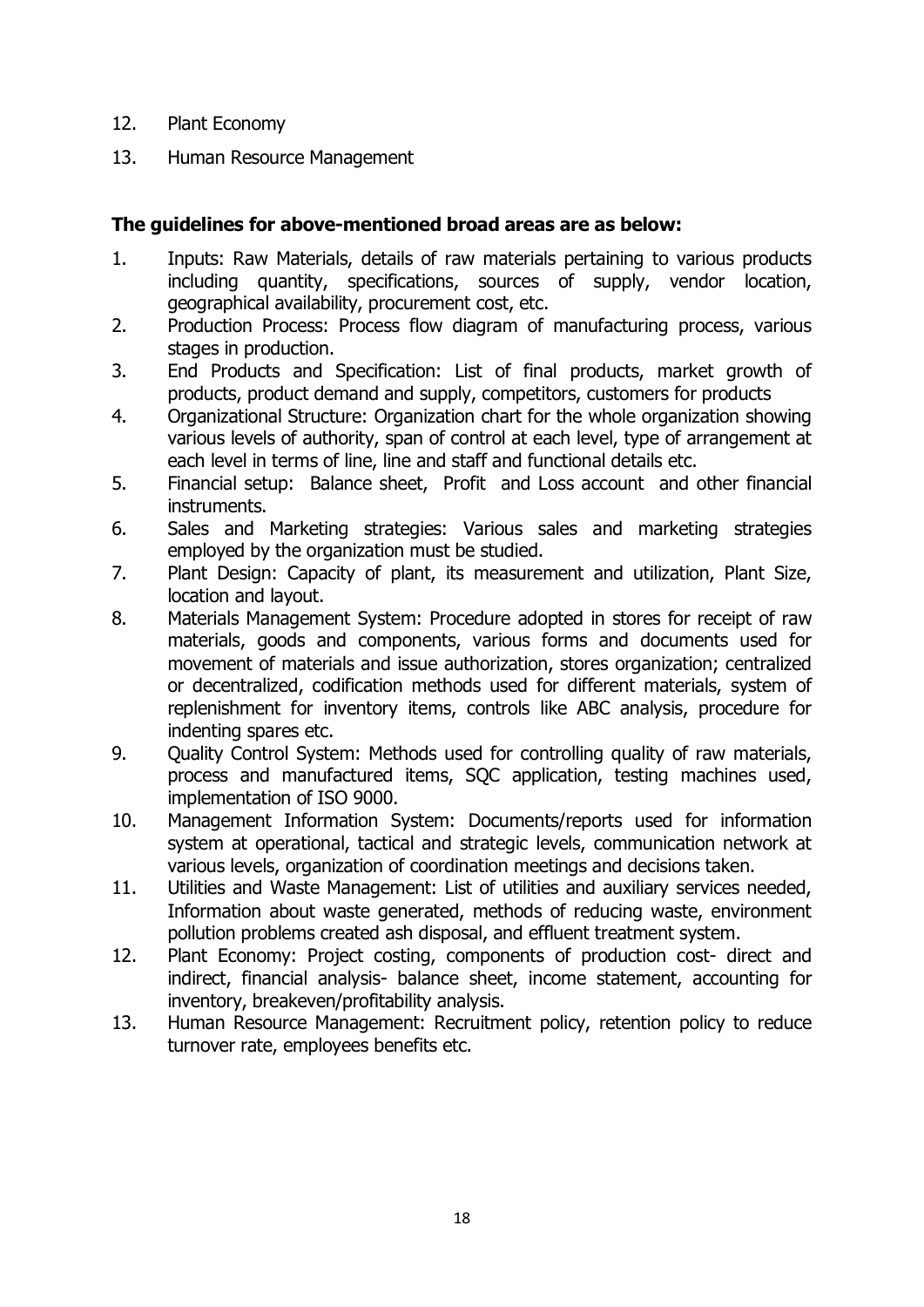12. Plant Economy
13. Human Resource Management

**The guidelines for above-mentioned broad areas are as below:**

1. Inputs: Raw Materials, details of raw materials pertaining to various products including quantity, specifications, sources of supply, vendor location, geographical availability, procurement cost, etc.
2. Production Process: Process flow diagram of manufacturing process, various stages in production.
3. End Products and Specification: List of final products, market growth of products, product demand and supply, competitors, customers for products
4. Organizational Structure: Organization chart for the whole organization showing various levels of authority, span of control at each level, type of arrangement at each level in terms of line, line and staff and functional details etc.
5. Financial setup: Balance sheet, Profit and Loss account and other financial instruments.
6. Sales and Marketing strategies: Various sales and marketing strategies employed by the organization must be studied.
7. Plant Design: Capacity of plant, its measurement and utilization, Plant Size, location and layout.
8. Materials Management System: Procedure adopted in stores for receipt of raw materials, goods and components, various forms and documents used for movement of materials and issue authorization, stores organization; centralized or decentralized, codification methods used for different materials, system of replenishment for inventory items, controls like ABC analysis, procedure for indenting spares etc.
9. Quality Control System: Methods used for controlling quality of raw materials, process and manufactured items, SQC application, testing machines used, implementation of ISO 9000.
10. Management Information System: Documents/reports used for information system at operational, tactical and strategic levels, communication network at various levels, organization of coordination meetings and decisions taken.
11. Utilities and Waste Management: List of utilities and auxiliary services needed, Information about waste generated, methods of reducing waste, environment pollution problems created ash disposal, and effluent treatment system.
12. Plant Economy: Project costing, components of production cost- direct and indirect, financial analysis- balance sheet, income statement, accounting for inventory, breakeven/profitability analysis.
13. Human Resource Management: Recruitment policy, retention policy to reduce turnover rate, employees benefits etc.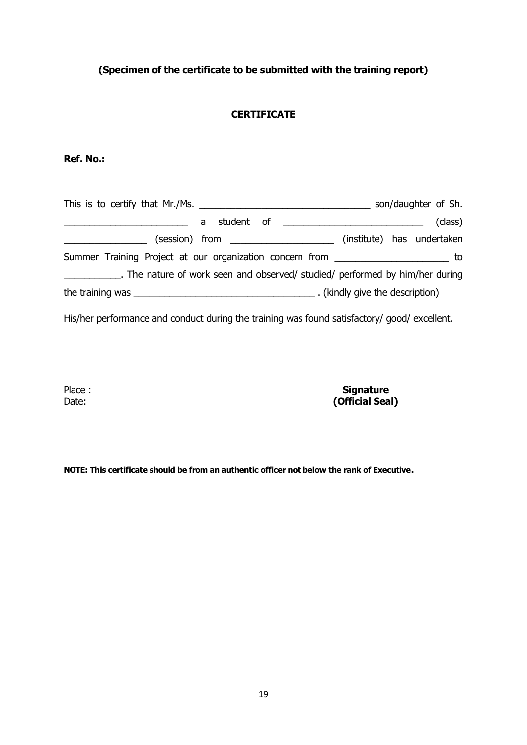**(Specimen of the certificate to be submitted with the training report)**

**CERTIFICATE**

**Ref. No.:**

This is to certify that Mr./Ms. ________________________________ son/daughter of Sh. ________________________ a student of __________________________ (class) ________________ (session) from ___________________ (institute) has undertaken Summer Training Project at our organization concern from _____________________ to ___________. The nature of work seen and observed/ studied/ performed by him/her during the training was ___________________________________ . (kindly give the description)

His/her performance and conduct during the training was found satisfactory/ good/ excellent.

Place :
Date:

**Signature**
**(Official Seal)**

**NOTE: This certificate should be from an authentic officer not below the rank of Executive.**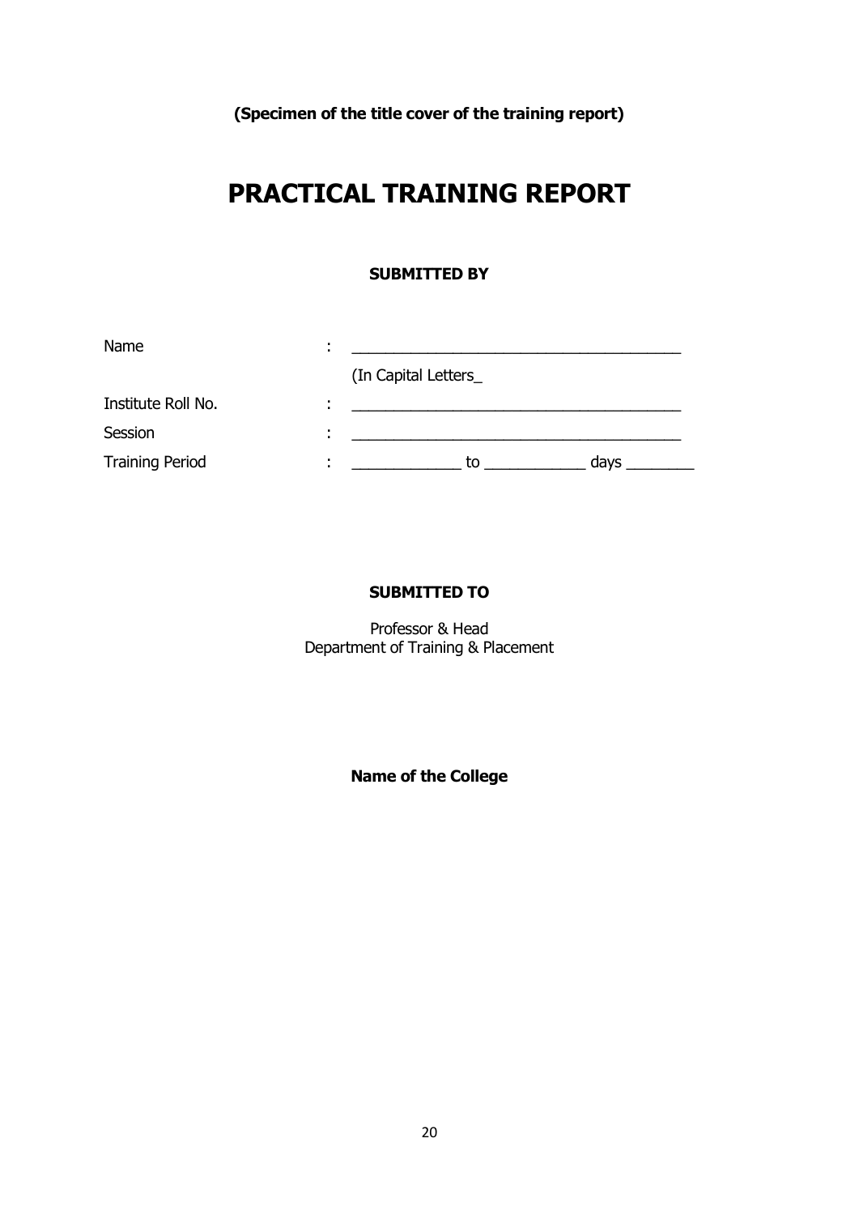**(Specimen of the title cover of the training report)**

# PRACTICAL TRAINING REPORT

**SUBMITTED BY**

| | | |
|---|---|---|
| Name | : | ________________________________________ |
| | | (In Capital Letters_ |
| Institute Roll No. | : | ________________________________________ |
| Session | : | ________________________________________ |
| Training Period | : | _____________ to ____________ days ________ |

**SUBMITTED TO**

Professor & Head
Department of Training & Placement

**Name of the College**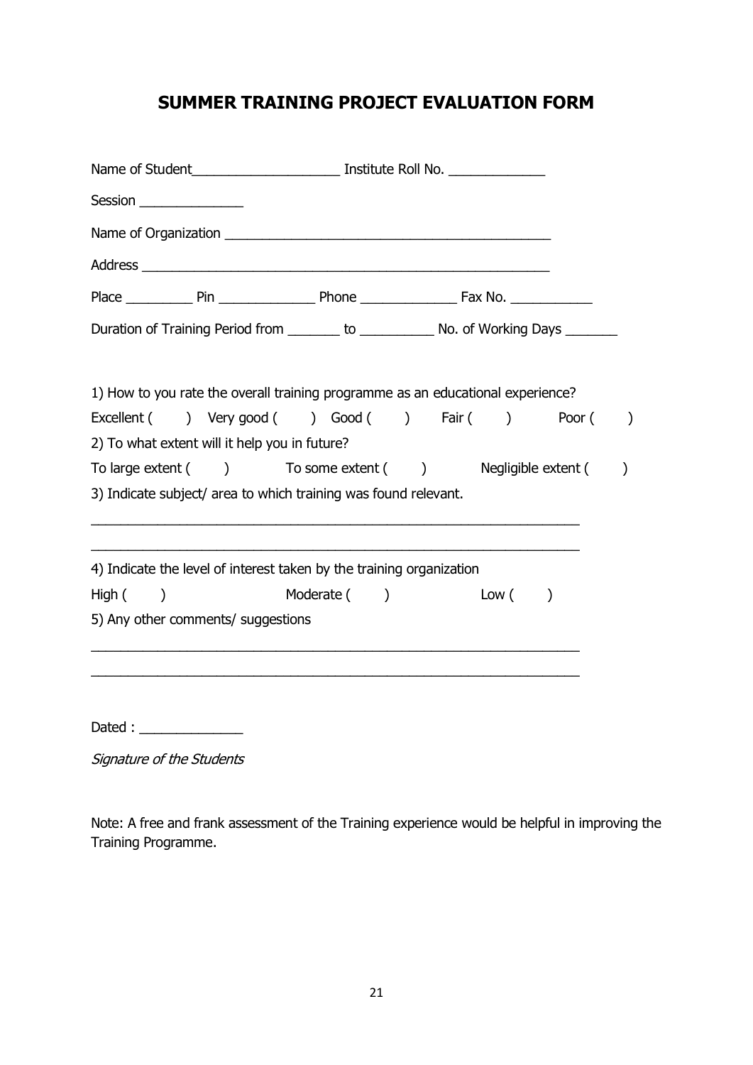# SUMMER TRAINING PROJECT EVALUATION FORM

Name of Student____________________ Institute Roll No. _____________

Session ______________

Name of Organization _____________________________________________

Address _________________________________________________________

Place _________ Pin _____________ Phone _____________ Fax No. ___________

Duration of Training Period from _______ to __________ No. of Working Days _______

1) How to you rate the overall training programme as an educational experience?

Excellent (   ) Very good (   ) Good (   ) Fair (   ) Poor (   )

2) To what extent will it help you in future?

To large extent (   ) To some extent (   ) Negligible extent (   )

3) Indicate subject/ area to which training was found relevant.

_____________________________________________________________________

_____________________________________________________________________

4) Indicate the level of interest taken by the training organization

High (   ) Moderate (   ) Low (   )

5) Any other comments/ suggestions

_____________________________________________________________________

_____________________________________________________________________

Dated : ______________

*Signature of the Students*

Note: A free and frank assessment of the Training experience would be helpful in improving the Training Programme.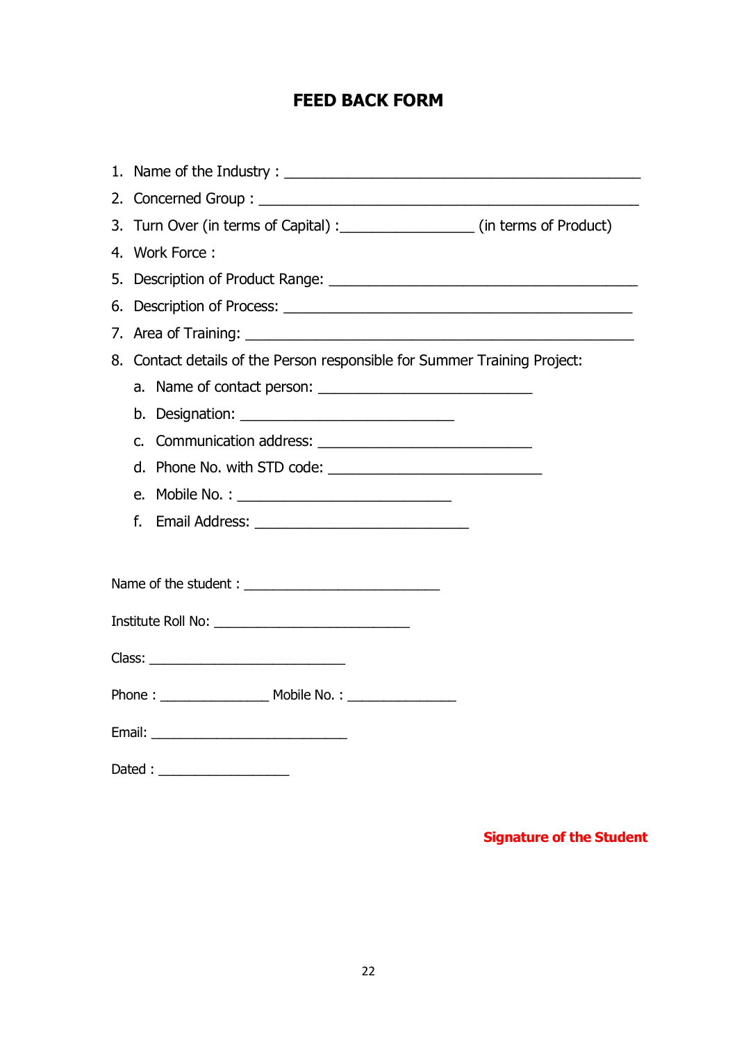# FEED BACK FORM

1. Name of the Industry : ______________________________________________
2. Concerned Group : _________________________________________________
3. Turn Over (in terms of Capital) :_________________ (in terms of Product)
4. Work Force :
5. Description of Product Range: ________________________________________
6. Description of Process: ____________________________________________
7. Area of Training: _________________________________________________
8. Contact details of the Person responsible for Summer Training Project:
   a. Name of contact person: ____________________________
   b. Designation: ____________________________
   c. Communication address: ____________________________
   d. Phone No. with STD code: ____________________________
   e. Mobile No. : ____________________________
   f. Email Address: ____________________________

Name of the student : __________________________

Institute Roll No: __________________________

Class: __________________________

Phone : ______________ Mobile No. : ______________

Email: __________________________

Dated : _________________

**Signature of the Student**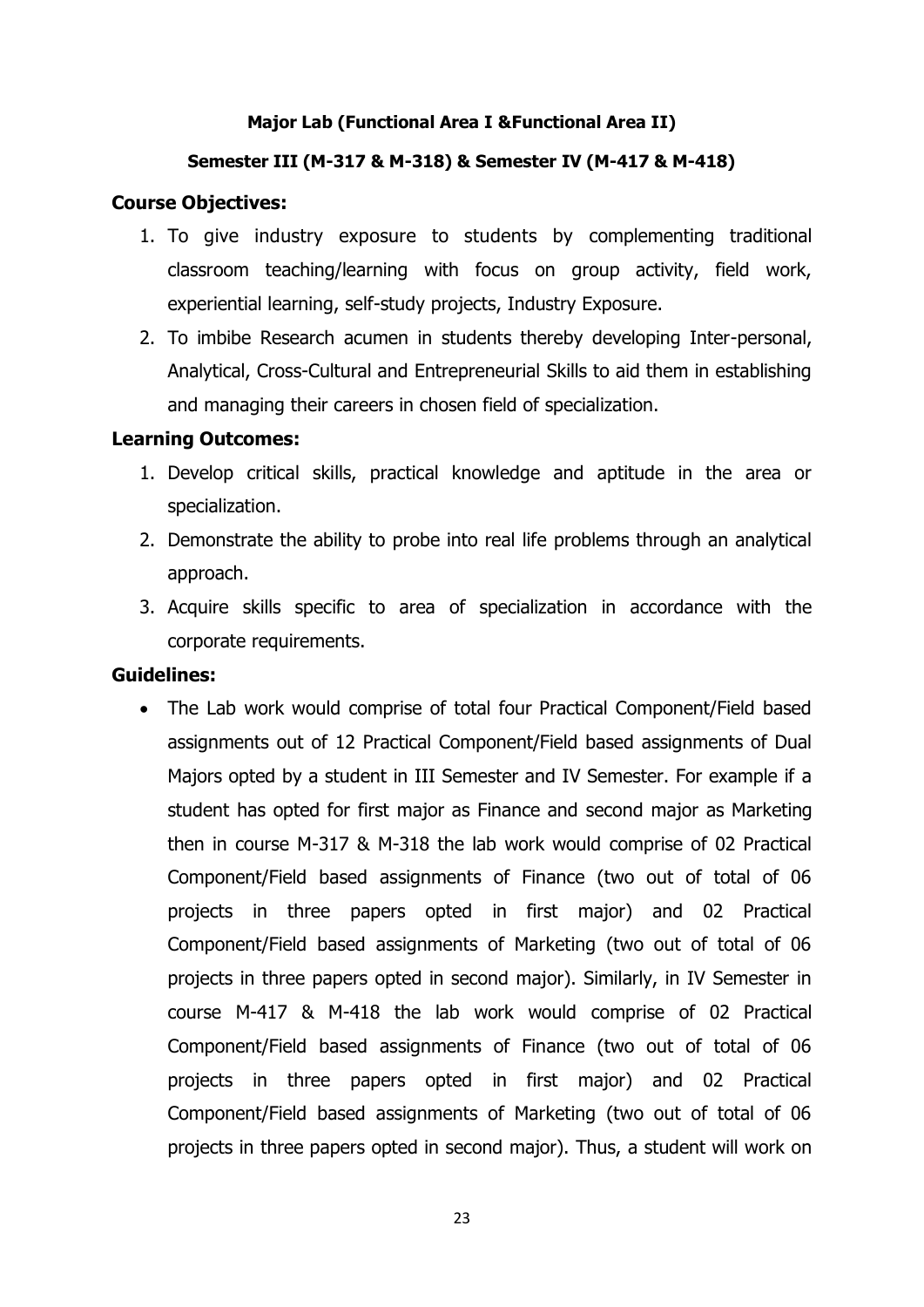**Major Lab (Functional Area I &Functional Area II)**

**Semester III (M-317 & M-318) & Semester IV (M-417 & M-418)**

**Course Objectives:**

1. To give industry exposure to students by complementing traditional classroom teaching/learning with focus on group activity, field work, experiential learning, self-study projects, Industry Exposure.
2. To imbibe Research acumen in students thereby developing Inter-personal, Analytical, Cross-Cultural and Entrepreneurial Skills to aid them in establishing and managing their careers in chosen field of specialization.

**Learning Outcomes:**

1. Develop critical skills, practical knowledge and aptitude in the area or specialization.
2. Demonstrate the ability to probe into real life problems through an analytical approach.
3. Acquire skills specific to area of specialization in accordance with the corporate requirements.

**Guidelines:**

- The Lab work would comprise of total four Practical Component/Field based assignments out of 12 Practical Component/Field based assignments of Dual Majors opted by a student in III Semester and IV Semester. For example if a student has opted for first major as Finance and second major as Marketing then in course M-317 & M-318 the lab work would comprise of 02 Practical Component/Field based assignments of Finance (two out of total of 06 projects in three papers opted in first major) and 02 Practical Component/Field based assignments of Marketing (two out of total of 06 projects in three papers opted in second major). Similarly, in IV Semester in course M-417 & M-418 the lab work would comprise of 02 Practical Component/Field based assignments of Finance (two out of total of 06 projects in three papers opted in first major) and 02 Practical Component/Field based assignments of Marketing (two out of total of 06 projects in three papers opted in second major). Thus, a student will work on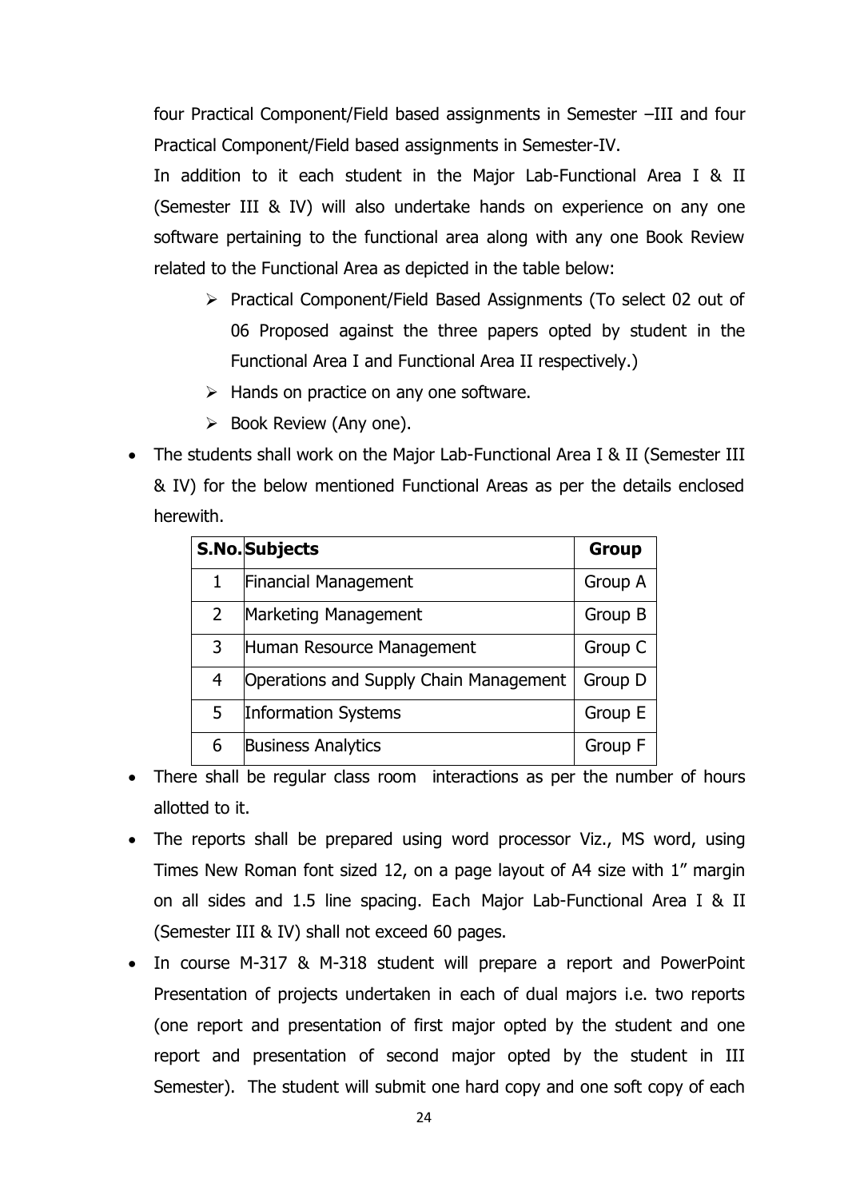four Practical Component/Field based assignments in Semester –III and four Practical Component/Field based assignments in Semester-IV.

In addition to it each student in the Major Lab-Functional Area I & II (Semester III & IV) will also undertake hands on experience on any one software pertaining to the functional area along with any one Book Review related to the Functional Area as depicted in the table below:

- Practical Component/Field Based Assignments (To select 02 out of 06 Proposed against the three papers opted by student in the Functional Area I and Functional Area II respectively.)
- Hands on practice on any one software.
- Book Review (Any one).

- The students shall work on the Major Lab-Functional Area I & II (Semester III & IV) for the below mentioned Functional Areas as per the details enclosed herewith.

| S.No. | Subjects | Group |
|---|---|---|
| 1 | Financial Management | Group A |
| 2 | Marketing Management | Group B |
| 3 | Human Resource Management | Group C |
| 4 | Operations and Supply Chain Management | Group D |
| 5 | Information Systems | Group E |
| 6 | Business Analytics | Group F |

- There shall be regular class room interactions as per the number of hours allotted to it.
- The reports shall be prepared using word processor Viz., MS word, using Times New Roman font sized 12, on a page layout of A4 size with 1" margin on all sides and 1.5 line spacing. Each Major Lab-Functional Area I & II (Semester III & IV) shall not exceed 60 pages.
- In course M-317 & M-318 student will prepare a report and PowerPoint Presentation of projects undertaken in each of dual majors i.e. two reports (one report and presentation of first major opted by the student and one report and presentation of second major opted by the student in III Semester). The student will submit one hard copy and one soft copy of each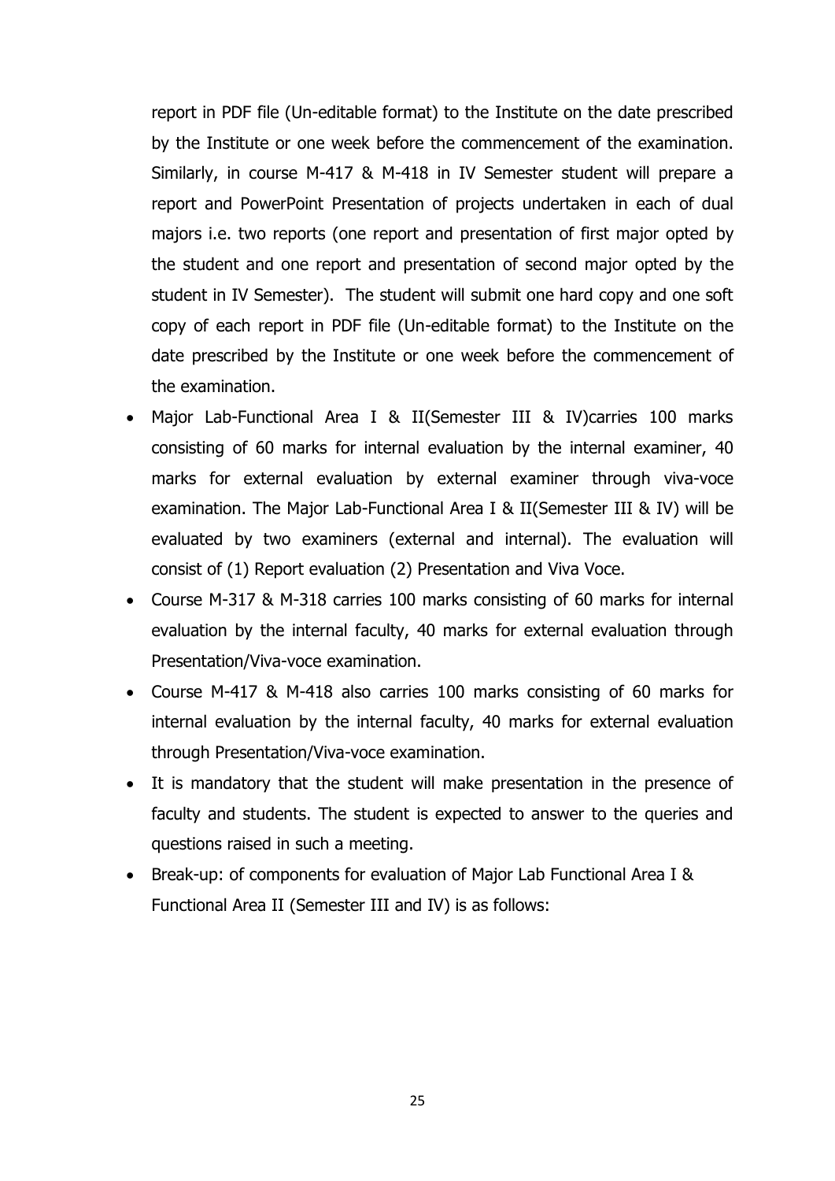report in PDF file (Un-editable format) to the Institute on the date prescribed by the Institute or one week before the commencement of the examination. Similarly, in course M-417 & M-418 in IV Semester student will prepare a report and PowerPoint Presentation of projects undertaken in each of dual majors i.e. two reports (one report and presentation of first major opted by the student and one report and presentation of second major opted by the student in IV Semester). The student will submit one hard copy and one soft copy of each report in PDF file (Un-editable format) to the Institute on the date prescribed by the Institute or one week before the commencement of the examination.

- Major Lab-Functional Area I & II(Semester III & IV)carries 100 marks consisting of 60 marks for internal evaluation by the internal examiner, 40 marks for external evaluation by external examiner through viva-voce examination. The Major Lab-Functional Area I & II(Semester III & IV) will be evaluated by two examiners (external and internal). The evaluation will consist of (1) Report evaluation (2) Presentation and Viva Voce.
- Course M-317 & M-318 carries 100 marks consisting of 60 marks for internal evaluation by the internal faculty, 40 marks for external evaluation through Presentation/Viva-voce examination.
- Course M-417 & M-418 also carries 100 marks consisting of 60 marks for internal evaluation by the internal faculty, 40 marks for external evaluation through Presentation/Viva-voce examination.
- It is mandatory that the student will make presentation in the presence of faculty and students. The student is expected to answer to the queries and questions raised in such a meeting.
- Break-up: of components for evaluation of Major Lab Functional Area I & Functional Area II (Semester III and IV) is as follows: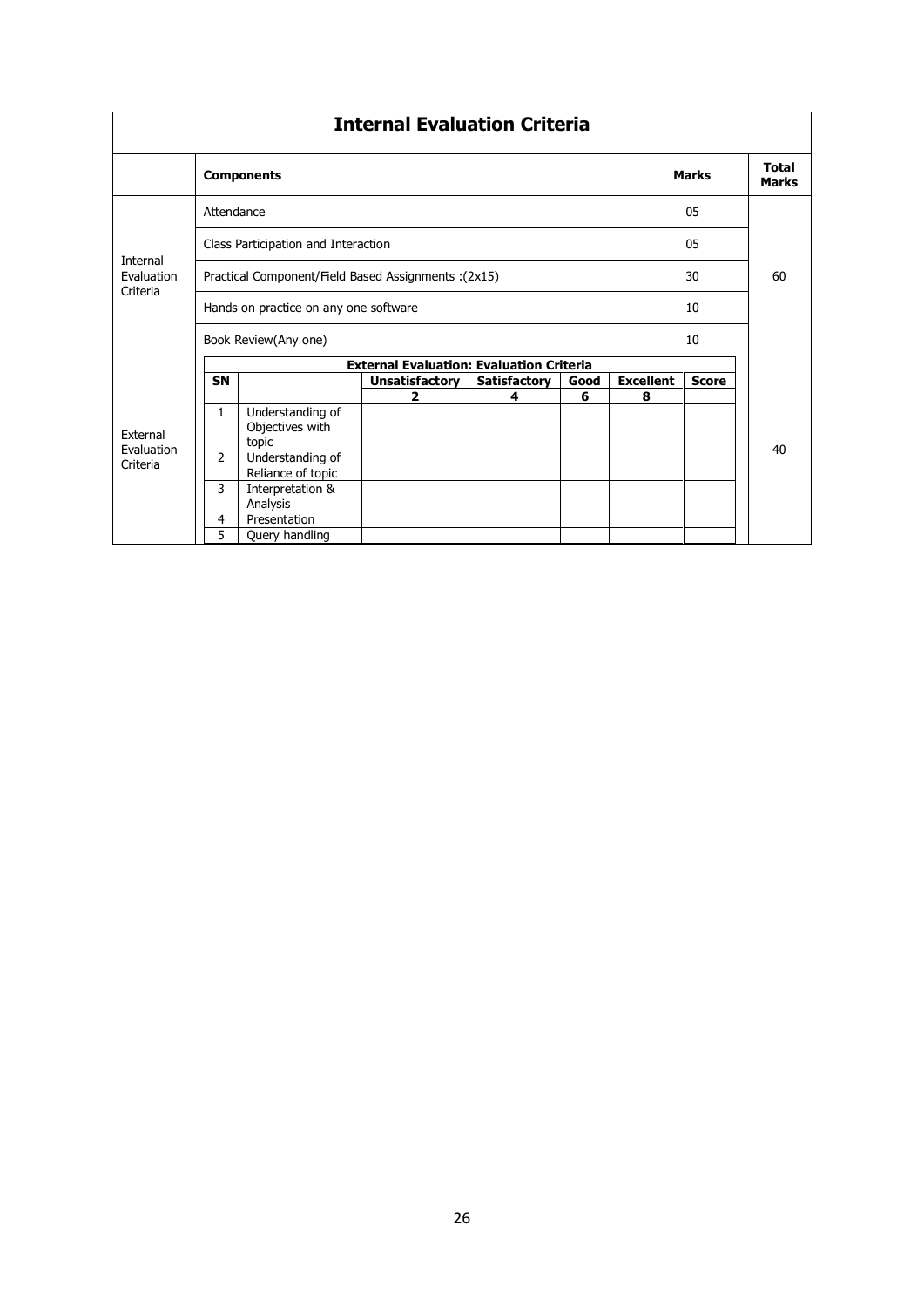# Internal Evaluation Criteria

| | Components | Marks | Total Marks |
|---|---|---|---|
| Internal Evaluation Criteria | Attendance | 05 | 60 |
| | Class Participation and Interaction | 05 | |
| | Practical Component/Field Based Assignments :(2x15) | 30 | |
| | Hands on practice on any one software | 10 | |
| | Book Review(Any one) | 10 | |

**External Evaluation Criteria** (Total Marks: 40)

**External Evaluation: Evaluation Criteria**

| SN | | Unsatisfactory | Satisfactory | Good | Excellent | Score |
|---|---|---|---|---|---|---|
| | | 2 | 4 | 6 | 8 | |
| 1 | Understanding of Objectives with topic | | | | | |
| 2 | Understanding of Reliance of topic | | | | | |
| 3 | Interpretation & Analysis | | | | | |
| 4 | Presentation | | | | | |
| 5 | Query handling | | | | | |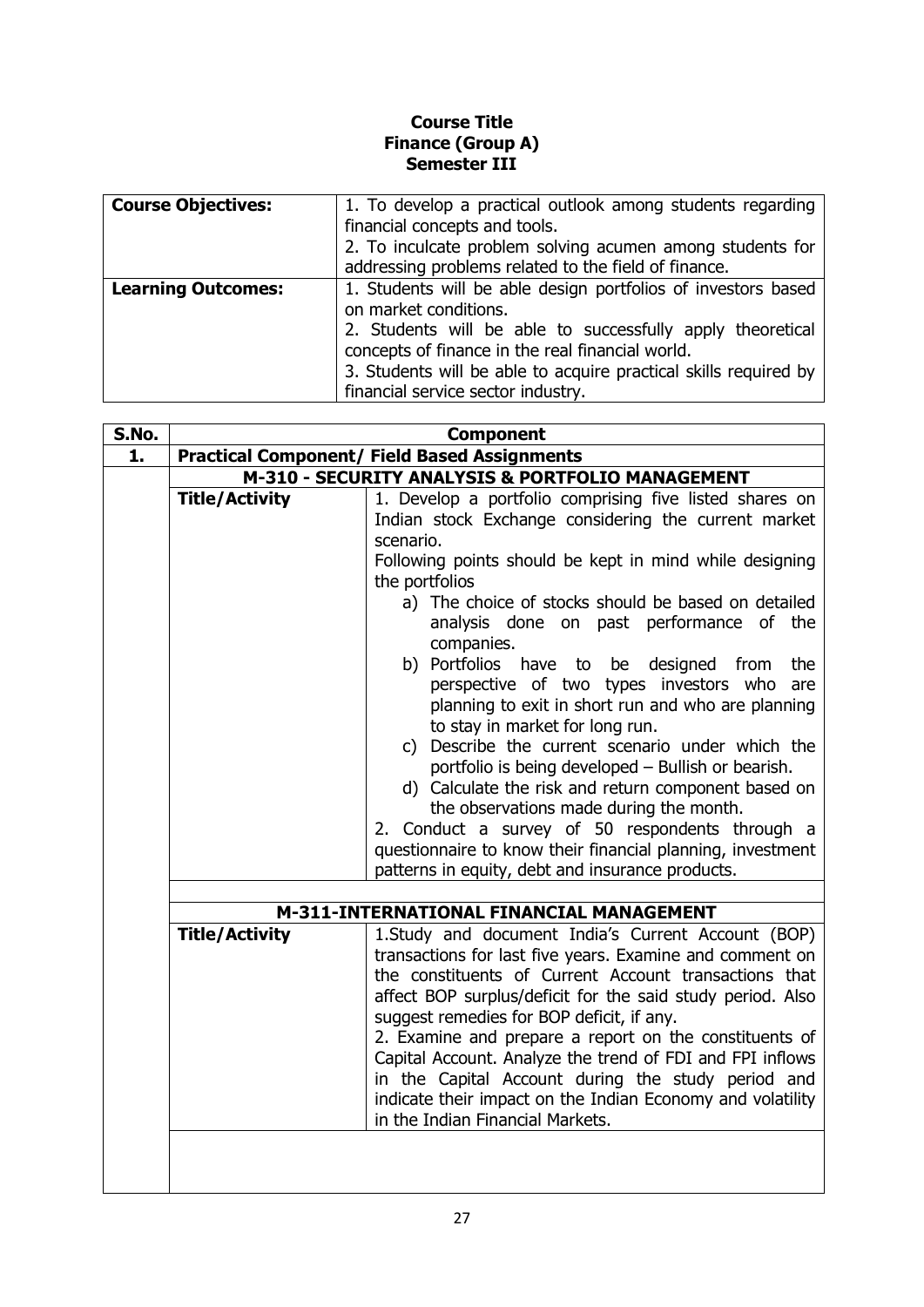**Course Title**
**Finance (Group A)**
**Semester III**

| **Course Objectives:** | 1. To develop a practical outlook among students regarding financial concepts and tools.<br>2. To inculcate problem solving acumen among students for addressing problems related to the field of finance. |
|---|---|
| **Learning Outcomes:** | 1. Students will be able design portfolios of investors based on market conditions.<br>2. Students will be able to successfully apply theoretical concepts of finance in the real financial world.<br>3. Students will be able to acquire practical skills required by financial service sector industry. |

| **S.No.** | **Component** | |
|---|---|---|
| **1.** | **Practical Component/ Field Based Assignments** | |
| | **M-310 - SECURITY ANALYSIS & PORTFOLIO MANAGEMENT** | |
| | **Title/Activity** | 1. Develop a portfolio comprising five listed shares on Indian stock Exchange considering the current market scenario.<br>Following points should be kept in mind while designing the portfolios<br>a) The choice of stocks should be based on detailed analysis done on past performance of the companies.<br>b) Portfolios have to be designed from the perspective of two types investors who are planning to exit in short run and who are planning to stay in market for long run.<br>c) Describe the current scenario under which the portfolio is being developed – Bullish or bearish.<br>d) Calculate the risk and return component based on the observations made during the month.<br>2. Conduct a survey of 50 respondents through a questionnaire to know their financial planning, investment patterns in equity, debt and insurance products. |
| | **M-311-INTERNATIONAL FINANCIAL MANAGEMENT** | |
| | **Title/Activity** | 1.Study and document India's Current Account (BOP) transactions for last five years. Examine and comment on the constituents of Current Account transactions that affect BOP surplus/deficit for the said study period. Also suggest remedies for BOP deficit, if any.<br>2. Examine and prepare a report on the constituents of Capital Account. Analyze the trend of FDI and FPI inflows in the Capital Account during the study period and indicate their impact on the Indian Economy and volatility in the Indian Financial Markets. |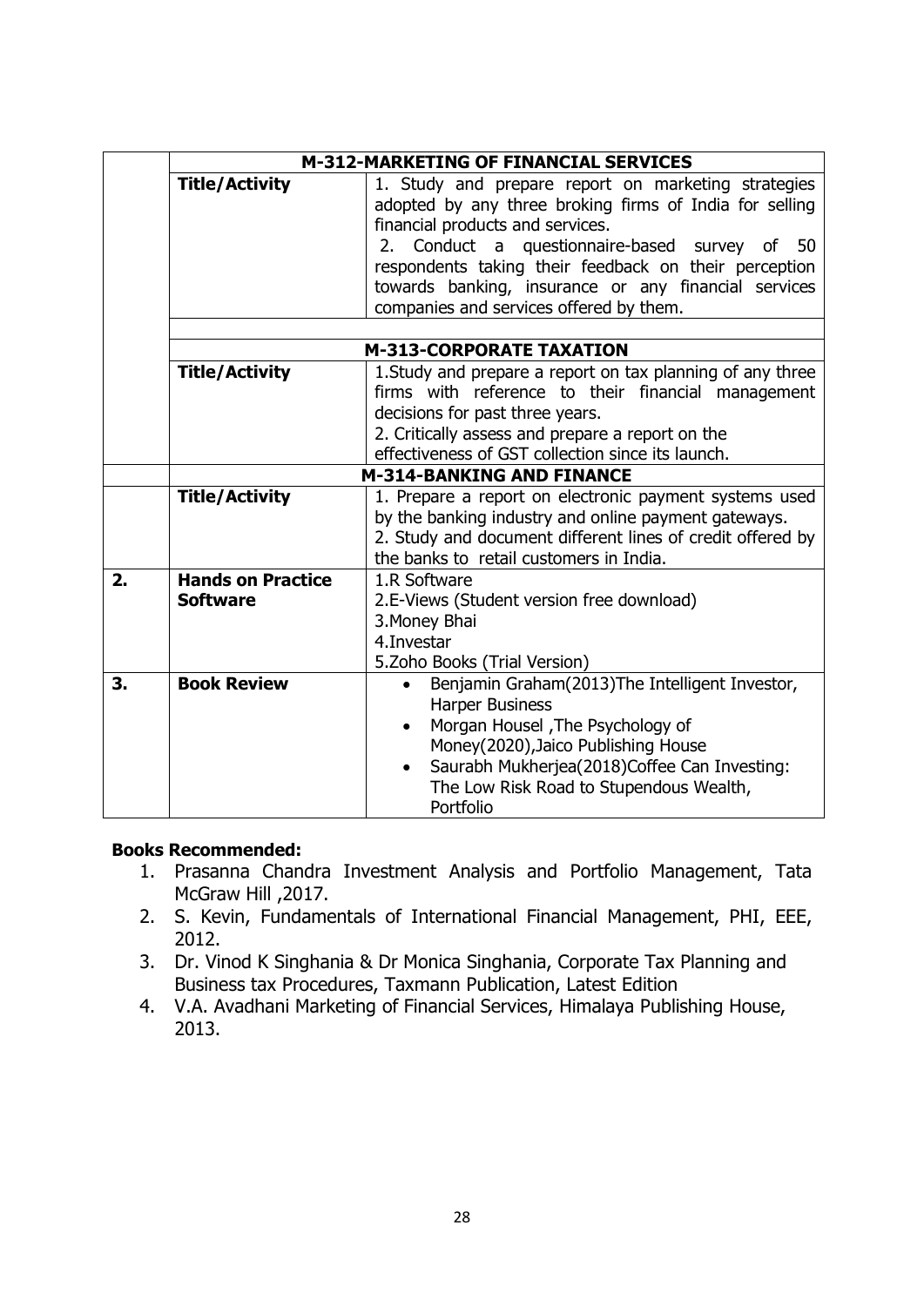| | | |
|---|---|---|
| | **M-312-MARKETING OF FINANCIAL SERVICES** | |
| | **Title/Activity** | 1. Study and prepare report on marketing strategies adopted by any three broking firms of India for selling financial products and services.<br>2. Conduct a questionnaire-based survey of 50 respondents taking their feedback on their perception towards banking, insurance or any financial services companies and services offered by them. |
| | | |
| | **M-313-CORPORATE TAXATION** | |
| | **Title/Activity** | 1.Study and prepare a report on tax planning of any three firms with reference to their financial management decisions for past three years.<br>2. Critically assess and prepare a report on the effectiveness of GST collection since its launch. |
| | **M-314-BANKING AND FINANCE** | |
| | **Title/Activity** | 1. Prepare a report on electronic payment systems used by the banking industry and online payment gateways.<br>2. Study and document different lines of credit offered by the banks to retail customers in India. |
| **2.** | **Hands on Practice Software** | 1.R Software<br>2.E-Views (Student version free download)<br>3.Money Bhai<br>4.Investar<br>5.Zoho Books (Trial Version) |
| **3.** | **Book Review** | • Benjamin Graham(2013)The Intelligent Investor, Harper Business<br>• Morgan Housel ,The Psychology of Money(2020),Jaico Publishing House<br>• Saurabh Mukherjea(2018)Coffee Can Investing: The Low Risk Road to Stupendous Wealth, Portfolio |

**Books Recommended:**

1. Prasanna Chandra Investment Analysis and Portfolio Management, Tata McGraw Hill ,2017.
2. S. Kevin, Fundamentals of International Financial Management, PHI, EEE, 2012.
3. Dr. Vinod K Singhania & Dr Monica Singhania, Corporate Tax Planning and Business tax Procedures, Taxmann Publication, Latest Edition
4. V.A. Avadhani Marketing of Financial Services, Himalaya Publishing House, 2013.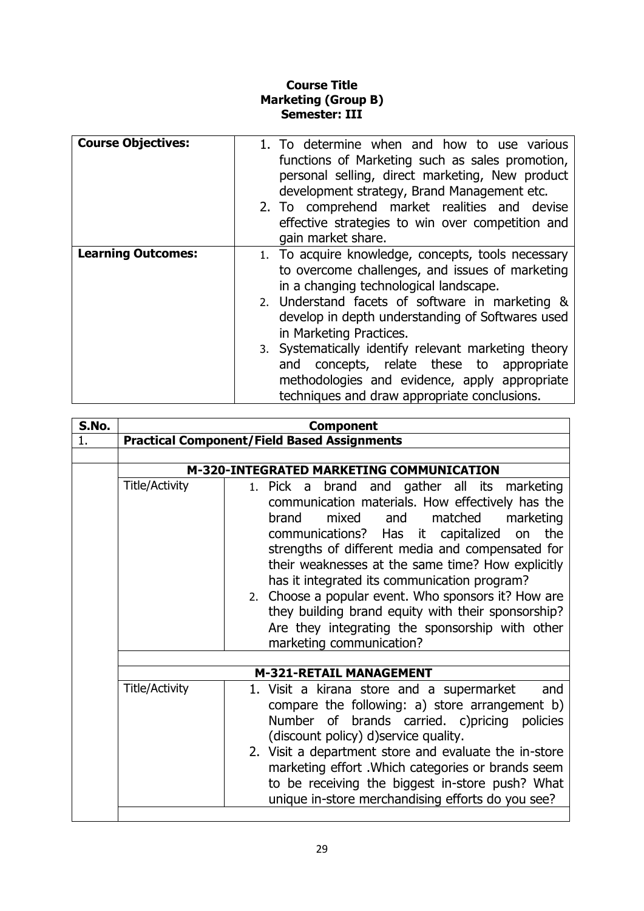**Course Title**
**Marketing (Group B)**
**Semester: III**

| **Course Objectives:** | 1. To determine when and how to use various functions of Marketing such as sales promotion, personal selling, direct marketing, New product development strategy, Brand Management etc.<br>2. To comprehend market realities and devise effective strategies to win over competition and gain market share. |
|---|---|
| **Learning Outcomes:** | 1. To acquire knowledge, concepts, tools necessary to overcome challenges, and issues of marketing in a changing technological landscape.<br>2. Understand facets of software in marketing & develop in depth understanding of Softwares used in Marketing Practices.<br>3. Systematically identify relevant marketing theory and concepts, relate these to appropriate methodologies and evidence, apply appropriate techniques and draw appropriate conclusions. |

| **S.No.** | **Component** | |
|---|---|---|
| 1. | **Practical Component/Field Based Assignments** | |
| | | |
| | **M-320-INTEGRATED MARKETING COMMUNICATION** | |
| | Title/Activity | 1. Pick a brand and gather all its marketing communication materials. How effectively has the brand mixed and matched marketing communications? Has it capitalized on the strengths of different media and compensated for their weaknesses at the same time? How explicitly has it integrated its communication program?<br>2. Choose a popular event. Who sponsors it? How are they building brand equity with their sponsorship? Are they integrating the sponsorship with other marketing communication? |
| | | |
| | **M-321-RETAIL MANAGEMENT** | |
| | Title/Activity | 1. Visit a kirana store and a supermarket and compare the following: a) store arrangement b) Number of brands carried. c)pricing policies (discount policy) d)service quality.<br>2. Visit a department store and evaluate the in-store marketing effort .Which categories or brands seem to be receiving the biggest in-store push? What unique in-store merchandising efforts do you see? |
| | | |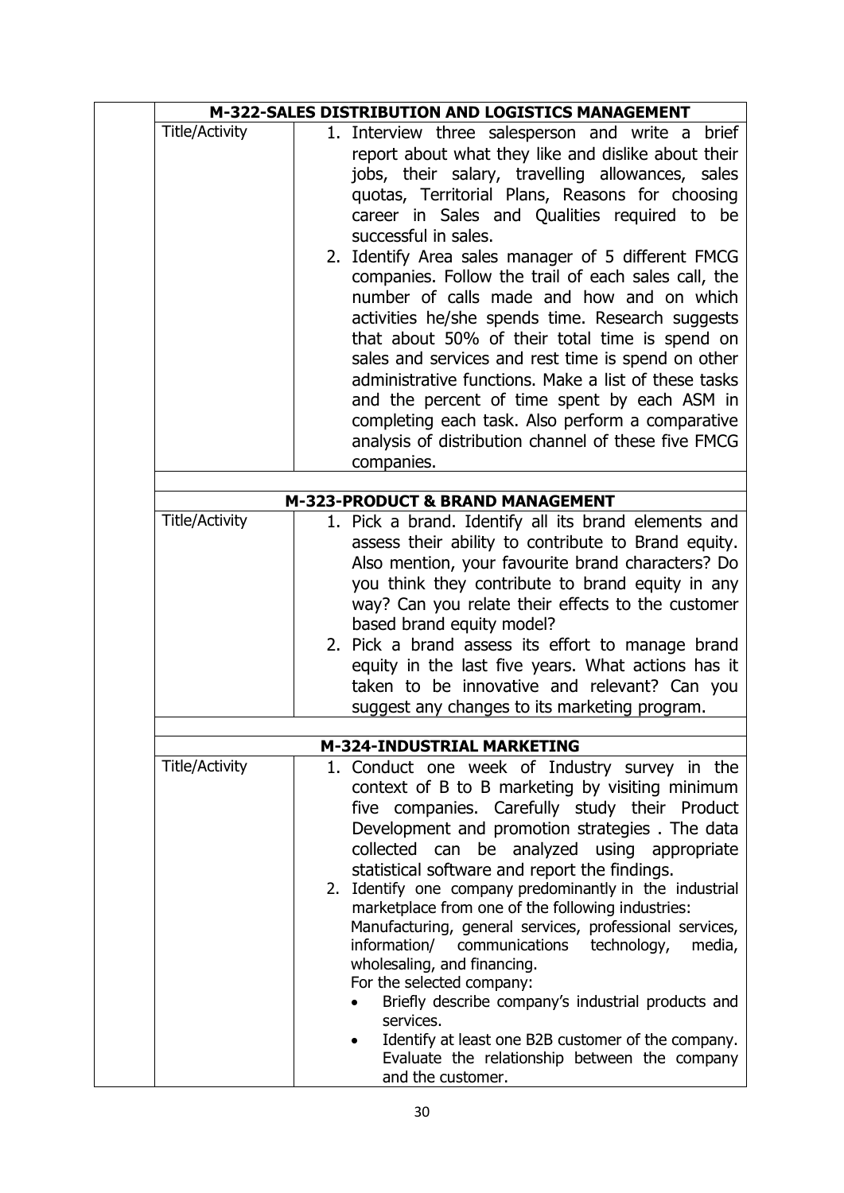| | M-322-SALES DISTRIBUTION AND LOGISTICS MANAGEMENT |
|---|---|
| Title/Activity | 1. Interview three salesperson and write a brief report about what they like and dislike about their jobs, their salary, travelling allowances, sales quotas, Territorial Plans, Reasons for choosing career in Sales and Qualities required to be successful in sales.<br>2. Identify Area sales manager of 5 different FMCG companies. Follow the trail of each sales call, the number of calls made and how and on which activities he/she spends time. Research suggests that about 50% of their total time is spend on sales and services and rest time is spend on other administrative functions. Make a list of these tasks and the percent of time spent by each ASM in completing each task. Also perform a comparative analysis of distribution channel of these five FMCG companies. |

| | M-323-PRODUCT & BRAND MANAGEMENT |
|---|---|
| Title/Activity | 1. Pick a brand. Identify all its brand elements and assess their ability to contribute to Brand equity. Also mention, your favourite brand characters? Do you think they contribute to brand equity in any way? Can you relate their effects to the customer based brand equity model?<br>2. Pick a brand assess its effort to manage brand equity in the last five years. What actions has it taken to be innovative and relevant? Can you suggest any changes to its marketing program. |

| | M-324-INDUSTRIAL MARKETING |
|---|---|
| Title/Activity | 1. Conduct one week of Industry survey in the context of B to B marketing by visiting minimum five companies. Carefully study their Product Development and promotion strategies . The data collected can be analyzed using appropriate statistical software and report the findings.<br>2. Identify one company predominantly in the industrial marketplace from one of the following industries: Manufacturing, general services, professional services, information/ communications technology, media, wholesaling, and financing.<br>For the selected company:<br>• Briefly describe company's industrial products and services.<br>• Identify at least one B2B customer of the company. Evaluate the relationship between the company and the customer. |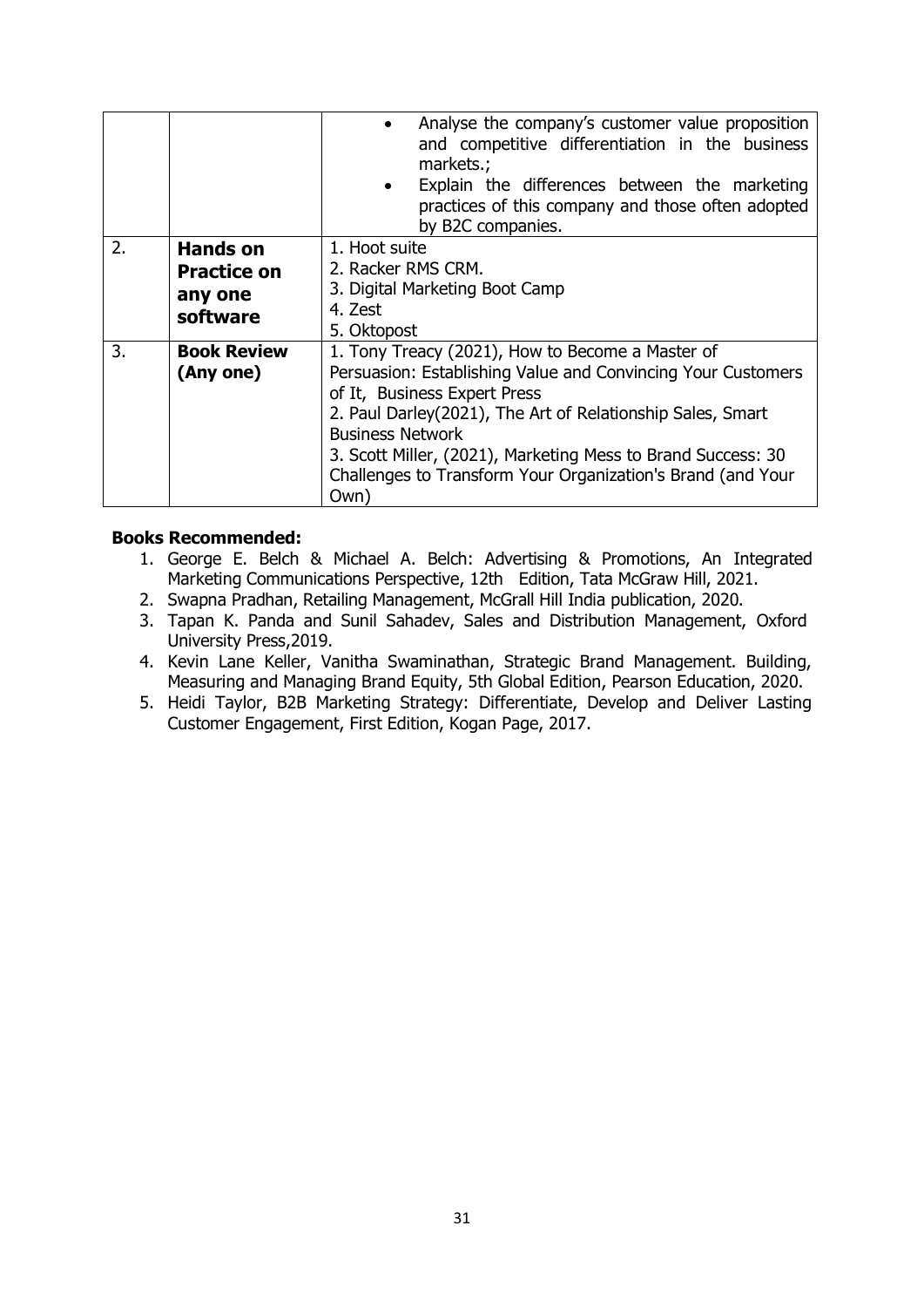| | | |
|---|---|---|
| | | • Analyse the company's customer value proposition and competitive differentiation in the business markets.; <br> • Explain the differences between the marketing practices of this company and those often adopted by B2C companies. |
| 2. | **Hands on Practice on any one software** | 1. Hoot suite <br> 2. Racker RMS CRM. <br> 3. Digital Marketing Boot Camp <br> 4. Zest <br> 5. Oktopost |
| 3. | **Book Review (Any one)** | 1. Tony Treacy (2021), How to Become a Master of Persuasion: Establishing Value and Convincing Your Customers of It, Business Expert Press <br> 2. Paul Darley(2021), The Art of Relationship Sales, Smart Business Network <br> 3. Scott Miller, (2021), Marketing Mess to Brand Success: 30 Challenges to Transform Your Organization's Brand (and Your Own) |

**Books Recommended:**

1. George E. Belch & Michael A. Belch: Advertising & Promotions, An Integrated Marketing Communications Perspective, 12th Edition, Tata McGraw Hill, 2021.
2. Swapna Pradhan, Retailing Management, McGrall Hill India publication, 2020.
3. Tapan K. Panda and Sunil Sahadev, Sales and Distribution Management, Oxford University Press,2019.
4. Kevin Lane Keller, Vanitha Swaminathan, Strategic Brand Management. Building, Measuring and Managing Brand Equity, 5th Global Edition, Pearson Education, 2020.
5. Heidi Taylor, B2B Marketing Strategy: Differentiate, Develop and Deliver Lasting Customer Engagement, First Edition, Kogan Page, 2017.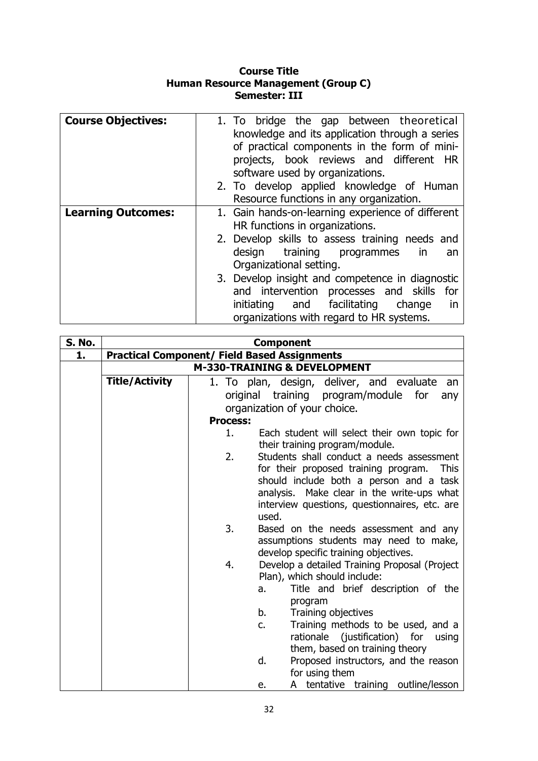**Course Title**
**Human Resource Management (Group C)**
**Semester: III**

| | |
|---|---|
| **Course Objectives:** | 1. To bridge the gap between theoretical knowledge and its application through a series of practical components in the form of mini-projects, book reviews and different HR software used by organizations.<br>2. To develop applied knowledge of Human Resource functions in any organization. |
| **Learning Outcomes:** | 1. Gain hands-on-learning experience of different HR functions in organizations.<br>2. Develop skills to assess training needs and design training programmes in an Organizational setting.<br>3. Develop insight and competence in diagnostic and intervention processes and skills for initiating and facilitating change in organizations with regard to HR systems. |

| S. No. | Component | |
|---|---|---|
| **1.** | **Practical Component/ Field Based Assignments** | |
| | **M-330-TRAINING & DEVELOPMENT** | |
| | **Title/Activity** | 1. To plan, design, deliver, and evaluate an original training program/module for any organization of your choice.<br>**Process:**<br>1. Each student will select their own topic for their training program/module.<br>2. Students shall conduct a needs assessment for their proposed training program. This should include both a person and a task analysis. Make clear in the write-ups what interview questions, questionnaires, etc. are used.<br>3. Based on the needs assessment and any assumptions students may need to make, develop specific training objectives.<br>4. Develop a detailed Training Proposal (Project Plan), which should include:<br>a. Title and brief description of the program<br>b. Training objectives<br>c. Training methods to be used, and a rationale (justification) for using them, based on training theory<br>d. Proposed instructors, and the reason for using them<br>e. A tentative training outline/lesson |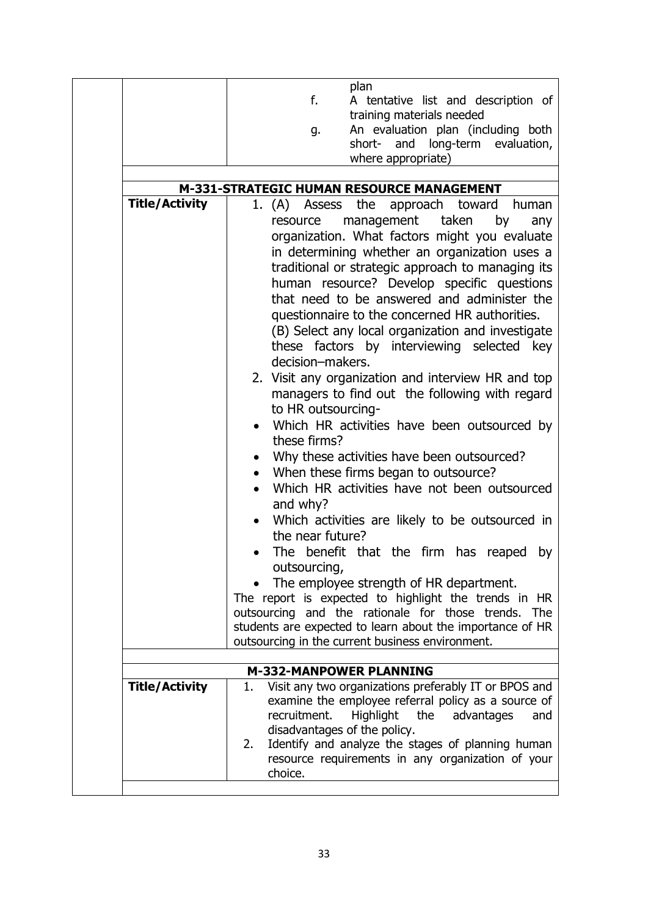| | |
|---|---|
| | plan<br>f. A tentative list and description of training materials needed<br>g. An evaluation plan (including both short- and long-term evaluation, where appropriate) |
| **M-331-STRATEGIC HUMAN RESOURCE MANAGEMENT** | |
| **Title/Activity** | 1. (A) Assess the approach toward human resource management taken by any organization. What factors might you evaluate in determining whether an organization uses a traditional or strategic approach to managing its human resource? Develop specific questions that need to be answered and administer the questionnaire to the concerned HR authorities.<br>(B) Select any local organization and investigate these factors by interviewing selected key decision–makers.<br>2. Visit any organization and interview HR and top managers to find out the following with regard to HR outsourcing-<br>• Which HR activities have been outsourced by these firms?<br>• Why these activities have been outsourced?<br>• When these firms began to outsource?<br>• Which HR activities have not been outsourced and why?<br>• Which activities are likely to be outsourced in the near future?<br>• The benefit that the firm has reaped by outsourcing,<br>• The employee strength of HR department.<br>The report is expected to highlight the trends in HR outsourcing and the rationale for those trends. The students are expected to learn about the importance of HR outsourcing in the current business environment. |
| **M-332-MANPOWER PLANNING** | |
| **Title/Activity** | 1. Visit any two organizations preferably IT or BPOS and examine the employee referral policy as a source of recruitment. Highlight the advantages and disadvantages of the policy.<br>2. Identify and analyze the stages of planning human resource requirements in any organization of your choice. |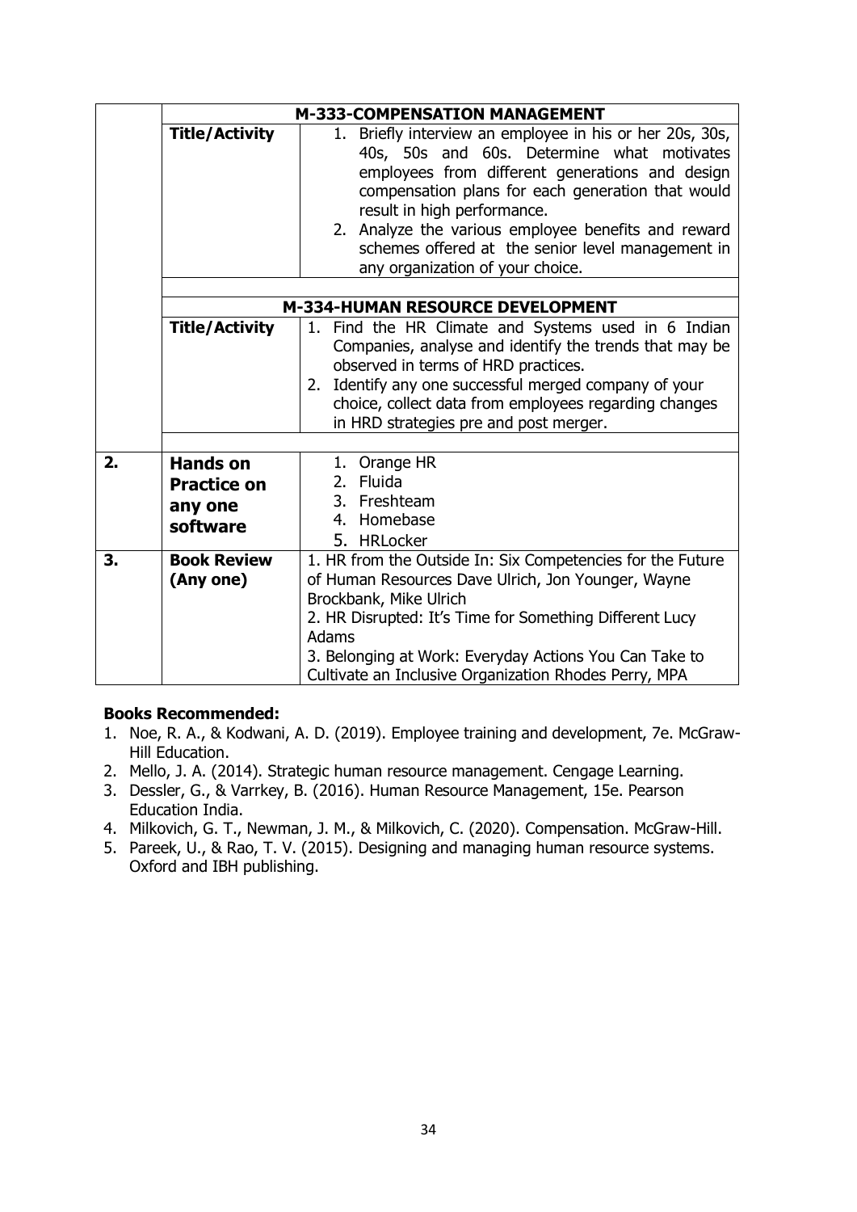| | | |
|---|---|---|
| | **M-333-COMPENSATION MANAGEMENT** | |
| | **Title/Activity** | 1. Briefly interview an employee in his or her 20s, 30s, 40s, 50s and 60s. Determine what motivates employees from different generations and design compensation plans for each generation that would result in high performance.<br>2. Analyze the various employee benefits and reward schemes offered at the senior level management in any organization of your choice. |
| | | |
| | **M-334-HUMAN RESOURCE DEVELOPMENT** | |
| | **Title/Activity** | 1. Find the HR Climate and Systems used in 6 Indian Companies, analyse and identify the trends that may be observed in terms of HRD practices.<br>2. Identify any one successful merged company of your choice, collect data from employees regarding changes in HRD strategies pre and post merger. |
| | | |
| **2.** | **Hands on Practice on any one software** | 1. Orange HR<br>2. Fluida<br>3. Freshteam<br>4. Homebase<br>5. HRLocker |
| **3.** | **Book Review (Any one)** | 1. HR from the Outside In: Six Competencies for the Future of Human Resources Dave Ulrich, Jon Younger, Wayne Brockbank, Mike Ulrich<br>2. HR Disrupted: It's Time for Something Different Lucy Adams<br>3. Belonging at Work: Everyday Actions You Can Take to Cultivate an Inclusive Organization Rhodes Perry, MPA |

**Books Recommended:**

1. Noe, R. A., & Kodwani, A. D. (2019). Employee training and development, 7e. McGraw-Hill Education.
2. Mello, J. A. (2014). Strategic human resource management. Cengage Learning.
3. Dessler, G., & Varrkey, B. (2016). Human Resource Management, 15e. Pearson Education India.
4. Milkovich, G. T., Newman, J. M., & Milkovich, C. (2020). Compensation. McGraw-Hill.
5. Pareek, U., & Rao, T. V. (2015). Designing and managing human resource systems. Oxford and IBH publishing.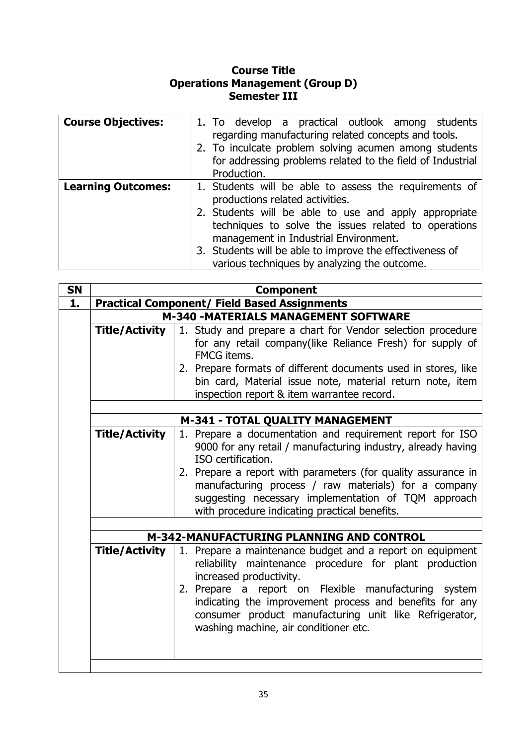**Course Title**
**Operations Management (Group D)**
**Semester III**

| **Course Objectives:** | 1. To develop a practical outlook among students regarding manufacturing related concepts and tools.<br>2. To inculcate problem solving acumen among students for addressing problems related to the field of Industrial Production. |
|---|---|
| **Learning Outcomes:** | 1. Students will be able to assess the requirements of productions related activities.<br>2. Students will be able to use and apply appropriate techniques to solve the issues related to operations management in Industrial Environment.<br>3. Students will be able to improve the effectiveness of various techniques by analyzing the outcome. |

| **SN** | **Component** | |
|---|---|---|
| **1.** | **Practical Component/ Field Based Assignments** | |
| | **M-340 -MATERIALS MANAGEMENT SOFTWARE** | |
| | **Title/Activity** | 1. Study and prepare a chart for Vendor selection procedure for any retail company(like Reliance Fresh) for supply of FMCG items.<br>2. Prepare formats of different documents used in stores, like bin card, Material issue note, material return note, item inspection report & item warrantee record. |
| | | |
| | **M-341 - TOTAL QUALITY MANAGEMENT** | |
| | **Title/Activity** | 1. Prepare a documentation and requirement report for ISO 9000 for any retail / manufacturing industry, already having ISO certification.<br>2. Prepare a report with parameters (for quality assurance in manufacturing process / raw materials) for a company suggesting necessary implementation of TQM approach with procedure indicating practical benefits. |
| | | |
| | **M-342-MANUFACTURING PLANNING AND CONTROL** | |
| | **Title/Activity** | 1. Prepare a maintenance budget and a report on equipment reliability maintenance procedure for plant production increased productivity.<br>2. Prepare a report on Flexible manufacturing system indicating the improvement process and benefits for any consumer product manufacturing unit like Refrigerator, washing machine, air conditioner etc. |
| | | |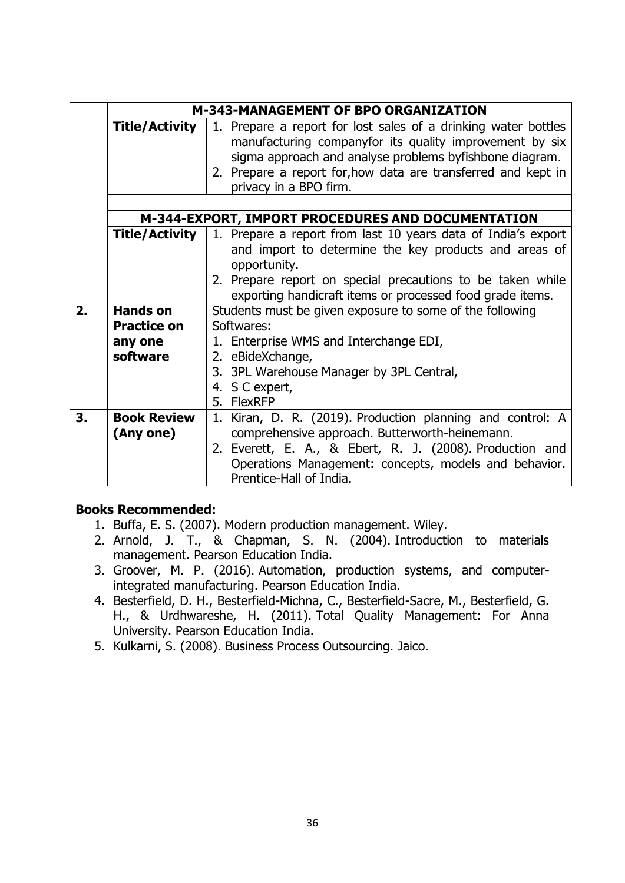| | | |
|---|---|---|
| | **M-343-MANAGEMENT OF BPO ORGANIZATION** | |
| | **Title/Activity** | 1. Prepare a report for lost sales of a drinking water bottles manufacturing companyfor its quality improvement by six sigma approach and analyse problems byfishbone diagram.<br>2. Prepare a report for,how data are transferred and kept in privacy in a BPO firm. |
| | | |
| | **M-344-EXPORT, IMPORT PROCEDURES AND DOCUMENTATION** | |
| | **Title/Activity** | 1. Prepare a report from last 10 years data of India's export and import to determine the key products and areas of opportunity.<br>2. Prepare report on special precautions to be taken while exporting handicraft items or processed food grade items. |
| **2.** | **Hands on Practice on any one software** | Students must be given exposure to some of the following Softwares:<br>1. Enterprise WMS and Interchange EDI,<br>2. eBideXchange,<br>3. 3PL Warehouse Manager by 3PL Central,<br>4. S C expert,<br>5. FlexRFP |
| **3.** | **Book Review (Any one)** | 1. Kiran, D. R. (2019). Production planning and control: A comprehensive approach. Butterworth-heinemann.<br>2. Everett, E. A., & Ebert, R. J. (2008). Production and Operations Management: concepts, models and behavior. Prentice-Hall of India. |

**Books Recommended:**

1. Buffa, E. S. (2007). Modern production management. Wiley.
2. Arnold, J. T., & Chapman, S. N. (2004). Introduction to materials management. Pearson Education India.
3. Groover, M. P. (2016). Automation, production systems, and computer-integrated manufacturing. Pearson Education India.
4. Besterfield, D. H., Besterfield-Michna, C., Besterfield-Sacre, M., Besterfield, G. H., & Urdhwareshe, H. (2011). Total Quality Management: For Anna University. Pearson Education India.
5. Kulkarni, S. (2008). Business Process Outsourcing. Jaico.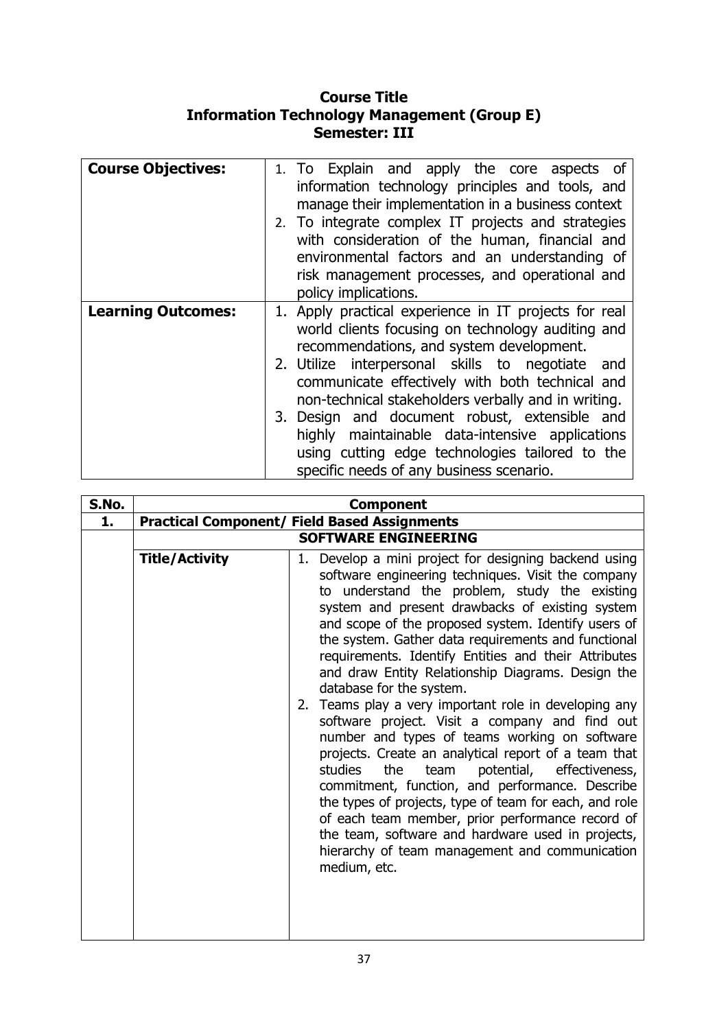# Course Title
## Information Technology Management (Group E)
## Semester: III

| **Course Objectives:** | 1. To Explain and apply the core aspects of information technology principles and tools, and manage their implementation in a business context<br>2. To integrate complex IT projects and strategies with consideration of the human, financial and environmental factors and an understanding of risk management processes, and operational and policy implications. |
|---|---|
| **Learning Outcomes:** | 1. Apply practical experience in IT projects for real world clients focusing on technology auditing and recommendations, and system development.<br>2. Utilize interpersonal skills to negotiate and communicate effectively with both technical and non-technical stakeholders verbally and in writing.<br>3. Design and document robust, extensible and highly maintainable data-intensive applications using cutting edge technologies tailored to the specific needs of any business scenario. |

| **S.No.** | **Component** | |
|---|---|---|
| **1.** | **Practical Component/ Field Based Assignments** | |
| | **SOFTWARE ENGINEERING** | |
| | **Title/Activity** | 1. Develop a mini project for designing backend using software engineering techniques. Visit the company to understand the problem, study the existing system and present drawbacks of existing system and scope of the proposed system. Identify users of the system. Gather data requirements and functional requirements. Identify Entities and their Attributes and draw Entity Relationship Diagrams. Design the database for the system.<br>2. Teams play a very important role in developing any software project. Visit a company and find out number and types of teams working on software projects. Create an analytical report of a team that studies the team potential, effectiveness, commitment, function, and performance. Describe the types of projects, type of team for each, and role of each team member, prior performance record of the team, software and hardware used in projects, hierarchy of team management and communication medium, etc. |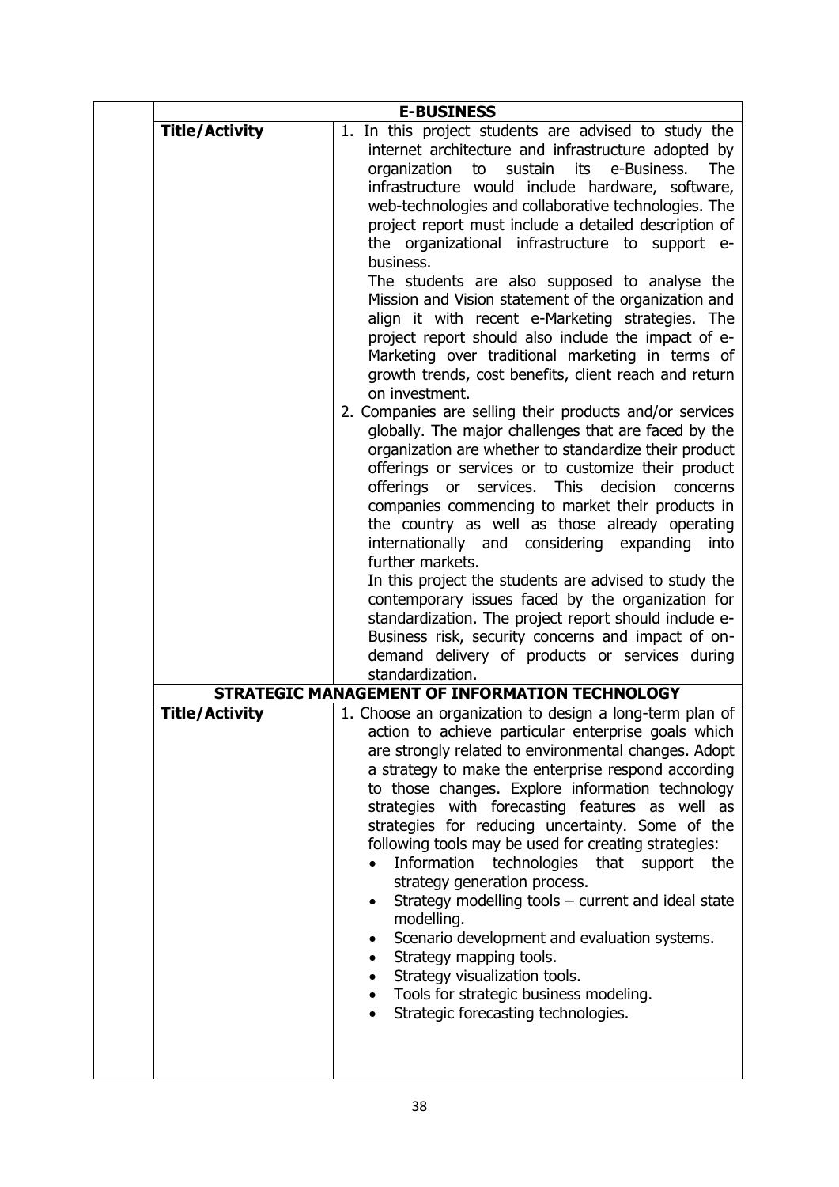| | | |
|---|---|---|
| | **E-BUSINESS** | |
| | **Title/Activity** | 1. In this project students are advised to study the internet architecture and infrastructure adopted by organization to sustain its e-Business. The infrastructure would include hardware, software, web-technologies and collaborative technologies. The project report must include a detailed description of the organizational infrastructure to support e-business.<br>The students are also supposed to analyse the Mission and Vision statement of the organization and align it with recent e-Marketing strategies. The project report should also include the impact of e-Marketing over traditional marketing in terms of growth trends, cost benefits, client reach and return on investment.<br>2. Companies are selling their products and/or services globally. The major challenges that are faced by the organization are whether to standardize their product offerings or services or to customize their product offerings or services. This decision concerns companies commencing to market their products in the country as well as those already operating internationally and considering expanding into further markets.<br>In this project the students are advised to study the contemporary issues faced by the organization for standardization. The project report should include e-Business risk, security concerns and impact of on-demand delivery of products or services during standardization. |
| | **STRATEGIC MANAGEMENT OF INFORMATION TECHNOLOGY** | |
| | **Title/Activity** | 1. Choose an organization to design a long-term plan of action to achieve particular enterprise goals which are strongly related to environmental changes. Adopt a strategy to make the enterprise respond according to those changes. Explore information technology strategies with forecasting features as well as strategies for reducing uncertainty. Some of the following tools may be used for creating strategies:<br>• Information technologies that support the strategy generation process.<br>• Strategy modelling tools – current and ideal state modelling.<br>• Scenario development and evaluation systems.<br>• Strategy mapping tools.<br>• Strategy visualization tools.<br>• Tools for strategic business modeling.<br>• Strategic forecasting technologies. |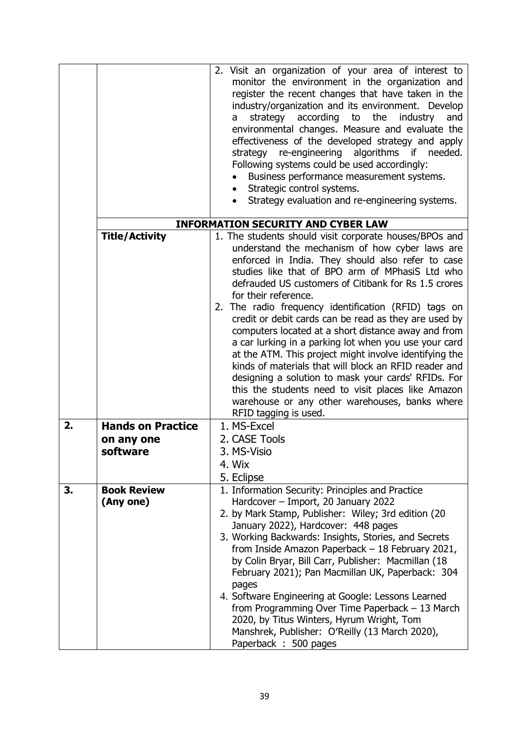| | | |
|---|---|---|
| | | 2. Visit an organization of your area of interest to monitor the environment in the organization and register the recent changes that have taken in the industry/organization and its environment. Develop a strategy according to the industry and environmental changes. Measure and evaluate the effectiveness of the developed strategy and apply strategy re-engineering algorithms if needed. Following systems could be used accordingly:<br>• Business performance measurement systems.<br>• Strategic control systems.<br>• Strategy evaluation and re-engineering systems. |
| | **INFORMATION SECURITY AND CYBER LAW** | |
| | **Title/Activity** | 1. The students should visit corporate houses/BPOs and understand the mechanism of how cyber laws are enforced in India. They should also refer to case studies like that of BPO arm of MPhasiS Ltd who defrauded US customers of Citibank for Rs 1.5 crores for their reference.<br>2. The radio frequency identification (RFID) tags on credit or debit cards can be read as they are used by computers located at a short distance away and from a car lurking in a parking lot when you use your card at the ATM. This project might involve identifying the kinds of materials that will block an RFID reader and designing a solution to mask your cards' RFIDs. For this the students need to visit places like Amazon warehouse or any other warehouses, banks where RFID tagging is used. |
| **2.** | **Hands on Practice on any one software** | 1. MS-Excel<br>2. CASE Tools<br>3. MS-Visio<br>4. Wix<br>5. Eclipse |
| **3.** | **Book Review (Any one)** | 1. Information Security: Principles and Practice Hardcover – Import, 20 January 2022<br>2. by Mark Stamp, Publisher: Wiley; 3rd edition (20 January 2022), Hardcover: 448 pages<br>3. Working Backwards: Insights, Stories, and Secrets from Inside Amazon Paperback – 18 February 2021, by Colin Bryar, Bill Carr, Publisher: Macmillan (18 February 2021); Pan Macmillan UK, Paperback: 304 pages<br>4. Software Engineering at Google: Lessons Learned from Programming Over Time Paperback – 13 March 2020, by Titus Winters, Hyrum Wright, Tom Manshrek, Publisher: O'Reilly (13 March 2020), Paperback : 500 pages |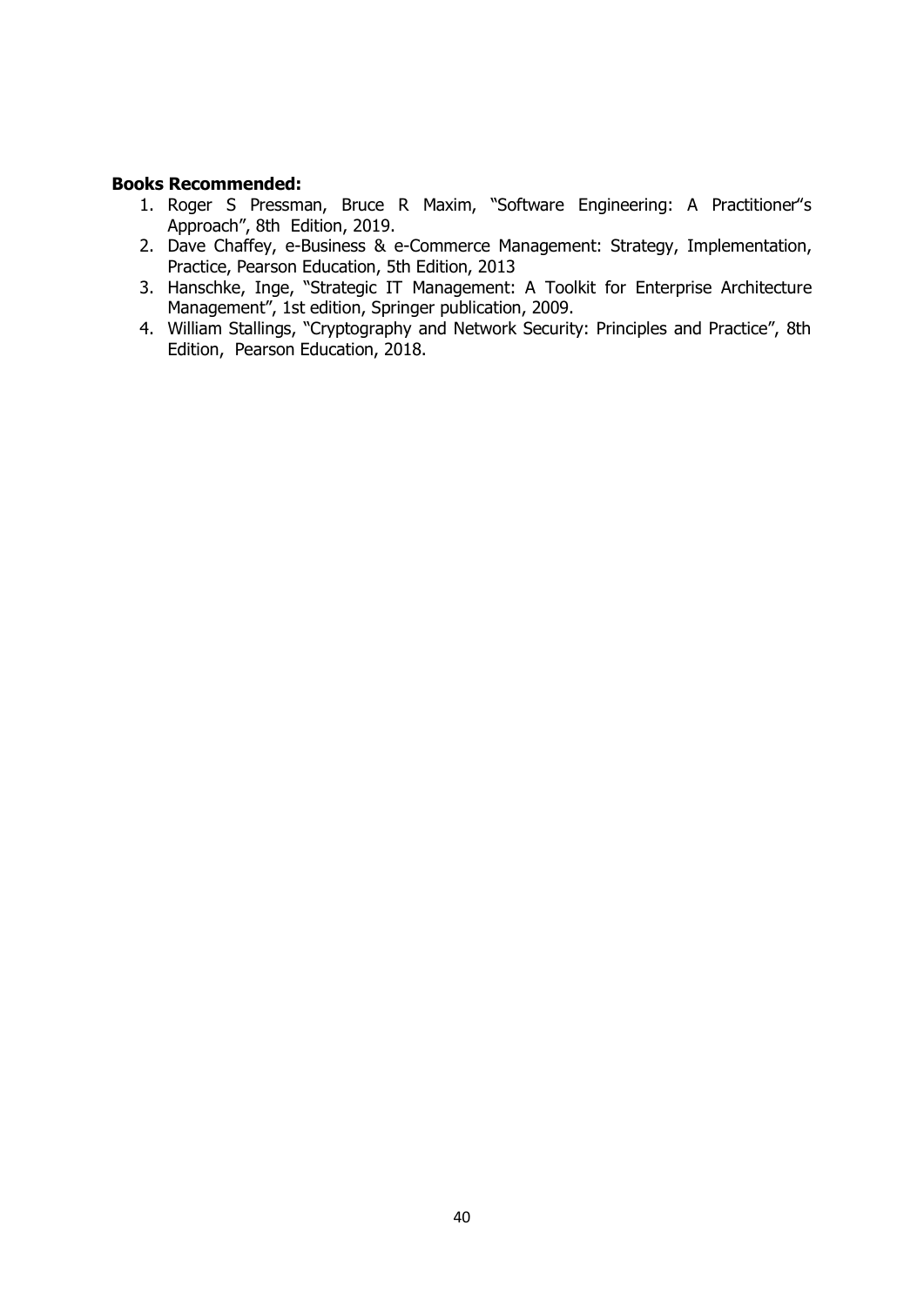**Books Recommended:**

1. Roger S Pressman, Bruce R Maxim, "Software Engineering: A Practitioner"s Approach", 8th Edition, 2019.
2. Dave Chaffey, e-Business & e-Commerce Management: Strategy, Implementation, Practice, Pearson Education, 5th Edition, 2013
3. Hanschke, Inge, "Strategic IT Management: A Toolkit for Enterprise Architecture Management", 1st edition, Springer publication, 2009.
4. William Stallings, "Cryptography and Network Security: Principles and Practice", 8th Edition, Pearson Education, 2018.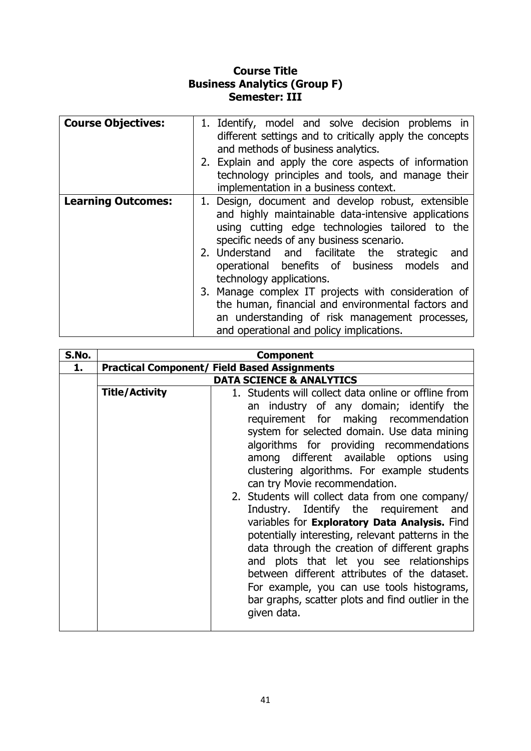**Course Title**
**Business Analytics (Group F)**
**Semester: III**

| | |
|---|---|
| **Course Objectives:** | 1. Identify, model and solve decision problems in different settings and to critically apply the concepts and methods of business analytics.<br>2. Explain and apply the core aspects of information technology principles and tools, and manage their implementation in a business context. |
| **Learning Outcomes:** | 1. Design, document and develop robust, extensible and highly maintainable data-intensive applications using cutting edge technologies tailored to the specific needs of any business scenario.<br>2. Understand and facilitate the strategic and operational benefits of business models and technology applications.<br>3. Manage complex IT projects with consideration of the human, financial and environmental factors and an understanding of risk management processes, and operational and policy implications. |

| S.No. | Component | |
|---|---|---|
| **1.** | **Practical Component/ Field Based Assignments** | |
| | **DATA SCIENCE & ANALYTICS** | |
| | **Title/Activity** | 1. Students will collect data online or offline from an industry of any domain; identify the requirement for making recommendation system for selected domain. Use data mining algorithms for providing recommendations among different available options using clustering algorithms. For example students can try Movie recommendation.<br>2. Students will collect data from one company/ Industry. Identify the requirement and variables for **Exploratory Data Analysis.** Find potentially interesting, relevant patterns in the data through the creation of different graphs and plots that let you see relationships between different attributes of the dataset. For example, you can use tools histograms, bar graphs, scatter plots and find outlier in the given data. |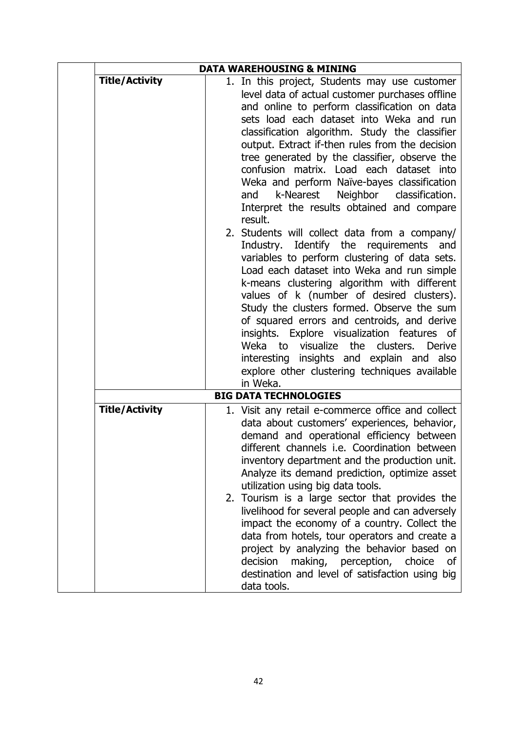| | **DATA WAREHOUSING & MINING** | |
|---|---|---|
| | **Title/Activity** | 1. In this project, Students may use customer level data of actual customer purchases offline and online to perform classification on data sets load each dataset into Weka and run classification algorithm. Study the classifier output. Extract if-then rules from the decision tree generated by the classifier, observe the confusion matrix. Load each dataset into Weka and perform Naïve-bayes classification and k-Nearest Neighbor classification. Interpret the results obtained and compare result.<br>2. Students will collect data from a company/ Industry. Identify the requirements and variables to perform clustering of data sets. Load each dataset into Weka and run simple k-means clustering algorithm with different values of k (number of desired clusters). Study the clusters formed. Observe the sum of squared errors and centroids, and derive insights. Explore visualization features of Weka to visualize the clusters. Derive interesting insights and explain and also explore other clustering techniques available in Weka. |
| | **BIG DATA TECHNOLOGIES** | |
| | **Title/Activity** | 1. Visit any retail e-commerce office and collect data about customers' experiences, behavior, demand and operational efficiency between different channels i.e. Coordination between inventory department and the production unit. Analyze its demand prediction, optimize asset utilization using big data tools.<br>2. Tourism is a large sector that provides the livelihood for several people and can adversely impact the economy of a country. Collect the data from hotels, tour operators and create a project by analyzing the behavior based on decision making, perception, choice of destination and level of satisfaction using big data tools. |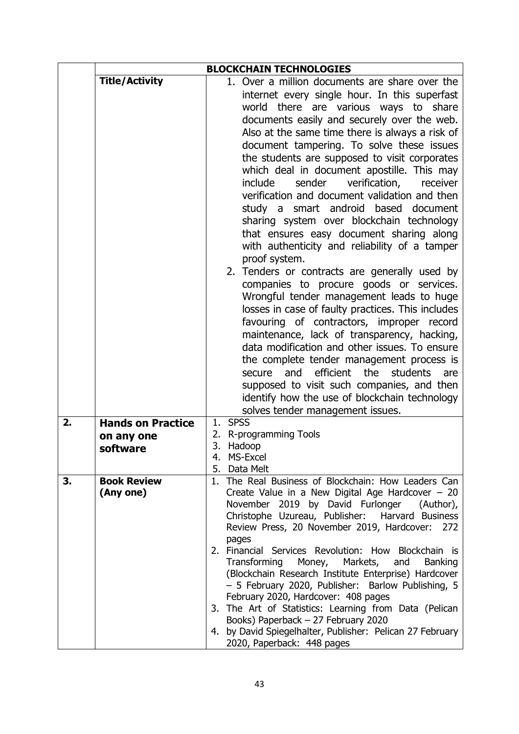| | BLOCKCHAIN TECHNOLOGIES | |
|---|---|---|
| | **Title/Activity** | 1. Over a million documents are share over the internet every single hour. In this superfast world there are various ways to share documents easily and securely over the web. Also at the same time there is always a risk of document tampering. To solve these issues the students are supposed to visit corporates which deal in document apostille. This may include sender verification, receiver verification and document validation and then study a smart android based document sharing system over blockchain technology that ensures easy document sharing along with authenticity and reliability of a tamper proof system.<br>2. Tenders or contracts are generally used by companies to procure goods or services. Wrongful tender management leads to huge losses in case of faulty practices. This includes favouring of contractors, improper record maintenance, lack of transparency, hacking, data modification and other issues. To ensure the complete tender management process is secure and efficient the students are supposed to visit such companies, and then identify how the use of blockchain technology solves tender management issues. |
| **2.** | **Hands on Practice on any one software** | 1. SPSS<br>2. R-programming Tools<br>3. Hadoop<br>4. MS-Excel<br>5. Data Melt |
| **3.** | **Book Review (Any one)** | 1. The Real Business of Blockchain: How Leaders Can Create Value in a New Digital Age Hardcover – 20 November 2019 by David Furlonger (Author), Christophe Uzureau, Publisher: Harvard Business Review Press, 20 November 2019, Hardcover: 272 pages<br>2. Financial Services Revolution: How Blockchain is Transforming Money, Markets, and Banking (Blockchain Research Institute Enterprise) Hardcover – 5 February 2020, Publisher: Barlow Publishing, 5 February 2020, Hardcover: 408 pages<br>3. The Art of Statistics: Learning from Data (Pelican Books) Paperback – 27 February 2020<br>4. by David Spiegelhalter, Publisher: Pelican 27 February 2020, Paperback: 448 pages |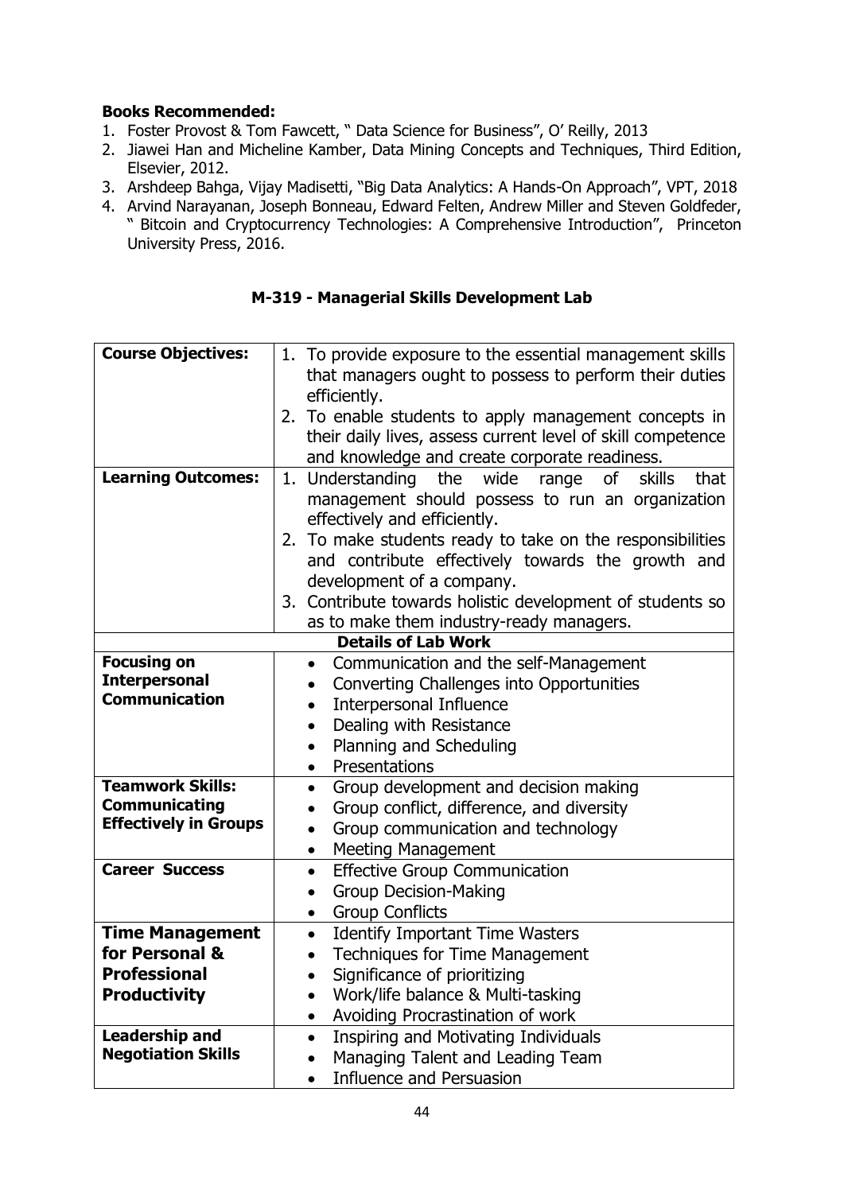**Books Recommended:**

1. Foster Provost & Tom Fawcett, " Data Science for Business", O' Reilly, 2013
2. Jiawei Han and Micheline Kamber, Data Mining Concepts and Techniques, Third Edition, Elsevier, 2012.
3. Arshdeep Bahga, Vijay Madisetti, "Big Data Analytics: A Hands-On Approach", VPT, 2018
4. Arvind Narayanan, Joseph Bonneau, Edward Felten, Andrew Miller and Steven Goldfeder, " Bitcoin and Cryptocurrency Technologies: A Comprehensive Introduction", Princeton University Press, 2016.

## M-319 - Managerial Skills Development Lab

| | |
|---|---|
| **Course Objectives:** | 1. To provide exposure to the essential management skills that managers ought to possess to perform their duties efficiently.<br>2. To enable students to apply management concepts in their daily lives, assess current level of skill competence and knowledge and create corporate readiness. |
| **Learning Outcomes:** | 1. Understanding the wide range of skills that management should possess to run an organization effectively and efficiently.<br>2. To make students ready to take on the responsibilities and contribute effectively towards the growth and development of a company.<br>3. Contribute towards holistic development of students so as to make them industry-ready managers. |
| **Details of Lab Work** | |
| **Focusing on Interpersonal Communication** | • Communication and the self-Management<br>• Converting Challenges into Opportunities<br>• Interpersonal Influence<br>• Dealing with Resistance<br>• Planning and Scheduling<br>• Presentations |
| **Teamwork Skills: Communicating Effectively in Groups** | • Group development and decision making<br>• Group conflict, difference, and diversity<br>• Group communication and technology<br>• Meeting Management |
| **Career Success** | • Effective Group Communication<br>• Group Decision-Making<br>• Group Conflicts |
| **Time Management for Personal & Professional Productivity** | • Identify Important Time Wasters<br>• Techniques for Time Management<br>• Significance of prioritizing<br>• Work/life balance & Multi-tasking<br>• Avoiding Procrastination of work |
| **Leadership and Negotiation Skills** | • Inspiring and Motivating Individuals<br>• Managing Talent and Leading Team<br>• Influence and Persuasion |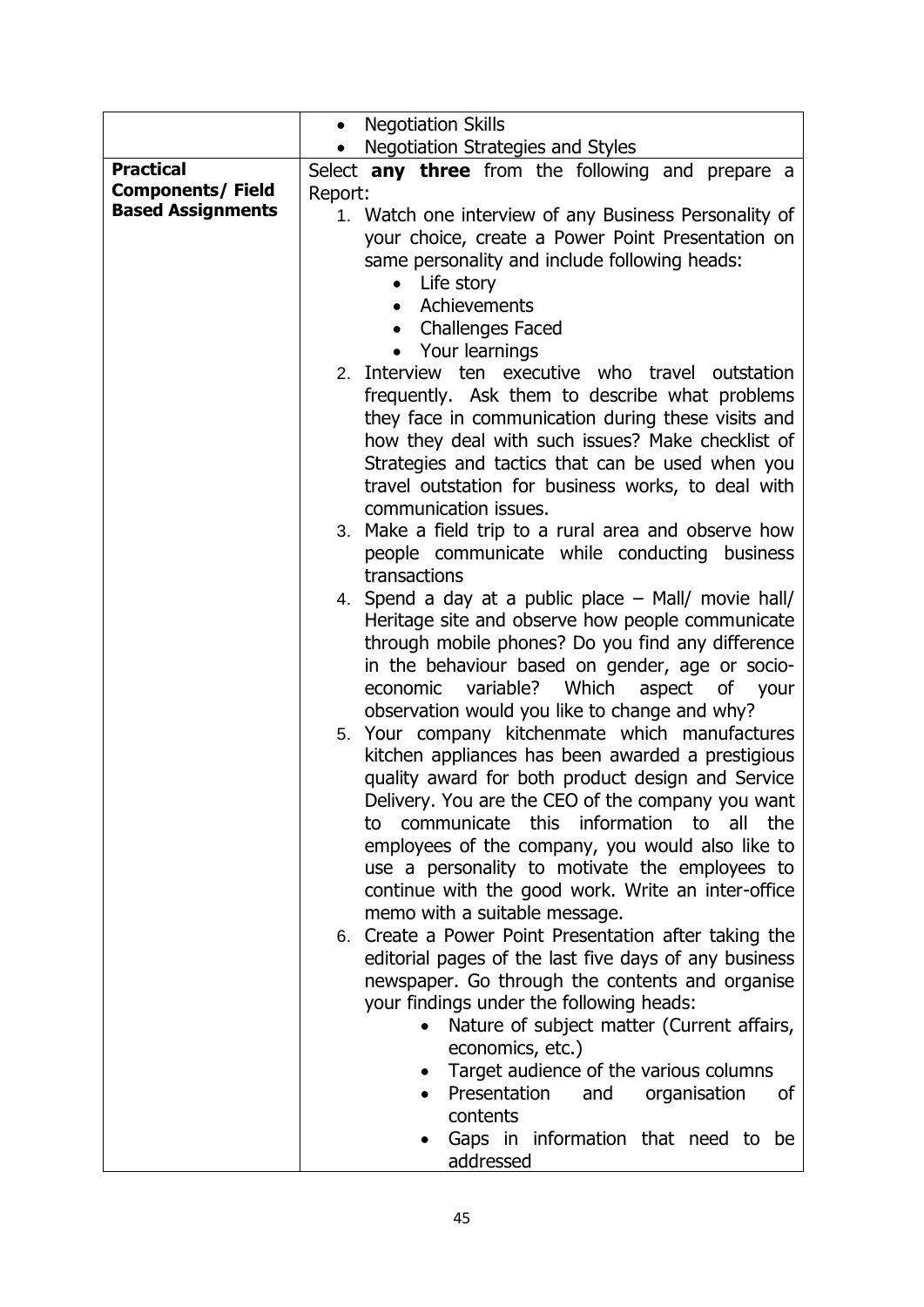| | |
|---|---|
| | • Negotiation Skills<br>• Negotiation Strategies and Styles |
| **Practical Components/ Field Based Assignments** | Select **any three** from the following and prepare a Report:<br>1. Watch one interview of any Business Personality of your choice, create a Power Point Presentation on same personality and include following heads:<br>• Life story<br>• Achievements<br>• Challenges Faced<br>• Your learnings<br>2. Interview ten executive who travel outstation frequently. Ask them to describe what problems they face in communication during these visits and how they deal with such issues? Make checklist of Strategies and tactics that can be used when you travel outstation for business works, to deal with communication issues.<br>3. Make a field trip to a rural area and observe how people communicate while conducting business transactions<br>4. Spend a day at a public place – Mall/ movie hall/ Heritage site and observe how people communicate through mobile phones? Do you find any difference in the behaviour based on gender, age or socio-economic variable? Which aspect of your observation would you like to change and why?<br>5. Your company kitchenmate which manufactures kitchen appliances has been awarded a prestigious quality award for both product design and Service Delivery. You are the CEO of the company you want to communicate this information to all the employees of the company, you would also like to use a personality to motivate the employees to continue with the good work. Write an inter-office memo with a suitable message.<br>6. Create a Power Point Presentation after taking the editorial pages of the last five days of any business newspaper. Go through the contents and organise your findings under the following heads:<br>• Nature of subject matter (Current affairs, economics, etc.)<br>• Target audience of the various columns<br>• Presentation and organisation of contents<br>• Gaps in information that need to be addressed |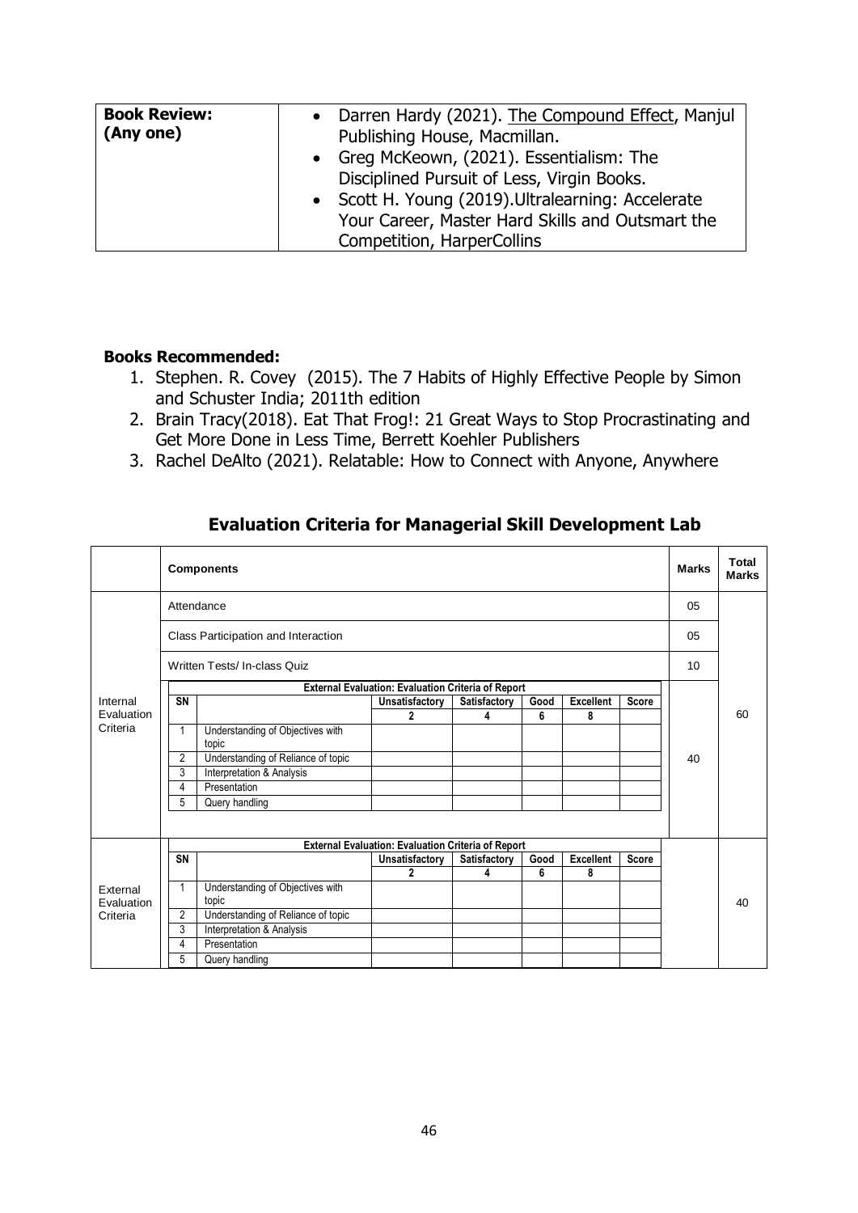| **Book Review: (Any one)** | • Darren Hardy (2021). The Compound Effect, Manjul Publishing House, Macmillan. • Greg McKeown, (2021). Essentialism: The Disciplined Pursuit of Less, Virgin Books. • Scott H. Young (2019).Ultralearning: Accelerate Your Career, Master Hard Skills and Outsmart the Competition, HarperCollins |
|---|---|

**Books Recommended:**

1. Stephen. R. Covey (2015). The 7 Habits of Highly Effective People by Simon and Schuster India; 2011th edition
2. Brain Tracy(2018). Eat That Frog!: 21 Great Ways to Stop Procrastinating and Get More Done in Less Time, Berrett Koehler Publishers
3. Rachel DeAlto (2021). Relatable: How to Connect with Anyone, Anywhere

## Evaluation Criteria for Managerial Skill Development Lab

| | Components | | | | | | | Marks | Total Marks |
|---|---|---|---|---|---|---|---|---|---|
| Internal Evaluation Criteria | Attendance | | | | | | | 05 | 60 |
| | Class Participation and Interaction | | | | | | | 05 | |
| | Written Tests/ In-class Quiz | | | | | | | 10 | |
| | **External Evaluation: Evaluation Criteria of Report** | | | | | | | 40 | |
| | **SN** | | **Unsatisfactory** | **Satisfactory** | **Good** | **Excellent** | **Score** | | |
| | | | **2** | **4** | **6** | **8** | | | |
| | 1 | Understanding of Objectives with topic | | | | | | | |
| | 2 | Understanding of Reliance of topic | | | | | | | |
| | 3 | Interpretation & Analysis | | | | | | | |
| | 4 | Presentation | | | | | | | |
| | 5 | Query handling | | | | | | | |
| External Evaluation Criteria | **External Evaluation: Evaluation Criteria of Report** | | | | | | | | 40 |
| | **SN** | | **Unsatisfactory** | **Satisfactory** | **Good** | **Excellent** | **Score** | | |
| | | | **2** | **4** | **6** | **8** | | | |
| | 1 | Understanding of Objectives with topic | | | | | | | |
| | 2 | Understanding of Reliance of topic | | | | | | | |
| | 3 | Interpretation & Analysis | | | | | | | |
| | 4 | Presentation | | | | | | | |
| | 5 | Query handling | | | | | | | |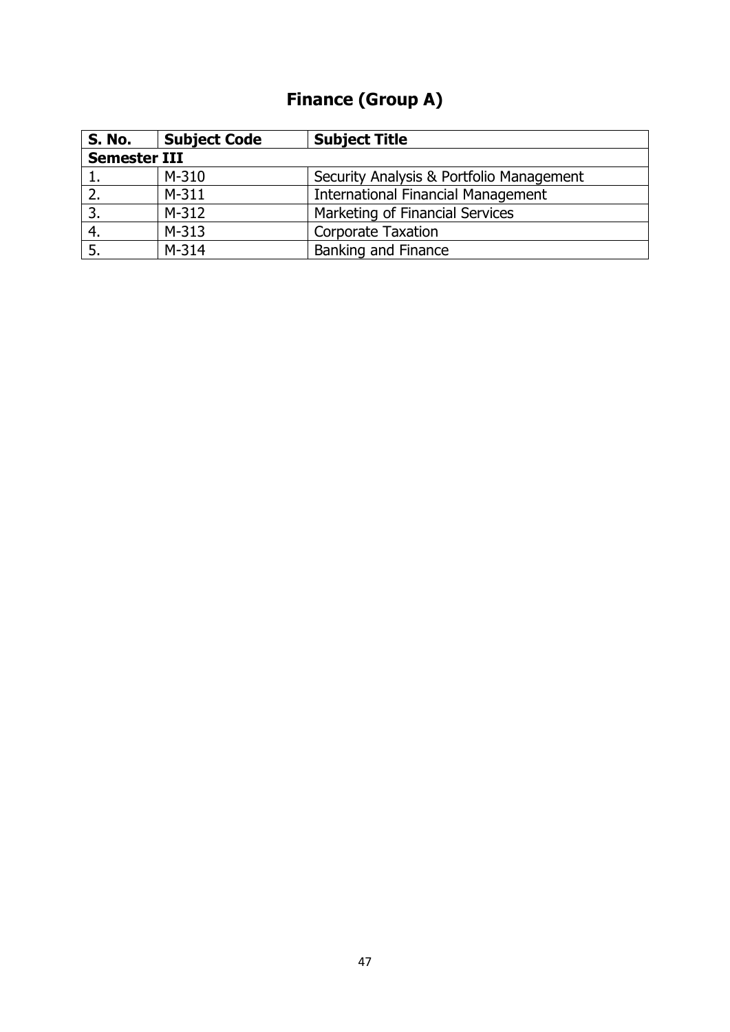# Finance (Group A)

| S. No. | Subject Code | Subject Title |
|---|---|---|
| **Semester III** | | |
| 1. | M-310 | Security Analysis & Portfolio Management |
| 2. | M-311 | International Financial Management |
| 3. | M-312 | Marketing of Financial Services |
| 4. | M-313 | Corporate Taxation |
| 5. | M-314 | Banking and Finance |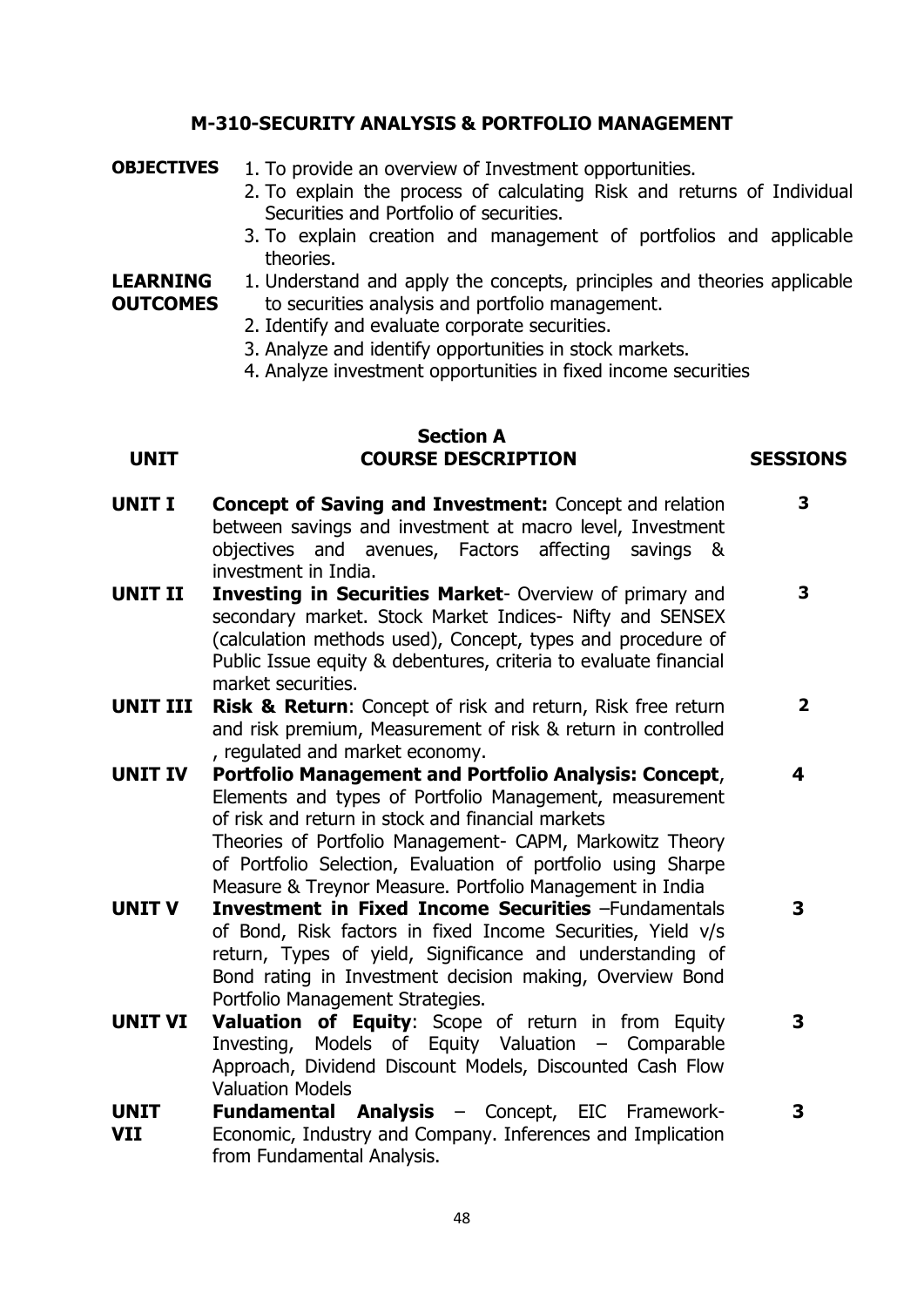## M-310-SECURITY ANALYSIS & PORTFOLIO MANAGEMENT

**OBJECTIVES**

1. To provide an overview of Investment opportunities.
2. To explain the process of calculating Risk and returns of Individual Securities and Portfolio of securities.
3. To explain creation and management of portfolios and applicable theories.

**LEARNING OUTCOMES**

1. Understand and apply the concepts, principles and theories applicable to securities analysis and portfolio management.
2. Identify and evaluate corporate securities.
3. Analyze and identify opportunities in stock markets.
4. Analyze investment opportunities in fixed income securities

### Section A

| UNIT | COURSE DESCRIPTION | SESSIONS |
|---|---|---|
| **UNIT I** | **Concept of Saving and Investment:** Concept and relation between savings and investment at macro level, Investment objectives and avenues, Factors affecting savings & investment in India. | **3** |
| **UNIT II** | **Investing in Securities Market**- Overview of primary and secondary market. Stock Market Indices- Nifty and SENSEX (calculation methods used), Concept, types and procedure of Public Issue equity & debentures, criteria to evaluate financial market securities. | **3** |
| **UNIT III** | **Risk & Return**: Concept of risk and return, Risk free return and risk premium, Measurement of risk & return in controlled , regulated and market economy. | **2** |
| **UNIT IV** | **Portfolio Management and Portfolio Analysis: Concept**, Elements and types of Portfolio Management, measurement of risk and return in stock and financial markets<br>Theories of Portfolio Management- CAPM, Markowitz Theory of Portfolio Selection, Evaluation of portfolio using Sharpe Measure & Treynor Measure. Portfolio Management in India | **4** |
| **UNIT V** | **Investment in Fixed Income Securities** –Fundamentals of Bond, Risk factors in fixed Income Securities, Yield v/s return, Types of yield, Significance and understanding of Bond rating in Investment decision making, Overview Bond Portfolio Management Strategies. | **3** |
| **UNIT VI** | **Valuation of Equity**: Scope of return in from Equity Investing, Models of Equity Valuation – Comparable Approach, Dividend Discount Models, Discounted Cash Flow Valuation Models | **3** |
| **UNIT VII** | **Fundamental Analysis** – Concept, EIC Framework- Economic, Industry and Company. Inferences and Implication from Fundamental Analysis. | **3** |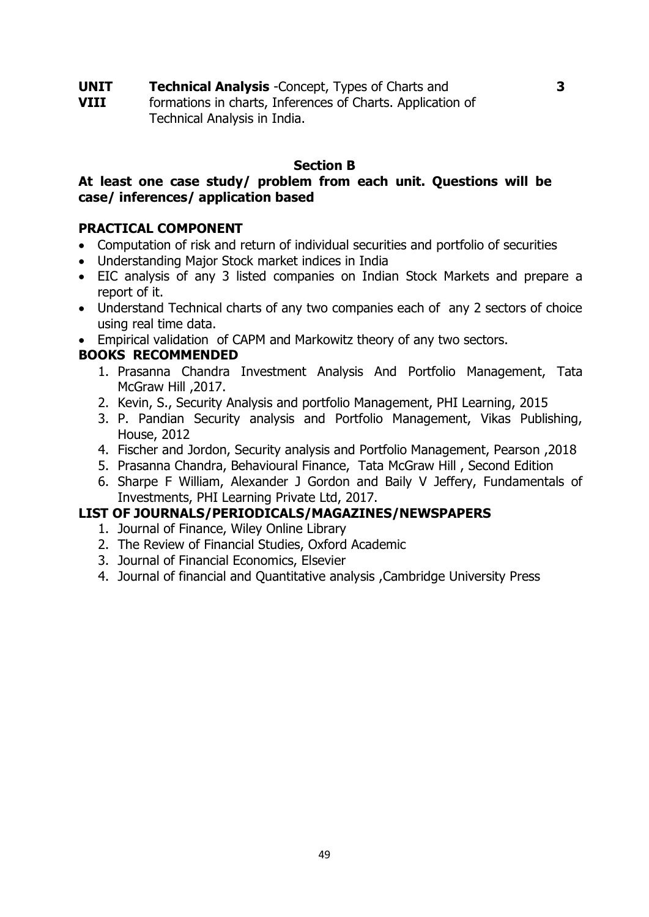| | | |
|---|---|---|
| **UNIT VIII** | **Technical Analysis** -Concept, Types of Charts and formations in charts, Inferences of Charts. Application of Technical Analysis in India. | **3** |

**Section B**

**At least one case study/ problem from each unit. Questions will be case/ inferences/ application based**

**PRACTICAL COMPONENT**

- Computation of risk and return of individual securities and portfolio of securities
- Understanding Major Stock market indices in India
- EIC analysis of any 3 listed companies on Indian Stock Markets and prepare a report of it.
- Understand Technical charts of any two companies each of any 2 sectors of choice using real time data.
- Empirical validation of CAPM and Markowitz theory of any two sectors.

**BOOKS RECOMMENDED**

1. Prasanna Chandra Investment Analysis And Portfolio Management, Tata McGraw Hill ,2017.
2. Kevin, S., Security Analysis and portfolio Management, PHI Learning, 2015
3. P. Pandian Security analysis and Portfolio Management, Vikas Publishing, House, 2012
4. Fischer and Jordon, Security analysis and Portfolio Management, Pearson ,2018
5. Prasanna Chandra, Behavioural Finance, Tata McGraw Hill , Second Edition
6. Sharpe F William, Alexander J Gordon and Baily V Jeffery, Fundamentals of Investments, PHI Learning Private Ltd, 2017.

**LIST OF JOURNALS/PERIODICALS/MAGAZINES/NEWSPAPERS**

1. Journal of Finance, Wiley Online Library
2. The Review of Financial Studies, Oxford Academic
3. Journal of Financial Economics, Elsevier
4. Journal of financial and Quantitative analysis ,Cambridge University Press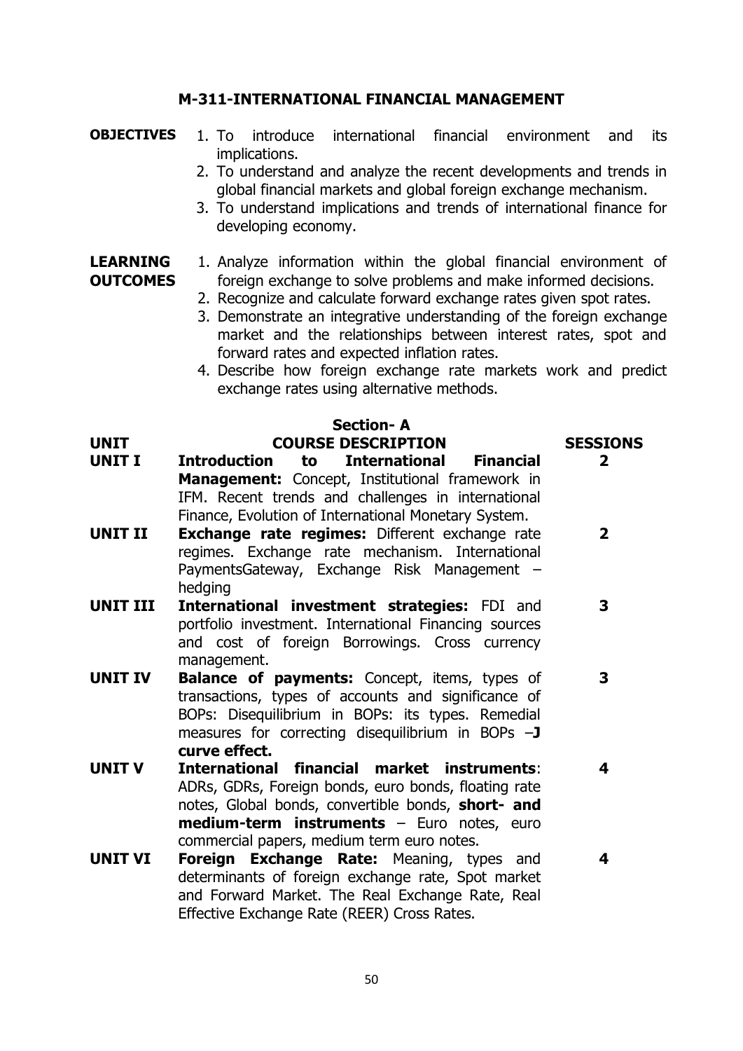## M-311-INTERNATIONAL FINANCIAL MANAGEMENT

**OBJECTIVES**

1. To introduce international financial environment and its implications.
2. To understand and analyze the recent developments and trends in global financial markets and global foreign exchange mechanism.
3. To understand implications and trends of international finance for developing economy.

**LEARNING OUTCOMES**

1. Analyze information within the global financial environment of foreign exchange to solve problems and make informed decisions.
2. Recognize and calculate forward exchange rates given spot rates.
3. Demonstrate an integrative understanding of the foreign exchange market and the relationships between interest rates, spot and forward rates and expected inflation rates.
4. Describe how foreign exchange rate markets work and predict exchange rates using alternative methods.

### Section- A

| UNIT | COURSE DESCRIPTION | SESSIONS |
|---|---|---|
| **UNIT I** | **Introduction to International Financial Management:** Concept, Institutional framework in IFM. Recent trends and challenges in international Finance, Evolution of International Monetary System. | **2** |
| **UNIT II** | **Exchange rate regimes:** Different exchange rate regimes. Exchange rate mechanism. International PaymentsGateway, Exchange Risk Management – hedging | **2** |
| **UNIT III** | **International investment strategies:** FDI and portfolio investment. International Financing sources and cost of foreign Borrowings. Cross currency management. | **3** |
| **UNIT IV** | **Balance of payments:** Concept, items, types of transactions, types of accounts and significance of BOPs: Disequilibrium in BOPs: its types. Remedial measures for correcting disequilibrium in BOPs –**J curve effect.** | **3** |
| **UNIT V** | **International financial market instruments**: ADRs, GDRs, Foreign bonds, euro bonds, floating rate notes, Global bonds, convertible bonds, **short- and medium-term instruments** – Euro notes, euro commercial papers, medium term euro notes. | **4** |
| **UNIT VI** | **Foreign Exchange Rate:** Meaning, types and determinants of foreign exchange rate, Spot market and Forward Market. The Real Exchange Rate, Real Effective Exchange Rate (REER) Cross Rates. | **4** |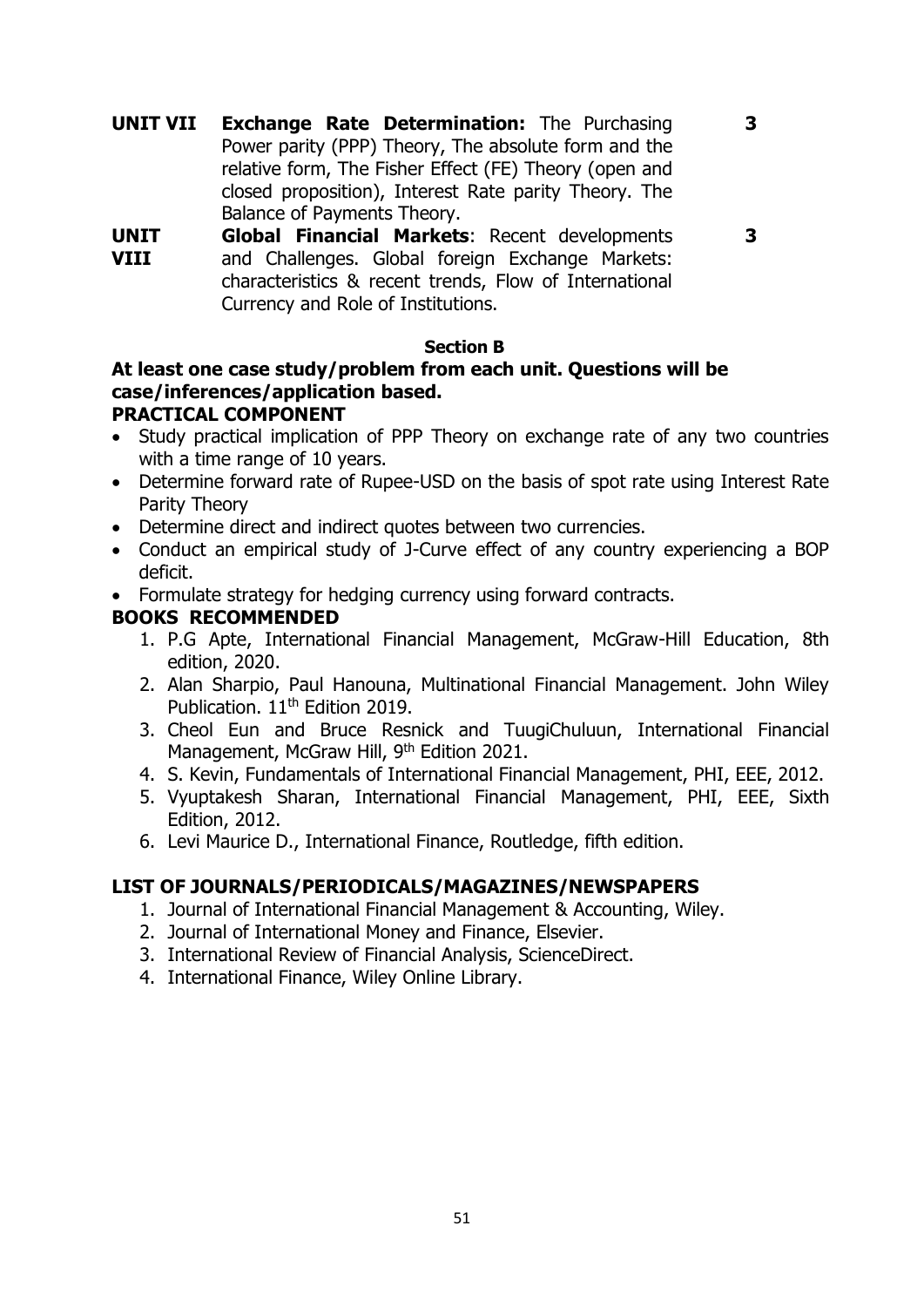| | | |
|---|---|---|
| **UNIT VII** | **Exchange Rate Determination:** The Purchasing Power parity (PPP) Theory, The absolute form and the relative form, The Fisher Effect (FE) Theory (open and closed proposition), Interest Rate parity Theory. The Balance of Payments Theory. | **3** |
| **UNIT VIII** | **Global Financial Markets**: Recent developments and Challenges. Global foreign Exchange Markets: characteristics & recent trends, Flow of International Currency and Role of Institutions. | **3** |

**Section B**

**At least one case study/problem from each unit. Questions will be case/inferences/application based.**

**PRACTICAL COMPONENT**

- Study practical implication of PPP Theory on exchange rate of any two countries with a time range of 10 years.
- Determine forward rate of Rupee-USD on the basis of spot rate using Interest Rate Parity Theory
- Determine direct and indirect quotes between two currencies.
- Conduct an empirical study of J-Curve effect of any country experiencing a BOP deficit.
- Formulate strategy for hedging currency using forward contracts.

**BOOKS RECOMMENDED**

1. P.G Apte, International Financial Management, McGraw-Hill Education, 8th edition, 2020.
2. Alan Sharpio, Paul Hanouna, Multinational Financial Management. John Wiley Publication. 11th Edition 2019.
3. Cheol Eun and Bruce Resnick and TuugiChuluun, International Financial Management, McGraw Hill, 9th Edition 2021.
4. S. Kevin, Fundamentals of International Financial Management, PHI, EEE, 2012.
5. Vyuptakesh Sharan, International Financial Management, PHI, EEE, Sixth Edition, 2012.
6. Levi Maurice D., International Finance, Routledge, fifth edition.

**LIST OF JOURNALS/PERIODICALS/MAGAZINES/NEWSPAPERS**

1. Journal of International Financial Management & Accounting, Wiley.
2. Journal of International Money and Finance, Elsevier.
3. International Review of Financial Analysis, ScienceDirect.
4. International Finance, Wiley Online Library.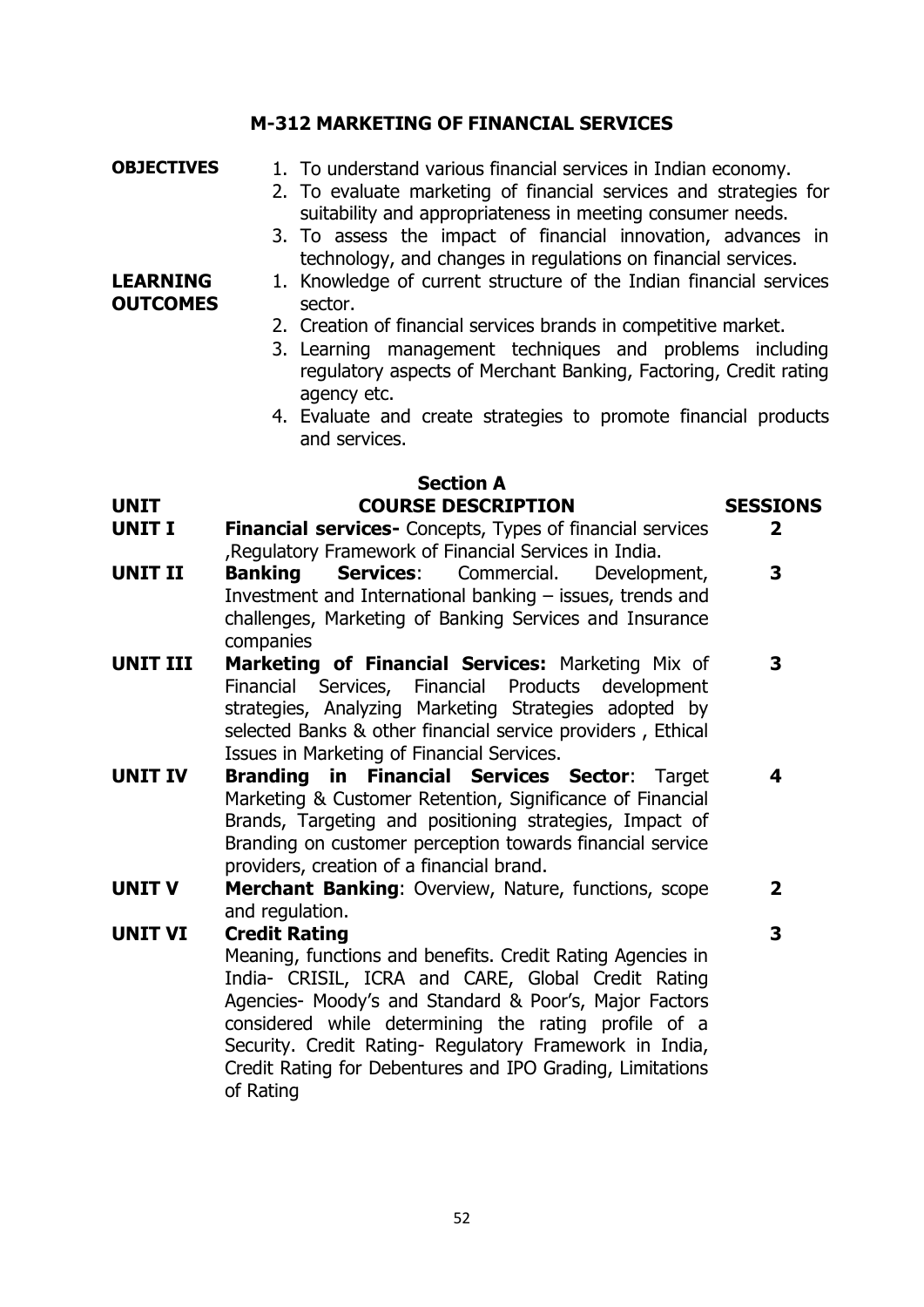## M-312 MARKETING OF FINANCIAL SERVICES

**OBJECTIVES**

1. To understand various financial services in Indian economy.
2. To evaluate marketing of financial services and strategies for suitability and appropriateness in meeting consumer needs.
3. To assess the impact of financial innovation, advances in technology, and changes in regulations on financial services.

**LEARNING OUTCOMES**

1. Knowledge of current structure of the Indian financial services sector.
2. Creation of financial services brands in competitive market.
3. Learning management techniques and problems including regulatory aspects of Merchant Banking, Factoring, Credit rating agency etc.
4. Evaluate and create strategies to promote financial products and services.

### Section A

| UNIT | COURSE DESCRIPTION | SESSIONS |
|---|---|---|
| **UNIT I** | **Financial services-** Concepts, Types of financial services ,Regulatory Framework of Financial Services in India. | **2** |
| **UNIT II** | **Banking Services**: Commercial. Development, Investment and International banking – issues, trends and challenges, Marketing of Banking Services and Insurance companies | **3** |
| **UNIT III** | **Marketing of Financial Services:** Marketing Mix of Financial Services, Financial Products development strategies, Analyzing Marketing Strategies adopted by selected Banks & other financial service providers , Ethical Issues in Marketing of Financial Services. | **3** |
| **UNIT IV** | **Branding in Financial Services Sector**: Target Marketing & Customer Retention, Significance of Financial Brands, Targeting and positioning strategies, Impact of Branding on customer perception towards financial service providers, creation of a financial brand. | **4** |
| **UNIT V** | **Merchant Banking**: Overview, Nature, functions, scope and regulation. | **2** |
| **UNIT VI** | **Credit Rating** Meaning, functions and benefits. Credit Rating Agencies in India- CRISIL, ICRA and CARE, Global Credit Rating Agencies- Moody's and Standard & Poor's, Major Factors considered while determining the rating profile of a Security. Credit Rating- Regulatory Framework in India, Credit Rating for Debentures and IPO Grading, Limitations of Rating | **3** |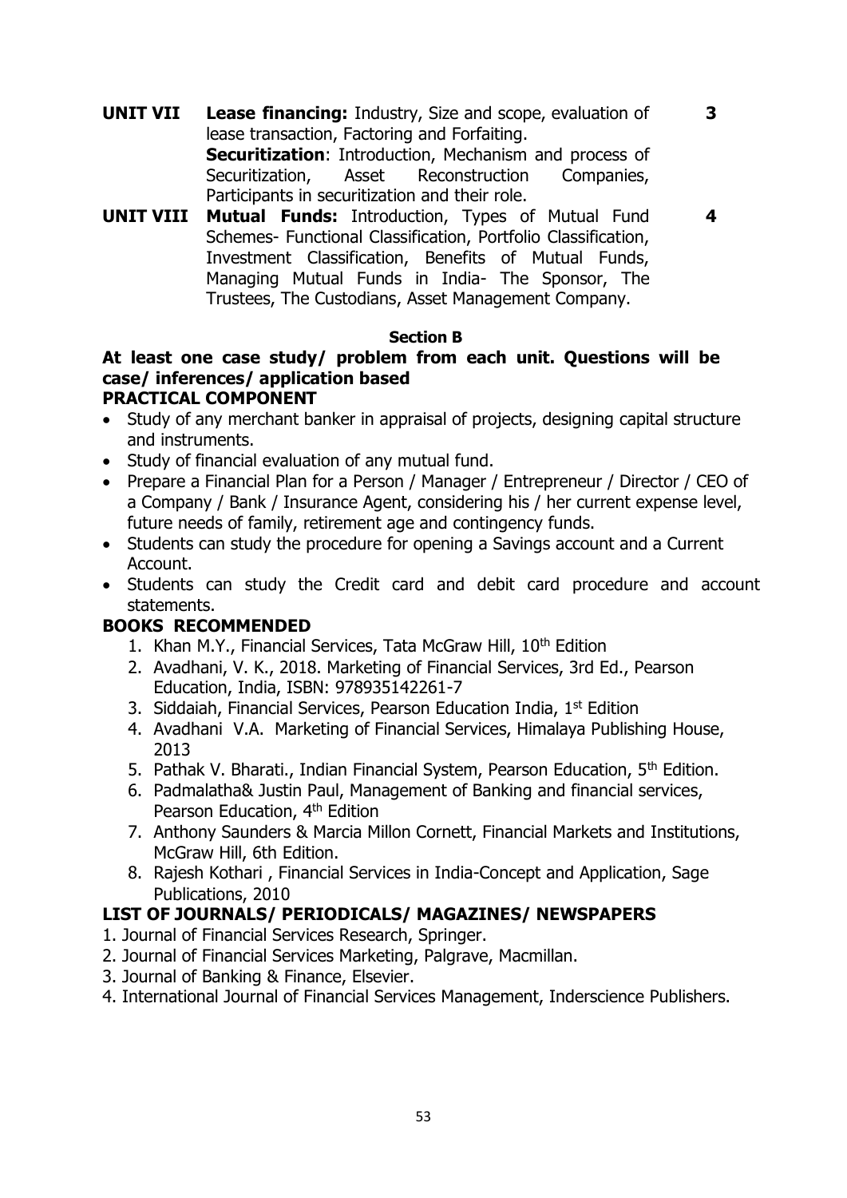| | | |
|---|---|---|
| **UNIT VII** | **Lease financing:** Industry, Size and scope, evaluation of lease transaction, Factoring and Forfaiting. **Securitization**: Introduction, Mechanism and process of Securitization, Asset Reconstruction Companies, Participants in securitization and their role. | **3** |
| **UNIT VIII** | **Mutual Funds:** Introduction, Types of Mutual Fund Schemes- Functional Classification, Portfolio Classification, Investment Classification, Benefits of Mutual Funds, Managing Mutual Funds in India- The Sponsor, The Trustees, The Custodians, Asset Management Company. | **4** |

**Section B**

**At least one case study/ problem from each unit. Questions will be case/ inferences/ application based**

**PRACTICAL COMPONENT**

- Study of any merchant banker in appraisal of projects, designing capital structure and instruments.
- Study of financial evaluation of any mutual fund.
- Prepare a Financial Plan for a Person / Manager / Entrepreneur / Director / CEO of a Company / Bank / Insurance Agent, considering his / her current expense level, future needs of family, retirement age and contingency funds.
- Students can study the procedure for opening a Savings account and a Current Account.
- Students can study the Credit card and debit card procedure and account statements.

**BOOKS RECOMMENDED**

1. Khan M.Y., Financial Services, Tata McGraw Hill, 10th Edition
2. Avadhani, V. K., 2018. Marketing of Financial Services, 3rd Ed., Pearson Education, India, ISBN: 978935142261-7
3. Siddaiah, Financial Services, Pearson Education India, 1st Edition
4. Avadhani V.A. Marketing of Financial Services, Himalaya Publishing House, 2013
5. Pathak V. Bharati., Indian Financial System, Pearson Education, 5th Edition.
6. Padmalatha& Justin Paul, Management of Banking and financial services, Pearson Education, 4th Edition
7. Anthony Saunders & Marcia Millon Cornett, Financial Markets and Institutions, McGraw Hill, 6th Edition.
8. Rajesh Kothari , Financial Services in India-Concept and Application, Sage Publications, 2010

**LIST OF JOURNALS/ PERIODICALS/ MAGAZINES/ NEWSPAPERS**

1. Journal of Financial Services Research, Springer.
2. Journal of Financial Services Marketing, Palgrave, Macmillan.
3. Journal of Banking & Finance, Elsevier.
4. International Journal of Financial Services Management, Inderscience Publishers.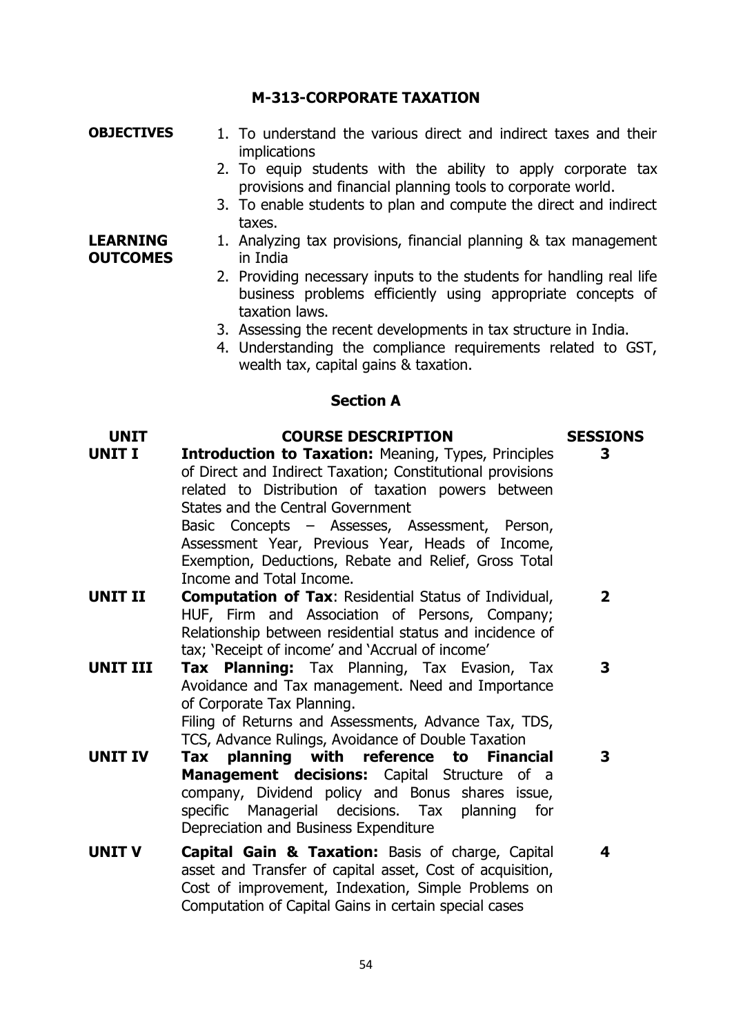## M-313-CORPORATE TAXATION

**OBJECTIVES**

1. To understand the various direct and indirect taxes and their implications
2. To equip students with the ability to apply corporate tax provisions and financial planning tools to corporate world.
3. To enable students to plan and compute the direct and indirect taxes.

**LEARNING OUTCOMES**

1. Analyzing tax provisions, financial planning & tax management in India
2. Providing necessary inputs to the students for handling real life business problems efficiently using appropriate concepts of taxation laws.
3. Assessing the recent developments in tax structure in India.
4. Understanding the compliance requirements related to GST, wealth tax, capital gains & taxation.

### Section A

| UNIT | COURSE DESCRIPTION | SESSIONS |
|---|---|---|
| **UNIT I** | **Introduction to Taxation:** Meaning, Types, Principles of Direct and Indirect Taxation; Constitutional provisions related to Distribution of taxation powers between States and the Central Government<br>Basic Concepts – Assesses, Assessment, Person, Assessment Year, Previous Year, Heads of Income, Exemption, Deductions, Rebate and Relief, Gross Total Income and Total Income. | 3 |
| **UNIT II** | **Computation of Tax**: Residential Status of Individual, HUF, Firm and Association of Persons, Company; Relationship between residential status and incidence of tax; 'Receipt of income' and 'Accrual of income' | 2 |
| **UNIT III** | **Tax Planning:** Tax Planning, Tax Evasion, Tax Avoidance and Tax management. Need and Importance of Corporate Tax Planning.<br>Filing of Returns and Assessments, Advance Tax, TDS, TCS, Advance Rulings, Avoidance of Double Taxation | 3 |
| **UNIT IV** | **Tax planning with reference to Financial Management decisions:** Capital Structure of a company, Dividend policy and Bonus shares issue, specific Managerial decisions. Tax planning for Depreciation and Business Expenditure | 3 |
| **UNIT V** | **Capital Gain & Taxation:** Basis of charge, Capital asset and Transfer of capital asset, Cost of acquisition, Cost of improvement, Indexation, Simple Problems on Computation of Capital Gains in certain special cases | 4 |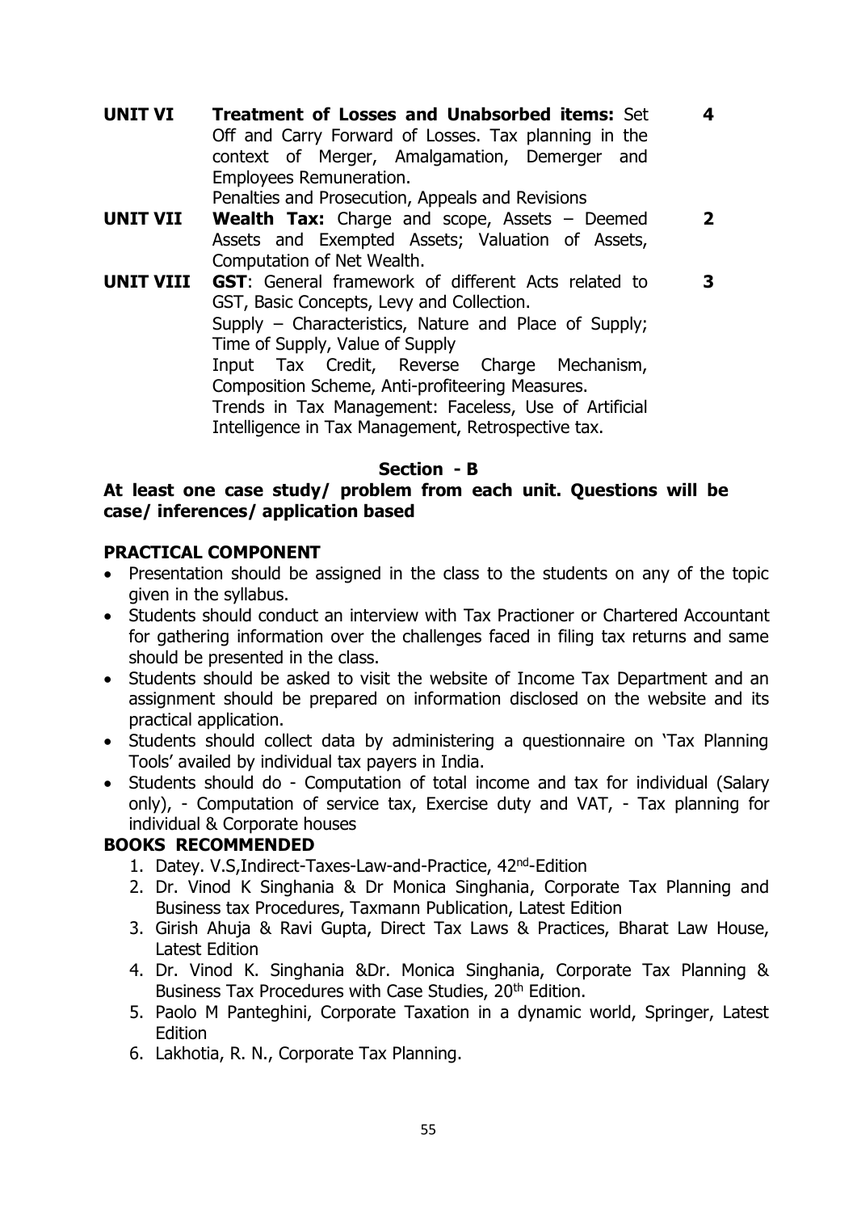| | | |
|---|---|---|
| **UNIT VI** | **Treatment of Losses and Unabsorbed items:** Set Off and Carry Forward of Losses. Tax planning in the context of Merger, Amalgamation, Demerger and Employees Remuneration.<br>Penalties and Prosecution, Appeals and Revisions | **4** |
| **UNIT VII** | **Wealth Tax:** Charge and scope, Assets – Deemed Assets and Exempted Assets; Valuation of Assets, Computation of Net Wealth. | **2** |
| **UNIT VIII** | **GST**: General framework of different Acts related to GST, Basic Concepts, Levy and Collection.<br>Supply – Characteristics, Nature and Place of Supply; Time of Supply, Value of Supply<br>Input Tax Credit, Reverse Charge Mechanism, Composition Scheme, Anti-profiteering Measures.<br>Trends in Tax Management: Faceless, Use of Artificial Intelligence in Tax Management, Retrospective tax. | **3** |

**Section - B**

**At least one case study/ problem from each unit. Questions will be case/ inferences/ application based**

**PRACTICAL COMPONENT**

- Presentation should be assigned in the class to the students on any of the topic given in the syllabus.
- Students should conduct an interview with Tax Practioner or Chartered Accountant for gathering information over the challenges faced in filing tax returns and same should be presented in the class.
- Students should be asked to visit the website of Income Tax Department and an assignment should be prepared on information disclosed on the website and its practical application.
- Students should collect data by administering a questionnaire on 'Tax Planning Tools' availed by individual tax payers in India.
- Students should do - Computation of total income and tax for individual (Salary only), - Computation of service tax, Exercise duty and VAT, - Tax planning for individual & Corporate houses

**BOOKS RECOMMENDED**

1. Datey. V.S,Indirect-Taxes-Law-and-Practice, 42nd-Edition
2. Dr. Vinod K Singhania & Dr Monica Singhania, Corporate Tax Planning and Business tax Procedures, Taxmann Publication, Latest Edition
3. Girish Ahuja & Ravi Gupta, Direct Tax Laws & Practices, Bharat Law House, Latest Edition
4. Dr. Vinod K. Singhania &Dr. Monica Singhania, Corporate Tax Planning & Business Tax Procedures with Case Studies, 20th Edition.
5. Paolo M Panteghini, Corporate Taxation in a dynamic world, Springer, Latest Edition
6. Lakhotia, R. N., Corporate Tax Planning.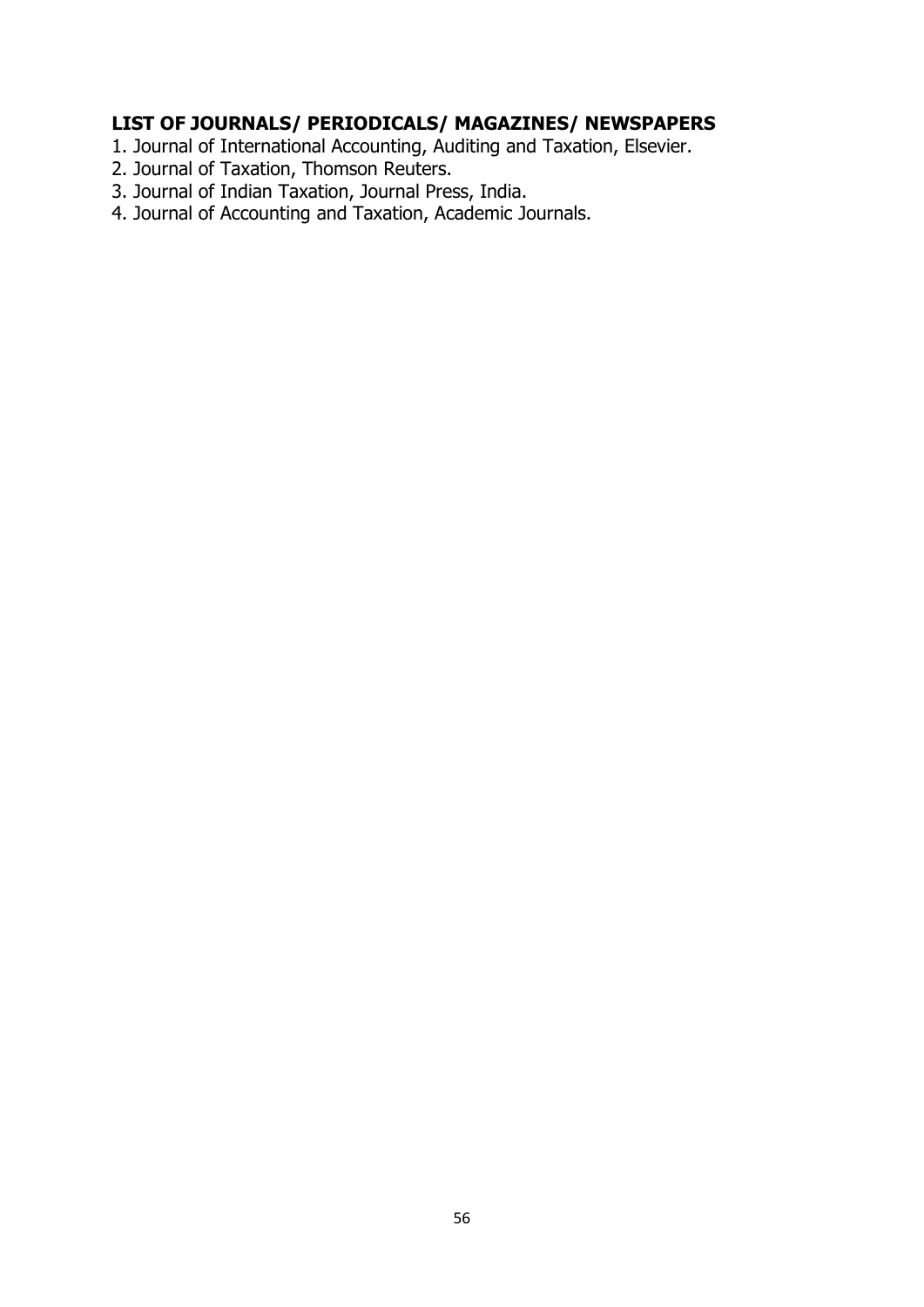## LIST OF JOURNALS/ PERIODICALS/ MAGAZINES/ NEWSPAPERS

1. Journal of International Accounting, Auditing and Taxation, Elsevier.
2. Journal of Taxation, Thomson Reuters.
3. Journal of Indian Taxation, Journal Press, India.
4. Journal of Accounting and Taxation, Academic Journals.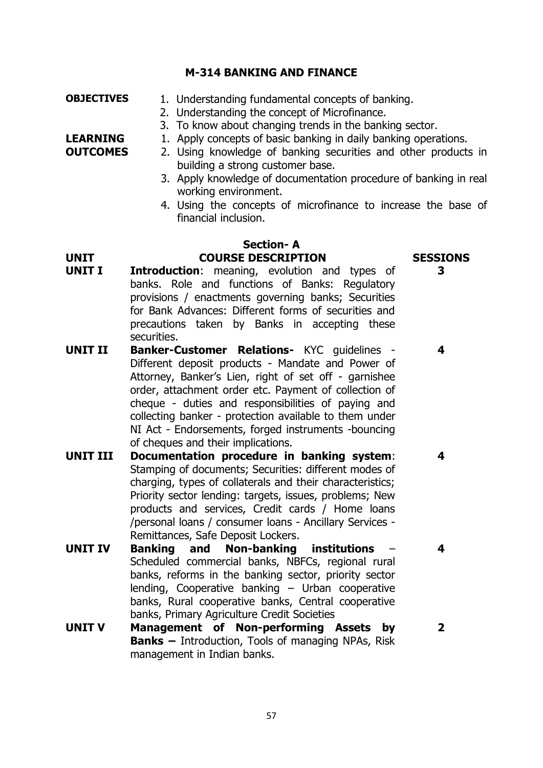## M-314 BANKING AND FINANCE

**OBJECTIVES**

1. Understanding fundamental concepts of banking.
2. Understanding the concept of Microfinance.
3. To know about changing trends in the banking sector.

**LEARNING OUTCOMES**

1. Apply concepts of basic banking in daily banking operations.
2. Using knowledge of banking securities and other products in building a strong customer base.
3. Apply knowledge of documentation procedure of banking in real working environment.
4. Using the concepts of microfinance to increase the base of financial inclusion.

### Section- A

| UNIT | COURSE DESCRIPTION | SESSIONS |
|---|---|---|
| **UNIT I** | **Introduction**: meaning, evolution and types of banks. Role and functions of Banks: Regulatory provisions / enactments governing banks; Securities for Bank Advances: Different forms of securities and precautions taken by Banks in accepting these securities. | **3** |
| **UNIT II** | **Banker-Customer Relations-** KYC guidelines - Different deposit products - Mandate and Power of Attorney, Banker's Lien, right of set off - garnishee order, attachment order etc. Payment of collection of cheque - duties and responsibilities of paying and collecting banker - protection available to them under NI Act - Endorsements, forged instruments -bouncing of cheques and their implications. | **4** |
| **UNIT III** | **Documentation procedure in banking system**: Stamping of documents; Securities: different modes of charging, types of collaterals and their characteristics; Priority sector lending: targets, issues, problems; New products and services, Credit cards / Home loans /personal loans / consumer loans - Ancillary Services - Remittances, Safe Deposit Lockers. | **4** |
| **UNIT IV** | **Banking and Non-banking institutions** – Scheduled commercial banks, NBFCs, regional rural banks, reforms in the banking sector, priority sector lending, Cooperative banking – Urban cooperative banks, Rural cooperative banks, Central cooperative banks, Primary Agriculture Credit Societies | **4** |
| **UNIT V** | **Management of Non-performing Assets by Banks –** Introduction, Tools of managing NPAs, Risk management in Indian banks. | **2** |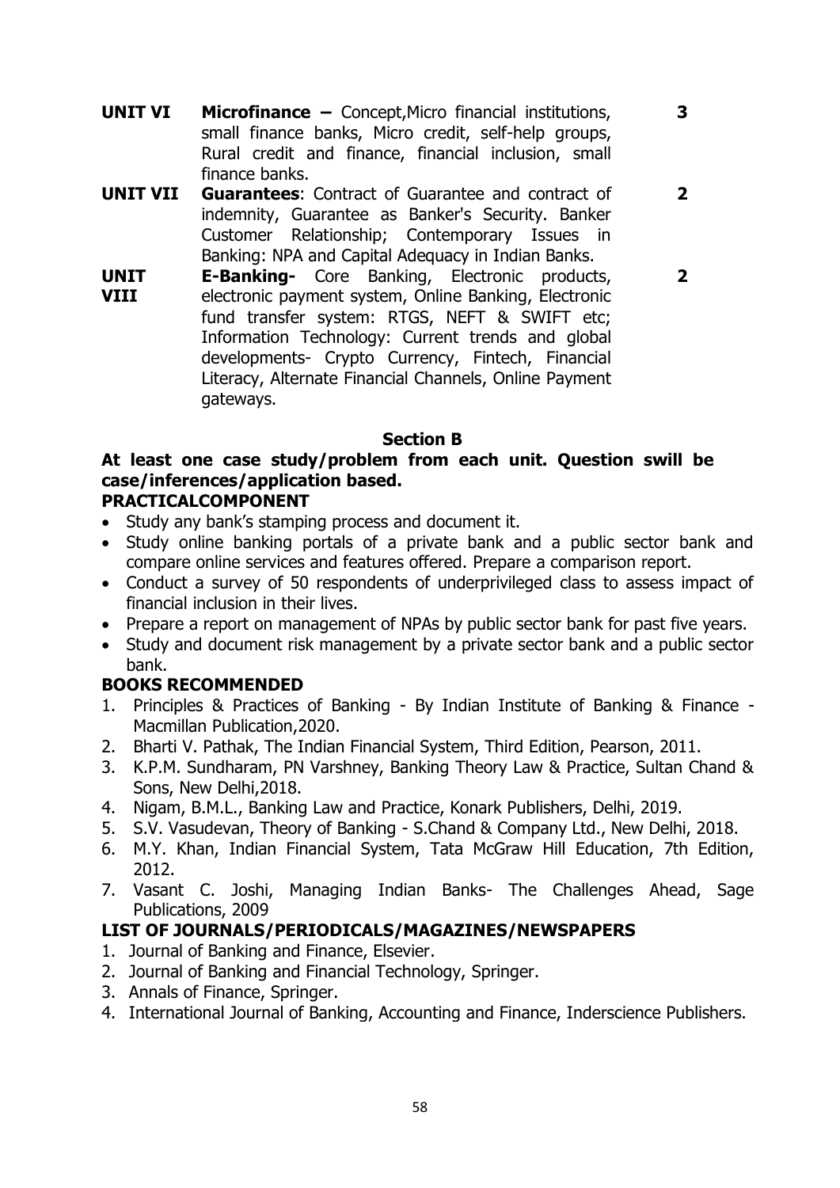| | | |
|---|---|---|
| **UNIT VI** | **Microfinance –** Concept,Micro financial institutions, small finance banks, Micro credit, self-help groups, Rural credit and finance, financial inclusion, small finance banks. | **3** |
| **UNIT VII** | **Guarantees**: Contract of Guarantee and contract of indemnity, Guarantee as Banker's Security. Banker Customer Relationship; Contemporary Issues in Banking: NPA and Capital Adequacy in Indian Banks. | **2** |
| **UNIT VIII** | **E-Banking-** Core Banking, Electronic products, electronic payment system, Online Banking, Electronic fund transfer system: RTGS, NEFT & SWIFT etc; Information Technology: Current trends and global developments- Crypto Currency, Fintech, Financial Literacy, Alternate Financial Channels, Online Payment gateways. | **2** |

### Section B

**At least one case study/problem from each unit. Question swill be case/inferences/application based.**

**PRACTICALCOMPONENT**

- Study any bank's stamping process and document it.
- Study online banking portals of a private bank and a public sector bank and compare online services and features offered. Prepare a comparison report.
- Conduct a survey of 50 respondents of underprivileged class to assess impact of financial inclusion in their lives.
- Prepare a report on management of NPAs by public sector bank for past five years.
- Study and document risk management by a private sector bank and a public sector bank.

**BOOKS RECOMMENDED**

1. Principles & Practices of Banking - By Indian Institute of Banking & Finance - Macmillan Publication,2020.
2. Bharti V. Pathak, The Indian Financial System, Third Edition, Pearson, 2011.
3. K.P.M. Sundharam, PN Varshney, Banking Theory Law & Practice, Sultan Chand & Sons, New Delhi,2018.
4. Nigam, B.M.L., Banking Law and Practice, Konark Publishers, Delhi, 2019.
5. S.V. Vasudevan, Theory of Banking - S.Chand & Company Ltd., New Delhi, 2018.
6. M.Y. Khan, Indian Financial System, Tata McGraw Hill Education, 7th Edition, 2012.
7. Vasant C. Joshi, Managing Indian Banks- The Challenges Ahead, Sage Publications, 2009

**LIST OF JOURNALS/PERIODICALS/MAGAZINES/NEWSPAPERS**

1. Journal of Banking and Finance, Elsevier.
2. Journal of Banking and Financial Technology, Springer.
3. Annals of Finance, Springer.
4. International Journal of Banking, Accounting and Finance, Inderscience Publishers.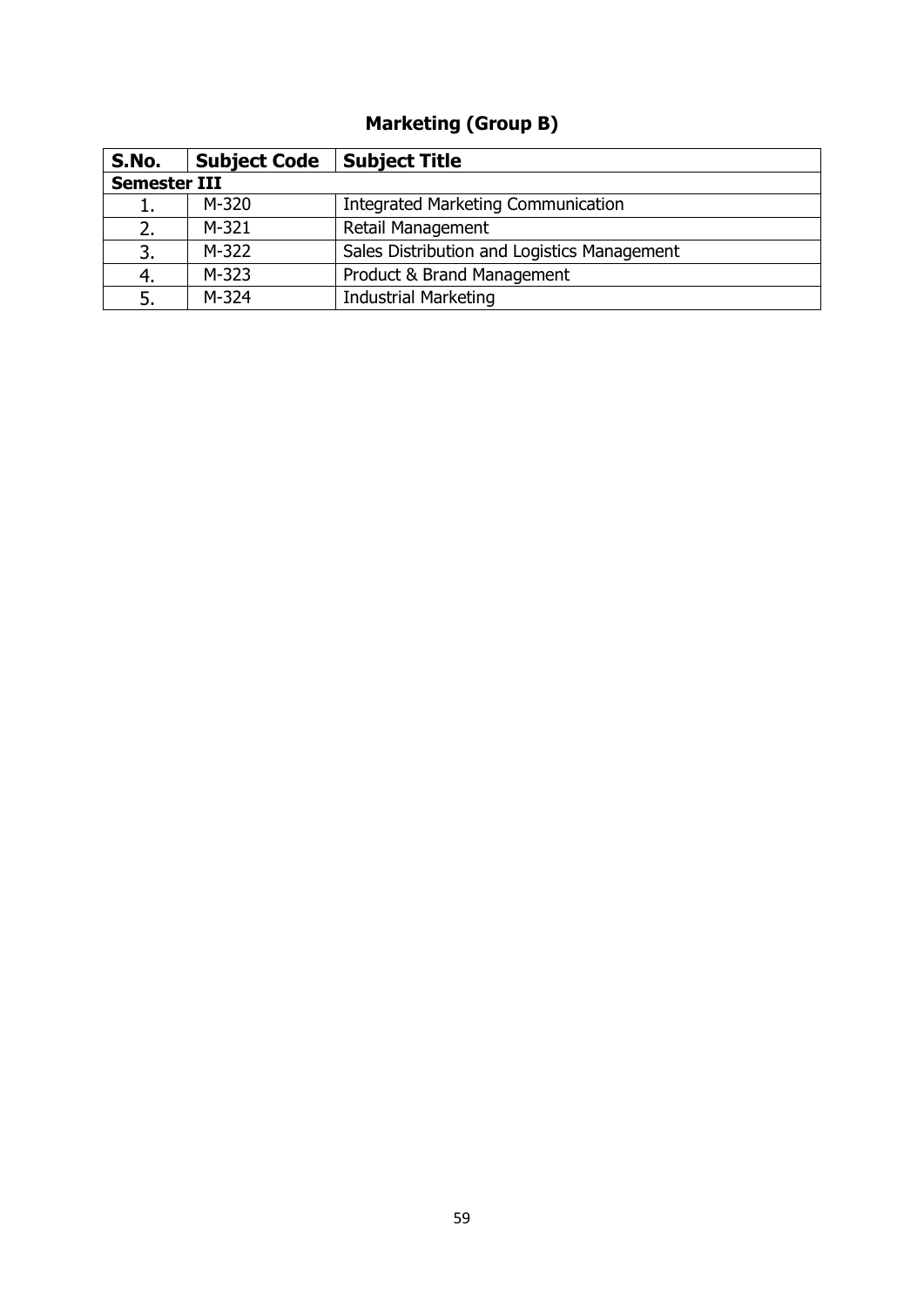## Marketing (Group B)

| S.No. | Subject Code | Subject Title |
|---|---|---|
| **Semester III** | | |
| 1. | M-320 | Integrated Marketing Communication |
| 2. | M-321 | Retail Management |
| 3. | M-322 | Sales Distribution and Logistics Management |
| 4. | M-323 | Product & Brand Management |
| 5. | M-324 | Industrial Marketing |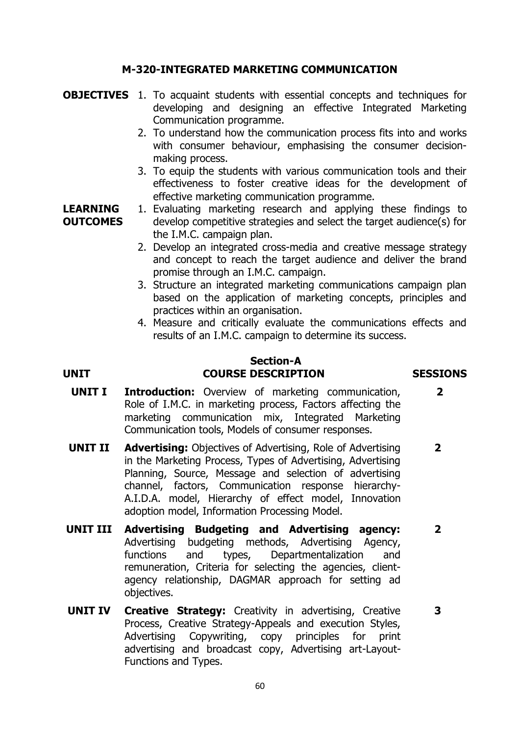## M-320-INTEGRATED MARKETING COMMUNICATION

**OBJECTIVES**

1. To acquaint students with essential concepts and techniques for developing and designing an effective Integrated Marketing Communication programme.
2. To understand how the communication process fits into and works with consumer behaviour, emphasising the consumer decision-making process.
3. To equip the students with various communication tools and their effectiveness to foster creative ideas for the development of effective marketing communication programme.

**LEARNING OUTCOMES**

1. Evaluating marketing research and applying these findings to develop competitive strategies and select the target audience(s) for the I.M.C. campaign plan.
2. Develop an integrated cross-media and creative message strategy and concept to reach the target audience and deliver the brand promise through an I.M.C. campaign.
3. Structure an integrated marketing communications campaign plan based on the application of marketing concepts, principles and practices within an organisation.
4. Measure and critically evaluate the communications effects and results of an I.M.C. campaign to determine its success.

### Section-A

| UNIT | COURSE DESCRIPTION | SESSIONS |
|---|---|---|
| **UNIT I** | **Introduction:** Overview of marketing communication, Role of I.M.C. in marketing process, Factors affecting the marketing communication mix, Integrated Marketing Communication tools, Models of consumer responses. | **2** |
| **UNIT II** | **Advertising:** Objectives of Advertising, Role of Advertising in the Marketing Process, Types of Advertising, Advertising Planning, Source, Message and selection of advertising channel, factors, Communication response hierarchy-A.I.D.A. model, Hierarchy of effect model, Innovation adoption model, Information Processing Model. | **2** |
| **UNIT III** | **Advertising Budgeting and Advertising agency:** Advertising budgeting methods, Advertising Agency, functions and types, Departmentalization and remuneration, Criteria for selecting the agencies, client-agency relationship, DAGMAR approach for setting ad objectives. | **2** |
| **UNIT IV** | **Creative Strategy:** Creativity in advertising, Creative Process, Creative Strategy-Appeals and execution Styles, Advertising Copywriting, copy principles for print advertising and broadcast copy, Advertising art-Layout-Functions and Types. | **3** |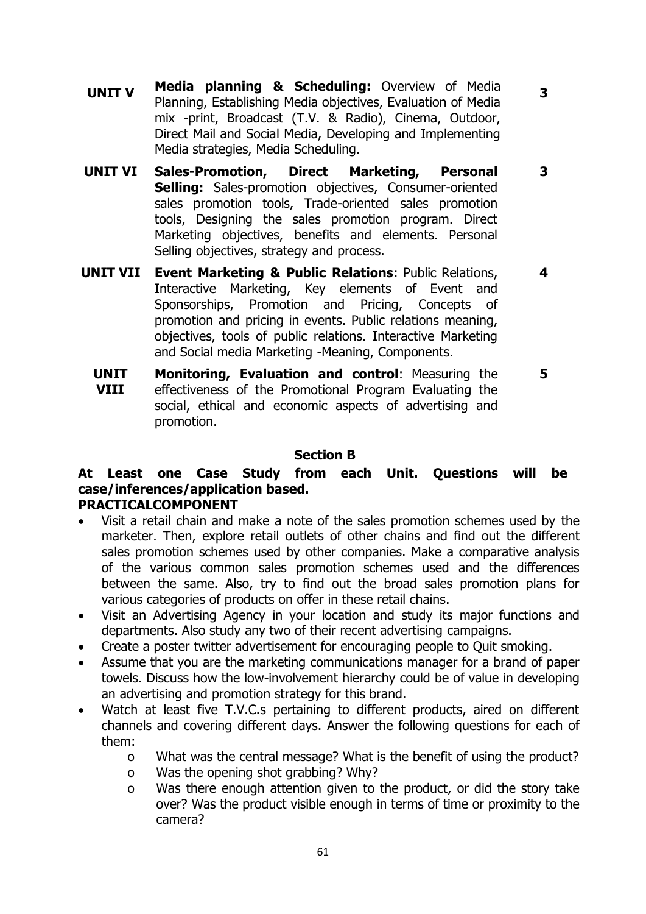| | | |
|---|---|---|
| **UNIT V** | **Media planning & Scheduling:** Overview of Media Planning, Establishing Media objectives, Evaluation of Media mix -print, Broadcast (T.V. & Radio), Cinema, Outdoor, Direct Mail and Social Media, Developing and Implementing Media strategies, Media Scheduling. | **3** |
| **UNIT VI** | **Sales-Promotion, Direct Marketing, Personal Selling:** Sales-promotion objectives, Consumer-oriented sales promotion tools, Trade-oriented sales promotion tools, Designing the sales promotion program. Direct Marketing objectives, benefits and elements. Personal Selling objectives, strategy and process. | **3** |
| **UNIT VII** | **Event Marketing & Public Relations**: Public Relations, Interactive Marketing, Key elements of Event and Sponsorships, Promotion and Pricing, Concepts of promotion and pricing in events. Public relations meaning, objectives, tools of public relations. Interactive Marketing and Social media Marketing -Meaning, Components. | **4** |
| **UNIT VIII** | **Monitoring, Evaluation and control**: Measuring the effectiveness of the Promotional Program Evaluating the social, ethical and economic aspects of advertising and promotion. | **5** |

## Section B

**At Least one Case Study from each Unit. Questions will be case/inferences/application based.**

**PRACTICALCOMPONENT**

- Visit a retail chain and make a note of the sales promotion schemes used by the marketer. Then, explore retail outlets of other chains and find out the different sales promotion schemes used by other companies. Make a comparative analysis of the various common sales promotion schemes used and the differences between the same. Also, try to find out the broad sales promotion plans for various categories of products on offer in these retail chains.
- Visit an Advertising Agency in your location and study its major functions and departments. Also study any two of their recent advertising campaigns.
- Create a poster twitter advertisement for encouraging people to Quit smoking.
- Assume that you are the marketing communications manager for a brand of paper towels. Discuss how the low-involvement hierarchy could be of value in developing an advertising and promotion strategy for this brand.
- Watch at least five T.V.C.s pertaining to different products, aired on different channels and covering different days. Answer the following questions for each of them:
    - What was the central message? What is the benefit of using the product?
    - Was the opening shot grabbing? Why?
    - Was there enough attention given to the product, or did the story take over? Was the product visible enough in terms of time or proximity to the camera?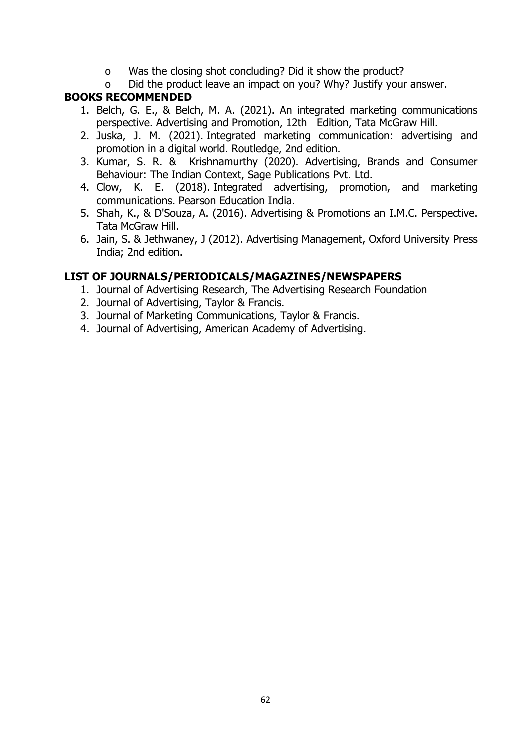- Was the closing shot concluding? Did it show the product?
- Did the product leave an impact on you? Why? Justify your answer.

## BOOKS RECOMMENDED

1. Belch, G. E., & Belch, M. A. (2021). An integrated marketing communications perspective. Advertising and Promotion, 12th Edition, Tata McGraw Hill.
2. Juska, J. M. (2021). Integrated marketing communication: advertising and promotion in a digital world. Routledge, 2nd edition.
3. Kumar, S. R. & Krishnamurthy (2020). Advertising, Brands and Consumer Behaviour: The Indian Context, Sage Publications Pvt. Ltd.
4. Clow, K. E. (2018). Integrated advertising, promotion, and marketing communications. Pearson Education India.
5. Shah, K., & D'Souza, A. (2016). Advertising & Promotions an I.M.C. Perspective. Tata McGraw Hill.
6. Jain, S. & Jethwaney, J (2012). Advertising Management, Oxford University Press India; 2nd edition.

## LIST OF JOURNALS/PERIODICALS/MAGAZINES/NEWSPAPERS

1. Journal of Advertising Research, The Advertising Research Foundation
2. Journal of Advertising, Taylor & Francis.
3. Journal of Marketing Communications, Taylor & Francis.
4. Journal of Advertising, American Academy of Advertising.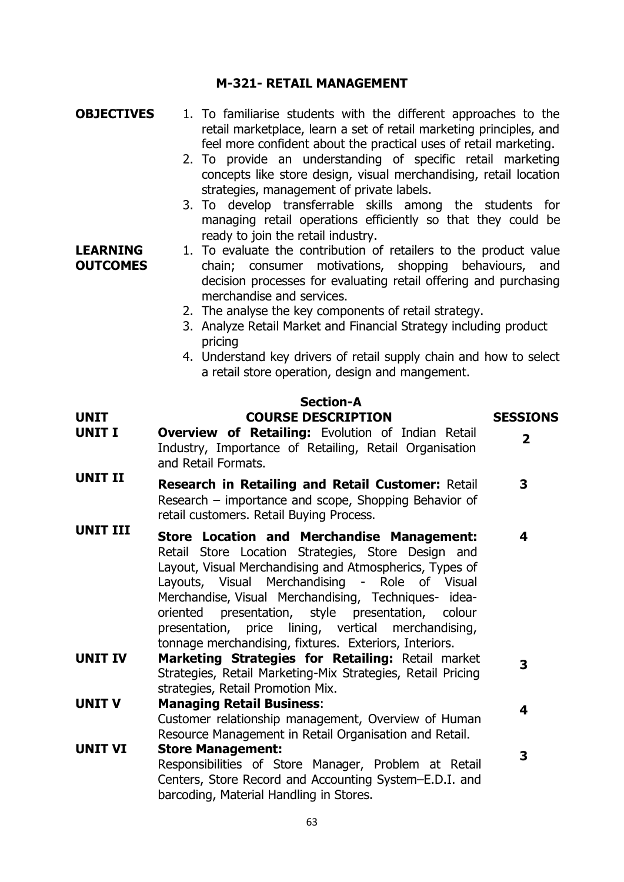## M-321- RETAIL MANAGEMENT

**OBJECTIVES**

1. To familiarise students with the different approaches to the retail marketplace, learn a set of retail marketing principles, and feel more confident about the practical uses of retail marketing.
2. To provide an understanding of specific retail marketing concepts like store design, visual merchandising, retail location strategies, management of private labels.
3. To develop transferrable skills among the students for managing retail operations efficiently so that they could be ready to join the retail industry.

**LEARNING OUTCOMES**

1. To evaluate the contribution of retailers to the product value chain; consumer motivations, shopping behaviours, and decision processes for evaluating retail offering and purchasing merchandise and services.
2. The analyse the key components of retail strategy.
3. Analyze Retail Market and Financial Strategy including product pricing
4. Understand key drivers of retail supply chain and how to select a retail store operation, design and mangement.

### Section-A

| UNIT | COURSE DESCRIPTION | SESSIONS |
|---|---|---|
| UNIT I | **Overview of Retailing:** Evolution of Indian Retail Industry, Importance of Retailing, Retail Organisation and Retail Formats. | 2 |
| UNIT II | **Research in Retailing and Retail Customer:** Retail Research – importance and scope, Shopping Behavior of retail customers. Retail Buying Process. | 3 |
| UNIT III | **Store Location and Merchandise Management:** Retail Store Location Strategies, Store Design and Layout, Visual Merchandising and Atmospherics, Types of Layouts, Visual Merchandising - Role of Visual Merchandise, Visual Merchandising, Techniques- idea-oriented presentation, style presentation, colour presentation, price lining, vertical merchandising, tonnage merchandising, fixtures. Exteriors, Interiors. | 4 |
| UNIT IV | **Marketing Strategies for Retailing:** Retail market Strategies, Retail Marketing-Mix Strategies, Retail Pricing strategies, Retail Promotion Mix. | 3 |
| UNIT V | **Managing Retail Business**: Customer relationship management, Overview of Human Resource Management in Retail Organisation and Retail. | 4 |
| UNIT VI | **Store Management:** Responsibilities of Store Manager, Problem at Retail Centers, Store Record and Accounting System–E.D.I. and barcoding, Material Handling in Stores. | 3 |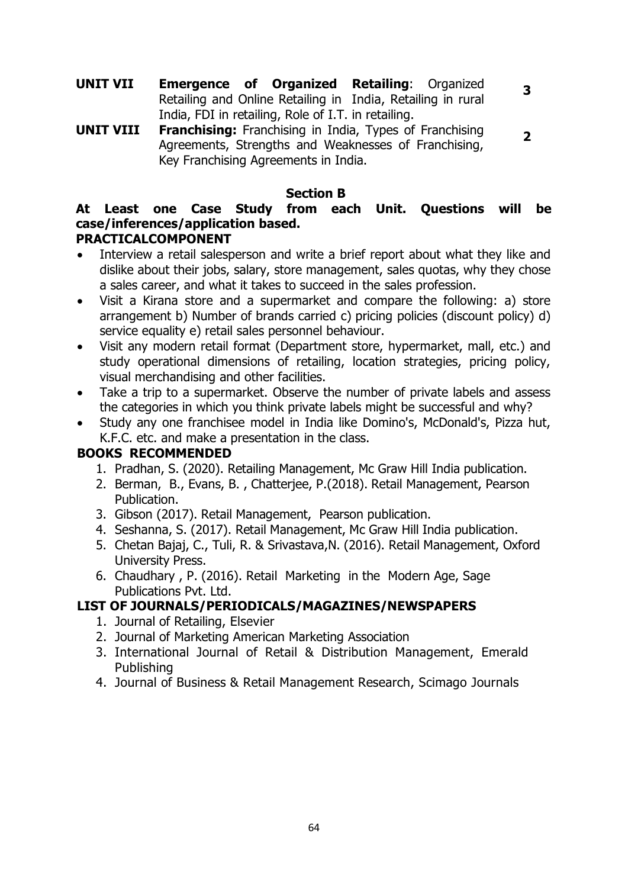| | | |
|---|---|---|
| **UNIT VII** | **Emergence of Organized Retailing**: Organized Retailing and Online Retailing in India, Retailing in rural India, FDI in retailing, Role of I.T. in retailing. | **3** |
| **UNIT VIII** | **Franchising:** Franchising in India, Types of Franchising Agreements, Strengths and Weaknesses of Franchising, Key Franchising Agreements in India. | **2** |

**Section B**

**At Least one Case Study from each Unit. Questions will be case/inferences/application based.**

**PRACTICALCOMPONENT**

- Interview a retail salesperson and write a brief report about what they like and dislike about their jobs, salary, store management, sales quotas, why they chose a sales career, and what it takes to succeed in the sales profession.
- Visit a Kirana store and a supermarket and compare the following: a) store arrangement b) Number of brands carried c) pricing policies (discount policy) d) service equality e) retail sales personnel behaviour.
- Visit any modern retail format (Department store, hypermarket, mall, etc.) and study operational dimensions of retailing, location strategies, pricing policy, visual merchandising and other facilities.
- Take a trip to a supermarket. Observe the number of private labels and assess the categories in which you think private labels might be successful and why?
- Study any one franchisee model in India like Domino's, McDonald's, Pizza hut, K.F.C. etc. and make a presentation in the class.

**BOOKS RECOMMENDED**

1. Pradhan, S. (2020). Retailing Management, Mc Graw Hill India publication.
2. Berman, B., Evans, B. , Chatterjee, P.(2018). Retail Management, Pearson Publication.
3. Gibson (2017). Retail Management, Pearson publication.
4. Seshanna, S. (2017). Retail Management, Mc Graw Hill India publication.
5. Chetan Bajaj, C., Tuli, R. & Srivastava,N. (2016). Retail Management, Oxford University Press.
6. Chaudhary , P. (2016). Retail Marketing in the Modern Age, Sage Publications Pvt. Ltd.

**LIST OF JOURNALS/PERIODICALS/MAGAZINES/NEWSPAPERS**

1. Journal of Retailing, Elsevier
2. Journal of Marketing American Marketing Association
3. International Journal of Retail & Distribution Management, Emerald Publishing
4. Journal of Business & Retail Management Research, Scimago Journals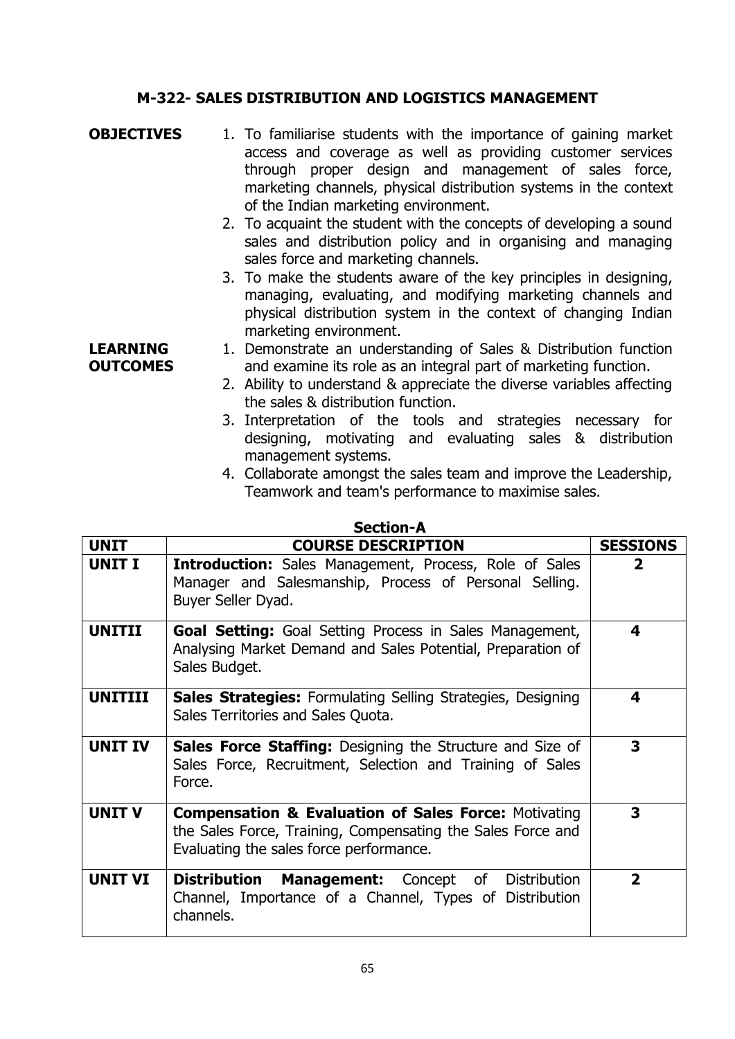## M-322- SALES DISTRIBUTION AND LOGISTICS MANAGEMENT

**OBJECTIVES**

1. To familiarise students with the importance of gaining market access and coverage as well as providing customer services through proper design and management of sales force, marketing channels, physical distribution systems in the context of the Indian marketing environment.
2. To acquaint the student with the concepts of developing a sound sales and distribution policy and in organising and managing sales force and marketing channels.
3. To make the students aware of the key principles in designing, managing, evaluating, and modifying marketing channels and physical distribution system in the context of changing Indian marketing environment.

**LEARNING OUTCOMES**

1. Demonstrate an understanding of Sales & Distribution function and examine its role as an integral part of marketing function.
2. Ability to understand & appreciate the diverse variables affecting the sales & distribution function.
3. Interpretation of the tools and strategies necessary for designing, motivating and evaluating sales & distribution management systems.
4. Collaborate amongst the sales team and improve the Leadership, Teamwork and team's performance to maximise sales.

### Section-A

| UNIT | COURSE DESCRIPTION | SESSIONS |
|---|---|---|
| UNIT I | **Introduction:** Sales Management, Process, Role of Sales Manager and Salesmanship, Process of Personal Selling. Buyer Seller Dyad. | 2 |
| UNITII | **Goal Setting:** Goal Setting Process in Sales Management, Analysing Market Demand and Sales Potential, Preparation of Sales Budget. | 4 |
| UNITIII | **Sales Strategies:** Formulating Selling Strategies, Designing Sales Territories and Sales Quota. | 4 |
| UNIT IV | **Sales Force Staffing:** Designing the Structure and Size of Sales Force, Recruitment, Selection and Training of Sales Force. | 3 |
| UNIT V | **Compensation & Evaluation of Sales Force:** Motivating the Sales Force, Training, Compensating the Sales Force and Evaluating the sales force performance. | 3 |
| UNIT VI | **Distribution Management:** Concept of Distribution Channel, Importance of a Channel, Types of Distribution channels. | 2 |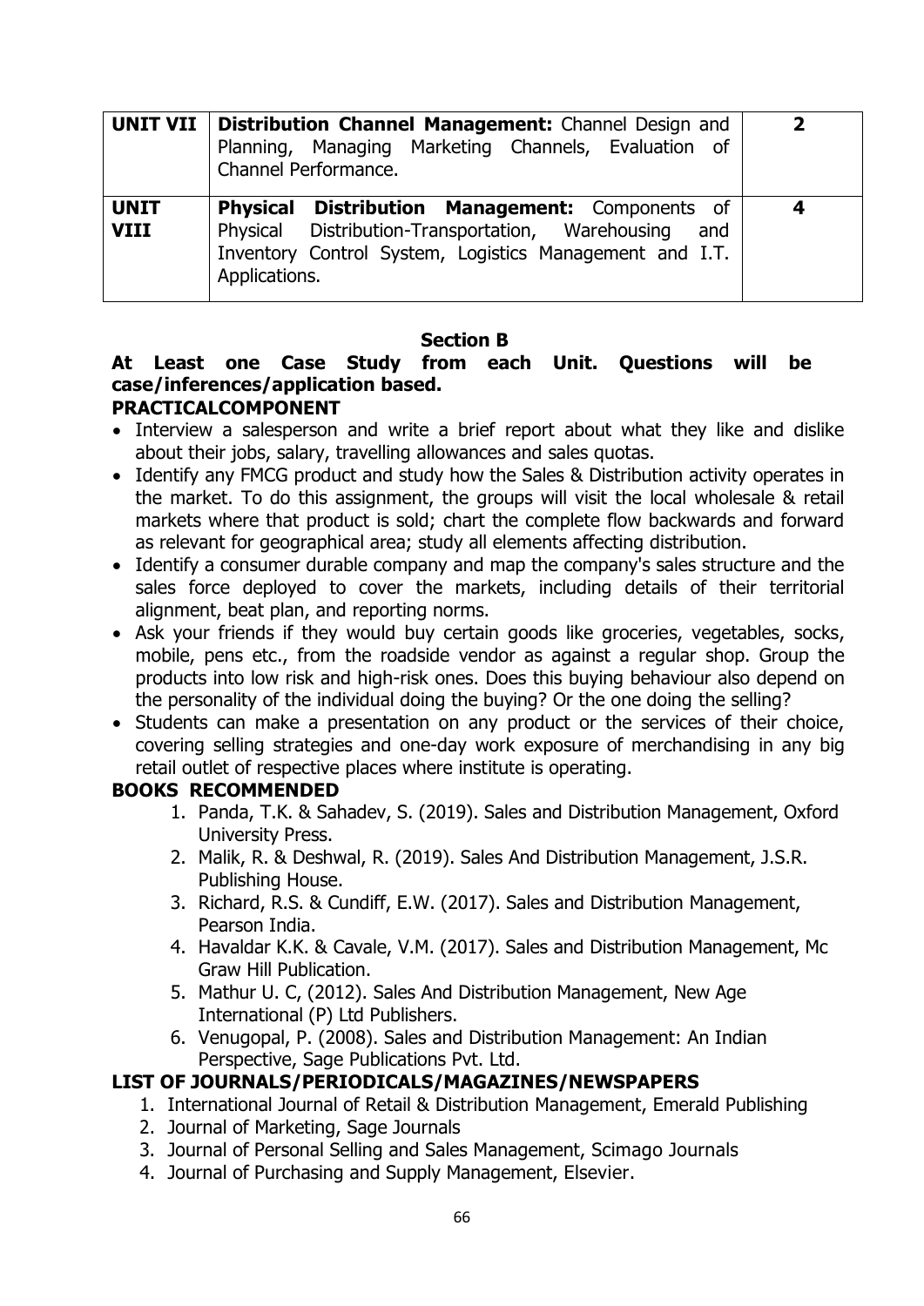| UNIT VII | **Distribution Channel Management:** Channel Design and Planning, Managing Marketing Channels, Evaluation of Channel Performance. | **2** |
|---|---|---|
| **UNIT VIII** | **Physical Distribution Management:** Components of Physical Distribution-Transportation, Warehousing and Inventory Control System, Logistics Management and I.T. Applications. | **4** |

## Section B

**At Least one Case Study from each Unit. Questions will be case/inferences/application based.**

**PRACTICALCOMPONENT**

- Interview a salesperson and write a brief report about what they like and dislike about their jobs, salary, travelling allowances and sales quotas.
- Identify any FMCG product and study how the Sales & Distribution activity operates in the market. To do this assignment, the groups will visit the local wholesale & retail markets where that product is sold; chart the complete flow backwards and forward as relevant for geographical area; study all elements affecting distribution.
- Identify a consumer durable company and map the company's sales structure and the sales force deployed to cover the markets, including details of their territorial alignment, beat plan, and reporting norms.
- Ask your friends if they would buy certain goods like groceries, vegetables, socks, mobile, pens etc., from the roadside vendor as against a regular shop. Group the products into low risk and high-risk ones. Does this buying behaviour also depend on the personality of the individual doing the buying? Or the one doing the selling?
- Students can make a presentation on any product or the services of their choice, covering selling strategies and one-day work exposure of merchandising in any big retail outlet of respective places where institute is operating.

**BOOKS RECOMMENDED**

1. Panda, T.K. & Sahadev, S. (2019). Sales and Distribution Management, Oxford University Press.
2. Malik, R. & Deshwal, R. (2019). Sales And Distribution Management, J.S.R. Publishing House.
3. Richard, R.S. & Cundiff, E.W. (2017). Sales and Distribution Management, Pearson India.
4. Havaldar K.K. & Cavale, V.M. (2017). Sales and Distribution Management, Mc Graw Hill Publication.
5. Mathur U. C, (2012). Sales And Distribution Management, New Age International (P) Ltd Publishers.
6. Venugopal, P. (2008). Sales and Distribution Management: An Indian Perspective, Sage Publications Pvt. Ltd.

**LIST OF JOURNALS/PERIODICALS/MAGAZINES/NEWSPAPERS**

1. International Journal of Retail & Distribution Management, Emerald Publishing
2. Journal of Marketing, Sage Journals
3. Journal of Personal Selling and Sales Management, Scimago Journals
4. Journal of Purchasing and Supply Management, Elsevier.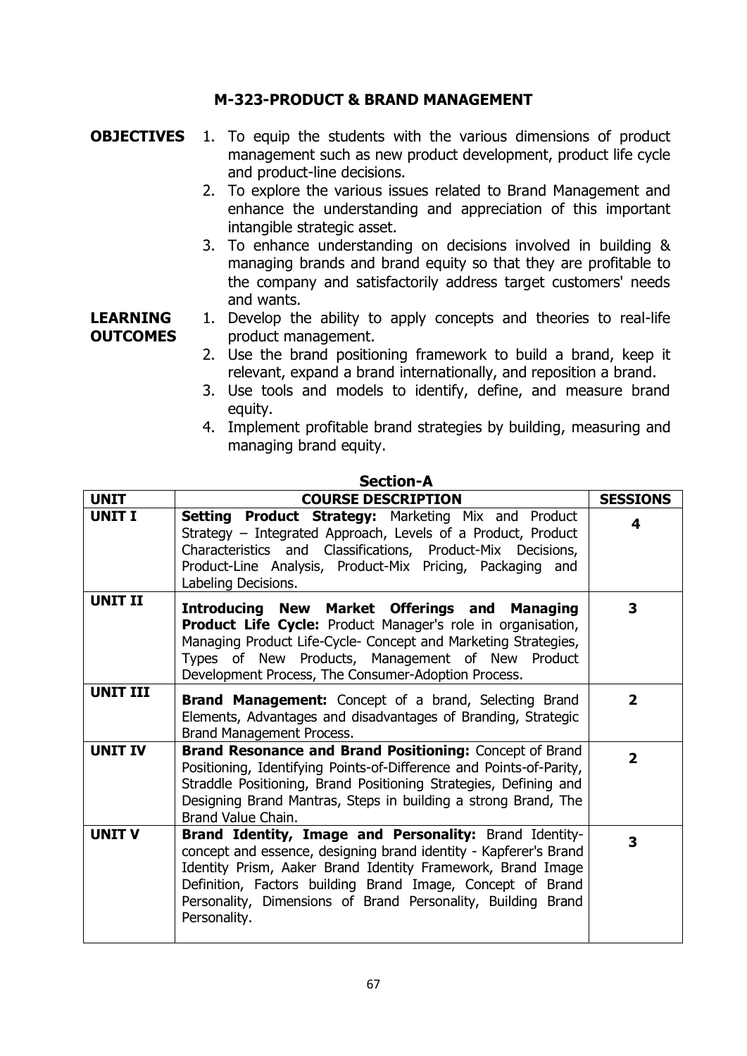## M-323-PRODUCT & BRAND MANAGEMENT

**OBJECTIVES**

1. To equip the students with the various dimensions of product management such as new product development, product life cycle and product-line decisions.
2. To explore the various issues related to Brand Management and enhance the understanding and appreciation of this important intangible strategic asset.
3. To enhance understanding on decisions involved in building & managing brands and brand equity so that they are profitable to the company and satisfactorily address target customers' needs and wants.

**LEARNING OUTCOMES**

1. Develop the ability to apply concepts and theories to real-life product management.
2. Use the brand positioning framework to build a brand, keep it relevant, expand a brand internationally, and reposition a brand.
3. Use tools and models to identify, define, and measure brand equity.
4. Implement profitable brand strategies by building, measuring and managing brand equity.

### Section-A

| UNIT | COURSE DESCRIPTION | SESSIONS |
|---|---|---|
| UNIT I | **Setting Product Strategy:** Marketing Mix and Product Strategy – Integrated Approach, Levels of a Product, Product Characteristics and Classifications, Product-Mix Decisions, Product-Line Analysis, Product-Mix Pricing, Packaging and Labeling Decisions. | 4 |
| UNIT II | **Introducing New Market Offerings and Managing Product Life Cycle:** Product Manager's role in organisation, Managing Product Life-Cycle- Concept and Marketing Strategies, Types of New Products, Management of New Product Development Process, The Consumer-Adoption Process. | 3 |
| UNIT III | **Brand Management:** Concept of a brand, Selecting Brand Elements, Advantages and disadvantages of Branding, Strategic Brand Management Process. | 2 |
| UNIT IV | **Brand Resonance and Brand Positioning:** Concept of Brand Positioning, Identifying Points-of-Difference and Points-of-Parity, Straddle Positioning, Brand Positioning Strategies, Defining and Designing Brand Mantras, Steps in building a strong Brand, The Brand Value Chain. | 2 |
| UNIT V | **Brand Identity, Image and Personality:** Brand Identity- concept and essence, designing brand identity - Kapferer's Brand Identity Prism, Aaker Brand Identity Framework, Brand Image Definition, Factors building Brand Image, Concept of Brand Personality, Dimensions of Brand Personality, Building Brand Personality. | 3 |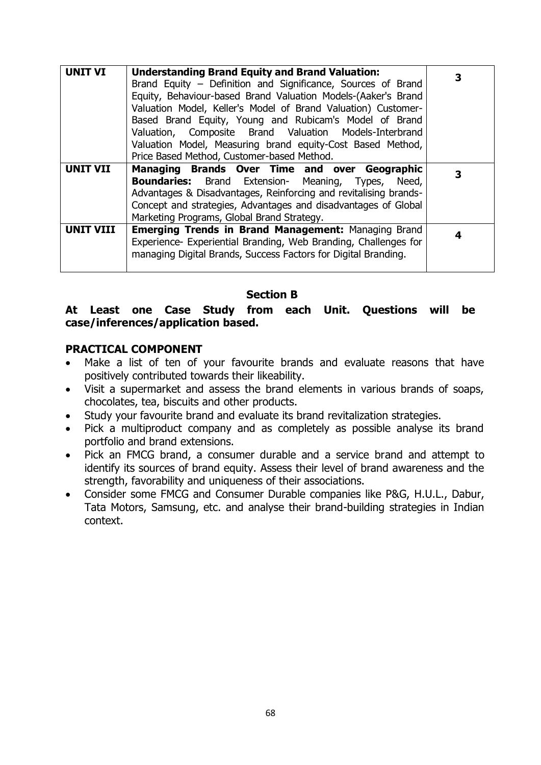| UNIT VI | **Understanding Brand Equity and Brand Valuation:** Brand Equity – Definition and Significance, Sources of Brand Equity, Behaviour-based Brand Valuation Models-(Aaker's Brand Valuation Model, Keller's Model of Brand Valuation) Customer-Based Brand Equity, Young and Rubicam's Model of Brand Valuation, Composite Brand Valuation Models-Interbrand Valuation Model, Measuring brand equity-Cost Based Method, Price Based Method, Customer-based Method. | 3 |
|---|---|---|
| **UNIT VII** | **Managing Brands Over Time and over Geographic Boundaries:** Brand Extension- Meaning, Types, Need, Advantages & Disadvantages, Reinforcing and revitalising brands-Concept and strategies, Advantages and disadvantages of Global Marketing Programs, Global Brand Strategy. | **3** |
| **UNIT VIII** | **Emerging Trends in Brand Management:** Managing Brand Experience- Experiential Branding, Web Branding, Challenges for managing Digital Brands, Success Factors for Digital Branding. | **4** |

## Section B

**At Least one Case Study from each Unit. Questions will be case/inferences/application based.**

### PRACTICAL COMPONENT

- Make a list of ten of your favourite brands and evaluate reasons that have positively contributed towards their likeability.
- Visit a supermarket and assess the brand elements in various brands of soaps, chocolates, tea, biscuits and other products.
- Study your favourite brand and evaluate its brand revitalization strategies.
- Pick a multiproduct company and as completely as possible analyse its brand portfolio and brand extensions.
- Pick an FMCG brand, a consumer durable and a service brand and attempt to identify its sources of brand equity. Assess their level of brand awareness and the strength, favorability and uniqueness of their associations.
- Consider some FMCG and Consumer Durable companies like P&G, H.U.L., Dabur, Tata Motors, Samsung, etc. and analyse their brand-building strategies in Indian context.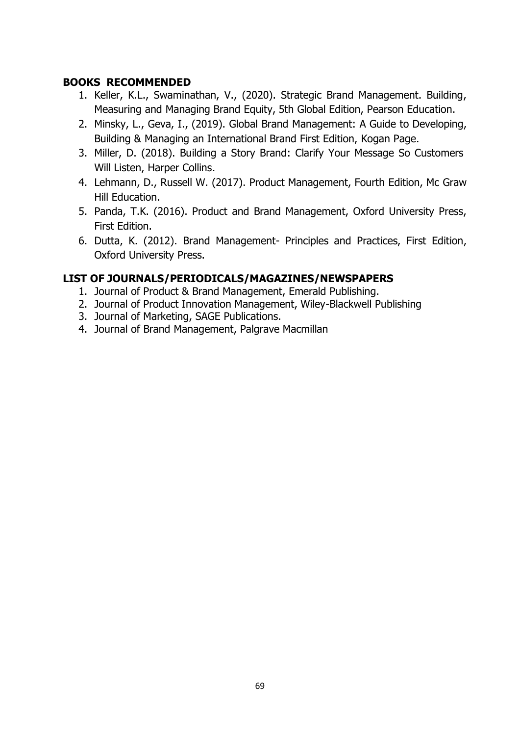**BOOKS RECOMMENDED**

1. Keller, K.L., Swaminathan, V., (2020). Strategic Brand Management. Building, Measuring and Managing Brand Equity, 5th Global Edition, Pearson Education.
2. Minsky, L., Geva, I., (2019). Global Brand Management: A Guide to Developing, Building & Managing an International Brand First Edition, Kogan Page.
3. Miller, D. (2018). Building a Story Brand: Clarify Your Message So Customers Will Listen, Harper Collins.
4. Lehmann, D., Russell W. (2017). Product Management, Fourth Edition, Mc Graw Hill Education.
5. Panda, T.K. (2016). Product and Brand Management, Oxford University Press, First Edition.
6. Dutta, K. (2012). Brand Management- Principles and Practices, First Edition, Oxford University Press.

**LIST OF JOURNALS/PERIODICALS/MAGAZINES/NEWSPAPERS**

1. Journal of Product & Brand Management, Emerald Publishing.
2. Journal of Product Innovation Management, Wiley-Blackwell Publishing
3. Journal of Marketing, SAGE Publications.
4. Journal of Brand Management, Palgrave Macmillan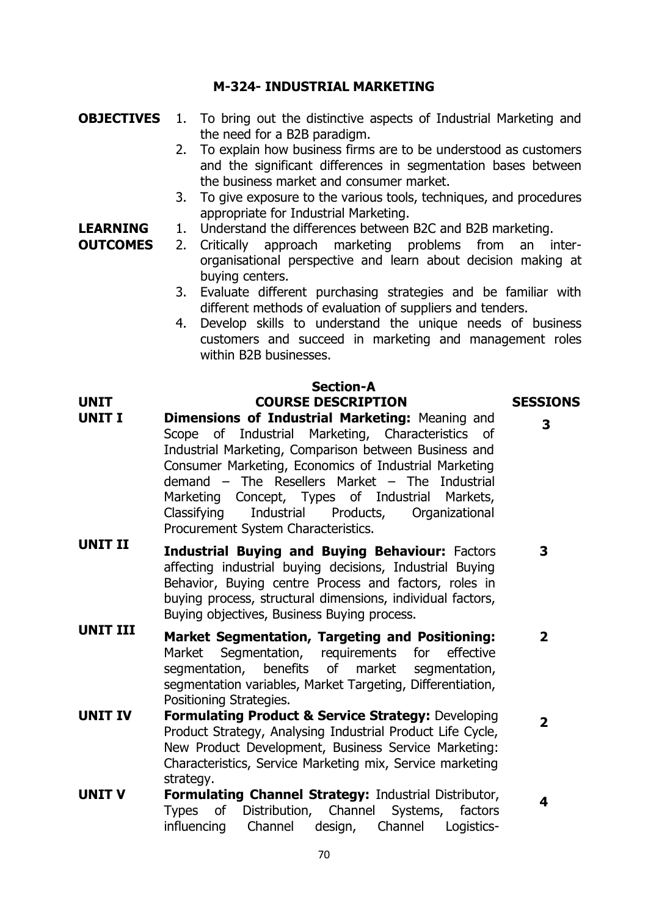# M-324- INDUSTRIAL MARKETING

**OBJECTIVES**

1. To bring out the distinctive aspects of Industrial Marketing and the need for a B2B paradigm.
2. To explain how business firms are to be understood as customers and the significant differences in segmentation bases between the business market and consumer market.
3. To give exposure to the various tools, techniques, and procedures appropriate for Industrial Marketing.

**LEARNING OUTCOMES**

1. Understand the differences between B2C and B2B marketing.
2. Critically approach marketing problems from an inter-organisational perspective and learn about decision making at buying centers.
3. Evaluate different purchasing strategies and be familiar with different methods of evaluation of suppliers and tenders.
4. Develop skills to understand the unique needs of business customers and succeed in marketing and management roles within B2B businesses.

## Section-A

| UNIT | COURSE DESCRIPTION | SESSIONS |
|---|---|---|
| **UNIT I** | **Dimensions of Industrial Marketing:** Meaning and Scope of Industrial Marketing, Characteristics of Industrial Marketing, Comparison between Business and Consumer Marketing, Economics of Industrial Marketing demand – The Resellers Market – The Industrial Marketing Concept, Types of Industrial Markets, Classifying Industrial Products, Organizational Procurement System Characteristics. | **3** |
| **UNIT II** | **Industrial Buying and Buying Behaviour:** Factors affecting industrial buying decisions, Industrial Buying Behavior, Buying centre Process and factors, roles in buying process, structural dimensions, individual factors, Buying objectives, Business Buying process. | **3** |
| **UNIT III** | **Market Segmentation, Targeting and Positioning:** Market Segmentation, requirements for effective segmentation, benefits of market segmentation, segmentation variables, Market Targeting, Differentiation, Positioning Strategies. | **2** |
| **UNIT IV** | **Formulating Product & Service Strategy:** Developing Product Strategy, Analysing Industrial Product Life Cycle, New Product Development, Business Service Marketing: Characteristics, Service Marketing mix, Service marketing strategy. | **2** |
| **UNIT V** | **Formulating Channel Strategy:** Industrial Distributor, Types of Distribution, Channel Systems, factors influencing Channel design, Channel Logistics- | **4** |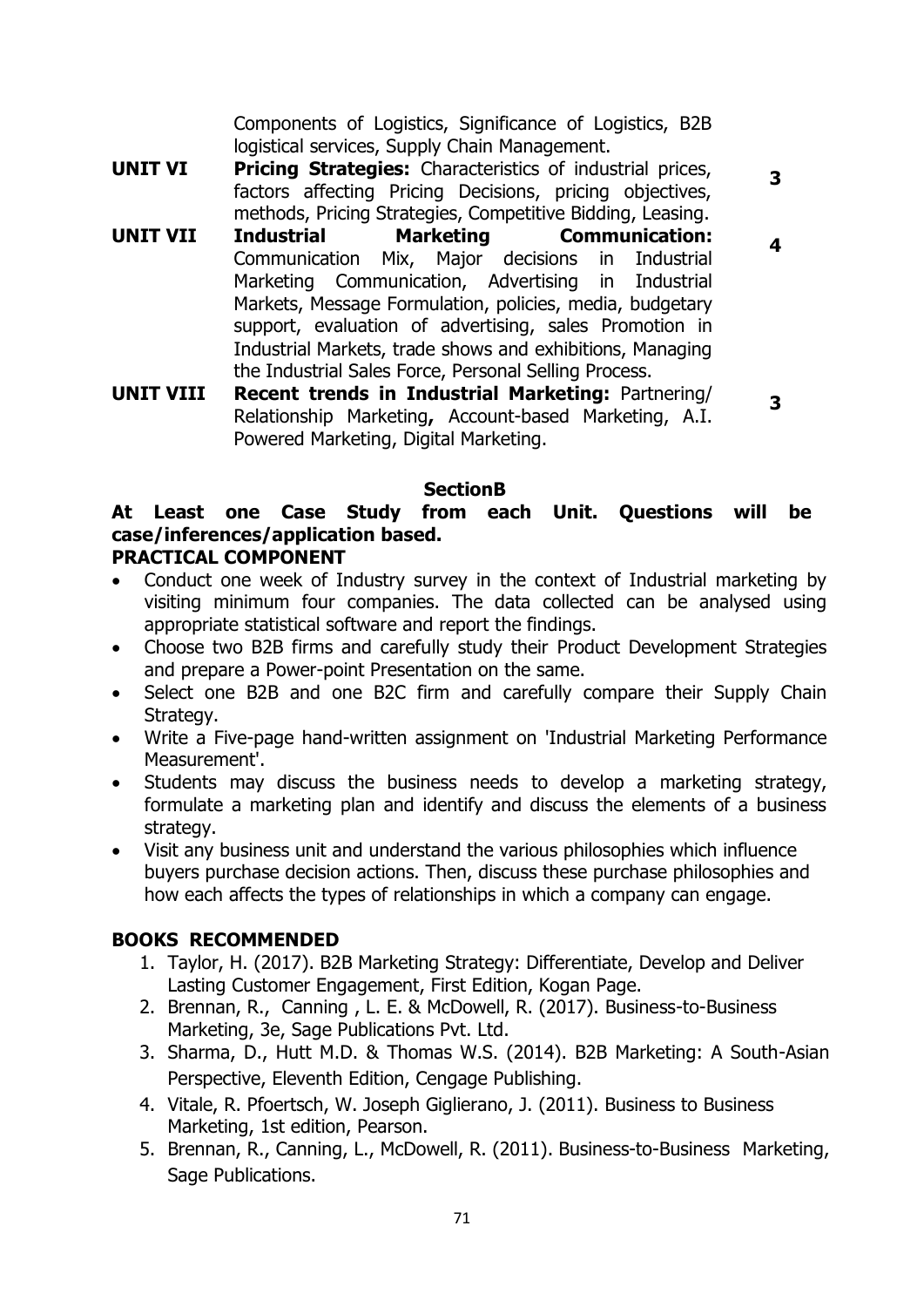| | | |
|---|---|---|
| | Components of Logistics, Significance of Logistics, B2B logistical services, Supply Chain Management. | |
| **UNIT VI** | **Pricing Strategies:** Characteristics of industrial prices, factors affecting Pricing Decisions, pricing objectives, methods, Pricing Strategies, Competitive Bidding, Leasing. | **3** |
| **UNIT VII** | **Industrial Marketing Communication:** Communication Mix, Major decisions in Industrial Marketing Communication, Advertising in Industrial Markets, Message Formulation, policies, media, budgetary support, evaluation of advertising, sales Promotion in Industrial Markets, trade shows and exhibitions, Managing the Industrial Sales Force, Personal Selling Process. | **4** |
| **UNIT VIII** | **Recent trends in Industrial Marketing:** Partnering/ Relationship Marketing**,** Account-based Marketing, A.I. Powered Marketing, Digital Marketing. | **3** |

**SectionB**

**At Least one Case Study from each Unit. Questions will be case/inferences/application based.**

**PRACTICAL COMPONENT**

- Conduct one week of Industry survey in the context of Industrial marketing by visiting minimum four companies. The data collected can be analysed using appropriate statistical software and report the findings.
- Choose two B2B firms and carefully study their Product Development Strategies and prepare a Power-point Presentation on the same.
- Select one B2B and one B2C firm and carefully compare their Supply Chain Strategy.
- Write a Five-page hand-written assignment on 'Industrial Marketing Performance Measurement'.
- Students may discuss the business needs to develop a marketing strategy, formulate a marketing plan and identify and discuss the elements of a business strategy.
- Visit any business unit and understand the various philosophies which influence buyers purchase decision actions. Then, discuss these purchase philosophies and how each affects the types of relationships in which a company can engage.

**BOOKS RECOMMENDED**

1. Taylor, H. (2017). B2B Marketing Strategy: Differentiate, Develop and Deliver Lasting Customer Engagement, First Edition, Kogan Page.
2. Brennan, R., Canning , L. E. & McDowell, R. (2017). Business-to-Business Marketing, 3e, Sage Publications Pvt. Ltd.
3. Sharma, D., Hutt M.D. & Thomas W.S. (2014). B2B Marketing: A South-Asian Perspective, Eleventh Edition, Cengage Publishing.
4. Vitale, R. Pfoertsch, W. Joseph Giglierano, J. (2011). Business to Business Marketing, 1st edition, Pearson.
5. Brennan, R., Canning, L., McDowell, R. (2011). Business-to-Business Marketing, Sage Publications.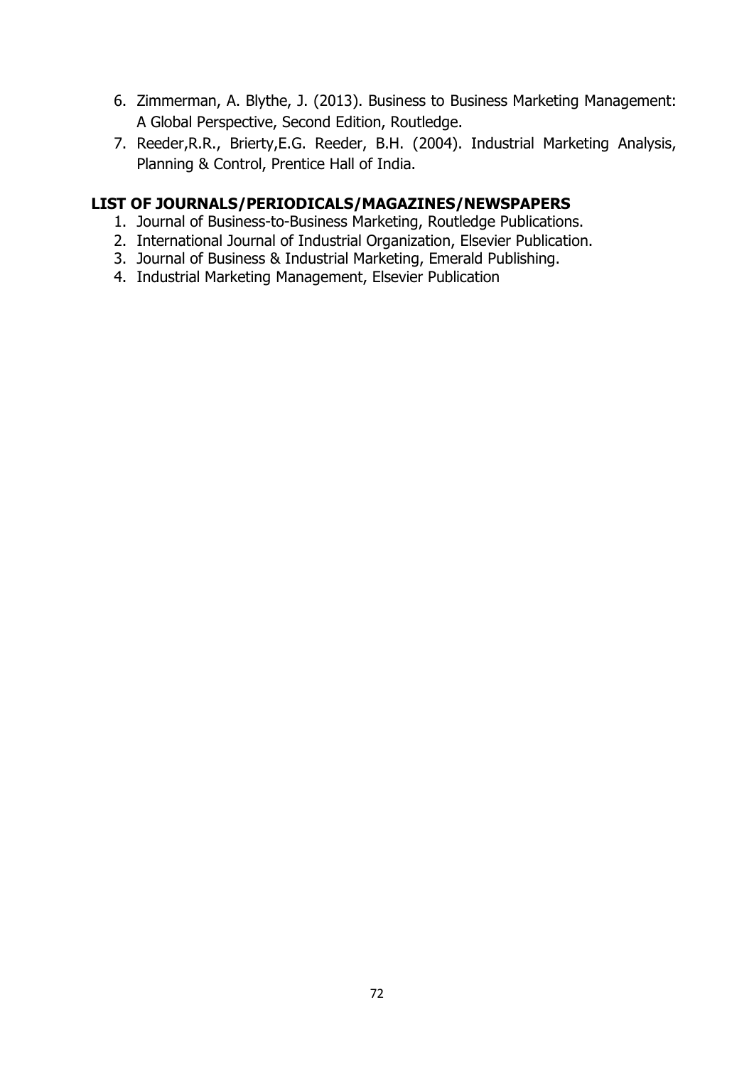6. Zimmerman, A. Blythe, J. (2013). Business to Business Marketing Management: A Global Perspective, Second Edition, Routledge.
7. Reeder,R.R., Brierty,E.G. Reeder, B.H. (2004). Industrial Marketing Analysis, Planning & Control, Prentice Hall of India.

## LIST OF JOURNALS/PERIODICALS/MAGAZINES/NEWSPAPERS

1. Journal of Business-to-Business Marketing, Routledge Publications.
2. International Journal of Industrial Organization, Elsevier Publication.
3. Journal of Business & Industrial Marketing, Emerald Publishing.
4. Industrial Marketing Management, Elsevier Publication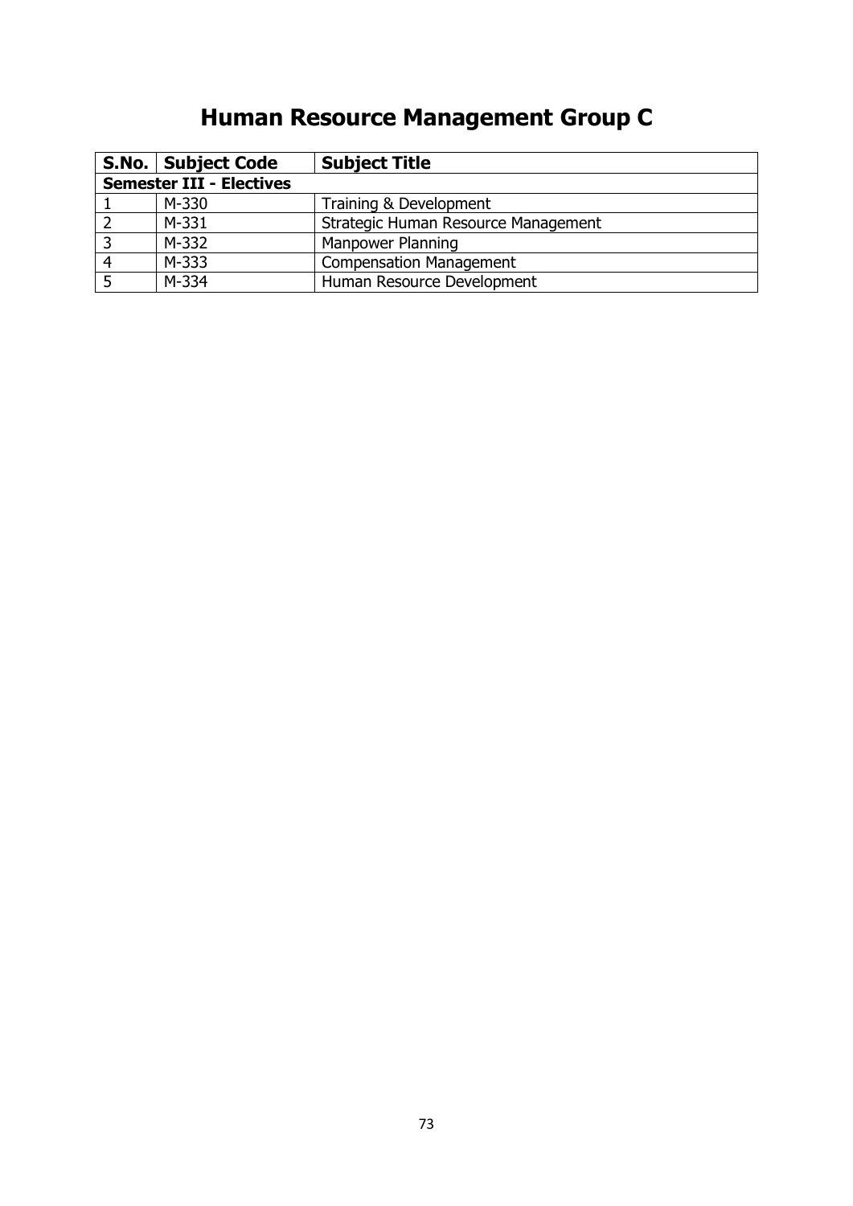# Human Resource Management Group C

| S.No. | Subject Code | Subject Title |
|---|---|---|
| **Semester III - Electives** | | |
| 1 | M-330 | Training & Development |
| 2 | M-331 | Strategic Human Resource Management |
| 3 | M-332 | Manpower Planning |
| 4 | M-333 | Compensation Management |
| 5 | M-334 | Human Resource Development |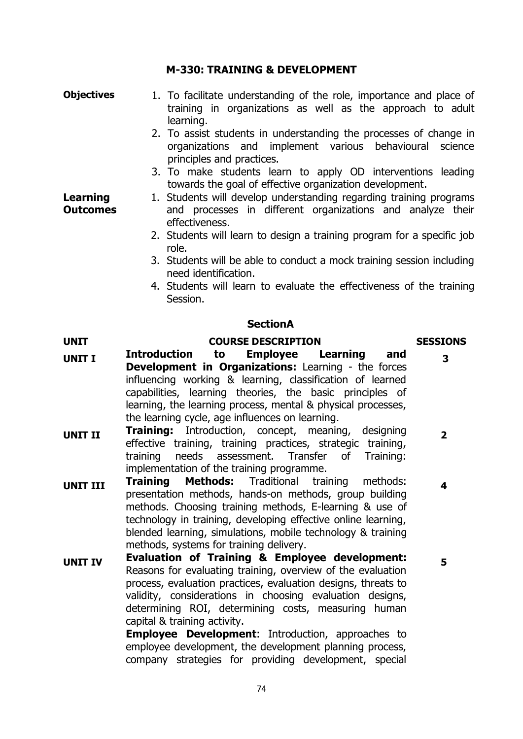## M-330: TRAINING & DEVELOPMENT

**Objectives**

1. To facilitate understanding of the role, importance and place of training in organizations as well as the approach to adult learning.
2. To assist students in understanding the processes of change in organizations and implement various behavioural science principles and practices.
3. To make students learn to apply OD interventions leading towards the goal of effective organization development.

**Learning Outcomes**

1. Students will develop understanding regarding training programs and processes in different organizations and analyze their effectiveness.
2. Students will learn to design a training program for a specific job role.
3. Students will be able to conduct a mock training session including need identification.
4. Students will learn to evaluate the effectiveness of the training Session.

### SectionA

| UNIT | COURSE DESCRIPTION | SESSIONS |
|---|---|---|
| UNIT I | **Introduction to Employee Learning and Development in Organizations:** Learning - the forces influencing working & learning, classification of learned capabilities, learning theories, the basic principles of learning, the learning process, mental & physical processes, the learning cycle, age influences on learning. | 3 |
| UNIT II | **Training:** Introduction, concept, meaning, designing effective training, training practices, strategic training, training needs assessment. Transfer of Training: implementation of the training programme. | 2 |
| UNIT III | **Training Methods:** Traditional training methods: presentation methods, hands-on methods, group building methods. Choosing training methods, E-learning & use of technology in training, developing effective online learning, blended learning, simulations, mobile technology & training methods, systems for training delivery. | 4 |
| UNIT IV | **Evaluation of Training & Employee development:** Reasons for evaluating training, overview of the evaluation process, evaluation practices, evaluation designs, threats to validity, considerations in choosing evaluation designs, determining ROI, determining costs, measuring human capital & training activity.<br>**Employee Development**: Introduction, approaches to employee development, the development planning process, company strategies for providing development, special | 5 |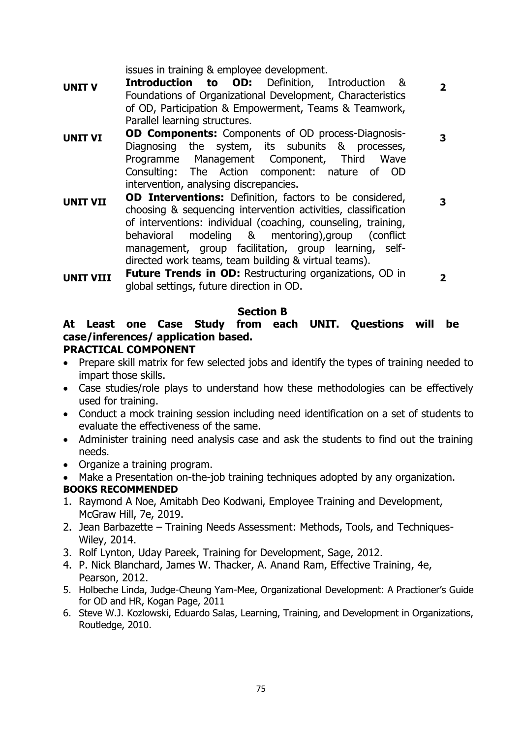| | | |
|---|---|---|
| | issues in training & employee development. | |
| **UNIT V** | **Introduction to OD:** Definition, Introduction & Foundations of Organizational Development, Characteristics of OD, Participation & Empowerment, Teams & Teamwork, Parallel learning structures. | **2** |
| **UNIT VI** | **OD Components:** Components of OD process-Diagnosis-Diagnosing the system, its subunits & processes, Programme Management Component, Third Wave Consulting: The Action component: nature of OD intervention, analysing discrepancies. | **3** |
| **UNIT VII** | **OD Interventions:** Definition, factors to be considered, choosing & sequencing intervention activities, classification of interventions: individual (coaching, counseling, training, behavioral modeling & mentoring),group (conflict management, group facilitation, group learning, self-directed work teams, team building & virtual teams). | **3** |
| **UNIT VIII** | **Future Trends in OD:** Restructuring organizations, OD in global settings, future direction in OD. | **2** |

### Section B

**At Least one Case Study from each UNIT. Questions will be case/inferences/ application based.**

**PRACTICAL COMPONENT**

- Prepare skill matrix for few selected jobs and identify the types of training needed to impart those skills.
- Case studies/role plays to understand how these methodologies can be effectively used for training.
- Conduct a mock training session including need identification on a set of students to evaluate the effectiveness of the same.
- Administer training need analysis case and ask the students to find out the training needs.
- Organize a training program.
- Make a Presentation on-the-job training techniques adopted by any organization.

**BOOKS RECOMMENDED**

1. Raymond A Noe, Amitabh Deo Kodwani, Employee Training and Development, McGraw Hill, 7e, 2019.
2. Jean Barbazette – Training Needs Assessment: Methods, Tools, and Techniques-Wiley, 2014.
3. Rolf Lynton, Uday Pareek, Training for Development, Sage, 2012.
4. P. Nick Blanchard, James W. Thacker, A. Anand Ram, Effective Training, 4e, Pearson, 2012.
5. Holbeche Linda, Judge-Cheung Yam-Mee, Organizational Development: A Practioner's Guide for OD and HR, Kogan Page, 2011
6. Steve W.J. Kozlowski, Eduardo Salas, Learning, Training, and Development in Organizations, Routledge, 2010.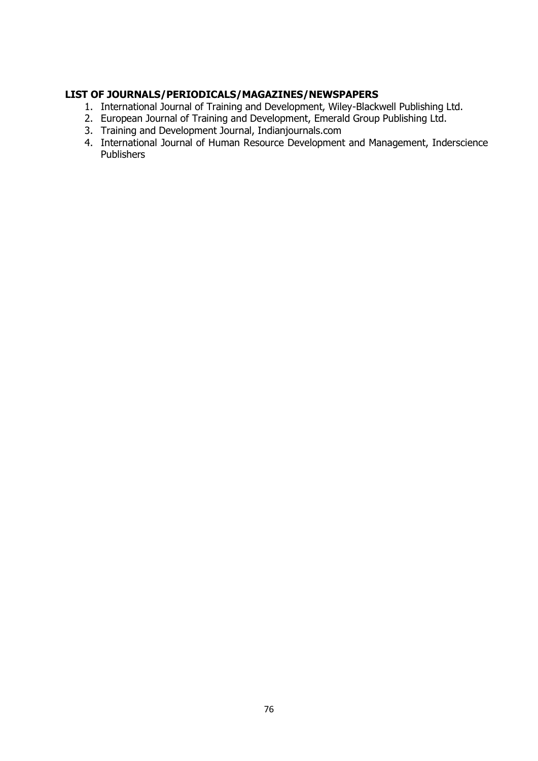**LIST OF JOURNALS/PERIODICALS/MAGAZINES/NEWSPAPERS**

1. International Journal of Training and Development, Wiley-Blackwell Publishing Ltd.
2. European Journal of Training and Development, Emerald Group Publishing Ltd.
3. Training and Development Journal, Indianjournals.com
4. International Journal of Human Resource Development and Management, Inderscience Publishers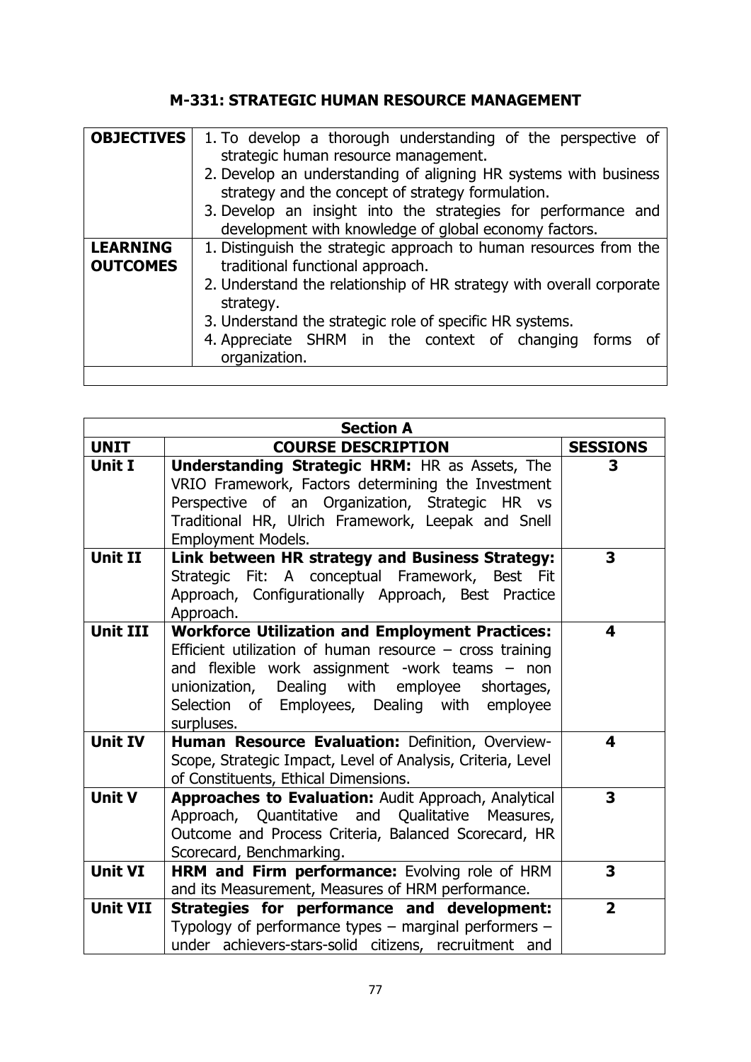# M-331: STRATEGIC HUMAN RESOURCE MANAGEMENT

| | |
|---|---|
| **OBJECTIVES** | 1. To develop a thorough understanding of the perspective of strategic human resource management.<br>2. Develop an understanding of aligning HR systems with business strategy and the concept of strategy formulation.<br>3. Develop an insight into the strategies for performance and development with knowledge of global economy factors. |
| **LEARNING OUTCOMES** | 1. Distinguish the strategic approach to human resources from the traditional functional approach.<br>2. Understand the relationship of HR strategy with overall corporate strategy.<br>3. Understand the strategic role of specific HR systems.<br>4. Appreciate SHRM in the context of changing forms of organization. |
| | |

| **Section A** | | |
|---|---|---|
| **UNIT** | **COURSE DESCRIPTION** | **SESSIONS** |
| **Unit I** | **Understanding Strategic HRM:** HR as Assets, The VRIO Framework, Factors determining the Investment Perspective of an Organization, Strategic HR vs Traditional HR, Ulrich Framework, Leepak and Snell Employment Models. | **3** |
| **Unit II** | **Link between HR strategy and Business Strategy:** Strategic Fit: A conceptual Framework, Best Fit Approach, Configurationally Approach, Best Practice Approach. | **3** |
| **Unit III** | **Workforce Utilization and Employment Practices:** Efficient utilization of human resource – cross training and flexible work assignment -work teams – non unionization, Dealing with employee shortages, Selection of Employees, Dealing with employee surpluses. | **4** |
| **Unit IV** | **Human Resource Evaluation:** Definition, Overview-Scope, Strategic Impact, Level of Analysis, Criteria, Level of Constituents, Ethical Dimensions. | **4** |
| **Unit V** | **Approaches to Evaluation:** Audit Approach, Analytical Approach, Quantitative and Qualitative Measures, Outcome and Process Criteria, Balanced Scorecard, HR Scorecard, Benchmarking. | **3** |
| **Unit VI** | **HRM and Firm performance:** Evolving role of HRM and its Measurement, Measures of HRM performance. | **3** |
| **Unit VII** | **Strategies for performance and development:** Typology of performance types – marginal performers – under achievers-stars-solid citizens, recruitment and | **2** |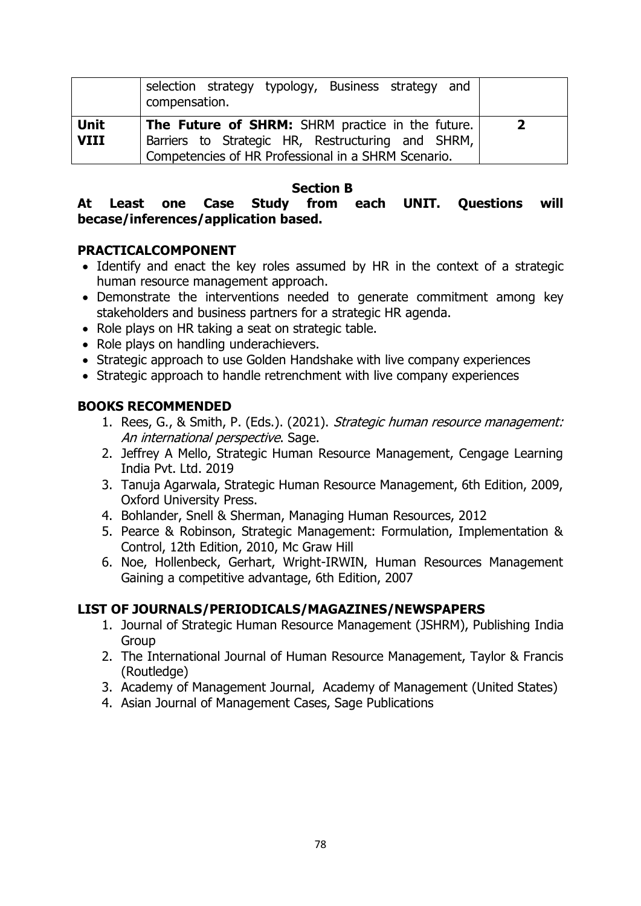| | | |
|---|---|---|
| | selection strategy typology, Business strategy and compensation. | |
| **Unit VIII** | **The Future of SHRM:** SHRM practice in the future. Barriers to Strategic HR, Restructuring and SHRM, Competencies of HR Professional in a SHRM Scenario. | **2** |

## Section B

**At Least one Case Study from each UNIT. Questions will becase/inferences/application based.**

## PRACTICALCOMPONENT

- Identify and enact the key roles assumed by HR in the context of a strategic human resource management approach.
- Demonstrate the interventions needed to generate commitment among key stakeholders and business partners for a strategic HR agenda.
- Role plays on HR taking a seat on strategic table.
- Role plays on handling underachievers.
- Strategic approach to use Golden Handshake with live company experiences
- Strategic approach to handle retrenchment with live company experiences

## BOOKS RECOMMENDED

1. Rees, G., & Smith, P. (Eds.). (2021). *Strategic human resource management: An international perspective*. Sage.
2. Jeffrey A Mello, Strategic Human Resource Management, Cengage Learning India Pvt. Ltd. 2019
3. Tanuja Agarwala, Strategic Human Resource Management, 6th Edition, 2009, Oxford University Press.
4. Bohlander, Snell & Sherman, Managing Human Resources, 2012
5. Pearce & Robinson, Strategic Management: Formulation, Implementation & Control, 12th Edition, 2010, Mc Graw Hill
6. Noe, Hollenbeck, Gerhart, Wright-IRWIN, Human Resources Management Gaining a competitive advantage, 6th Edition, 2007

## LIST OF JOURNALS/PERIODICALS/MAGAZINES/NEWSPAPERS

1. Journal of Strategic Human Resource Management (JSHRM), Publishing India Group
2. The International Journal of Human Resource Management, Taylor & Francis (Routledge)
3. Academy of Management Journal, Academy of Management (United States)
4. Asian Journal of Management Cases, Sage Publications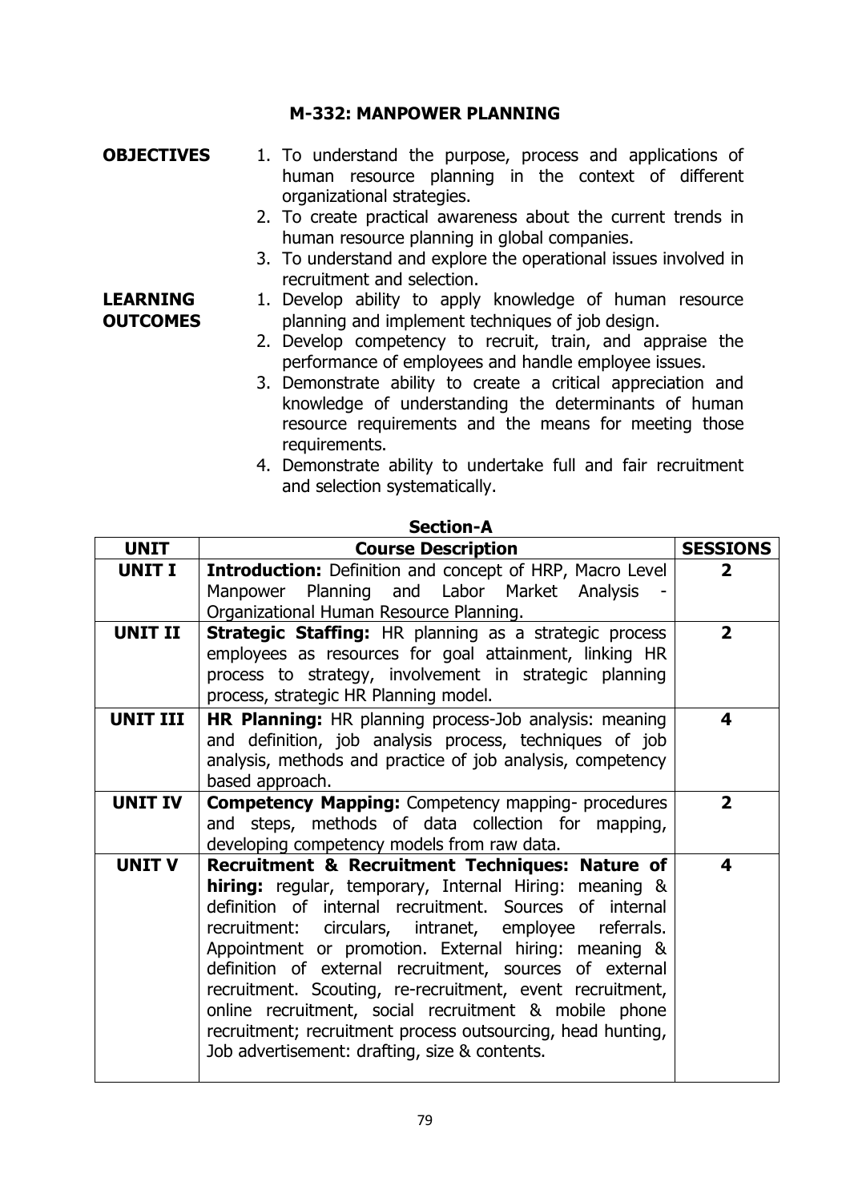## M-332: MANPOWER PLANNING

**OBJECTIVES**

1. To understand the purpose, process and applications of human resource planning in the context of different organizational strategies.
2. To create practical awareness about the current trends in human resource planning in global companies.
3. To understand and explore the operational issues involved in recruitment and selection.

**LEARNING OUTCOMES**

1. Develop ability to apply knowledge of human resource planning and implement techniques of job design.
2. Develop competency to recruit, train, and appraise the performance of employees and handle employee issues.
3. Demonstrate ability to create a critical appreciation and knowledge of understanding the determinants of human resource requirements and the means for meeting those requirements.
4. Demonstrate ability to undertake full and fair recruitment and selection systematically.

### Section-A

| UNIT | Course Description | SESSIONS |
|---|---|---|
| **UNIT I** | **Introduction:** Definition and concept of HRP, Macro Level Manpower Planning and Labor Market Analysis - Organizational Human Resource Planning. | **2** |
| **UNIT II** | **Strategic Staffing:** HR planning as a strategic process employees as resources for goal attainment, linking HR process to strategy, involvement in strategic planning process, strategic HR Planning model. | **2** |
| **UNIT III** | **HR Planning:** HR planning process-Job analysis: meaning and definition, job analysis process, techniques of job analysis, methods and practice of job analysis, competency based approach. | **4** |
| **UNIT IV** | **Competency Mapping:** Competency mapping- procedures and steps, methods of data collection for mapping, developing competency models from raw data. | **2** |
| **UNIT V** | **Recruitment & Recruitment Techniques: Nature of hiring:** regular, temporary, Internal Hiring: meaning & definition of internal recruitment. Sources of internal recruitment: circulars, intranet, employee referrals. Appointment or promotion. External hiring: meaning & definition of external recruitment, sources of external recruitment. Scouting, re-recruitment, event recruitment, online recruitment, social recruitment & mobile phone recruitment; recruitment process outsourcing, head hunting, Job advertisement: drafting, size & contents. | **4** |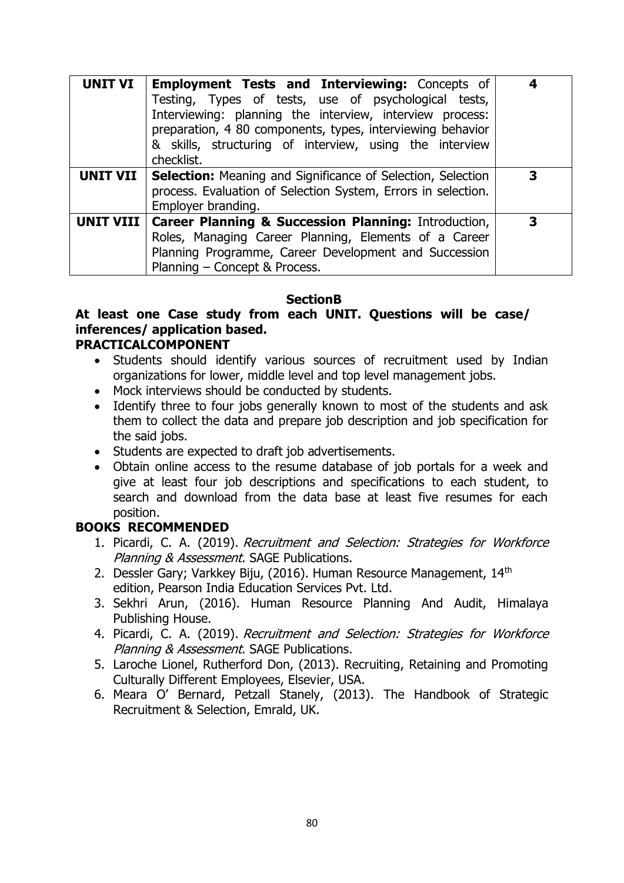| | | |
|---|---|---|
| **UNIT VI** | **Employment Tests and Interviewing:** Concepts of Testing, Types of tests, use of psychological tests, Interviewing: planning the interview, interview process: preparation, 4 80 components, types, interviewing behavior & skills, structuring of interview, using the interview checklist. | **4** |
| **UNIT VII** | **Selection:** Meaning and Significance of Selection, Selection process. Evaluation of Selection System, Errors in selection. Employer branding. | **3** |
| **UNIT VIII** | **Career Planning & Succession Planning:** Introduction, Roles, Managing Career Planning, Elements of a Career Planning Programme, Career Development and Succession Planning – Concept & Process. | **3** |

**SectionB**

**At least one Case study from each UNIT. Questions will be case/ inferences/ application based.**

**PRACTICALCOMPONENT**

- Students should identify various sources of recruitment used by Indian organizations for lower, middle level and top level management jobs.
- Mock interviews should be conducted by students.
- Identify three to four jobs generally known to most of the students and ask them to collect the data and prepare job description and job specification for the said jobs.
- Students are expected to draft job advertisements.
- Obtain online access to the resume database of job portals for a week and give at least four job descriptions and specifications to each student, to search and download from the data base at least five resumes for each position.

**BOOKS RECOMMENDED**

1. Picardi, C. A. (2019). *Recruitment and Selection: Strategies for Workforce Planning & Assessment*. SAGE Publications.
2. Dessler Gary; Varkkey Biju, (2016). Human Resource Management, 14th edition, Pearson India Education Services Pvt. Ltd.
3. Sekhri Arun, (2016). Human Resource Planning And Audit, Himalaya Publishing House.
4. Picardi, C. A. (2019). *Recruitment and Selection: Strategies for Workforce Planning & Assessment*. SAGE Publications.
5. Laroche Lionel, Rutherford Don, (2013). Recruiting, Retaining and Promoting Culturally Different Employees, Elsevier, USA.
6. Meara O' Bernard, Petzall Stanely, (2013). The Handbook of Strategic Recruitment & Selection, Emrald, UK.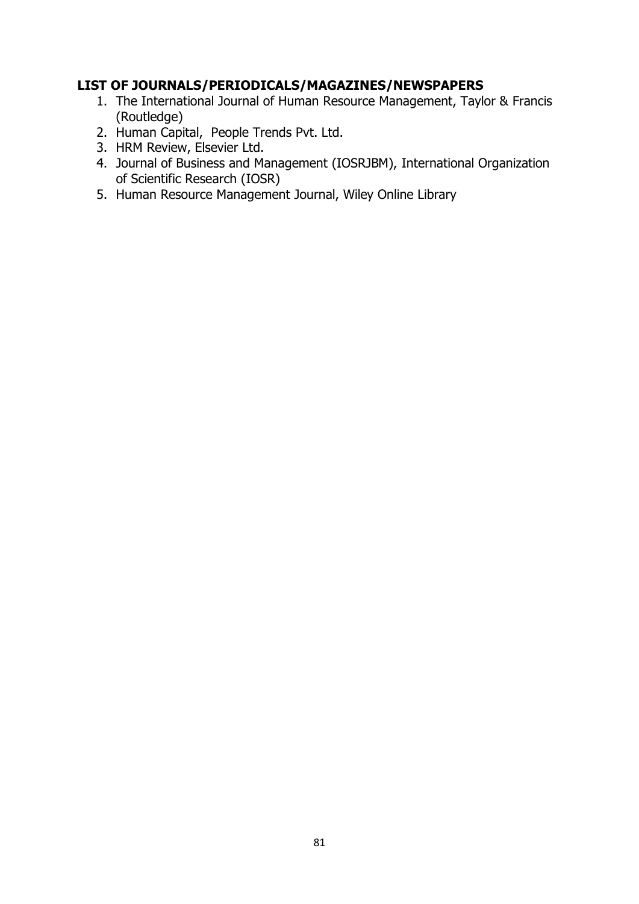**LIST OF JOURNALS/PERIODICALS/MAGAZINES/NEWSPAPERS**

1. The International Journal of Human Resource Management, Taylor & Francis (Routledge)
2. Human Capital, People Trends Pvt. Ltd.
3. HRM Review, Elsevier Ltd.
4. Journal of Business and Management (IOSRJBM), International Organization of Scientific Research (IOSR)
5. Human Resource Management Journal, Wiley Online Library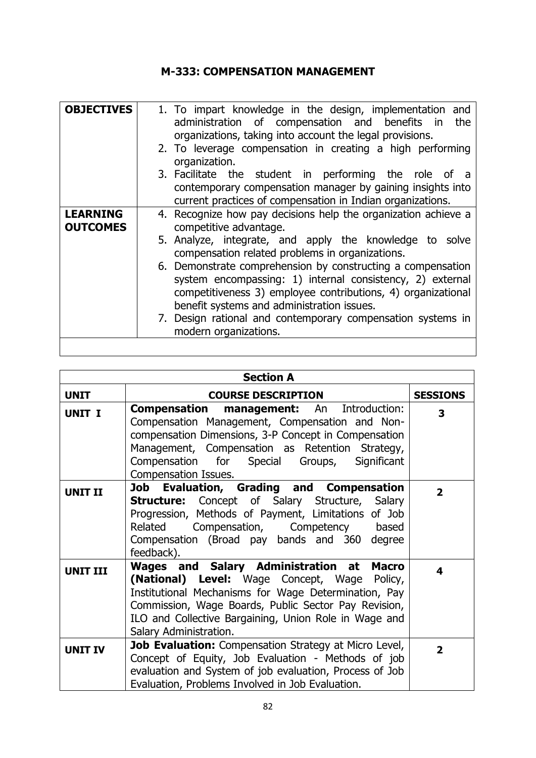# M-333: COMPENSATION MANAGEMENT

| | |
|---|---|
| **OBJECTIVES** | 1. To impart knowledge in the design, implementation and administration of compensation and benefits in the organizations, taking into account the legal provisions.<br>2. To leverage compensation in creating a high performing organization.<br>3. Facilitate the student in performing the role of a contemporary compensation manager by gaining insights into current practices of compensation in Indian organizations. |
| **LEARNING OUTCOMES** | 4. Recognize how pay decisions help the organization achieve a competitive advantage.<br>5. Analyze, integrate, and apply the knowledge to solve compensation related problems in organizations.<br>6. Demonstrate comprehension by constructing a compensation system encompassing: 1) internal consistency, 2) external competitiveness 3) employee contributions, 4) organizational benefit systems and administration issues.<br>7. Design rational and contemporary compensation systems in modern organizations. |
| | |

| **Section A** | | |
|---|---|---|
| **UNIT** | **COURSE DESCRIPTION** | **SESSIONS** |
| **UNIT I** | **Compensation management:** An Introduction: Compensation Management, Compensation and Non-compensation Dimensions, 3-P Concept in Compensation Management, Compensation as Retention Strategy, Compensation for Special Groups, Significant Compensation Issues. | **3** |
| **UNIT II** | **Job Evaluation, Grading and Compensation Structure:** Concept of Salary Structure, Salary Progression, Methods of Payment, Limitations of Job Related Compensation, Competency based Compensation (Broad pay bands and 360 degree feedback). | **2** |
| **UNIT III** | **Wages and Salary Administration at Macro (National) Level:** Wage Concept, Wage Policy, Institutional Mechanisms for Wage Determination, Pay Commission, Wage Boards, Public Sector Pay Revision, ILO and Collective Bargaining, Union Role in Wage and Salary Administration. | **4** |
| **UNIT IV** | **Job Evaluation:** Compensation Strategy at Micro Level, Concept of Equity, Job Evaluation - Methods of job evaluation and System of job evaluation, Process of Job Evaluation, Problems Involved in Job Evaluation. | **2** |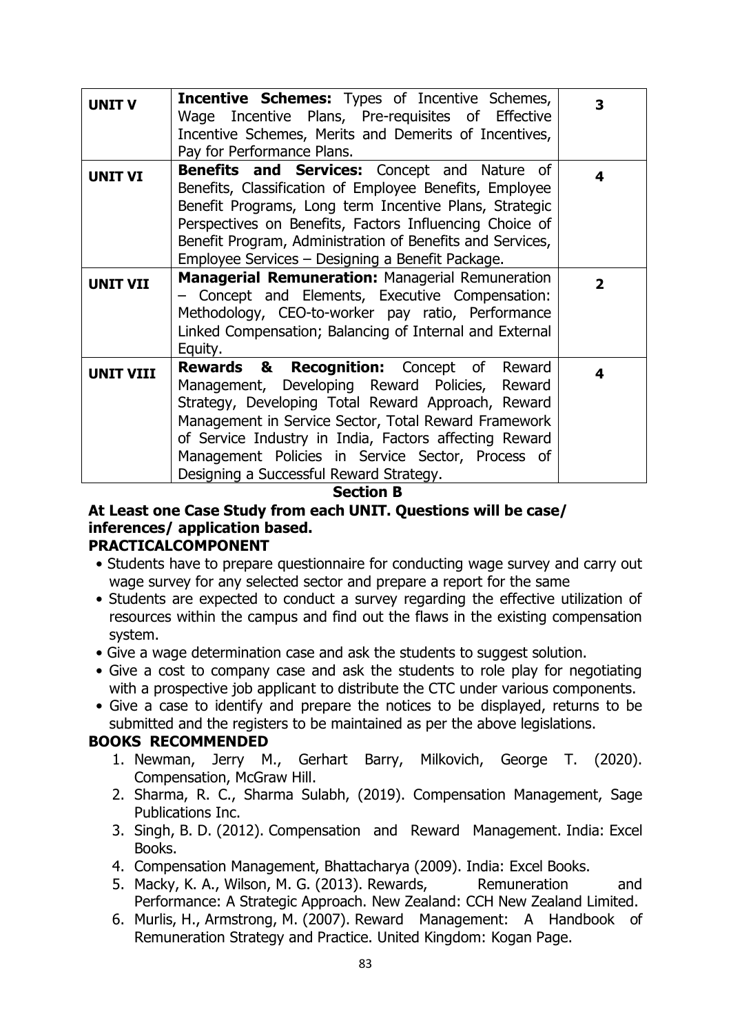| UNIT V | **Incentive Schemes:** Types of Incentive Schemes, Wage Incentive Plans, Pre-requisites of Effective Incentive Schemes, Merits and Demerits of Incentives, Pay for Performance Plans. | 3 |
|---|---|---|
| **UNIT VI** | **Benefits and Services:** Concept and Nature of Benefits, Classification of Employee Benefits, Employee Benefit Programs, Long term Incentive Plans, Strategic Perspectives on Benefits, Factors Influencing Choice of Benefit Program, Administration of Benefits and Services, Employee Services – Designing a Benefit Package. | **4** |
| **UNIT VII** | **Managerial Remuneration:** Managerial Remuneration – Concept and Elements, Executive Compensation: Methodology, CEO-to-worker pay ratio, Performance Linked Compensation; Balancing of Internal and External Equity. | **2** |
| **UNIT VIII** | **Rewards & Recognition:** Concept of Reward Management, Developing Reward Policies, Reward Strategy, Developing Total Reward Approach, Reward Management in Service Sector, Total Reward Framework of Service Industry in India, Factors affecting Reward Management Policies in Service Sector, Process of Designing a Successful Reward Strategy. | **4** |

**Section B**

**At Least one Case Study from each UNIT. Questions will be case/ inferences/ application based.**

**PRACTICALCOMPONENT**

- Students have to prepare questionnaire for conducting wage survey and carry out wage survey for any selected sector and prepare a report for the same
- Students are expected to conduct a survey regarding the effective utilization of resources within the campus and find out the flaws in the existing compensation system.
- Give a wage determination case and ask the students to suggest solution.
- Give a cost to company case and ask the students to role play for negotiating with a prospective job applicant to distribute the CTC under various components.
- Give a case to identify and prepare the notices to be displayed, returns to be submitted and the registers to be maintained as per the above legislations.

**BOOKS RECOMMENDED**

1. Newman, Jerry M., Gerhart Barry, Milkovich, George T. (2020). Compensation, McGraw Hill.
2. Sharma, R. C., Sharma Sulabh, (2019). Compensation Management, Sage Publications Inc.
3. Singh, B. D. (2012). Compensation and Reward Management. India: Excel Books.
4. Compensation Management, Bhattacharya (2009). India: Excel Books.
5. Macky, K. A., Wilson, M. G. (2013). Rewards, Remuneration and Performance: A Strategic Approach. New Zealand: CCH New Zealand Limited.
6. Murlis, H., Armstrong, M. (2007). Reward Management: A Handbook of Remuneration Strategy and Practice. United Kingdom: Kogan Page.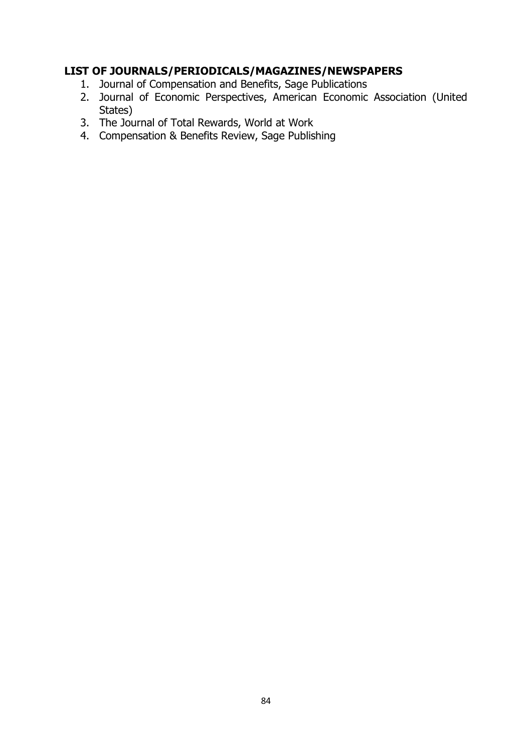**LIST OF JOURNALS/PERIODICALS/MAGAZINES/NEWSPAPERS**

1. Journal of Compensation and Benefits, Sage Publications
2. Journal of Economic Perspectives, American Economic Association (United States)
3. The Journal of Total Rewards, World at Work
4. Compensation & Benefits Review, Sage Publishing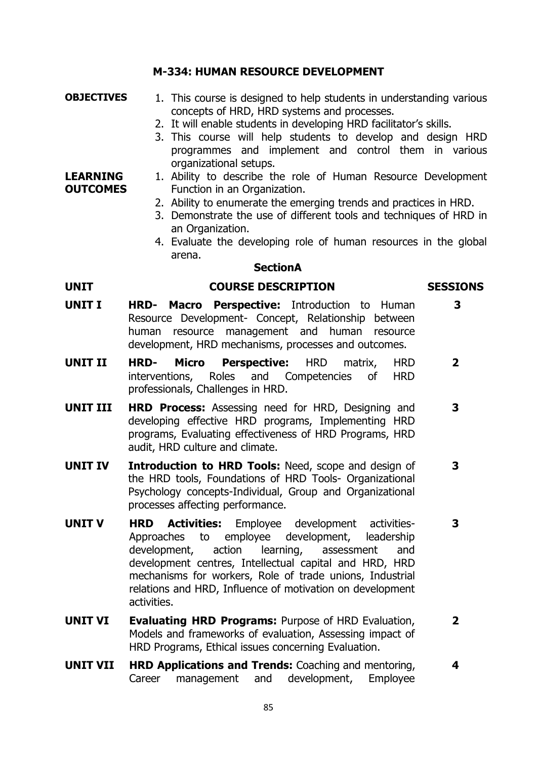## M-334: HUMAN RESOURCE DEVELOPMENT

**OBJECTIVES**

1. This course is designed to help students in understanding various concepts of HRD, HRD systems and processes.
2. It will enable students in developing HRD facilitator's skills.
3. This course will help students to develop and design HRD programmes and implement and control them in various organizational setups.

**LEARNING OUTCOMES**

1. Ability to describe the role of Human Resource Development Function in an Organization.
2. Ability to enumerate the emerging trends and practices in HRD.
3. Demonstrate the use of different tools and techniques of HRD in an Organization.
4. Evaluate the developing role of human resources in the global arena.

### SectionA

| UNIT | COURSE DESCRIPTION | SESSIONS |
|---|---|---|
| **UNIT I** | **HRD- Macro Perspective:** Introduction to Human Resource Development- Concept, Relationship between human resource management and human resource development, HRD mechanisms, processes and outcomes. | 3 |
| **UNIT II** | **HRD- Micro Perspective:** HRD matrix, HRD interventions, Roles and Competencies of HRD professionals, Challenges in HRD. | 2 |
| **UNIT III** | **HRD Process:** Assessing need for HRD, Designing and developing effective HRD programs, Implementing HRD programs, Evaluating effectiveness of HRD Programs, HRD audit, HRD culture and climate. | 3 |
| **UNIT IV** | **Introduction to HRD Tools:** Need, scope and design of the HRD tools, Foundations of HRD Tools- Organizational Psychology concepts-Individual, Group and Organizational processes affecting performance. | 3 |
| **UNIT V** | **HRD Activities:** Employee development activities-Approaches to employee development, leadership development, action learning, assessment and development centres, Intellectual capital and HRD, HRD mechanisms for workers, Role of trade unions, Industrial relations and HRD, Influence of motivation on development activities. | 3 |
| **UNIT VI** | **Evaluating HRD Programs:** Purpose of HRD Evaluation, Models and frameworks of evaluation, Assessing impact of HRD Programs, Ethical issues concerning Evaluation. | 2 |
| **UNIT VII** | **HRD Applications and Trends:** Coaching and mentoring, Career management and development, Employee | 4 |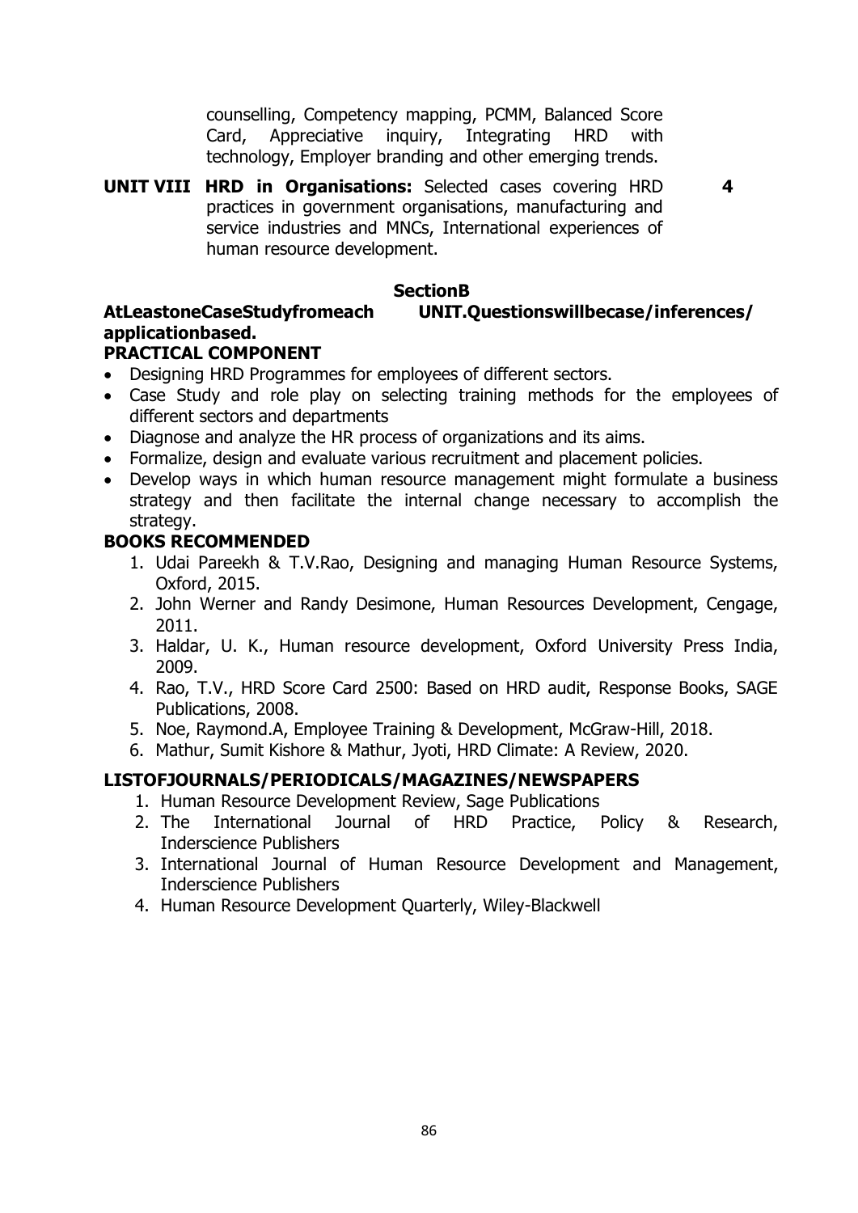counselling, Competency mapping, PCMM, Balanced Score Card, Appreciative inquiry, Integrating HRD with technology, Employer branding and other emerging trends.

**UNIT VIII HRD in Organisations:** Selected cases covering HRD practices in government organisations, manufacturing and service industries and MNCs, International experiences of human resource development. **4**

**SectionB**

**AtLeastoneCaseStudyfromeach UNIT.Questionswillbecase/inferences/ applicationbased.**

**PRACTICAL COMPONENT**

- Designing HRD Programmes for employees of different sectors.
- Case Study and role play on selecting training methods for the employees of different sectors and departments
- Diagnose and analyze the HR process of organizations and its aims.
- Formalize, design and evaluate various recruitment and placement policies.
- Develop ways in which human resource management might formulate a business strategy and then facilitate the internal change necessary to accomplish the strategy.

**BOOKS RECOMMENDED**

1. Udai Pareekh & T.V.Rao, Designing and managing Human Resource Systems, Oxford, 2015.
2. John Werner and Randy Desimone, Human Resources Development, Cengage, 2011.
3. Haldar, U. K., Human resource development, Oxford University Press India, 2009.
4. Rao, T.V., HRD Score Card 2500: Based on HRD audit, Response Books, SAGE Publications, 2008.
5. Noe, Raymond.A, Employee Training & Development, McGraw-Hill, 2018.
6. Mathur, Sumit Kishore & Mathur, Jyoti, HRD Climate: A Review, 2020.

**LISTOFJOURNALS/PERIODICALS/MAGAZINES/NEWSPAPERS**

1. Human Resource Development Review, Sage Publications
2. The International Journal of HRD Practice, Policy & Research, Inderscience Publishers
3. International Journal of Human Resource Development and Management, Inderscience Publishers
4. Human Resource Development Quarterly, Wiley-Blackwell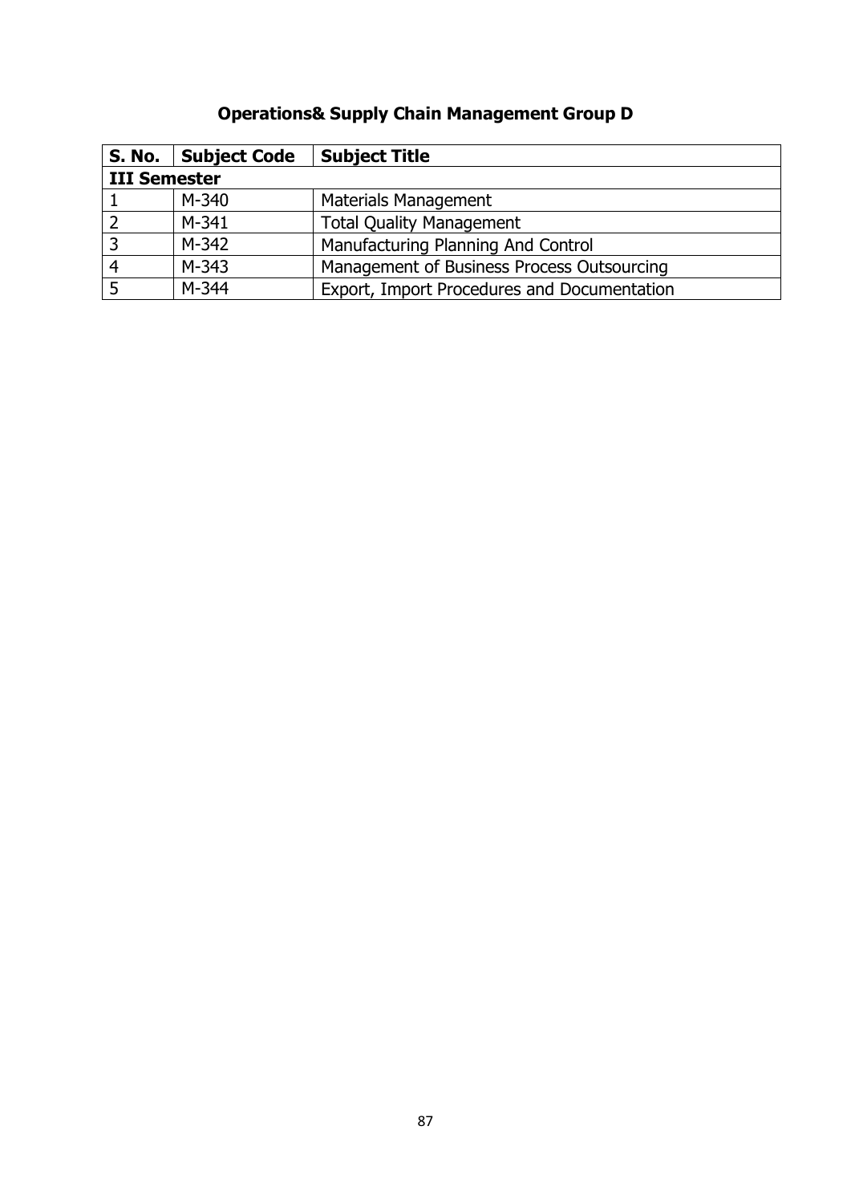## Operations& Supply Chain Management Group D

| S. No. | Subject Code | Subject Title |
|---|---|---|
| **III Semester** | | |
| 1 | M-340 | Materials Management |
| 2 | M-341 | Total Quality Management |
| 3 | M-342 | Manufacturing Planning And Control |
| 4 | M-343 | Management of Business Process Outsourcing |
| 5 | M-344 | Export, Import Procedures and Documentation |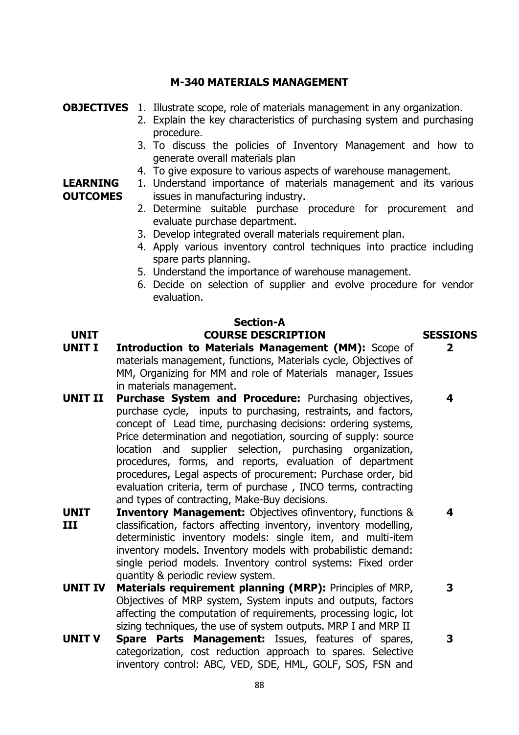## M-340 MATERIALS MANAGEMENT

**OBJECTIVES**

1. Illustrate scope, role of materials management in any organization.
2. Explain the key characteristics of purchasing system and purchasing procedure.
3. To discuss the policies of Inventory Management and how to generate overall materials plan
4. To give exposure to various aspects of warehouse management.

**LEARNING OUTCOMES**

1. Understand importance of materials management and its various issues in manufacturing industry.
2. Determine suitable purchase procedure for procurement and evaluate purchase department.
3. Develop integrated overall materials requirement plan.
4. Apply various inventory control techniques into practice including spare parts planning.
5. Understand the importance of warehouse management.
6. Decide on selection of supplier and evolve procedure for vendor evaluation.

### Section-A

| UNIT | COURSE DESCRIPTION | SESSIONS |
|---|---|---|
| **UNIT I** | **Introduction to Materials Management (MM):** Scope of materials management, functions, Materials cycle, Objectives of MM, Organizing for MM and role of Materials manager, Issues in materials management. | **2** |
| **UNIT II** | **Purchase System and Procedure:** Purchasing objectives, purchase cycle, inputs to purchasing, restraints, and factors, concept of Lead time, purchasing decisions: ordering systems, Price determination and negotiation, sourcing of supply: source location and supplier selection, purchasing organization, procedures, forms, and reports, evaluation of department procedures, Legal aspects of procurement: Purchase order, bid evaluation criteria, term of purchase , INCO terms, contracting and types of contracting, Make-Buy decisions. | **4** |
| **UNIT III** | **Inventory Management:** Objectives ofinventory, functions & classification, factors affecting inventory, inventory modelling, deterministic inventory models: single item, and multi-item inventory models. Inventory models with probabilistic demand: single period models. Inventory control systems: Fixed order quantity & periodic review system. | **4** |
| **UNIT IV** | **Materials requirement planning (MRP):** Principles of MRP, Objectives of MRP system, System inputs and outputs, factors affecting the computation of requirements, processing logic, lot sizing techniques, the use of system outputs. MRP I and MRP II | **3** |
| **UNIT V** | **Spare Parts Management:** Issues, features of spares, categorization, cost reduction approach to spares. Selective inventory control: ABC, VED, SDE, HML, GOLF, SOS, FSN and | **3** |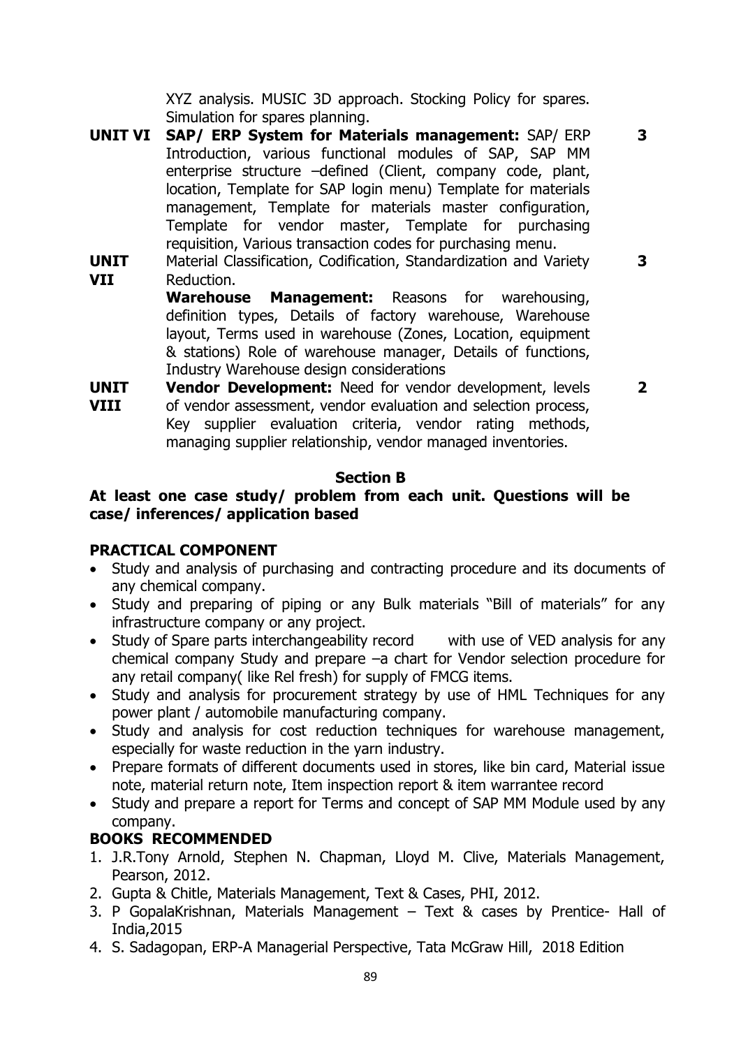| | | |
|---|---|---|
| | XYZ analysis. MUSIC 3D approach. Stocking Policy for spares. Simulation for spares planning. | |
| **UNIT VI** | **SAP/ ERP System for Materials management:** SAP/ ERP Introduction, various functional modules of SAP, SAP MM enterprise structure –defined (Client, company code, plant, location, Template for SAP login menu) Template for materials management, Template for materials master configuration, Template for vendor master, Template for purchasing requisition, Various transaction codes for purchasing menu. | **3** |
| **UNIT VII** | Material Classification, Codification, Standardization and Variety Reduction. **Warehouse Management:** Reasons for warehousing, definition types, Details of factory warehouse, Warehouse layout, Terms used in warehouse (Zones, Location, equipment & stations) Role of warehouse manager, Details of functions, Industry Warehouse design considerations | **3** |
| **UNIT VIII** | **Vendor Development:** Need for vendor development, levels of vendor assessment, vendor evaluation and selection process, Key supplier evaluation criteria, vendor rating methods, managing supplier relationship, vendor managed inventories. | **2** |

**Section B**

**At least one case study/ problem from each unit. Questions will be case/ inferences/ application based**

**PRACTICAL COMPONENT**

- Study and analysis of purchasing and contracting procedure and its documents of any chemical company.
- Study and preparing of piping or any Bulk materials "Bill of materials" for any infrastructure company or any project.
- Study of Spare parts interchangeability record with use of VED analysis for any chemical company Study and prepare –a chart for Vendor selection procedure for any retail company( like Rel fresh) for supply of FMCG items.
- Study and analysis for procurement strategy by use of HML Techniques for any power plant / automobile manufacturing company.
- Study and analysis for cost reduction techniques for warehouse management, especially for waste reduction in the yarn industry.
- Prepare formats of different documents used in stores, like bin card, Material issue note, material return note, Item inspection report & item warrantee record
- Study and prepare a report for Terms and concept of SAP MM Module used by any company.

**BOOKS RECOMMENDED**

1. J.R.Tony Arnold, Stephen N. Chapman, Lloyd M. Clive, Materials Management, Pearson, 2012.
2. Gupta & Chitle, Materials Management, Text & Cases, PHI, 2012.
3. P GopalaKrishnan, Materials Management – Text & cases by Prentice- Hall of India,2015
4. S. Sadagopan, ERP-A Managerial Perspective, Tata McGraw Hill, 2018 Edition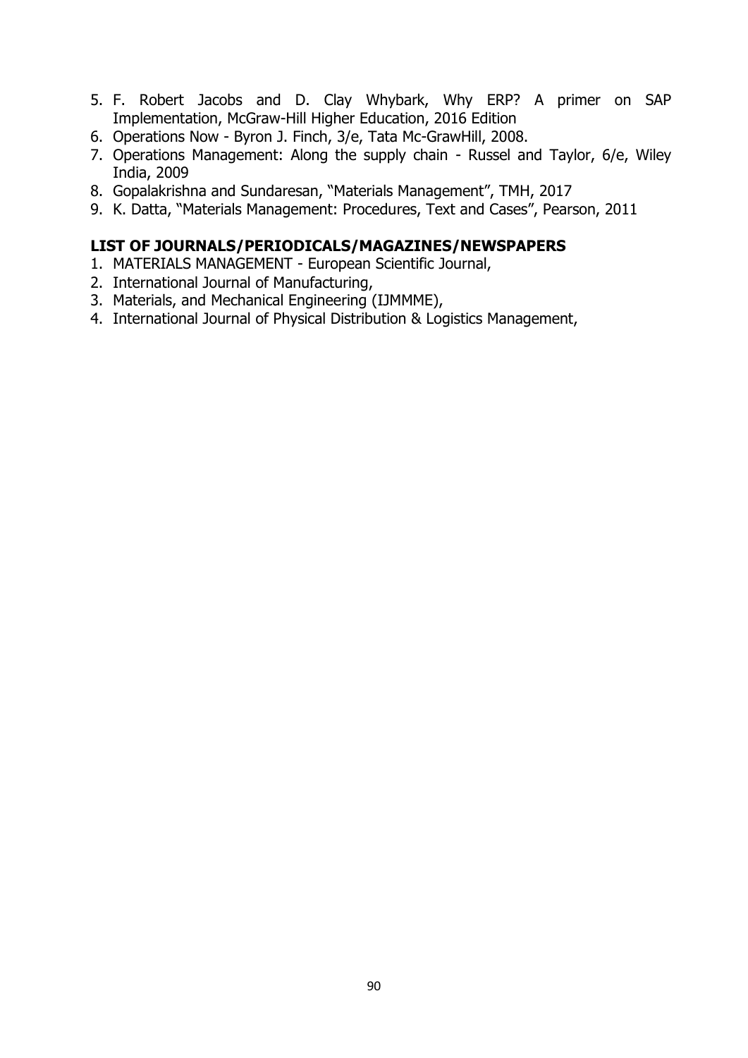5. F. Robert Jacobs and D. Clay Whybark, Why ERP? A primer on SAP Implementation, McGraw-Hill Higher Education, 2016 Edition
6. Operations Now - Byron J. Finch, 3/e, Tata Mc-GrawHill, 2008.
7. Operations Management: Along the supply chain - Russel and Taylor, 6/e, Wiley India, 2009
8. Gopalakrishna and Sundaresan, "Materials Management", TMH, 2017
9. K. Datta, "Materials Management: Procedures, Text and Cases", Pearson, 2011

## LIST OF JOURNALS/PERIODICALS/MAGAZINES/NEWSPAPERS

1. MATERIALS MANAGEMENT - European Scientific Journal,
2. International Journal of Manufacturing,
3. Materials, and Mechanical Engineering (IJMMME),
4. International Journal of Physical Distribution & Logistics Management,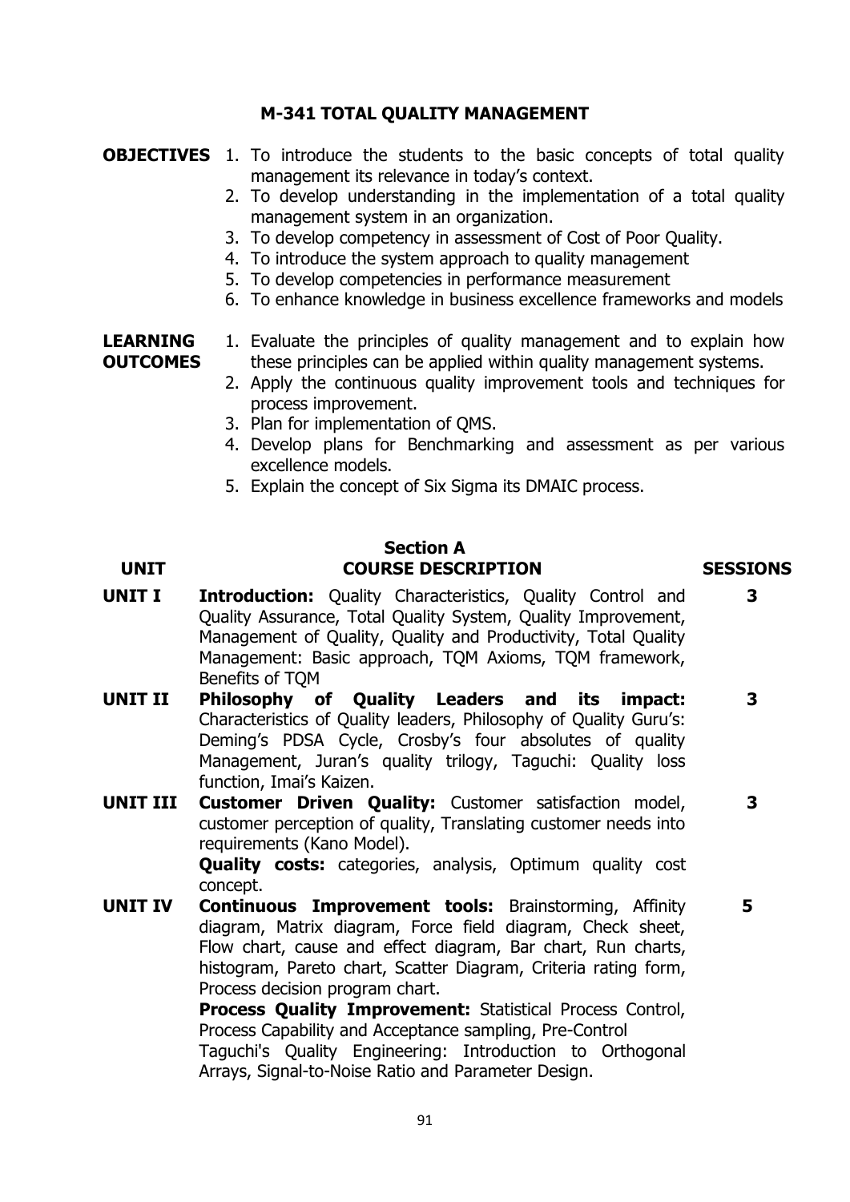# M-341 TOTAL QUALITY MANAGEMENT

**OBJECTIVES**

1. To introduce the students to the basic concepts of total quality management its relevance in today's context.
2. To develop understanding in the implementation of a total quality management system in an organization.
3. To develop competency in assessment of Cost of Poor Quality.
4. To introduce the system approach to quality management
5. To develop competencies in performance measurement
6. To enhance knowledge in business excellence frameworks and models

**LEARNING OUTCOMES**

1. Evaluate the principles of quality management and to explain how these principles can be applied within quality management systems.
2. Apply the continuous quality improvement tools and techniques for process improvement.
3. Plan for implementation of QMS.
4. Develop plans for Benchmarking and assessment as per various excellence models.
5. Explain the concept of Six Sigma its DMAIC process.

## Section A

| UNIT | COURSE DESCRIPTION | SESSIONS |
|---|---|---|
| **UNIT I** | **Introduction:** Quality Characteristics, Quality Control and Quality Assurance, Total Quality System, Quality Improvement, Management of Quality, Quality and Productivity, Total Quality Management: Basic approach, TQM Axioms, TQM framework, Benefits of TQM | **3** |
| **UNIT II** | **Philosophy of Quality Leaders and its impact:** Characteristics of Quality leaders, Philosophy of Quality Guru's: Deming's PDSA Cycle, Crosby's four absolutes of quality Management, Juran's quality trilogy, Taguchi: Quality loss function, Imai's Kaizen. | **3** |
| **UNIT III** | **Customer Driven Quality:** Customer satisfaction model, customer perception of quality, Translating customer needs into requirements (Kano Model).<br>**Quality costs:** categories, analysis, Optimum quality cost concept. | **3** |
| **UNIT IV** | **Continuous Improvement tools:** Brainstorming, Affinity diagram, Matrix diagram, Force field diagram, Check sheet, Flow chart, cause and effect diagram, Bar chart, Run charts, histogram, Pareto chart, Scatter Diagram, Criteria rating form, Process decision program chart.<br>**Process Quality Improvement:** Statistical Process Control, Process Capability and Acceptance sampling, Pre-Control<br>Taguchi's Quality Engineering: Introduction to Orthogonal Arrays, Signal-to-Noise Ratio and Parameter Design. | **5** |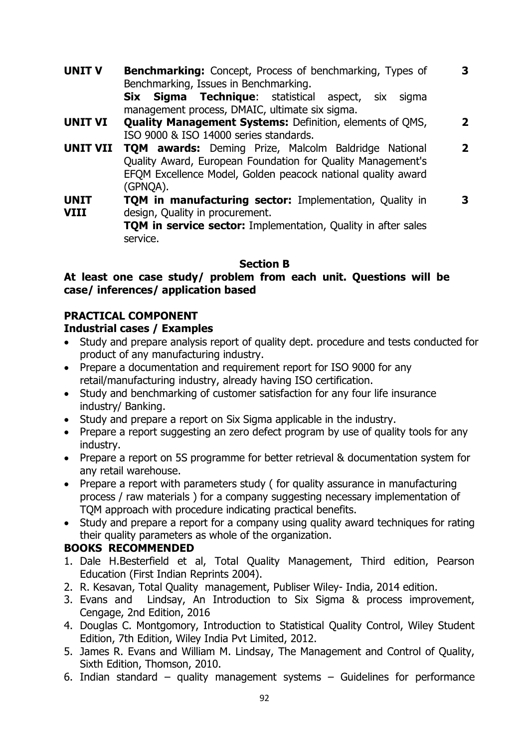| | | |
|---|---|---|
| **UNIT V** | **Benchmarking:** Concept, Process of benchmarking, Types of Benchmarking, Issues in Benchmarking.<br>**Six Sigma Technique**: statistical aspect, six sigma management process, DMAIC, ultimate six sigma. | **3** |
| **UNIT VI** | **Quality Management Systems:** Definition, elements of QMS, ISO 9000 & ISO 14000 series standards. | **2** |
| **UNIT VII** | **TQM awards:** Deming Prize, Malcolm Baldridge National Quality Award, European Foundation for Quality Management's EFQM Excellence Model, Golden peacock national quality award (GPNQA). | **2** |
| **UNIT VIII** | **TQM in manufacturing sector:** Implementation, Quality in design, Quality in procurement.<br>**TQM in service sector:** Implementation, Quality in after sales service. | **3** |

**Section B**

**At least one case study/ problem from each unit. Questions will be case/ inferences/ application based**

**PRACTICAL COMPONENT**

**Industrial cases / Examples**

- Study and prepare analysis report of quality dept. procedure and tests conducted for product of any manufacturing industry.
- Prepare a documentation and requirement report for ISO 9000 for any retail/manufacturing industry, already having ISO certification.
- Study and benchmarking of customer satisfaction for any four life insurance industry/ Banking.
- Study and prepare a report on Six Sigma applicable in the industry.
- Prepare a report suggesting an zero defect program by use of quality tools for any industry.
- Prepare a report on 5S programme for better retrieval & documentation system for any retail warehouse.
- Prepare a report with parameters study ( for quality assurance in manufacturing process / raw materials ) for a company suggesting necessary implementation of TQM approach with procedure indicating practical benefits.
- Study and prepare a report for a company using quality award techniques for rating their quality parameters as whole of the organization.

**BOOKS RECOMMENDED**

1. Dale H.Besterfield et al, Total Quality Management, Third edition, Pearson Education (First Indian Reprints 2004).
2. R. Kesavan, Total Quality management, Publiser Wiley- India, 2014 edition.
3. Evans and Lindsay, An Introduction to Six Sigma & process improvement, Cengage, 2nd Edition, 2016
4. Douglas C. Montgomory, Introduction to Statistical Quality Control, Wiley Student Edition, 7th Edition, Wiley India Pvt Limited, 2012.
5. James R. Evans and William M. Lindsay, The Management and Control of Quality, Sixth Edition, Thomson, 2010.
6. Indian standard – quality management systems – Guidelines for performance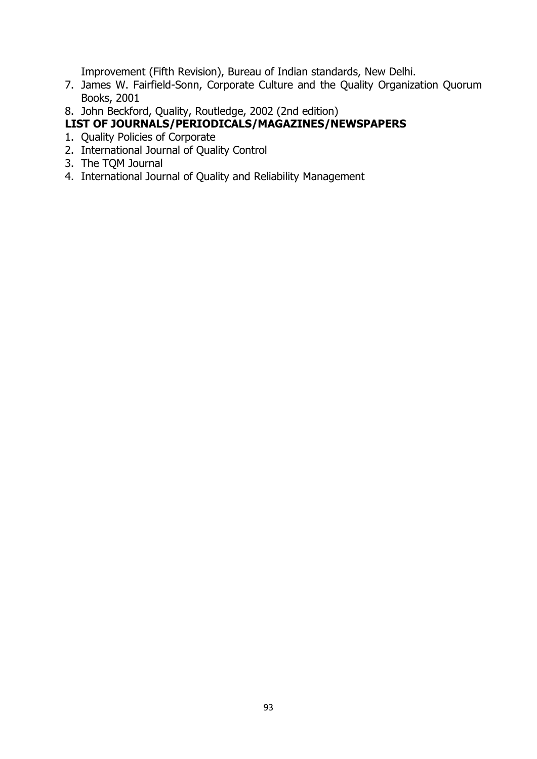Improvement (Fifth Revision), Bureau of Indian standards, New Delhi.

7. James W. Fairfield-Sonn, Corporate Culture and the Quality Organization Quorum Books, 2001
8. John Beckford, Quality, Routledge, 2002 (2nd edition)

**LIST OF JOURNALS/PERIODICALS/MAGAZINES/NEWSPAPERS**

1. Quality Policies of Corporate
2. International Journal of Quality Control
3. The TQM Journal
4. International Journal of Quality and Reliability Management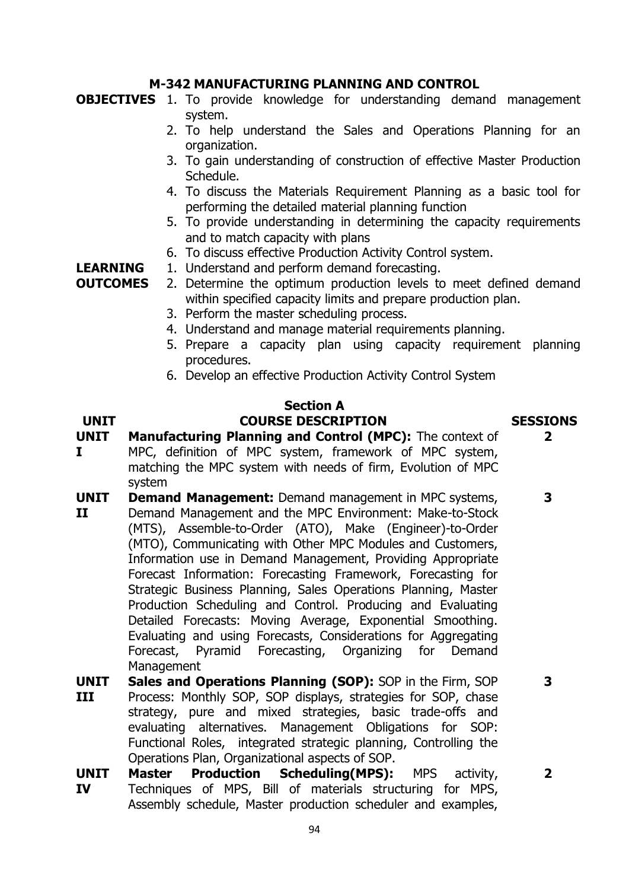## M-342 MANUFACTURING PLANNING AND CONTROL

**OBJECTIVES**

1. To provide knowledge for understanding demand management system.
2. To help understand the Sales and Operations Planning for an organization.
3. To gain understanding of construction of effective Master Production Schedule.
4. To discuss the Materials Requirement Planning as a basic tool for performing the detailed material planning function
5. To provide understanding in determining the capacity requirements and to match capacity with plans
6. To discuss effective Production Activity Control system.

**LEARNING OUTCOMES**

1. Understand and perform demand forecasting.
2. Determine the optimum production levels to meet defined demand within specified capacity limits and prepare production plan.
3. Perform the master scheduling process.
4. Understand and manage material requirements planning.
5. Prepare a capacity plan using capacity requirement planning procedures.
6. Develop an effective Production Activity Control System

### Section A

| UNIT | COURSE DESCRIPTION | SESSIONS |
|---|---|---|
| **UNIT I** | **Manufacturing Planning and Control (MPC):** The context of MPC, definition of MPC system, framework of MPC system, matching the MPC system with needs of firm, Evolution of MPC system | **2** |
| **UNIT II** | **Demand Management:** Demand management in MPC systems, Demand Management and the MPC Environment: Make-to-Stock (MTS), Assemble-to-Order (ATO), Make (Engineer)-to-Order (MTO), Communicating with Other MPC Modules and Customers, Information use in Demand Management, Providing Appropriate Forecast Information: Forecasting Framework, Forecasting for Strategic Business Planning, Sales Operations Planning, Master Production Scheduling and Control. Producing and Evaluating Detailed Forecasts: Moving Average, Exponential Smoothing. Evaluating and using Forecasts, Considerations for Aggregating Forecast, Pyramid Forecasting, Organizing for Demand Management | **3** |
| **UNIT III** | **Sales and Operations Planning (SOP):** SOP in the Firm, SOP Process: Monthly SOP, SOP displays, strategies for SOP, chase strategy, pure and mixed strategies, basic trade-offs and evaluating alternatives. Management Obligations for SOP: Functional Roles, integrated strategic planning, Controlling the Operations Plan, Organizational aspects of SOP. | **3** |
| **UNIT IV** | **Master Production Scheduling(MPS):** MPS activity, Techniques of MPS, Bill of materials structuring for MPS, Assembly schedule, Master production scheduler and examples, | **2** |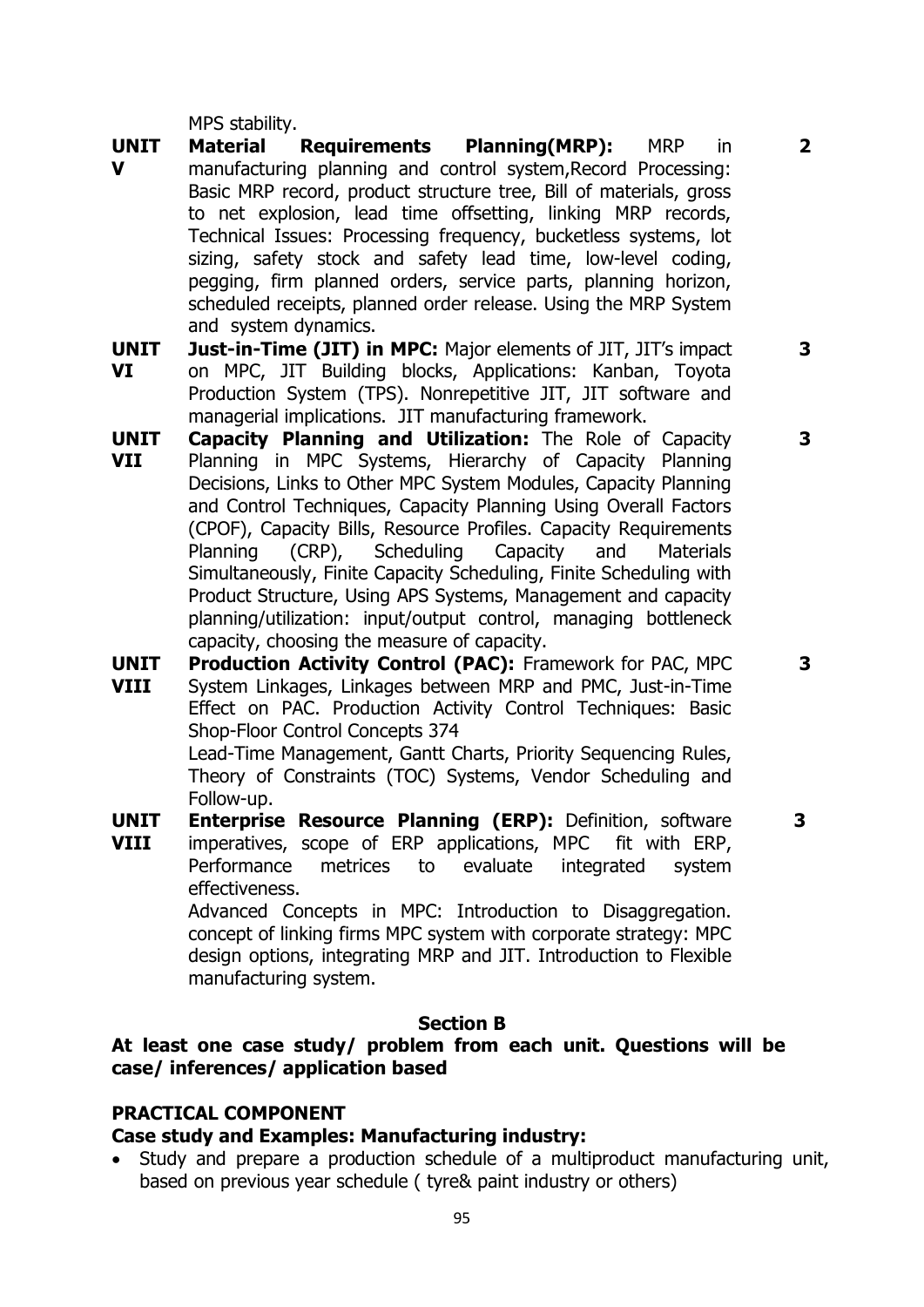| | | |
|---|---|---|
| | MPS stability. | |
| **UNIT V** | **Material Requirements Planning(MRP):** MRP in manufacturing planning and control system,Record Processing: Basic MRP record, product structure tree, Bill of materials, gross to net explosion, lead time offsetting, linking MRP records, Technical Issues: Processing frequency, bucketless systems, lot sizing, safety stock and safety lead time, low-level coding, pegging, firm planned orders, service parts, planning horizon, scheduled receipts, planned order release. Using the MRP System and system dynamics. | **2** |
| **UNIT VI** | **Just-in-Time (JIT) in MPC:** Major elements of JIT, JIT's impact on MPC, JIT Building blocks, Applications: Kanban, Toyota Production System (TPS). Nonrepetitive JIT, JIT software and managerial implications. JIT manufacturing framework. | **3** |
| **UNIT VII** | **Capacity Planning and Utilization:** The Role of Capacity Planning in MPC Systems, Hierarchy of Capacity Planning Decisions, Links to Other MPC System Modules, Capacity Planning and Control Techniques, Capacity Planning Using Overall Factors (CPOF), Capacity Bills, Resource Profiles. Capacity Requirements Planning (CRP), Scheduling Capacity and Materials Simultaneously, Finite Capacity Scheduling, Finite Scheduling with Product Structure, Using APS Systems, Management and capacity planning/utilization: input/output control, managing bottleneck capacity, choosing the measure of capacity. | **3** |
| **UNIT VIII** | **Production Activity Control (PAC):** Framework for PAC, MPC System Linkages, Linkages between MRP and PMC, Just-in-Time Effect on PAC. Production Activity Control Techniques: Basic Shop-Floor Control Concepts 374<br>Lead-Time Management, Gantt Charts, Priority Sequencing Rules, Theory of Constraints (TOC) Systems, Vendor Scheduling and Follow-up. | **3** |
| **UNIT VIII** | **Enterprise Resource Planning (ERP):** Definition, software imperatives, scope of ERP applications, MPC fit with ERP, Performance metrices to evaluate integrated system effectiveness.<br>Advanced Concepts in MPC: Introduction to Disaggregation. concept of linking firms MPC system with corporate strategy: MPC design options, integrating MRP and JIT. Introduction to Flexible manufacturing system. | **3** |

## Section B

**At least one case study/ problem from each unit. Questions will be case/ inferences/ application based**

**PRACTICAL COMPONENT**

**Case study and Examples: Manufacturing industry:**

- Study and prepare a production schedule of a multiproduct manufacturing unit, based on previous year schedule ( tyre& paint industry or others)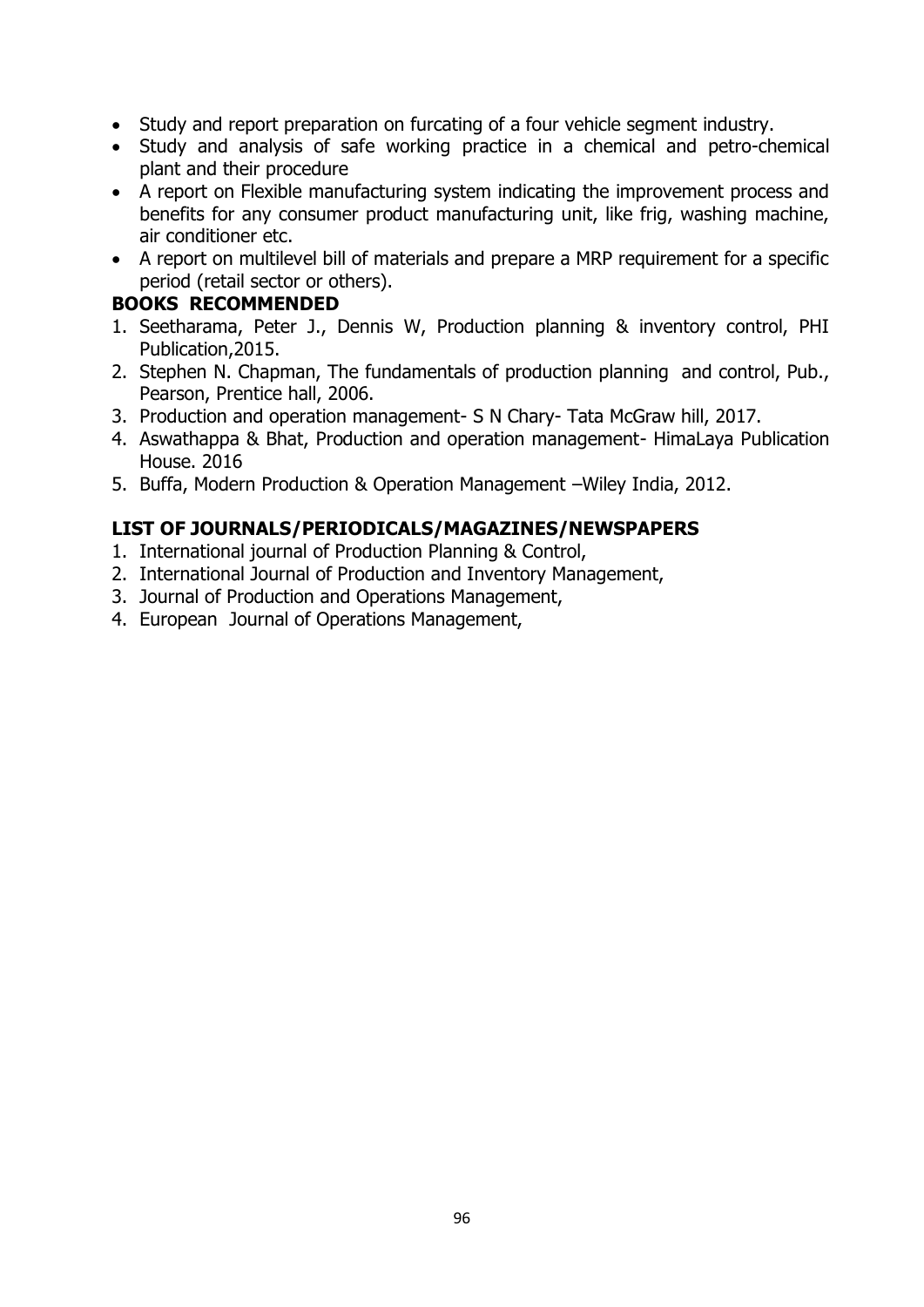- Study and report preparation on furcating of a four vehicle segment industry.
- Study and analysis of safe working practice in a chemical and petro-chemical plant and their procedure
- A report on Flexible manufacturing system indicating the improvement process and benefits for any consumer product manufacturing unit, like frig, washing machine, air conditioner etc.
- A report on multilevel bill of materials and prepare a MRP requirement for a specific period (retail sector or others).

**BOOKS RECOMMENDED**

1. Seetharama, Peter J., Dennis W, Production planning & inventory control, PHI Publication,2015.
2. Stephen N. Chapman, The fundamentals of production planning and control, Pub., Pearson, Prentice hall, 2006.
3. Production and operation management- S N Chary- Tata McGraw hill, 2017.
4. Aswathappa & Bhat, Production and operation management- HimaLaya Publication House. 2016
5. Buffa, Modern Production & Operation Management –Wiley India, 2012.

**LIST OF JOURNALS/PERIODICALS/MAGAZINES/NEWSPAPERS**

1. International journal of Production Planning & Control,
2. International Journal of Production and Inventory Management,
3. Journal of Production and Operations Management,
4. European Journal of Operations Management,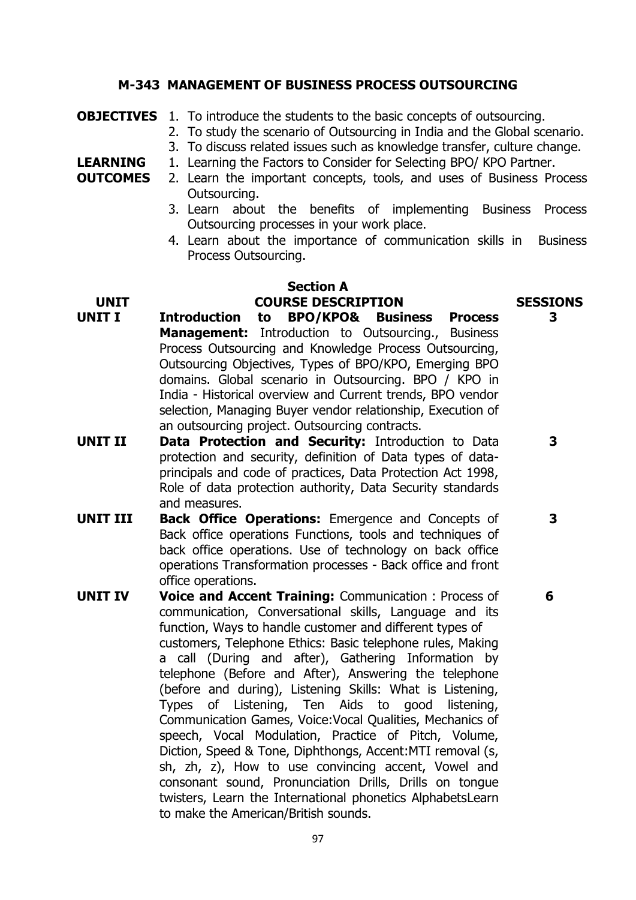## M-343 MANAGEMENT OF BUSINESS PROCESS OUTSOURCING

**OBJECTIVES**

1. To introduce the students to the basic concepts of outsourcing.
2. To study the scenario of Outsourcing in India and the Global scenario.
3. To discuss related issues such as knowledge transfer, culture change.

**LEARNING OUTCOMES**

1. Learning the Factors to Consider for Selecting BPO/ KPO Partner.
2. Learn the important concepts, tools, and uses of Business Process Outsourcing.
3. Learn about the benefits of implementing Business Process Outsourcing processes in your work place.
4. Learn about the importance of communication skills in Business Process Outsourcing.

### Section A

| UNIT | COURSE DESCRIPTION | SESSIONS |
|---|---|---|
| **UNIT I** | **Introduction to BPO/KPO& Business Process Management:** Introduction to Outsourcing., Business Process Outsourcing and Knowledge Process Outsourcing, Outsourcing Objectives, Types of BPO/KPO, Emerging BPO domains. Global scenario in Outsourcing. BPO / KPO in India - Historical overview and Current trends, BPO vendor selection, Managing Buyer vendor relationship, Execution of an outsourcing project. Outsourcing contracts. | **3** |
| **UNIT II** | **Data Protection and Security:** Introduction to Data protection and security, definition of Data types of data-principals and code of practices, Data Protection Act 1998, Role of data protection authority, Data Security standards and measures. | **3** |
| **UNIT III** | **Back Office Operations:** Emergence and Concepts of Back office operations Functions, tools and techniques of back office operations. Use of technology on back office operations Transformation processes - Back office and front office operations. | **3** |
| **UNIT IV** | **Voice and Accent Training:** Communication : Process of communication, Conversational skills, Language and its function, Ways to handle customer and different types of customers, Telephone Ethics: Basic telephone rules, Making a call (During and after), Gathering Information by telephone (Before and After), Answering the telephone (before and during), Listening Skills: What is Listening, Types of Listening, Ten Aids to good listening, Communication Games, Voice:Vocal Qualities, Mechanics of speech, Vocal Modulation, Practice of Pitch, Volume, Diction, Speed & Tone, Diphthongs, Accent:MTI removal (s, sh, zh, z), How to use convincing accent, Vowel and consonant sound, Pronunciation Drills, Drills on tongue twisters, Learn the International phonetics AlphabetsLearn to make the American/British sounds. | **6** |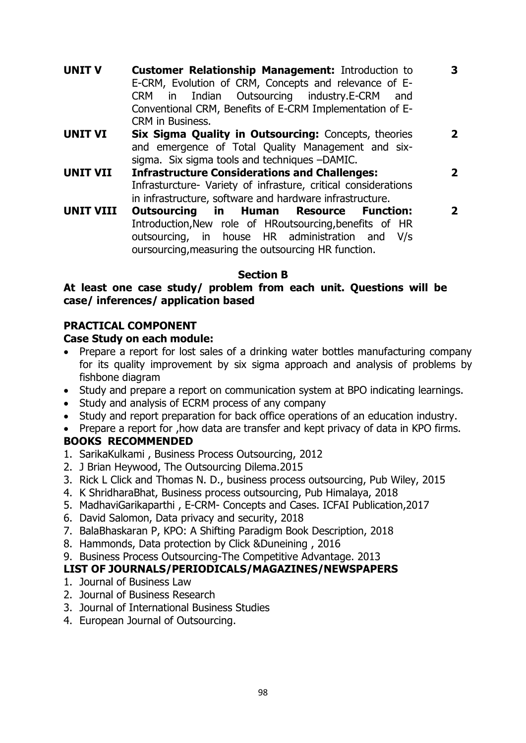| | | |
|---|---|---|
| **UNIT V** | **Customer Relationship Management:** Introduction to E-CRM, Evolution of CRM, Concepts and relevance of E-CRM in Indian Outsourcing industry.E-CRM and Conventional CRM, Benefits of E-CRM Implementation of E-CRM in Business. | **3** |
| **UNIT VI** | **Six Sigma Quality in Outsourcing:** Concepts, theories and emergence of Total Quality Management and six-sigma. Six sigma tools and techniques –DAMIC. | **2** |
| **UNIT VII** | **Infrastructure Considerations and Challenges:** Infrasturcture- Variety of infrasture, critical considerations in infrastructure, software and hardware infrastructure. | **2** |
| **UNIT VIII** | **Outsourcing in Human Resource Function:** Introduction,New role of HRoutsourcing,benefits of HR outsourcing, in house HR administration and V/s oursourcing,measuring the outsourcing HR function. | **2** |

**Section B**

**At least one case study/ problem from each unit. Questions will be case/ inferences/ application based**

**PRACTICAL COMPONENT**

**Case Study on each module:**

- Prepare a report for lost sales of a drinking water bottles manufacturing company for its quality improvement by six sigma approach and analysis of problems by fishbone diagram
- Study and prepare a report on communication system at BPO indicating learnings.
- Study and analysis of ECRM process of any company
- Study and report preparation for back office operations of an education industry.
- Prepare a report for ,how data are transfer and kept privacy of data in KPO firms.

**BOOKS RECOMMENDED**

1. SarikaKulkami , Business Process Outsourcing, 2012
2. J Brian Heywood, The Outsourcing Dilema.2015
3. Rick L Click and Thomas N. D., business process outsourcing, Pub Wiley, 2015
4. K ShridharaBhat, Business process outsourcing, Pub Himalaya, 2018
5. MadhaviGarikaparthi , E-CRM- Concepts and Cases. ICFAI Publication,2017
6. David Salomon, Data privacy and security, 2018
7. BalaBhaskaran P, KPO: A Shifting Paradigm Book Description, 2018
8. Hammonds, Data protection by Click &Duneining , 2016
9. Business Process Outsourcing-The Competitive Advantage. 2013

**LIST OF JOURNALS/PERIODICALS/MAGAZINES/NEWSPAPERS**

1. Journal of Business Law
2. Journal of Business Research
3. Journal of International Business Studies
4. European Journal of Outsourcing.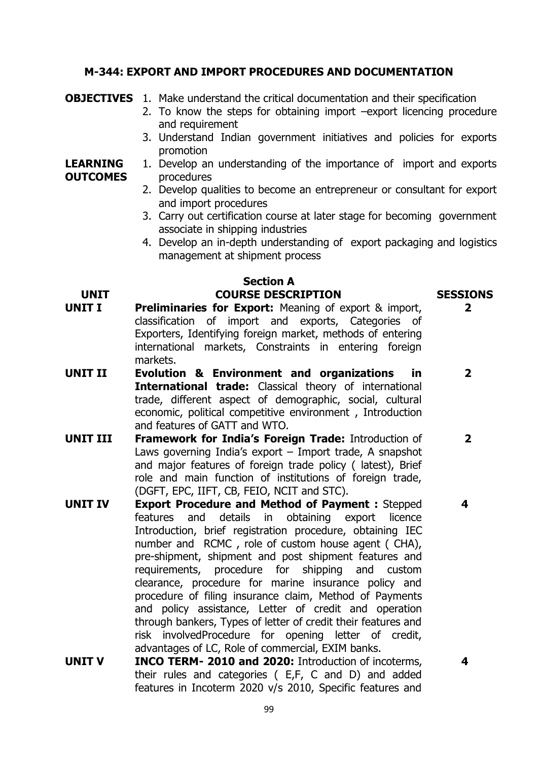## M-344: EXPORT AND IMPORT PROCEDURES AND DOCUMENTATION

**OBJECTIVES**

1. Make understand the critical documentation and their specification
2. To know the steps for obtaining import –export licencing procedure and requirement
3. Understand Indian government initiatives and policies for exports promotion

**LEARNING OUTCOMES**

1. Develop an understanding of the importance of import and exports procedures
2. Develop qualities to become an entrepreneur or consultant for export and import procedures
3. Carry out certification course at later stage for becoming government associate in shipping industries
4. Develop an in-depth understanding of export packaging and logistics management at shipment process

### Section A

| UNIT | COURSE DESCRIPTION | SESSIONS |
|---|---|---|
| **UNIT I** | **Preliminaries for Export:** Meaning of export & import, classification of import and exports, Categories of Exporters, Identifying foreign market, methods of entering international markets, Constraints in entering foreign markets. | **2** |
| **UNIT II** | **Evolution & Environment and organizations in International trade:** Classical theory of international trade, different aspect of demographic, social, cultural economic, political competitive environment , Introduction and features of GATT and WTO. | **2** |
| **UNIT III** | **Framework for India's Foreign Trade:** Introduction of Laws governing India's export – Import trade, A snapshot and major features of foreign trade policy ( latest), Brief role and main function of institutions of foreign trade, (DGFT, EPC, IIFT, CB, FEIO, NCIT and STC). | **2** |
| **UNIT IV** | **Export Procedure and Method of Payment :** Stepped features and details in obtaining export licence Introduction, brief registration procedure, obtaining IEC number and RCMC , role of custom house agent ( CHA), pre-shipment, shipment and post shipment features and requirements, procedure for shipping and custom clearance, procedure for marine insurance policy and procedure of filing insurance claim, Method of Payments and policy assistance, Letter of credit and operation through bankers, Types of letter of credit their features and risk involvedProcedure for opening letter of credit, advantages of LC, Role of commercial, EXIM banks. | **4** |
| **UNIT V** | **INCO TERM- 2010 and 2020:** Introduction of incoterms, their rules and categories ( E,F, C and D) and added features in Incoterm 2020 v/s 2010, Specific features and | **4** |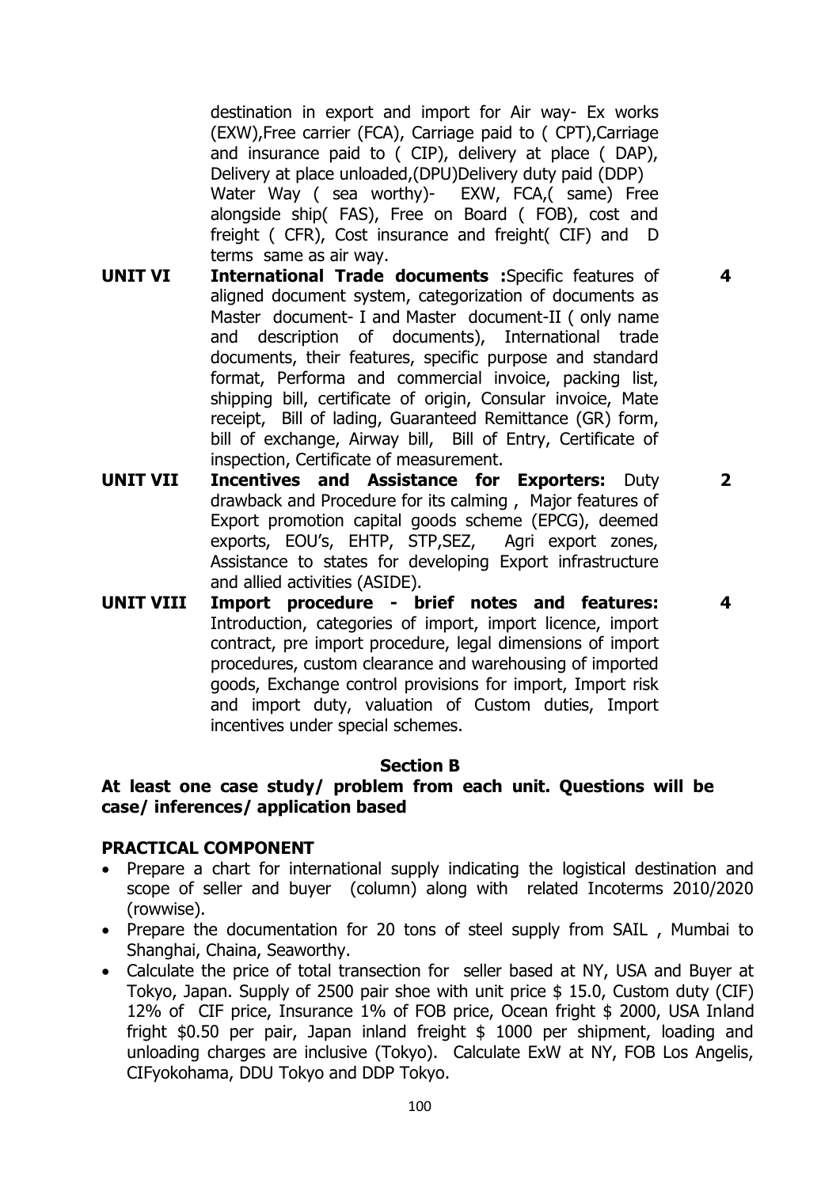destination in export and import for Air way- Ex works (EXW),Free carrier (FCA), Carriage paid to ( CPT),Carriage and insurance paid to ( CIP), delivery at place ( DAP), Delivery at place unloaded,(DPU)Delivery duty paid (DDP)
Water Way ( sea worthy)- EXW, FCA,( same) Free alongside ship( FAS), Free on Board ( FOB), cost and freight ( CFR), Cost insurance and freight( CIF) and D terms same as air way.

| | | |
|---|---|---|
| **UNIT VI** | **International Trade documents :**Specific features of aligned document system, categorization of documents as Master document- I and Master document-II ( only name and description of documents), International trade documents, their features, specific purpose and standard format, Performa and commercial invoice, packing list, shipping bill, certificate of origin, Consular invoice, Mate receipt, Bill of lading, Guaranteed Remittance (GR) form, bill of exchange, Airway bill, Bill of Entry, Certificate of inspection, Certificate of measurement. | **4** |
| **UNIT VII** | **Incentives and Assistance for Exporters:** Duty drawback and Procedure for its calming , Major features of Export promotion capital goods scheme (EPCG), deemed exports, EOU's, EHTP, STP,SEZ, Agri export zones, Assistance to states for developing Export infrastructure and allied activities (ASIDE). | **2** |
| **UNIT VIII** | **Import procedure - brief notes and features:** Introduction, categories of import, import licence, import contract, pre import procedure, legal dimensions of import procedures, custom clearance and warehousing of imported goods, Exchange control provisions for import, Import risk and import duty, valuation of Custom duties, Import incentives under special schemes. | **4** |

**Section B**

**At least one case study/ problem from each unit. Questions will be case/ inferences/ application based**

**PRACTICAL COMPONENT**

- Prepare a chart for international supply indicating the logistical destination and scope of seller and buyer (column) along with related Incoterms 2010/2020 (rowwise).
- Prepare the documentation for 20 tons of steel supply from SAIL , Mumbai to Shanghai, Chaina, Seaworthy.
- Calculate the price of total transection for seller based at NY, USA and Buyer at Tokyo, Japan. Supply of 2500 pair shoe with unit price $ 15.0, Custom duty (CIF) 12% of CIF price, Insurance 1% of FOB price, Ocean fright $ 2000, USA Inland fright $0.50 per pair, Japan inland freight $ 1000 per shipment, loading and unloading charges are inclusive (Tokyo). Calculate ExW at NY, FOB Los Angelis, CIFyokohama, DDU Tokyo and DDP Tokyo.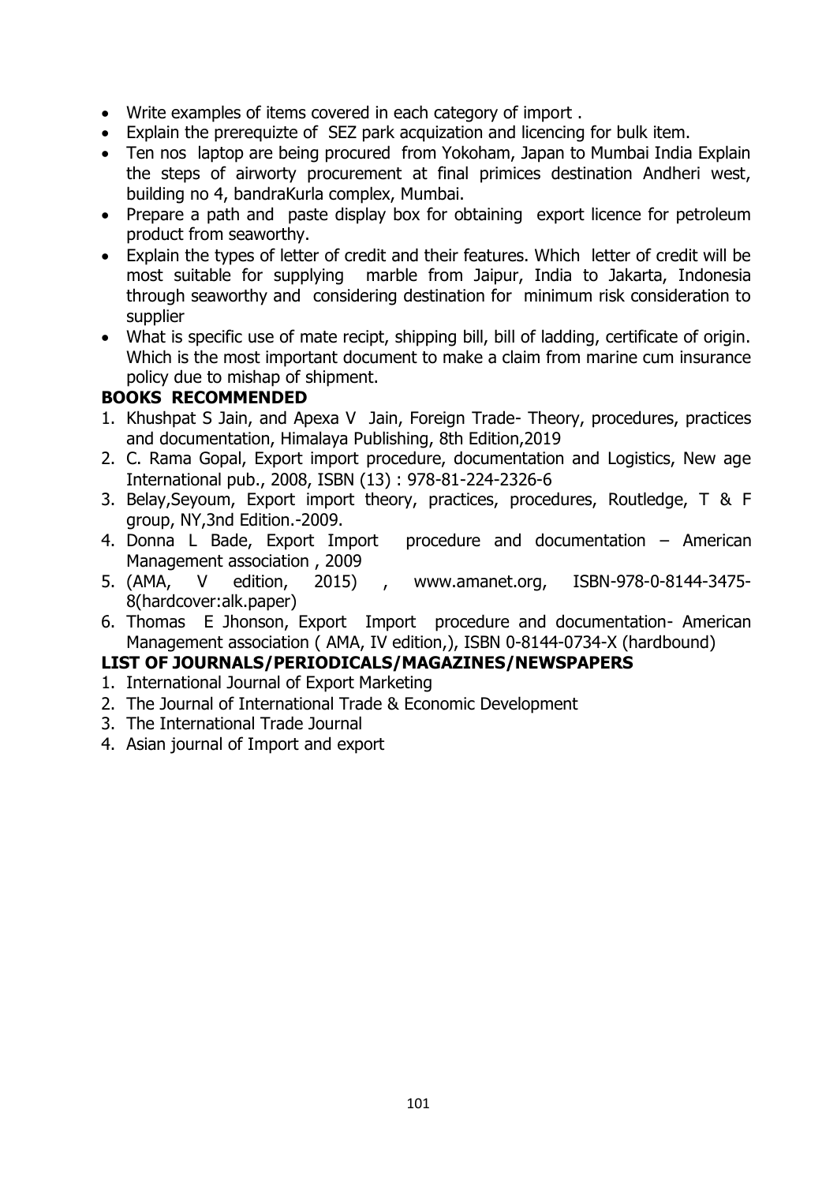- Write examples of items covered in each category of import .
- Explain the prerequizte of SEZ park acquization and licencing for bulk item.
- Ten nos laptop are being procured from Yokoham, Japan to Mumbai India Explain the steps of airworty procurement at final primices destination Andheri west, building no 4, bandraKurla complex, Mumbai.
- Prepare a path and paste display box for obtaining export licence for petroleum product from seaworthy.
- Explain the types of letter of credit and their features. Which letter of credit will be most suitable for supplying marble from Jaipur, India to Jakarta, Indonesia through seaworthy and considering destination for minimum risk consideration to supplier
- What is specific use of mate recipt, shipping bill, bill of ladding, certificate of origin. Which is the most important document to make a claim from marine cum insurance policy due to mishap of shipment.

**BOOKS RECOMMENDED**

1. Khushpat S Jain, and Apexa V Jain, Foreign Trade- Theory, procedures, practices and documentation, Himalaya Publishing, 8th Edition,2019
2. C. Rama Gopal, Export import procedure, documentation and Logistics, New age International pub., 2008, ISBN (13) : 978-81-224-2326-6
3. Belay,Seyoum, Export import theory, practices, procedures, Routledge, T & F group, NY,3nd Edition.-2009.
4. Donna L Bade, Export Import procedure and documentation – American Management association , 2009
5. (AMA, V edition, 2015) , www.amanet.org, ISBN-978-0-8144-3475-8(hardcover:alk.paper)
6. Thomas E Jhonson, Export Import procedure and documentation- American Management association ( AMA, IV edition,), ISBN 0-8144-0734-X (hardbound)

**LIST OF JOURNALS/PERIODICALS/MAGAZINES/NEWSPAPERS**

1. International Journal of Export Marketing
2. The Journal of International Trade & Economic Development
3. The International Trade Journal
4. Asian journal of Import and export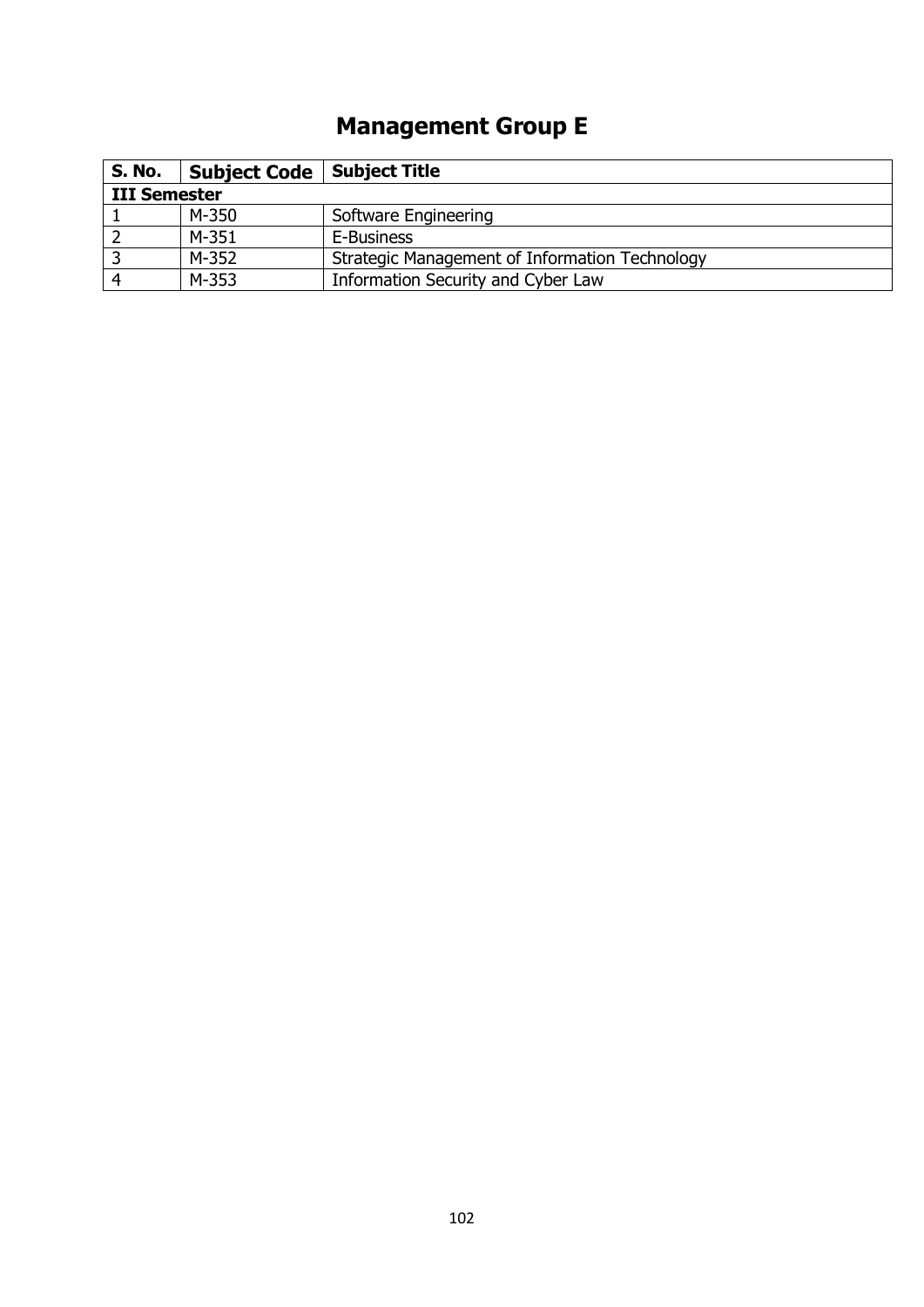# Management Group E

| S. No. | Subject Code | Subject Title |
|---|---|---|
| **III Semester** | | |
| 1 | M-350 | Software Engineering |
| 2 | M-351 | E-Business |
| 3 | M-352 | Strategic Management of Information Technology |
| 4 | M-353 | Information Security and Cyber Law |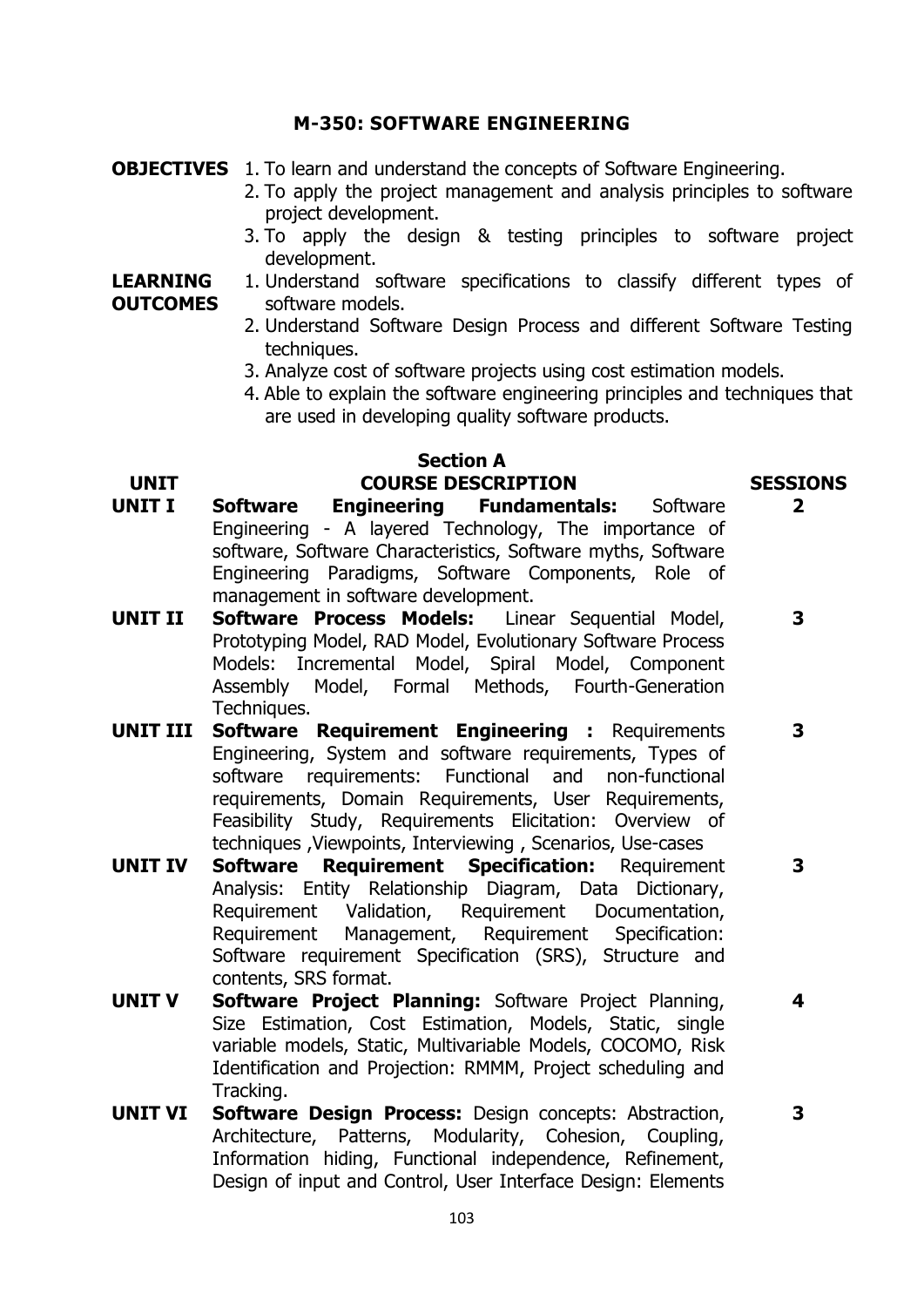## M-350: SOFTWARE ENGINEERING

**OBJECTIVES**

1. To learn and understand the concepts of Software Engineering.
2. To apply the project management and analysis principles to software project development.
3. To apply the design & testing principles to software project development.

**LEARNING OUTCOMES**

1. Understand software specifications to classify different types of software models.
2. Understand Software Design Process and different Software Testing techniques.
3. Analyze cost of software projects using cost estimation models.
4. Able to explain the software engineering principles and techniques that are used in developing quality software products.

### Section A

| UNIT | COURSE DESCRIPTION | SESSIONS |
|---|---|---|
| **UNIT I** | **Software Engineering Fundamentals:** Software Engineering - A layered Technology, The importance of software, Software Characteristics, Software myths, Software Engineering Paradigms, Software Components, Role of management in software development. | **2** |
| **UNIT II** | **Software Process Models:** Linear Sequential Model, Prototyping Model, RAD Model, Evolutionary Software Process Models: Incremental Model, Spiral Model, Component Assembly Model, Formal Methods, Fourth-Generation Techniques. | **3** |
| **UNIT III** | **Software Requirement Engineering :** Requirements Engineering, System and software requirements, Types of software requirements: Functional and non-functional requirements, Domain Requirements, User Requirements, Feasibility Study, Requirements Elicitation: Overview of techniques ,Viewpoints, Interviewing , Scenarios, Use-cases | **3** |
| **UNIT IV** | **Software Requirement Specification:** Requirement Analysis: Entity Relationship Diagram, Data Dictionary, Requirement Validation, Requirement Documentation, Requirement Management, Requirement Specification: Software requirement Specification (SRS), Structure and contents, SRS format. | **3** |
| **UNIT V** | **Software Project Planning:** Software Project Planning, Size Estimation, Cost Estimation, Models, Static, single variable models, Static, Multivariable Models, COCOMO, Risk Identification and Projection: RMMM, Project scheduling and Tracking. | **4** |
| **UNIT VI** | **Software Design Process:** Design concepts: Abstraction, Architecture, Patterns, Modularity, Cohesion, Coupling, Information hiding, Functional independence, Refinement, Design of input and Control, User Interface Design: Elements | **3** |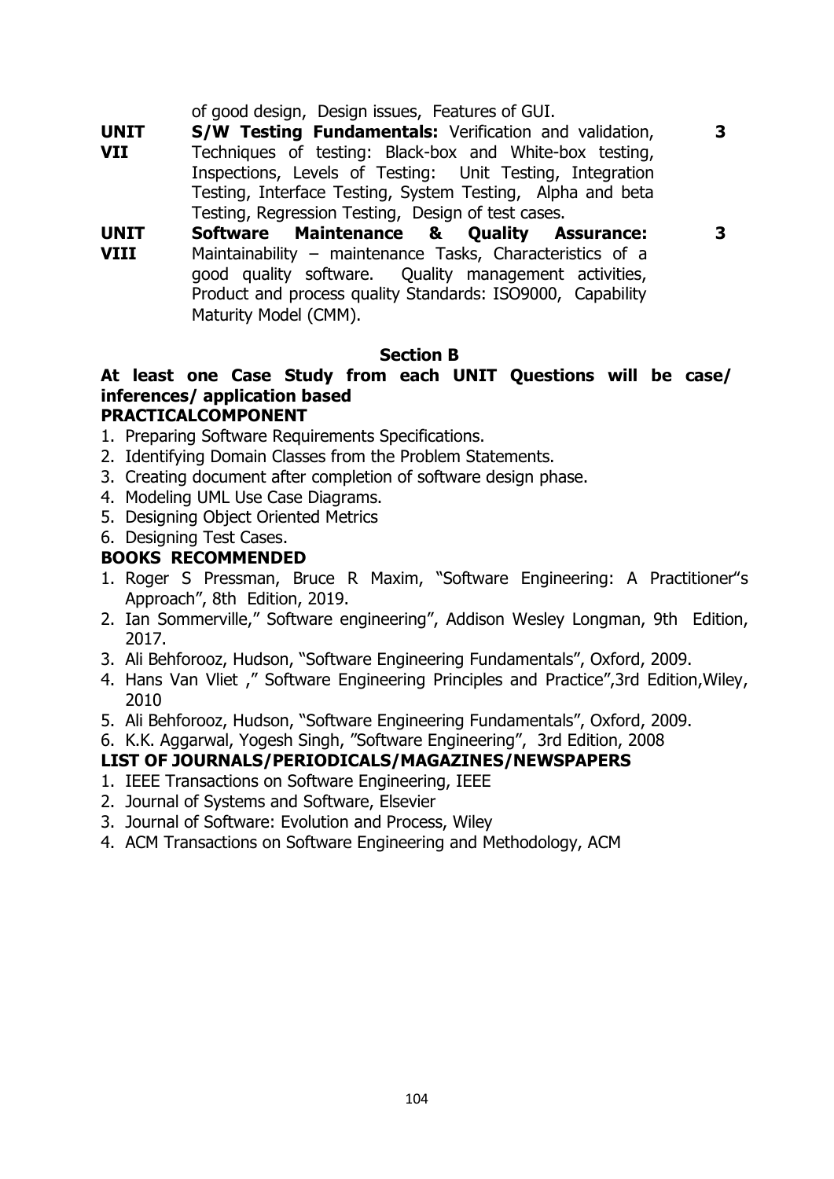| | | |
|---|---|---|
| | of good design, Design issues, Features of GUI. | |
| **UNIT VII** | **S/W Testing Fundamentals:** Verification and validation, Techniques of testing: Black-box and White-box testing, Inspections, Levels of Testing: Unit Testing, Integration Testing, Interface Testing, System Testing, Alpha and beta Testing, Regression Testing, Design of test cases. | **3** |
| **UNIT VIII** | **Software Maintenance & Quality Assurance:** Maintainability – maintenance Tasks, Characteristics of a good quality software. Quality management activities, Product and process quality Standards: ISO9000, Capability Maturity Model (CMM). | **3** |

**Section B**

**At least one Case Study from each UNIT Questions will be case/ inferences/ application based**

**PRACTICALCOMPONENT**

1. Preparing Software Requirements Specifications.
2. Identifying Domain Classes from the Problem Statements.
3. Creating document after completion of software design phase.
4. Modeling UML Use Case Diagrams.
5. Designing Object Oriented Metrics
6. Designing Test Cases.

**BOOKS RECOMMENDED**

1. Roger S Pressman, Bruce R Maxim, "Software Engineering: A Practitioner"s Approach", 8th Edition, 2019.
2. Ian Sommerville," Software engineering", Addison Wesley Longman, 9th Edition, 2017.
3. Ali Behforooz, Hudson, "Software Engineering Fundamentals", Oxford, 2009.
4. Hans Van Vliet ," Software Engineering Principles and Practice",3rd Edition,Wiley, 2010
5. Ali Behforooz, Hudson, "Software Engineering Fundamentals", Oxford, 2009.
6. K.K. Aggarwal, Yogesh Singh, "Software Engineering", 3rd Edition, 2008

**LIST OF JOURNALS/PERIODICALS/MAGAZINES/NEWSPAPERS**

1. IEEE Transactions on Software Engineering, IEEE
2. Journal of Systems and Software, Elsevier
3. Journal of Software: Evolution and Process, Wiley
4. ACM Transactions on Software Engineering and Methodology, ACM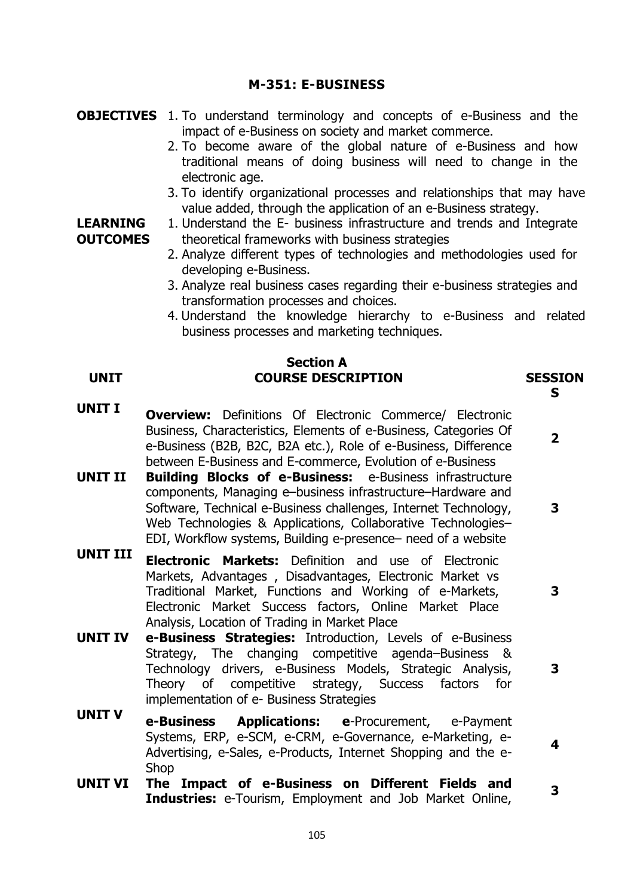## M-351: E-BUSINESS

**OBJECTIVES**

1. To understand terminology and concepts of e-Business and the impact of e-Business on society and market commerce.
2. To become aware of the global nature of e-Business and how traditional means of doing business will need to change in the electronic age.
3. To identify organizational processes and relationships that may have value added, through the application of an e-Business strategy.

**LEARNING OUTCOMES**

1. Understand the E- business infrastructure and trends and Integrate theoretical frameworks with business strategies
2. Analyze different types of technologies and methodologies used for developing e-Business.
3. Analyze real business cases regarding their e-business strategies and transformation processes and choices.
4. Understand the knowledge hierarchy to e-Business and related business processes and marketing techniques.

### Section A

| UNIT | COURSE DESCRIPTION | SESSIONS |
|---|---|---|
| **UNIT I** | **Overview:** Definitions Of Electronic Commerce/ Electronic Business, Characteristics, Elements of e-Business, Categories Of e-Business (B2B, B2C, B2A etc.), Role of e-Business, Difference between E-Business and E-commerce, Evolution of e-Business | **2** |
| **UNIT II** | **Building Blocks of e-Business:** e-Business infrastructure components, Managing e–business infrastructure–Hardware and Software, Technical e-Business challenges, Internet Technology, Web Technologies & Applications, Collaborative Technologies–EDI, Workflow systems, Building e-presence– need of a website | **3** |
| **UNIT III** | **Electronic Markets:** Definition and use of Electronic Markets, Advantages , Disadvantages, Electronic Market vs Traditional Market, Functions and Working of e-Markets, Electronic Market Success factors, Online Market Place Analysis, Location of Trading in Market Place | **3** |
| **UNIT IV** | **e-Business Strategies:** Introduction, Levels of e-Business Strategy, The changing competitive agenda–Business & Technology drivers, e-Business Models, Strategic Analysis, Theory of competitive strategy, Success factors for implementation of e- Business Strategies | **3** |
| **UNIT V** | **e-Business Applications: e**-Procurement, e-Payment Systems, ERP, e-SCM, e-CRM, e-Governance, e-Marketing, e-Advertising, e-Sales, e-Products, Internet Shopping and the e-Shop | **4** |
| **UNIT VI** | **The Impact of e-Business on Different Fields and Industries:** e-Tourism, Employment and Job Market Online, | **3** |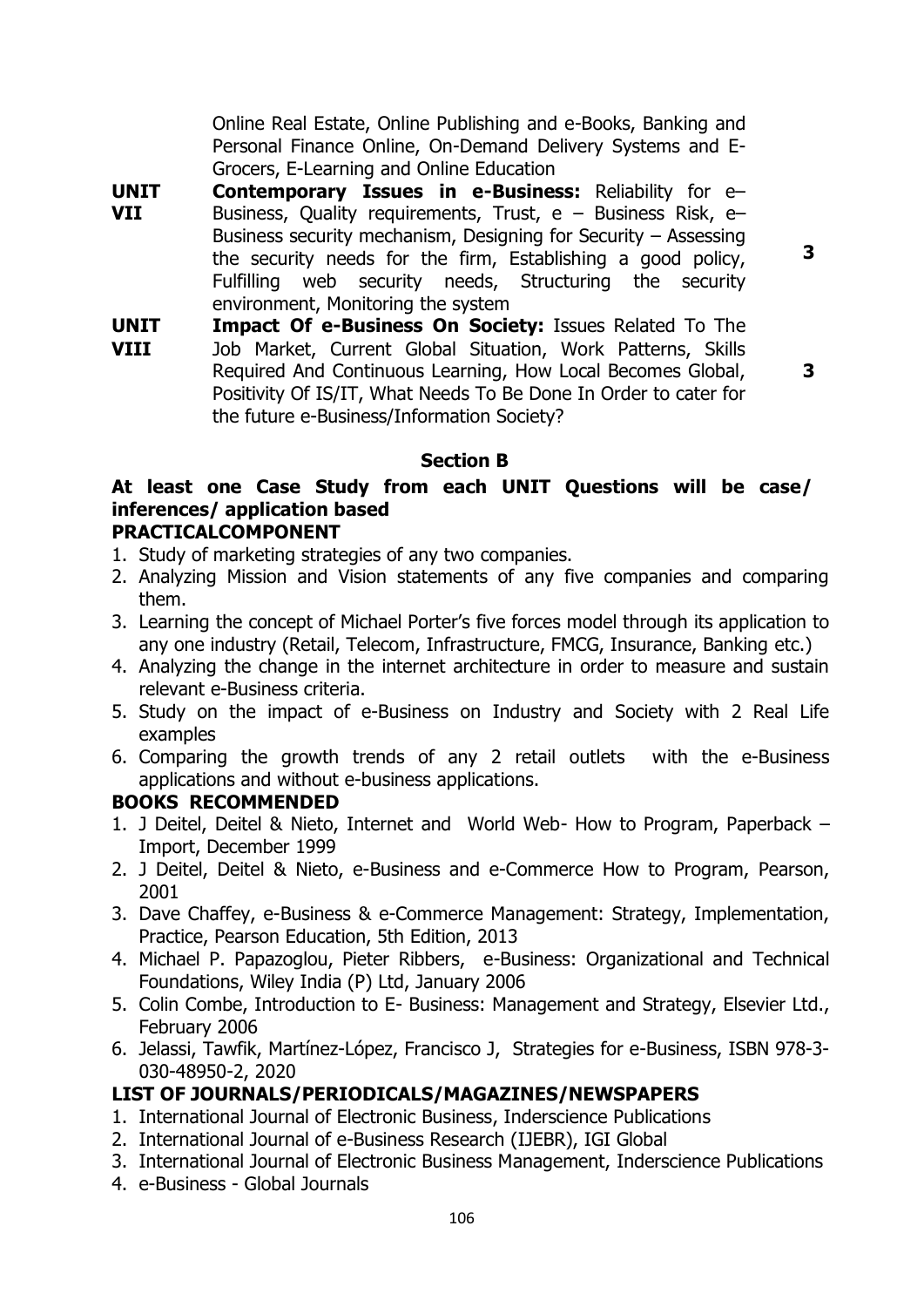|  |  |  |
|---|---|---|
|  | Online Real Estate, Online Publishing and e-Books, Banking and Personal Finance Online, On-Demand Delivery Systems and E-Grocers, E-Learning and Online Education |  |
| **UNIT VII** | **Contemporary Issues in e-Business:** Reliability for e–Business, Quality requirements, Trust, e – Business Risk, e–Business security mechanism, Designing for Security – Assessing the security needs for the firm, Establishing a good policy, Fulfilling web security needs, Structuring the security environment, Monitoring the system | **3** |
| **UNIT VIII** | **Impact Of e-Business On Society:** Issues Related To The Job Market, Current Global Situation, Work Patterns, Skills Required And Continuous Learning, How Local Becomes Global, Positivity Of IS/IT, What Needs To Be Done In Order to cater for the future e-Business/Information Society? | **3** |

**Section B**

**At least one Case Study from each UNIT Questions will be case/ inferences/ application based**

**PRACTICALCOMPONENT**

1. Study of marketing strategies of any two companies.
2. Analyzing Mission and Vision statements of any five companies and comparing them.
3. Learning the concept of Michael Porter's five forces model through its application to any one industry (Retail, Telecom, Infrastructure, FMCG, Insurance, Banking etc.)
4. Analyzing the change in the internet architecture in order to measure and sustain relevant e-Business criteria.
5. Study on the impact of e-Business on Industry and Society with 2 Real Life examples
6. Comparing the growth trends of any 2 retail outlets with the e-Business applications and without e-business applications.

**BOOKS RECOMMENDED**

1. J Deitel, Deitel & Nieto, Internet and World Web- How to Program, Paperback – Import, December 1999
2. J Deitel, Deitel & Nieto, e-Business and e-Commerce How to Program, Pearson, 2001
3. Dave Chaffey, e-Business & e-Commerce Management: Strategy, Implementation, Practice, Pearson Education, 5th Edition, 2013
4. Michael P. Papazoglou, Pieter Ribbers, e-Business: Organizational and Technical Foundations, Wiley India (P) Ltd, January 2006
5. Colin Combe, Introduction to E- Business: Management and Strategy, Elsevier Ltd., February 2006
6. Jelassi, Tawfik, Martínez-López, Francisco J, Strategies for e-Business, ISBN 978-3-030-48950-2, 2020

**LIST OF JOURNALS/PERIODICALS/MAGAZINES/NEWSPAPERS**

1. International Journal of Electronic Business, Inderscience Publications
2. International Journal of e-Business Research (IJEBR), IGI Global
3. International Journal of Electronic Business Management, Inderscience Publications
4. e-Business - Global Journals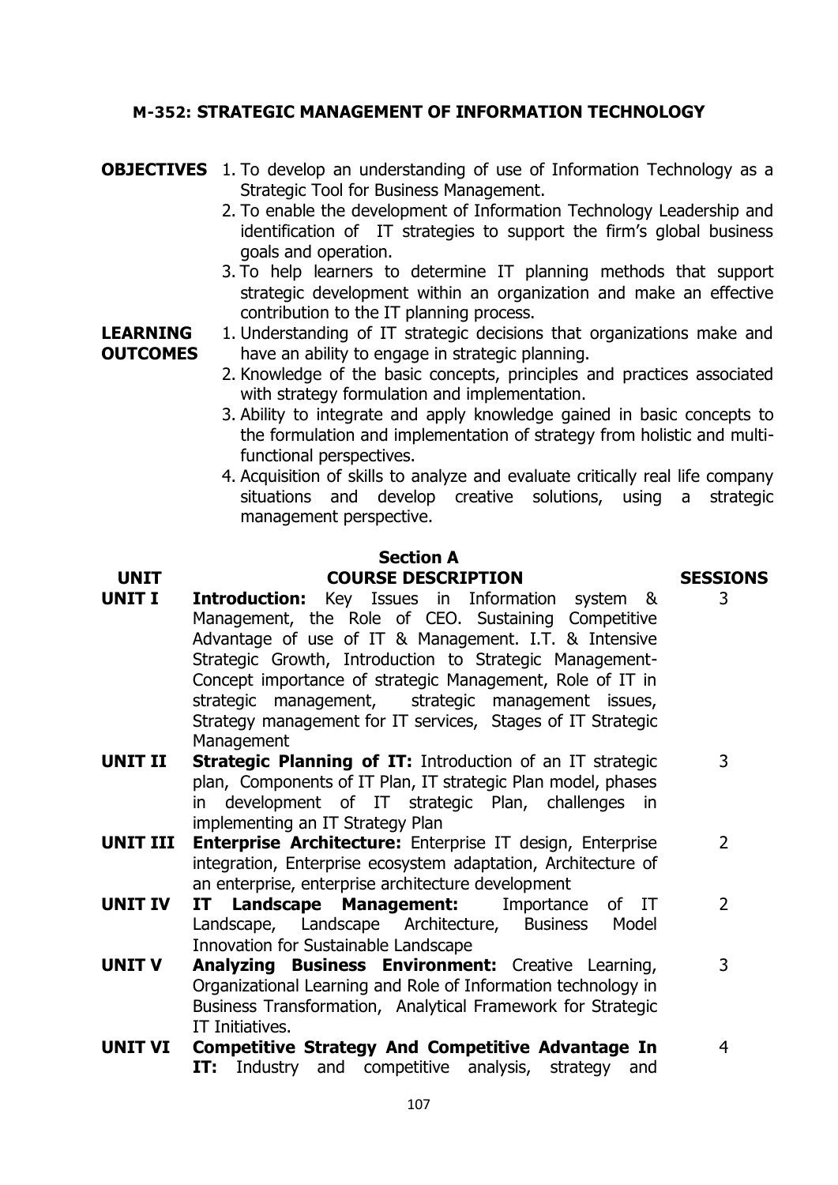## M-352: STRATEGIC MANAGEMENT OF INFORMATION TECHNOLOGY

**OBJECTIVES**

1. To develop an understanding of use of Information Technology as a Strategic Tool for Business Management.
2. To enable the development of Information Technology Leadership and identification of IT strategies to support the firm's global business goals and operation.
3. To help learners to determine IT planning methods that support strategic development within an organization and make an effective contribution to the IT planning process.

**LEARNING OUTCOMES**

1. Understanding of IT strategic decisions that organizations make and have an ability to engage in strategic planning.
2. Knowledge of the basic concepts, principles and practices associated with strategy formulation and implementation.
3. Ability to integrate and apply knowledge gained in basic concepts to the formulation and implementation of strategy from holistic and multi-functional perspectives.
4. Acquisition of skills to analyze and evaluate critically real life company situations and develop creative solutions, using a strategic management perspective.

### Section A

| UNIT | COURSE DESCRIPTION | SESSIONS |
|---|---|---|
| **UNIT I** | **Introduction:** Key Issues in Information system & Management, the Role of CEO. Sustaining Competitive Advantage of use of IT & Management. I.T. & Intensive Strategic Growth, Introduction to Strategic Management- Concept importance of strategic Management, Role of IT in strategic management, strategic management issues, Strategy management for IT services, Stages of IT Strategic Management | 3 |
| **UNIT II** | **Strategic Planning of IT:** Introduction of an IT strategic plan, Components of IT Plan, IT strategic Plan model, phases in development of IT strategic Plan, challenges in implementing an IT Strategy Plan | 3 |
| **UNIT III** | **Enterprise Architecture:** Enterprise IT design, Enterprise integration, Enterprise ecosystem adaptation, Architecture of an enterprise, enterprise architecture development | 2 |
| **UNIT IV** | **IT Landscape Management:** Importance of IT Landscape, Landscape Architecture, Business Model Innovation for Sustainable Landscape | 2 |
| **UNIT V** | **Analyzing Business Environment:** Creative Learning, Organizational Learning and Role of Information technology in Business Transformation, Analytical Framework for Strategic IT Initiatives. | 3 |
| **UNIT VI** | **Competitive Strategy And Competitive Advantage In IT:** Industry and competitive analysis, strategy and | 4 |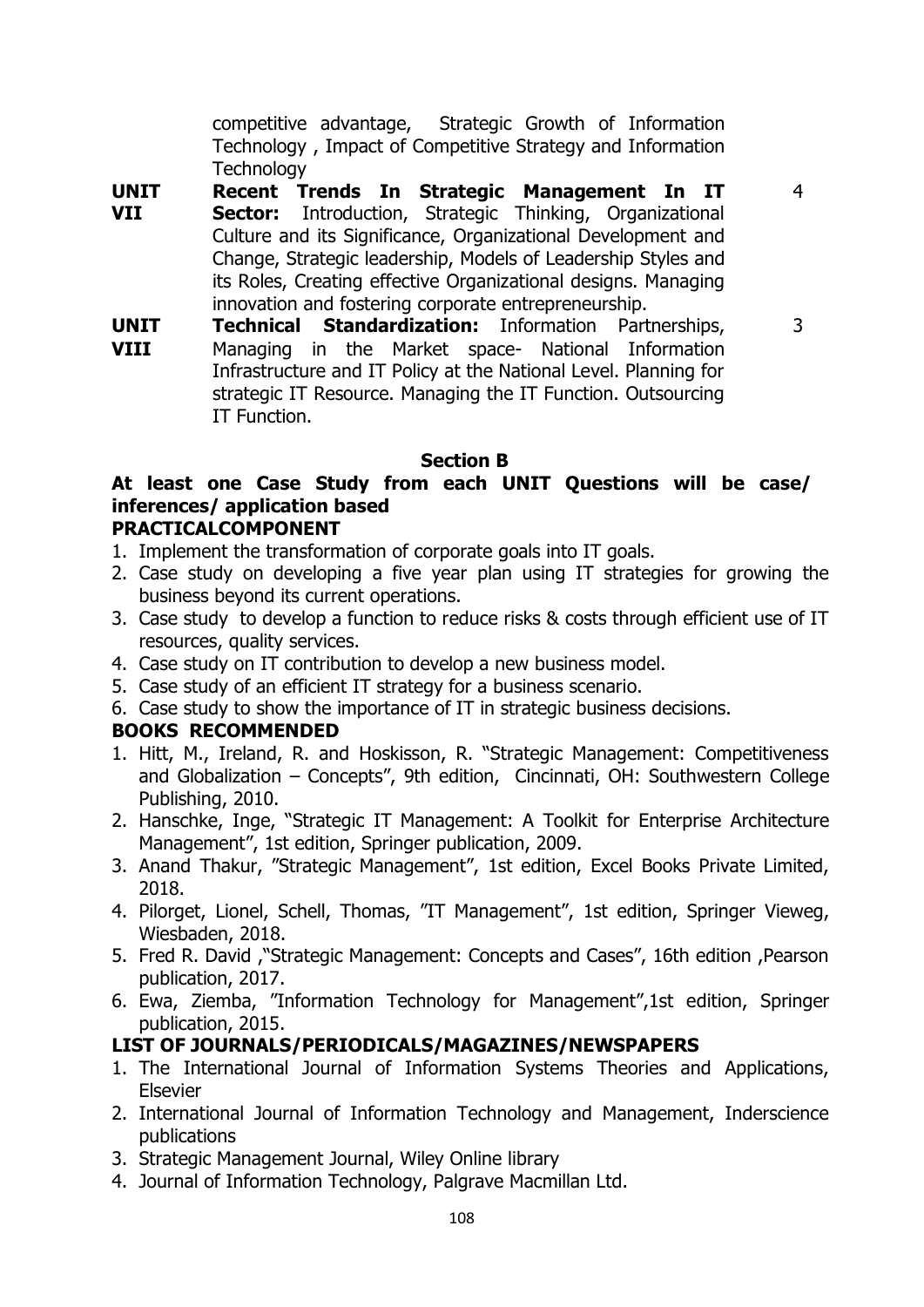| | | |
|---|---|---|
| | competitive advantage, Strategic Growth of Information Technology , Impact of Competitive Strategy and Information Technology | |
| **UNIT VII** | **Recent Trends In Strategic Management In IT Sector:** Introduction, Strategic Thinking, Organizational Culture and its Significance, Organizational Development and Change, Strategic leadership, Models of Leadership Styles and its Roles, Creating effective Organizational designs. Managing innovation and fostering corporate entrepreneurship. | 4 |
| **UNIT VIII** | **Technical Standardization:** Information Partnerships, Managing in the Market space- National Information Infrastructure and IT Policy at the National Level. Planning for strategic IT Resource. Managing the IT Function. Outsourcing IT Function. | 3 |

**Section B**

**At least one Case Study from each UNIT Questions will be case/ inferences/ application based**

**PRACTICALCOMPONENT**

1. Implement the transformation of corporate goals into IT goals.
2. Case study on developing a five year plan using IT strategies for growing the business beyond its current operations.
3. Case study to develop a function to reduce risks & costs through efficient use of IT resources, quality services.
4. Case study on IT contribution to develop a new business model.
5. Case study of an efficient IT strategy for a business scenario.
6. Case study to show the importance of IT in strategic business decisions.

**BOOKS RECOMMENDED**

1. Hitt, M., Ireland, R. and Hoskisson, R. "Strategic Management: Competitiveness and Globalization – Concepts", 9th edition, Cincinnati, OH: Southwestern College Publishing, 2010.
2. Hanschke, Inge, "Strategic IT Management: A Toolkit for Enterprise Architecture Management", 1st edition, Springer publication, 2009.
3. Anand Thakur, "Strategic Management", 1st edition, Excel Books Private Limited, 2018.
4. Pilorget, Lionel, Schell, Thomas, "IT Management", 1st edition, Springer Vieweg, Wiesbaden, 2018.
5. Fred R. David ,"Strategic Management: Concepts and Cases", 16th edition ,Pearson publication, 2017.
6. Ewa, Ziemba, "Information Technology for Management",1st edition, Springer publication, 2015.

**LIST OF JOURNALS/PERIODICALS/MAGAZINES/NEWSPAPERS**

1. The International Journal of Information Systems Theories and Applications, Elsevier
2. International Journal of Information Technology and Management, Inderscience publications
3. Strategic Management Journal, Wiley Online library
4. Journal of Information Technology, Palgrave Macmillan Ltd.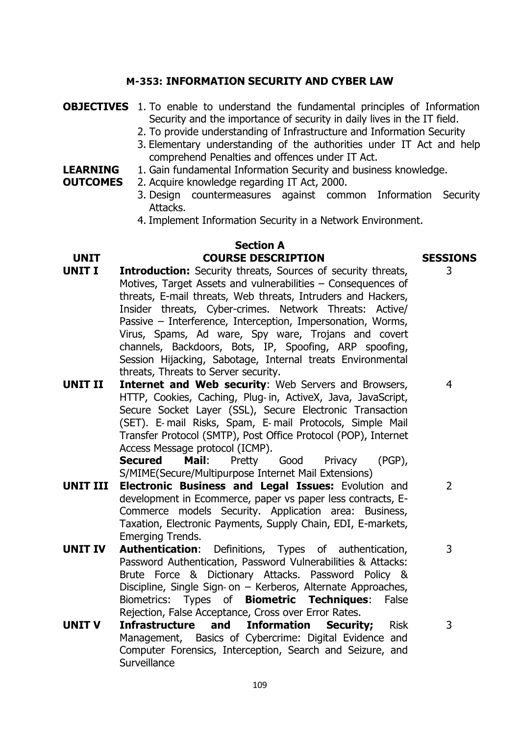## M-353: INFORMATION SECURITY AND CYBER LAW

**OBJECTIVES**

1. To enable to understand the fundamental principles of Information Security and the importance of security in daily lives in the IT field.
2. To provide understanding of Infrastructure and Information Security
3. Elementary understanding of the authorities under IT Act and help comprehend Penalties and offences under IT Act.

**LEARNING OUTCOMES**

1. Gain fundamental Information Security and business knowledge.
2. Acquire knowledge regarding IT Act, 2000.
3. Design countermeasures against common Information Security Attacks.
4. Implement Information Security in a Network Environment.

### Section A

| UNIT | COURSE DESCRIPTION | SESSIONS |
|---|---|---|
| **UNIT I** | **Introduction:** Security threats, Sources of security threats, Motives, Target Assets and vulnerabilities – Consequences of threats, E-mail threats, Web threats, Intruders and Hackers, Insider threats, Cyber-crimes. Network Threats: Active/ Passive – Interference, Interception, Impersonation, Worms, Virus, Spams, Ad ware, Spy ware, Trojans and covert channels, Backdoors, Bots, IP, Spoofing, ARP spoofing, Session Hijacking, Sabotage, Internal treats Environmental threats, Threats to Server security. | 3 |
| **UNIT II** | **Internet and Web security**: Web Servers and Browsers, HTTP, Cookies, Caching, Plug-in, ActiveX, Java, JavaScript, Secure Socket Layer (SSL), Secure Electronic Transaction (SET). E-mail Risks, Spam, E-mail Protocols, Simple Mail Transfer Protocol (SMTP), Post Office Protocol (POP), Internet Access Message protocol (ICMP). **Secured Mail**: Pretty Good Privacy (PGP), S/MIME(Secure/Multipurpose Internet Mail Extensions) | 4 |
| **UNIT III** | **Electronic Business and Legal Issues:** Evolution and development in Ecommerce, paper vs paper less contracts, E-Commerce models Security. Application area: Business, Taxation, Electronic Payments, Supply Chain, EDI, E-markets, Emerging Trends. | 2 |
| **UNIT IV** | **Authentication**: Definitions, Types of authentication, Password Authentication, Password Vulnerabilities & Attacks: Brute Force & Dictionary Attacks. Password Policy & Discipline, Single Sign-on – Kerberos, Alternate Approaches, Biometrics: Types of **Biometric Techniques**: False Rejection, False Acceptance, Cross over Error Rates. | 3 |
| **UNIT V** | **Infrastructure and Information Security;** Risk Management, Basics of Cybercrime: Digital Evidence and Computer Forensics, Interception, Search and Seizure, and Surveillance | 3 |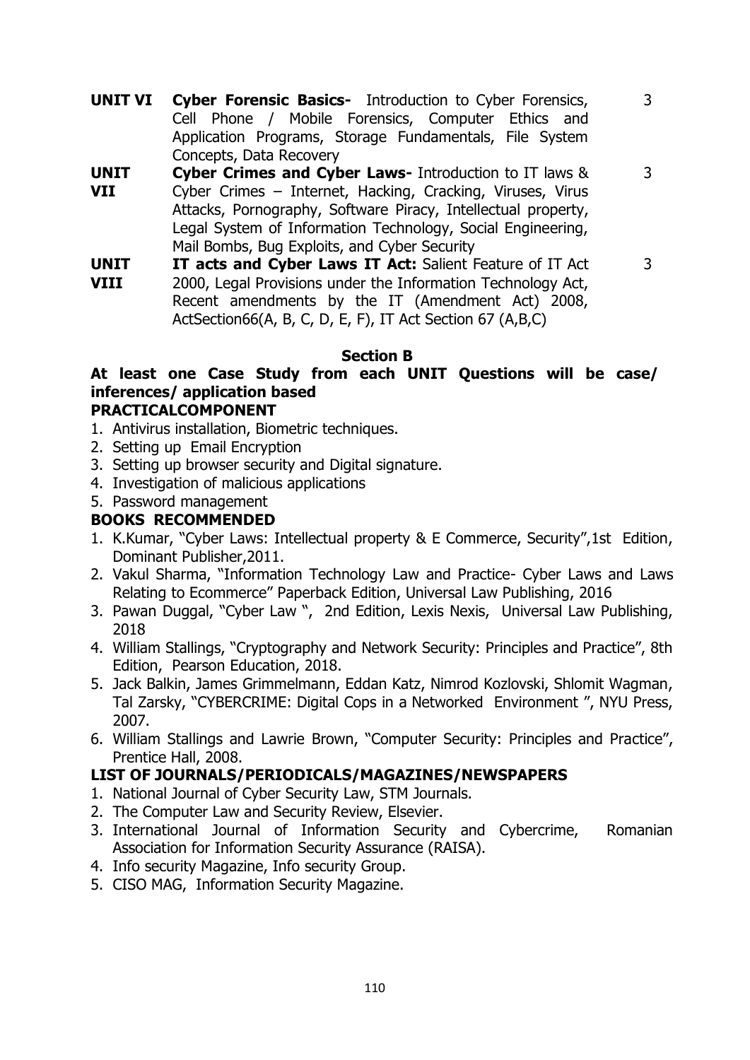| | | |
|---|---|---|
| **UNIT VI** | **Cyber Forensic Basics-** Introduction to Cyber Forensics, Cell Phone / Mobile Forensics, Computer Ethics and Application Programs, Storage Fundamentals, File System Concepts, Data Recovery | 3 |
| **UNIT VII** | **Cyber Crimes and Cyber Laws-** Introduction to IT laws & Cyber Crimes – Internet, Hacking, Cracking, Viruses, Virus Attacks, Pornography, Software Piracy, Intellectual property, Legal System of Information Technology, Social Engineering, Mail Bombs, Bug Exploits, and Cyber Security | 3 |
| **UNIT VIII** | **IT acts and Cyber Laws IT Act:** Salient Feature of IT Act 2000, Legal Provisions under the Information Technology Act, Recent amendments by the IT (Amendment Act) 2008, ActSection66(A, B, C, D, E, F), IT Act Section 67 (A,B,C) | 3 |

## Section B

**At least one Case Study from each UNIT Questions will be case/ inferences/ application based**

**PRACTICALCOMPONENT**

1. Antivirus installation, Biometric techniques.
2. Setting up Email Encryption
3. Setting up browser security and Digital signature.
4. Investigation of malicious applications
5. Password management

**BOOKS RECOMMENDED**

1. K.Kumar, "Cyber Laws: Intellectual property & E Commerce, Security",1st Edition, Dominant Publisher,2011.
2. Vakul Sharma, "Information Technology Law and Practice- Cyber Laws and Laws Relating to Ecommerce" Paperback Edition, Universal Law Publishing, 2016
3. Pawan Duggal, "Cyber Law ", 2nd Edition, Lexis Nexis, Universal Law Publishing, 2018
4. William Stallings, "Cryptography and Network Security: Principles and Practice", 8th Edition, Pearson Education, 2018.
5. Jack Balkin, James Grimmelmann, Eddan Katz, Nimrod Kozlovski, Shlomit Wagman, Tal Zarsky, "CYBERCRIME: Digital Cops in a Networked Environment ", NYU Press, 2007.
6. William Stallings and Lawrie Brown, "Computer Security: Principles and Practice", Prentice Hall, 2008.

**LIST OF JOURNALS/PERIODICALS/MAGAZINES/NEWSPAPERS**

1. National Journal of Cyber Security Law, STM Journals.
2. The Computer Law and Security Review, Elsevier.
3. International Journal of Information Security and Cybercrime, Romanian Association for Information Security Assurance (RAISA).
4. Info security Magazine, Info security Group.
5. CISO MAG, Information Security Magazine.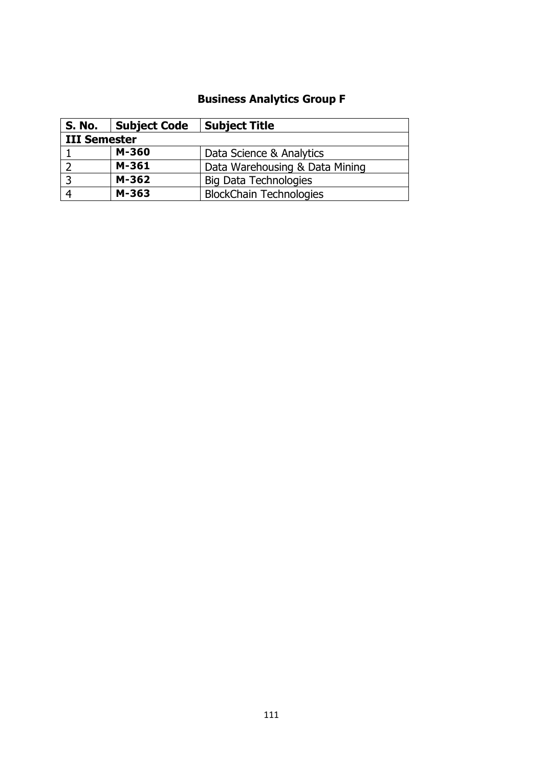## Business Analytics Group F

| S. No. | Subject Code | Subject Title |
| --- | --- | --- |
| **III Semester** | | |
| 1 | **M-360** | Data Science & Analytics |
| 2 | **M-361** | Data Warehousing & Data Mining |
| 3 | **M-362** | Big Data Technologies |
| 4 | **M-363** | BlockChain Technologies |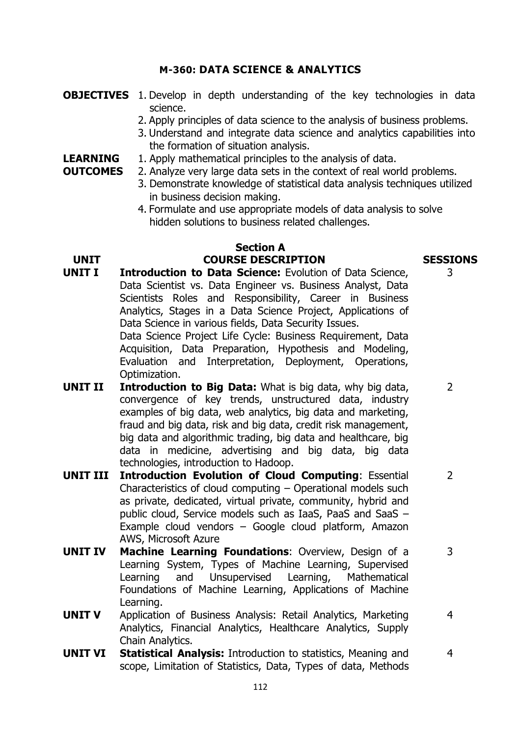## M-360: DATA SCIENCE & ANALYTICS

**OBJECTIVES**

1. Develop in depth understanding of the key technologies in data science.
2. Apply principles of data science to the analysis of business problems.
3. Understand and integrate data science and analytics capabilities into the formation of situation analysis.

**LEARNING OUTCOMES**

1. Apply mathematical principles to the analysis of data.
2. Analyze very large data sets in the context of real world problems.
3. Demonstrate knowledge of statistical data analysis techniques utilized in business decision making.
4. Formulate and use appropriate models of data analysis to solve hidden solutions to business related challenges.

### Section A

| UNIT | COURSE DESCRIPTION | SESSIONS |
|---|---|---|
| **UNIT I** | **Introduction to Data Science:** Evolution of Data Science, Data Scientist vs. Data Engineer vs. Business Analyst, Data Scientists Roles and Responsibility, Career in Business Analytics, Stages in a Data Science Project, Applications of Data Science in various fields, Data Security Issues. Data Science Project Life Cycle: Business Requirement, Data Acquisition, Data Preparation, Hypothesis and Modeling, Evaluation and Interpretation, Deployment, Operations, Optimization. | 3 |
| **UNIT II** | **Introduction to Big Data:** What is big data, why big data, convergence of key trends, unstructured data, industry examples of big data, web analytics, big data and marketing, fraud and big data, risk and big data, credit risk management, big data and algorithmic trading, big data and healthcare, big data in medicine, advertising and big data, big data technologies, introduction to Hadoop. | 2 |
| **UNIT III** | **Introduction Evolution of Cloud Computing**: Essential Characteristics of cloud computing – Operational models such as private, dedicated, virtual private, community, hybrid and public cloud, Service models such as IaaS, PaaS and SaaS – Example cloud vendors – Google cloud platform, Amazon AWS, Microsoft Azure | 2 |
| **UNIT IV** | **Machine Learning Foundations**: Overview, Design of a Learning System, Types of Machine Learning, Supervised Learning and Unsupervised Learning, Mathematical Foundations of Machine Learning, Applications of Machine Learning. | 3 |
| **UNIT V** | Application of Business Analysis: Retail Analytics, Marketing Analytics, Financial Analytics, Healthcare Analytics, Supply Chain Analytics. | 4 |
| **UNIT VI** | **Statistical Analysis:** Introduction to statistics, Meaning and scope, Limitation of Statistics, Data, Types of data, Methods | 4 |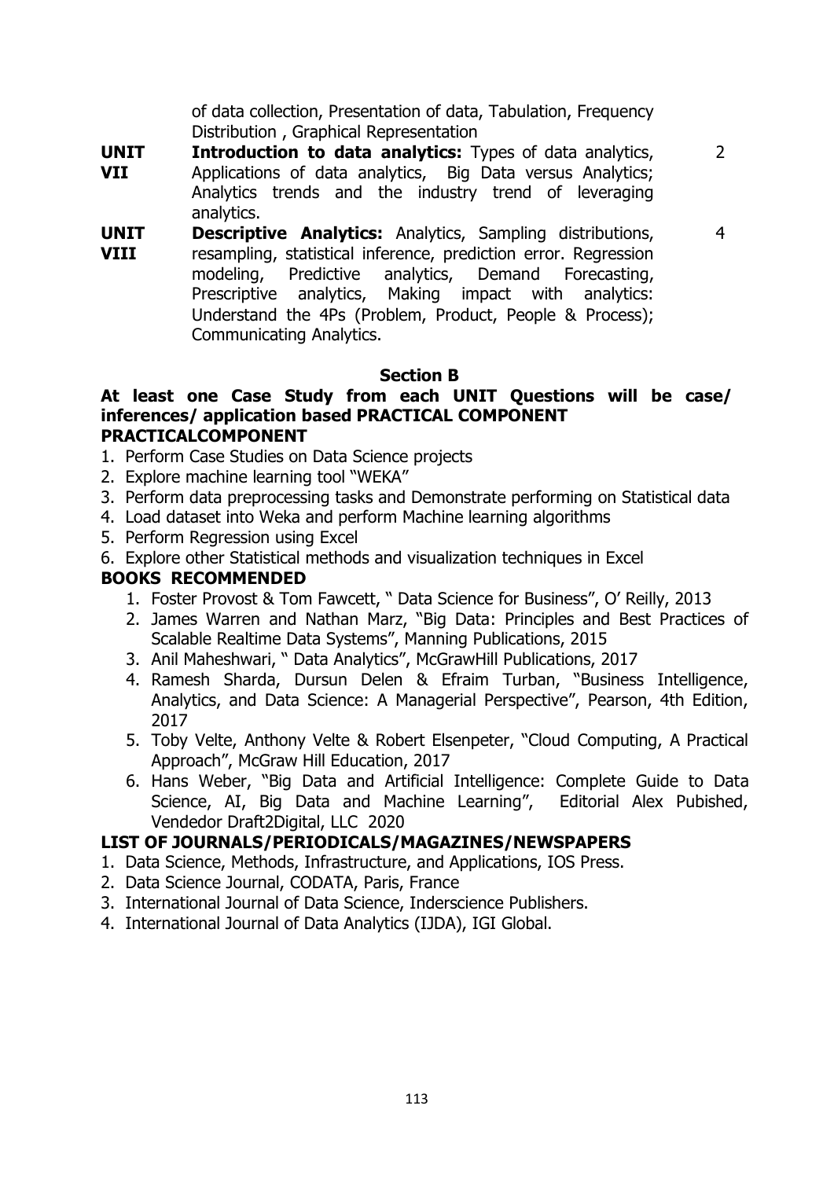| | | |
|---|---|---|
| | of data collection, Presentation of data, Tabulation, Frequency Distribution , Graphical Representation | |
| **UNIT VII** | **Introduction to data analytics:** Types of data analytics, Applications of data analytics, Big Data versus Analytics; Analytics trends and the industry trend of leveraging analytics. | 2 |
| **UNIT VIII** | **Descriptive Analytics:** Analytics, Sampling distributions, resampling, statistical inference, prediction error. Regression modeling, Predictive analytics, Demand Forecasting, Prescriptive analytics, Making impact with analytics: Understand the 4Ps (Problem, Product, People & Process); Communicating Analytics. | 4 |

**Section B**

**At least one Case Study from each UNIT Questions will be case/ inferences/ application based PRACTICAL COMPONENT**

**PRACTICALCOMPONENT**

1. Perform Case Studies on Data Science projects
2. Explore machine learning tool "WEKA"
3. Perform data preprocessing tasks and Demonstrate performing on Statistical data
4. Load dataset into Weka and perform Machine learning algorithms
5. Perform Regression using Excel
6. Explore other Statistical methods and visualization techniques in Excel

**BOOKS RECOMMENDED**

1. Foster Provost & Tom Fawcett, " Data Science for Business", O' Reilly, 2013
2. James Warren and Nathan Marz, "Big Data: Principles and Best Practices of Scalable Realtime Data Systems", Manning Publications, 2015
3. Anil Maheshwari, " Data Analytics", McGrawHill Publications, 2017
4. Ramesh Sharda, Dursun Delen & Efraim Turban, "Business Intelligence, Analytics, and Data Science: A Managerial Perspective", Pearson, 4th Edition, 2017
5. Toby Velte, Anthony Velte & Robert Elsenpeter, "Cloud Computing, A Practical Approach", McGraw Hill Education, 2017
6. Hans Weber, "Big Data and Artificial Intelligence: Complete Guide to Data Science, AI, Big Data and Machine Learning", Editorial Alex Pubished, Vendedor Draft2Digital, LLC 2020

**LIST OF JOURNALS/PERIODICALS/MAGAZINES/NEWSPAPERS**

1. Data Science, Methods, Infrastructure, and Applications, IOS Press.
2. Data Science Journal, CODATA, Paris, France
3. International Journal of Data Science, Inderscience Publishers.
4. International Journal of Data Analytics (IJDA), IGI Global.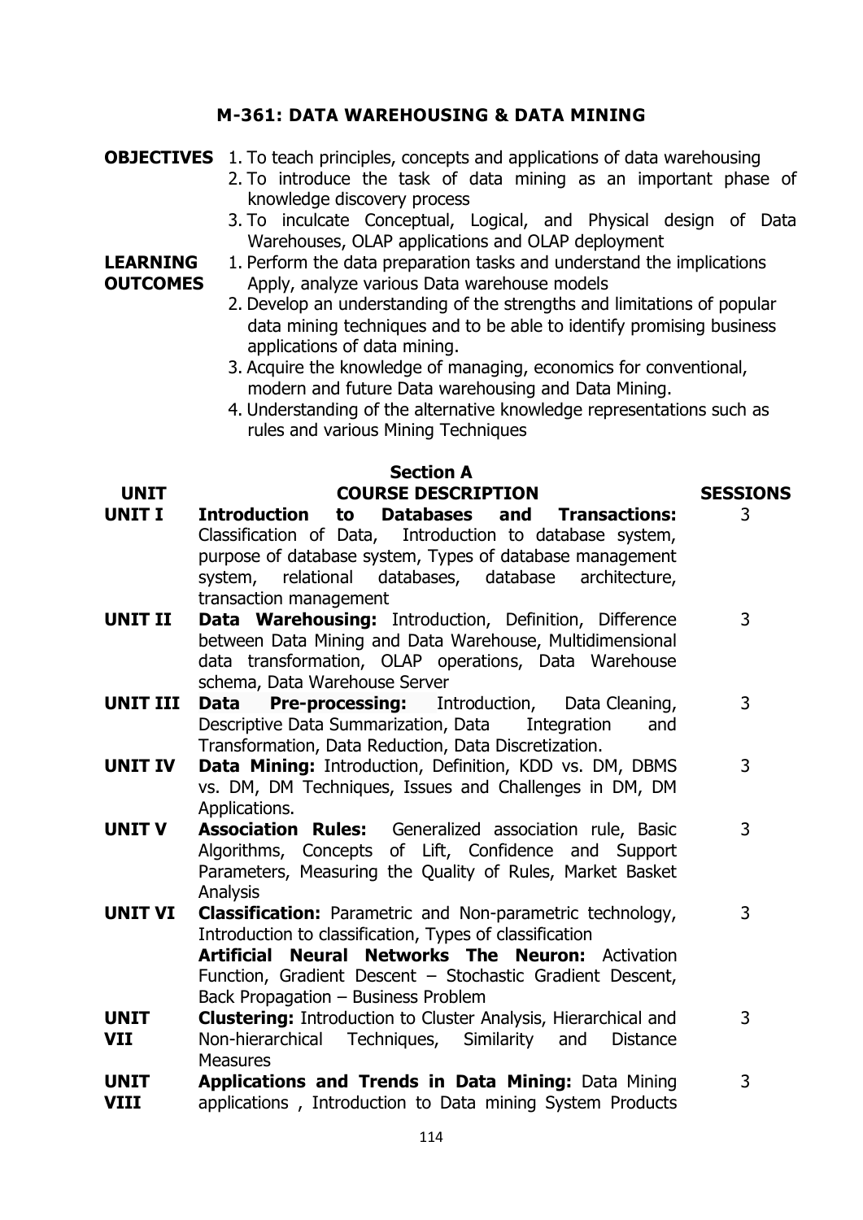## M-361: DATA WAREHOUSING & DATA MINING

**OBJECTIVES**

1. To teach principles, concepts and applications of data warehousing
2. To introduce the task of data mining as an important phase of knowledge discovery process
3. To inculcate Conceptual, Logical, and Physical design of Data Warehouses, OLAP applications and OLAP deployment

**LEARNING OUTCOMES**

1. Perform the data preparation tasks and understand the implications Apply, analyze various Data warehouse models
2. Develop an understanding of the strengths and limitations of popular data mining techniques and to be able to identify promising business applications of data mining.
3. Acquire the knowledge of managing, economics for conventional, modern and future Data warehousing and Data Mining.
4. Understanding of the alternative knowledge representations such as rules and various Mining Techniques

### Section A

| UNIT | COURSE DESCRIPTION | SESSIONS |
|---|---|---|
| **UNIT I** | **Introduction to Databases and Transactions:** Classification of Data, Introduction to database system, purpose of database system, Types of database management system, relational databases, database architecture, transaction management | 3 |
| **UNIT II** | **Data Warehousing:** Introduction, Definition, Difference between Data Mining and Data Warehouse, Multidimensional data transformation, OLAP operations, Data Warehouse schema, Data Warehouse Server | 3 |
| **UNIT III** | **Data Pre-processing:** Introduction, Data Cleaning, Descriptive Data Summarization, Data Integration and Transformation, Data Reduction, Data Discretization. | 3 |
| **UNIT IV** | **Data Mining:** Introduction, Definition, KDD vs. DM, DBMS vs. DM, DM Techniques, Issues and Challenges in DM, DM Applications. | 3 |
| **UNIT V** | **Association Rules:** Generalized association rule, Basic Algorithms, Concepts of Lift, Confidence and Support Parameters, Measuring the Quality of Rules, Market Basket Analysis | 3 |
| **UNIT VI** | **Classification:** Parametric and Non-parametric technology, Introduction to classification, Types of classification<br>**Artificial Neural Networks The Neuron:** Activation Function, Gradient Descent – Stochastic Gradient Descent, Back Propagation – Business Problem | 3 |
| **UNIT VII** | **Clustering:** Introduction to Cluster Analysis, Hierarchical and Non-hierarchical Techniques, Similarity and Distance Measures | 3 |
| **UNIT VIII** | **Applications and Trends in Data Mining:** Data Mining applications , Introduction to Data mining System Products | 3 |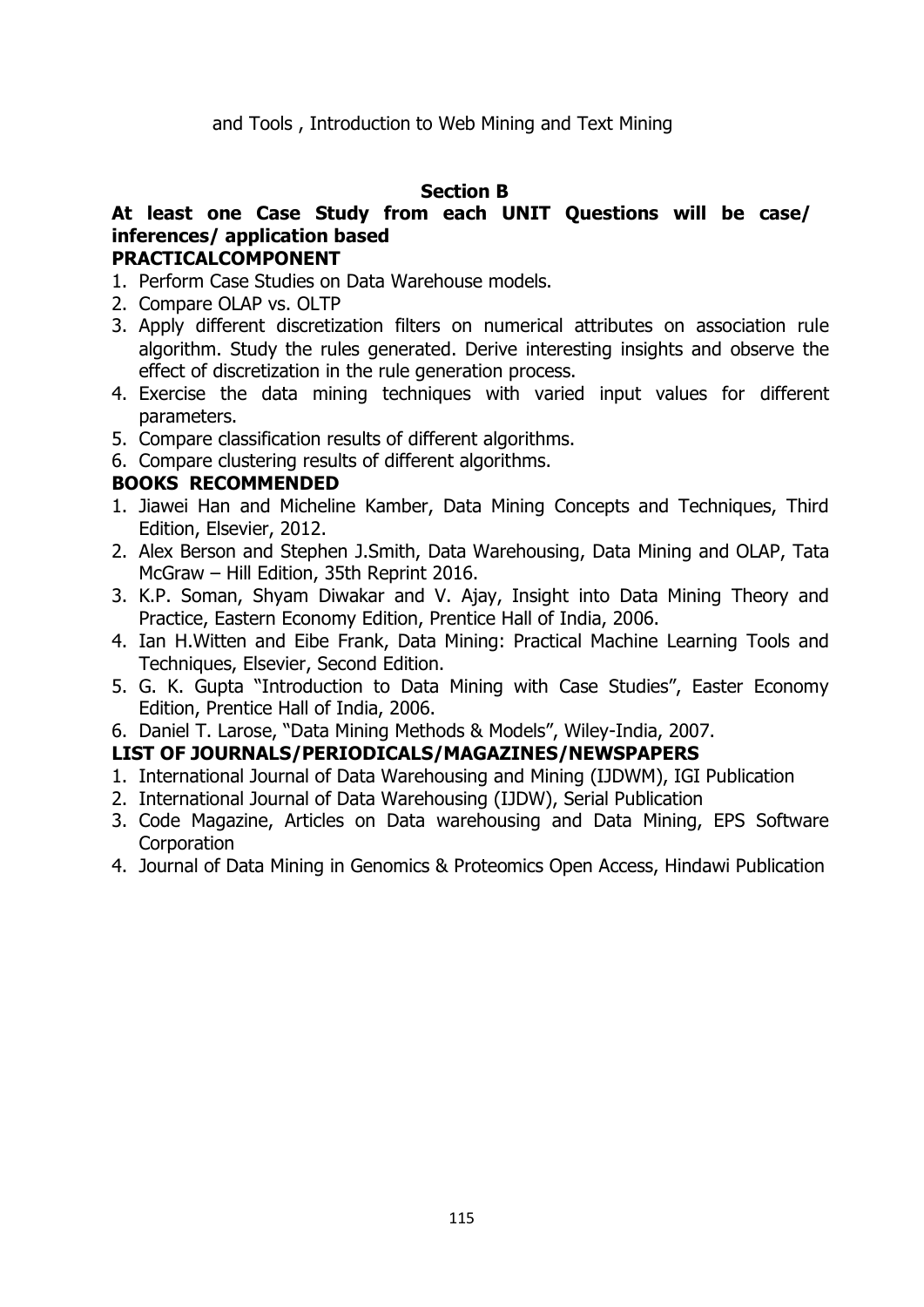and Tools , Introduction to Web Mining and Text Mining

**Section B**

**At least one Case Study from each UNIT Questions will be case/ inferences/ application based**

**PRACTICALCOMPONENT**

1. Perform Case Studies on Data Warehouse models.
2. Compare OLAP vs. OLTP
3. Apply different discretization filters on numerical attributes on association rule algorithm. Study the rules generated. Derive interesting insights and observe the effect of discretization in the rule generation process.
4. Exercise the data mining techniques with varied input values for different parameters.
5. Compare classification results of different algorithms.
6. Compare clustering results of different algorithms.

**BOOKS RECOMMENDED**

1. Jiawei Han and Micheline Kamber, Data Mining Concepts and Techniques, Third Edition, Elsevier, 2012.
2. Alex Berson and Stephen J.Smith, Data Warehousing, Data Mining and OLAP, Tata McGraw – Hill Edition, 35th Reprint 2016.
3. K.P. Soman, Shyam Diwakar and V. Ajay, Insight into Data Mining Theory and Practice, Eastern Economy Edition, Prentice Hall of India, 2006.
4. Ian H.Witten and Eibe Frank, Data Mining: Practical Machine Learning Tools and Techniques, Elsevier, Second Edition.
5. G. K. Gupta "Introduction to Data Mining with Case Studies", Easter Economy Edition, Prentice Hall of India, 2006.
6. Daniel T. Larose, "Data Mining Methods & Models", Wiley-India, 2007.

**LIST OF JOURNALS/PERIODICALS/MAGAZINES/NEWSPAPERS**

1. International Journal of Data Warehousing and Mining (IJDWM), IGI Publication
2. International Journal of Data Warehousing (IJDW), Serial Publication
3. Code Magazine, Articles on Data warehousing and Data Mining, EPS Software Corporation
4. Journal of Data Mining in Genomics & Proteomics Open Access, Hindawi Publication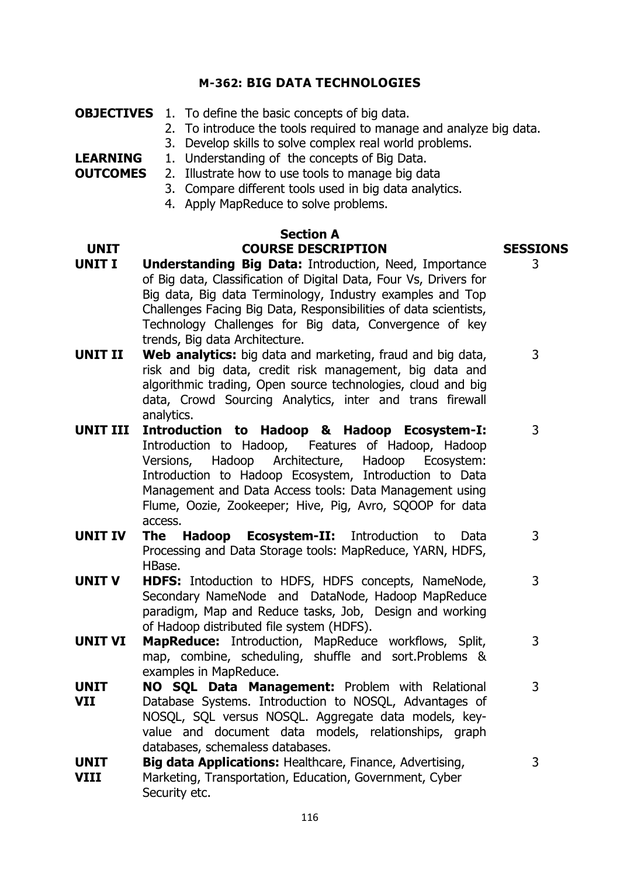# M-362: BIG DATA TECHNOLOGIES

**OBJECTIVES**

1. To define the basic concepts of big data.
2. To introduce the tools required to manage and analyze big data.
3. Develop skills to solve complex real world problems.

**LEARNING OUTCOMES**

1. Understanding of the concepts of Big Data.
2. Illustrate how to use tools to manage big data
3. Compare different tools used in big data analytics.
4. Apply MapReduce to solve problems.

## Section A

| UNIT | COURSE DESCRIPTION | SESSIONS |
|---|---|---|
| **UNIT I** | **Understanding Big Data:** Introduction, Need, Importance of Big data, Classification of Digital Data, Four Vs, Drivers for Big data, Big data Terminology, Industry examples and Top Challenges Facing Big Data, Responsibilities of data scientists, Technology Challenges for Big data, Convergence of key trends, Big data Architecture. | 3 |
| **UNIT II** | **Web analytics:** big data and marketing, fraud and big data, risk and big data, credit risk management, big data and algorithmic trading, Open source technologies, cloud and big data, Crowd Sourcing Analytics, inter and trans firewall analytics. | 3 |
| **UNIT III** | **Introduction to Hadoop & Hadoop Ecosystem-I:** Introduction to Hadoop, Features of Hadoop, Hadoop Versions, Hadoop Architecture, Hadoop Ecosystem: Introduction to Hadoop Ecosystem, Introduction to Data Management and Data Access tools: Data Management using Flume, Oozie, Zookeeper; Hive, Pig, Avro, SQOOP for data access. | 3 |
| **UNIT IV** | **The Hadoop Ecosystem-II:** Introduction to Data Processing and Data Storage tools: MapReduce, YARN, HDFS, HBase. | 3 |
| **UNIT V** | **HDFS:** Intoduction to HDFS, HDFS concepts, NameNode, Secondary NameNode and DataNode, Hadoop MapReduce paradigm, Map and Reduce tasks, Job, Design and working of Hadoop distributed file system (HDFS). | 3 |
| **UNIT VI** | **MapReduce:** Introduction, MapReduce workflows, Split, map, combine, scheduling, shuffle and sort.Problems & examples in MapReduce. | 3 |
| **UNIT VII** | **NO SQL Data Management:** Problem with Relational Database Systems. Introduction to NOSQL, Advantages of NOSQL, SQL versus NOSQL. Aggregate data models, key-value and document data models, relationships, graph databases, schemaless databases. | 3 |
| **UNIT VIII** | **Big data Applications:** Healthcare, Finance, Advertising, Marketing, Transportation, Education, Government, Cyber Security etc. | 3 |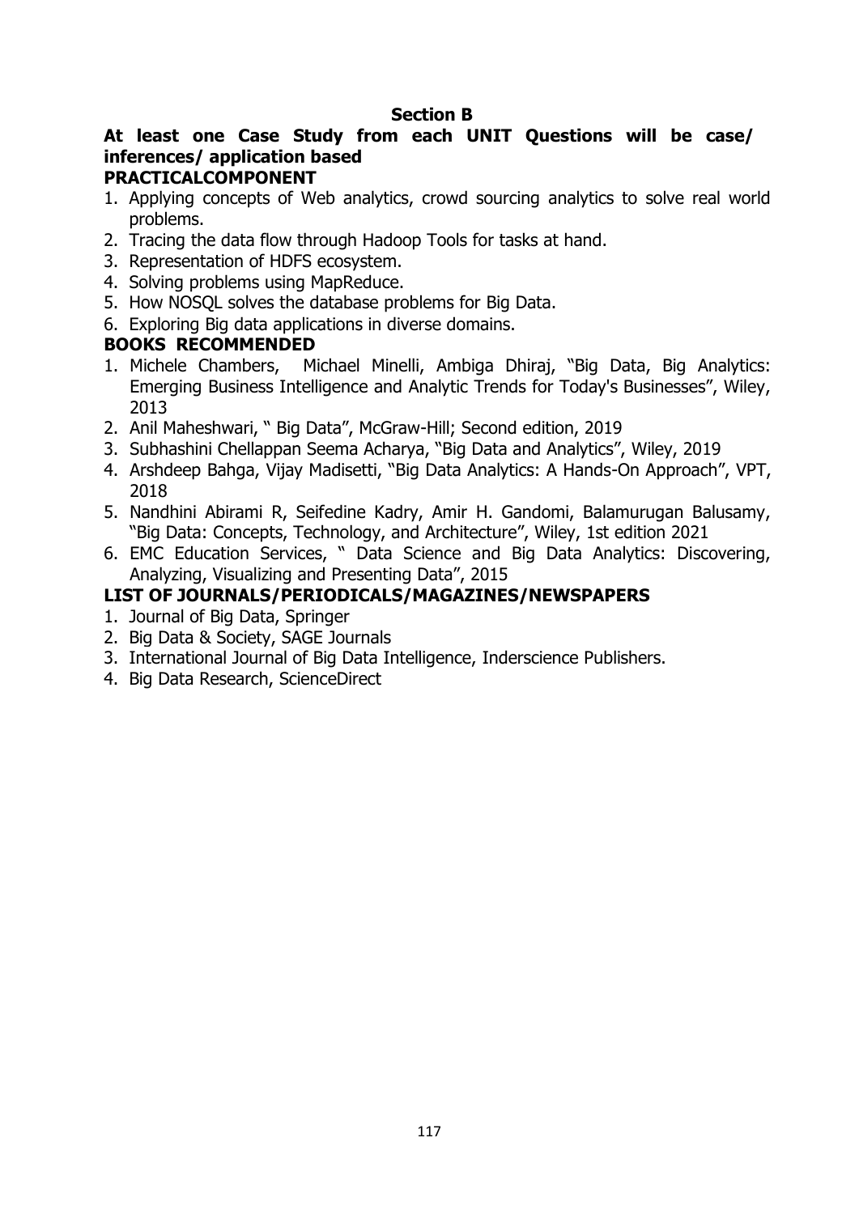**Section B**

**At least one Case Study from each UNIT Questions will be case/ inferences/ application based**

**PRACTICALCOMPONENT**

1. Applying concepts of Web analytics, crowd sourcing analytics to solve real world problems.
2. Tracing the data flow through Hadoop Tools for tasks at hand.
3. Representation of HDFS ecosystem.
4. Solving problems using MapReduce.
5. How NOSQL solves the database problems for Big Data.
6. Exploring Big data applications in diverse domains.

**BOOKS RECOMMENDED**

1. Michele Chambers, Michael Minelli, Ambiga Dhiraj, "Big Data, Big Analytics: Emerging Business Intelligence and Analytic Trends for Today's Businesses", Wiley, 2013
2. Anil Maheshwari, " Big Data", McGraw-Hill; Second edition, 2019
3. Subhashini Chellappan Seema Acharya, "Big Data and Analytics", Wiley, 2019
4. Arshdeep Bahga, Vijay Madisetti, "Big Data Analytics: A Hands-On Approach", VPT, 2018
5. Nandhini Abirami R, Seifedine Kadry, Amir H. Gandomi, Balamurugan Balusamy, "Big Data: Concepts, Technology, and Architecture", Wiley, 1st edition 2021
6. EMC Education Services, " Data Science and Big Data Analytics: Discovering, Analyzing, Visualizing and Presenting Data", 2015

**LIST OF JOURNALS/PERIODICALS/MAGAZINES/NEWSPAPERS**

1. Journal of Big Data, Springer
2. Big Data & Society, SAGE Journals
3. International Journal of Big Data Intelligence, Inderscience Publishers.
4. Big Data Research, ScienceDirect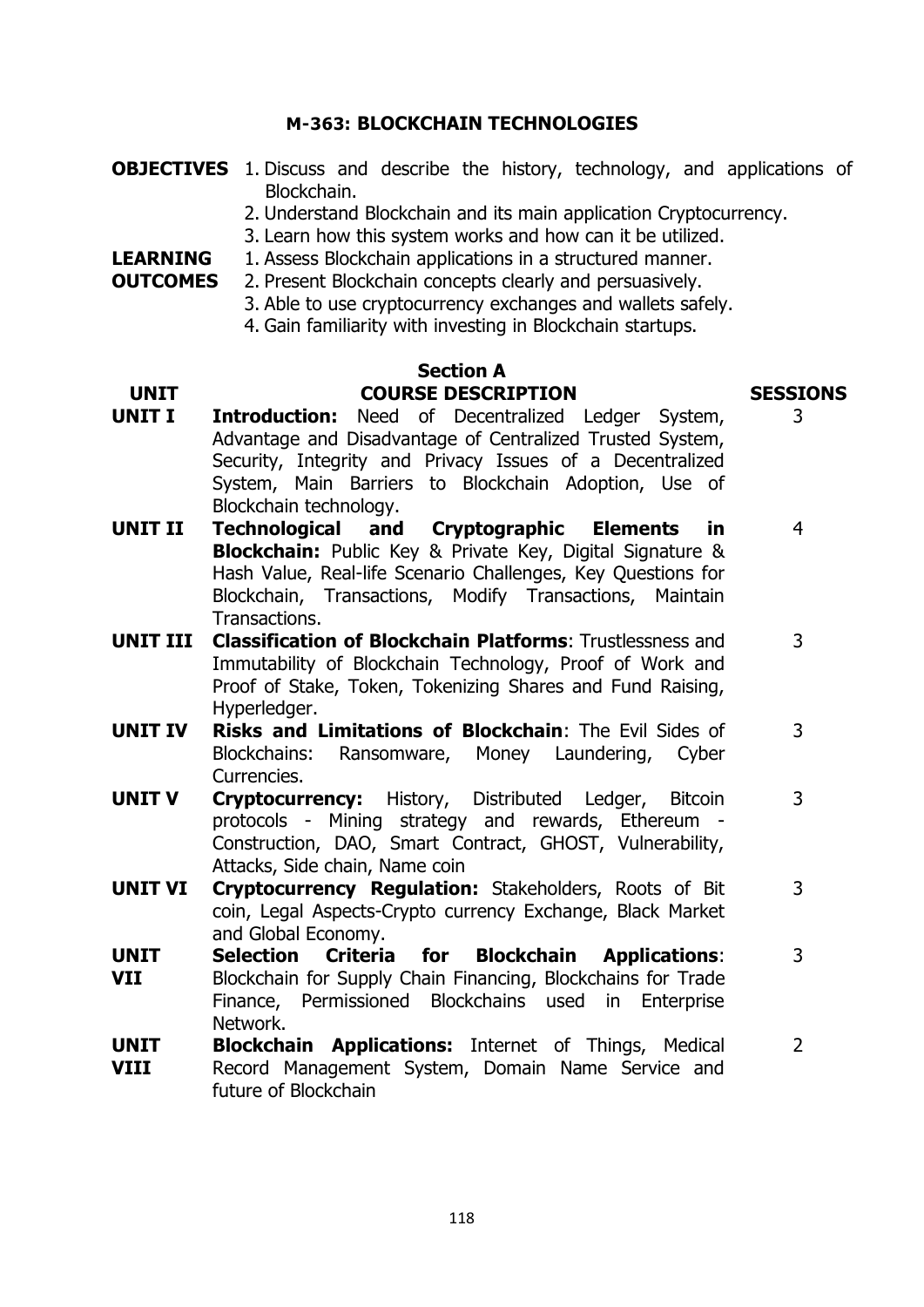## M-363: BLOCKCHAIN TECHNOLOGIES

**OBJECTIVES**

1. Discuss and describe the history, technology, and applications of Blockchain.
2. Understand Blockchain and its main application Cryptocurrency.
3. Learn how this system works and how can it be utilized.

**LEARNING OUTCOMES**

1. Assess Blockchain applications in a structured manner.
2. Present Blockchain concepts clearly and persuasively.
3. Able to use cryptocurrency exchanges and wallets safely.
4. Gain familiarity with investing in Blockchain startups.

### Section A

| UNIT | COURSE DESCRIPTION | SESSIONS |
|---|---|---|
| UNIT I | **Introduction:** Need of Decentralized Ledger System, Advantage and Disadvantage of Centralized Trusted System, Security, Integrity and Privacy Issues of a Decentralized System, Main Barriers to Blockchain Adoption, Use of Blockchain technology. | 3 |
| UNIT II | **Technological and Cryptographic Elements in Blockchain:** Public Key & Private Key, Digital Signature & Hash Value, Real-life Scenario Challenges, Key Questions for Blockchain, Transactions, Modify Transactions, Maintain Transactions. | 4 |
| UNIT III | **Classification of Blockchain Platforms**: Trustlessness and Immutability of Blockchain Technology, Proof of Work and Proof of Stake, Token, Tokenizing Shares and Fund Raising, Hyperledger. | 3 |
| UNIT IV | **Risks and Limitations of Blockchain**: The Evil Sides of Blockchains: Ransomware, Money Laundering, Cyber Currencies. | 3 |
| UNIT V | **Cryptocurrency:** History, Distributed Ledger, Bitcoin protocols - Mining strategy and rewards, Ethereum - Construction, DAO, Smart Contract, GHOST, Vulnerability, Attacks, Side chain, Name coin | 3 |
| UNIT VI | **Cryptocurrency Regulation:** Stakeholders, Roots of Bit coin, Legal Aspects-Crypto currency Exchange, Black Market and Global Economy. | 3 |
| UNIT VII | **Selection Criteria for Blockchain Applications**: Blockchain for Supply Chain Financing, Blockchains for Trade Finance, Permissioned Blockchains used in Enterprise Network. | 3 |
| UNIT VIII | **Blockchain Applications:** Internet of Things, Medical Record Management System, Domain Name Service and future of Blockchain | 2 |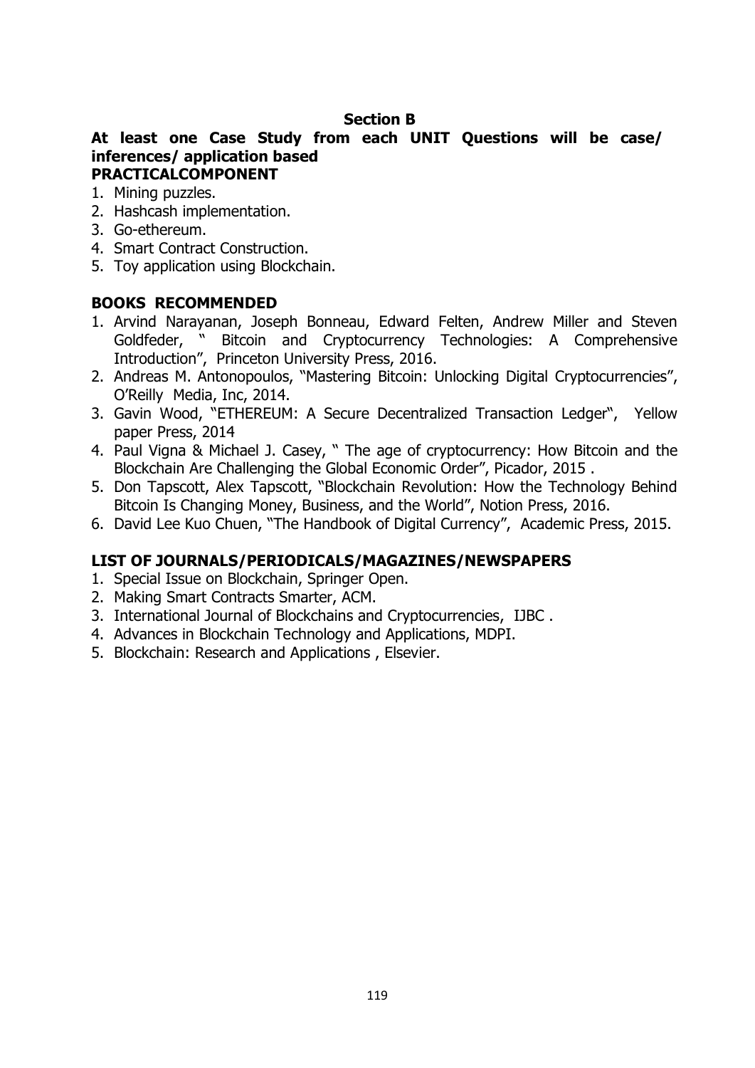**Section B**

**At least one Case Study from each UNIT Questions will be case/ inferences/ application based**

**PRACTICALCOMPONENT**

1. Mining puzzles.
2. Hashcash implementation.
3. Go-ethereum.
4. Smart Contract Construction.
5. Toy application using Blockchain.

## BOOKS RECOMMENDED

1. Arvind Narayanan, Joseph Bonneau, Edward Felten, Andrew Miller and Steven Goldfeder, " Bitcoin and Cryptocurrency Technologies: A Comprehensive Introduction", Princeton University Press, 2016.
2. Andreas M. Antonopoulos, "Mastering Bitcoin: Unlocking Digital Cryptocurrencies", O'Reilly Media, Inc, 2014.
3. Gavin Wood, "ETHEREUM: A Secure Decentralized Transaction Ledger", Yellow paper Press, 2014
4. Paul Vigna & Michael J. Casey, " The age of cryptocurrency: How Bitcoin and the Blockchain Are Challenging the Global Economic Order", Picador, 2015 .
5. Don Tapscott, Alex Tapscott, "Blockchain Revolution: How the Technology Behind Bitcoin Is Changing Money, Business, and the World", Notion Press, 2016.
6. David Lee Kuo Chuen, "The Handbook of Digital Currency", Academic Press, 2015.

## LIST OF JOURNALS/PERIODICALS/MAGAZINES/NEWSPAPERS

1. Special Issue on Blockchain, Springer Open.
2. Making Smart Contracts Smarter, ACM.
3. International Journal of Blockchains and Cryptocurrencies, IJBC .
4. Advances in Blockchain Technology and Applications, MDPI.
5. Blockchain: Research and Applications , Elsevier.